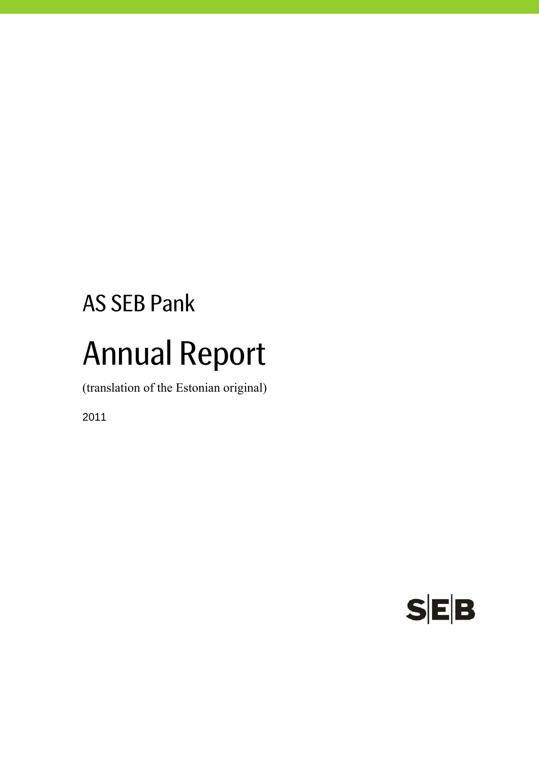# AS SEB Pank

# Annual Report

(translation of the Estonian original)

2011

SEB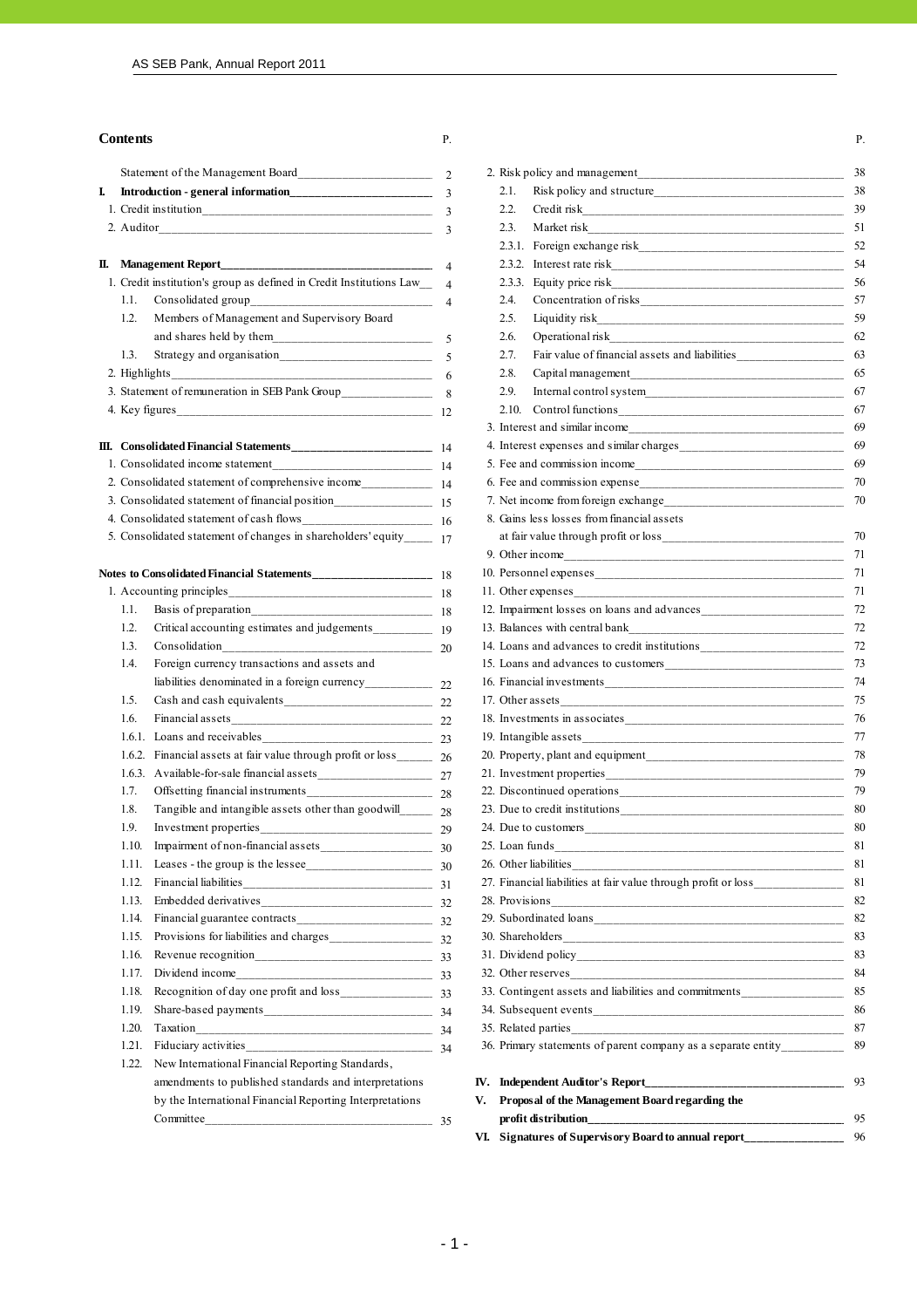## Contents

| | P. |
|---|---|
| Statement of the Management Board | 2 |
| **I. Introduction - general information** | 3 |
| 1. Credit institution | 3 |
| 2. Auditor | 3 |
| **II. Management Report** | 4 |
| 1. Credit institution's group as defined in Credit Institutions Law | 4 |
| 1.1. Consolidated group | 4 |
| 1.2. Members of Management and Supervisory Board and shares held by them | 5 |
| 1.3. Strategy and organisation | 5 |
| 2. Highlights | 6 |
| 3. Statement of remuneration in SEB Pank Group | 8 |
| 4. Key figures | 12 |
| **III. Consolidated Financial Statements** | 14 |
| 1. Consolidated income statement | 14 |
| 2. Consolidated statement of comprehensive income | 14 |
| 3. Consolidated statement of financial position | 15 |
| 4. Consolidated statement of cash flows | 16 |
| 5. Consolidated statement of changes in shareholders' equity | 17 |
| **Notes to Consolidated Financial Statements** | 18 |
| 1. Accounting principles | 18 |
| 1.1. Basis of preparation | 18 |
| 1.2. Critical accounting estimates and judgements | 19 |
| 1.3. Consolidation | 20 |
| 1.4. Foreign currency transactions and assets and liabilities denominated in a foreign currency | 22 |
| 1.5. Cash and cash equivalents | 22 |
| 1.6. Financial assets | 22 |
| 1.6.1. Loans and receivables | 23 |
| 1.6.2. Financial assets at fair value through profit or loss | 26 |
| 1.6.3. Available-for-sale financial assets | 27 |
| 1.7. Offsetting financial instruments | 28 |
| 1.8. Tangible and intangible assets other than goodwill | 28 |
| 1.9. Investment properties | 29 |
| 1.10. Impairment of non-financial assets | 30 |
| 1.11. Leases - the group is the lessee | 30 |
| 1.12. Financial liabilities | 31 |
| 1.13. Embedded derivatives | 32 |
| 1.14. Financial guarantee contracts | 32 |
| 1.15. Provisions for liabilities and charges | 32 |
| 1.16. Revenue recognition | 33 |
| 1.17. Dividend income | 33 |
| 1.18. Recognition of day one profit and loss | 33 |
| 1.19. Share-based payments | 34 |
| 1.20. Taxation | 34 |
| 1.21. Fiduciary activities | 34 |
| 1.22. New International Financial Reporting Standards, amendments to published standards and interpretations by the International Financial Reporting Interpretations Committee | 35 |
| 2. Risk policy and management | 38 |
| 2.1. Risk policy and structure | 38 |
| 2.2. Credit risk | 39 |
| 2.3. Market risk | 51 |
| 2.3.1. Foreign exchange risk | 52 |
| 2.3.2. Interest rate risk | 54 |
| 2.3.3. Equity price risk | 56 |
| 2.4. Concentration of risks | 57 |
| 2.5. Liquidity risk | 59 |
| 2.6. Operational risk | 62 |
| 2.7. Fair value of financial assets and liabilities | 63 |
| 2.8. Capital management | 65 |
| 2.9. Internal control system | 67 |
| 2.10. Control functions | 67 |
| 3. Interest and similar income | 69 |
| 4. Interest expenses and similar charges | 69 |
| 5. Fee and commission income | 69 |
| 6. Fee and commission expense | 70 |
| 7. Net income from foreign exchange | 70 |
| 8. Gains less losses from financial assets at fair value through profit or loss | 70 |
| 9. Other income | 71 |
| 10. Personnel expenses | 71 |
| 11. Other expenses | 71 |
| 12. Impairment losses on loans and advances | 72 |
| 13. Balances with central bank | 72 |
| 14. Loans and advances to credit institutions | 72 |
| 15. Loans and advances to customers | 73 |
| 16. Financial investments | 74 |
| 17. Other assets | 75 |
| 18. Investments in associates | 76 |
| 19. Intangible assets | 77 |
| 20. Property, plant and equipment | 78 |
| 21. Investment properties | 79 |
| 22. Discontinued operations | 79 |
| 23. Due to credit institutions | 80 |
| 24. Due to customers | 80 |
| 25. Loan funds | 81 |
| 26. Other liabilities | 81 |
| 27. Financial liabilities at fair value through profit or loss | 81 |
| 28. Provisions | 82 |
| 29. Subordinated loans | 82 |
| 30. Shareholders | 83 |
| 31. Dividend policy | 83 |
| 32. Other reserves | 84 |
| 33. Contingent assets and liabilities and commitments | 85 |
| 34. Subsequent events | 86 |
| 35. Related parties | 87 |
| 36. Primary statements of parent company as a separate entity | 89 |
| **IV. Independent Auditor's Report** | 93 |
| **V. Proposal of the Management Board regarding the profit distribution** | 95 |
| **VI. Signatures of Supervisory Board to annual report** | 96 |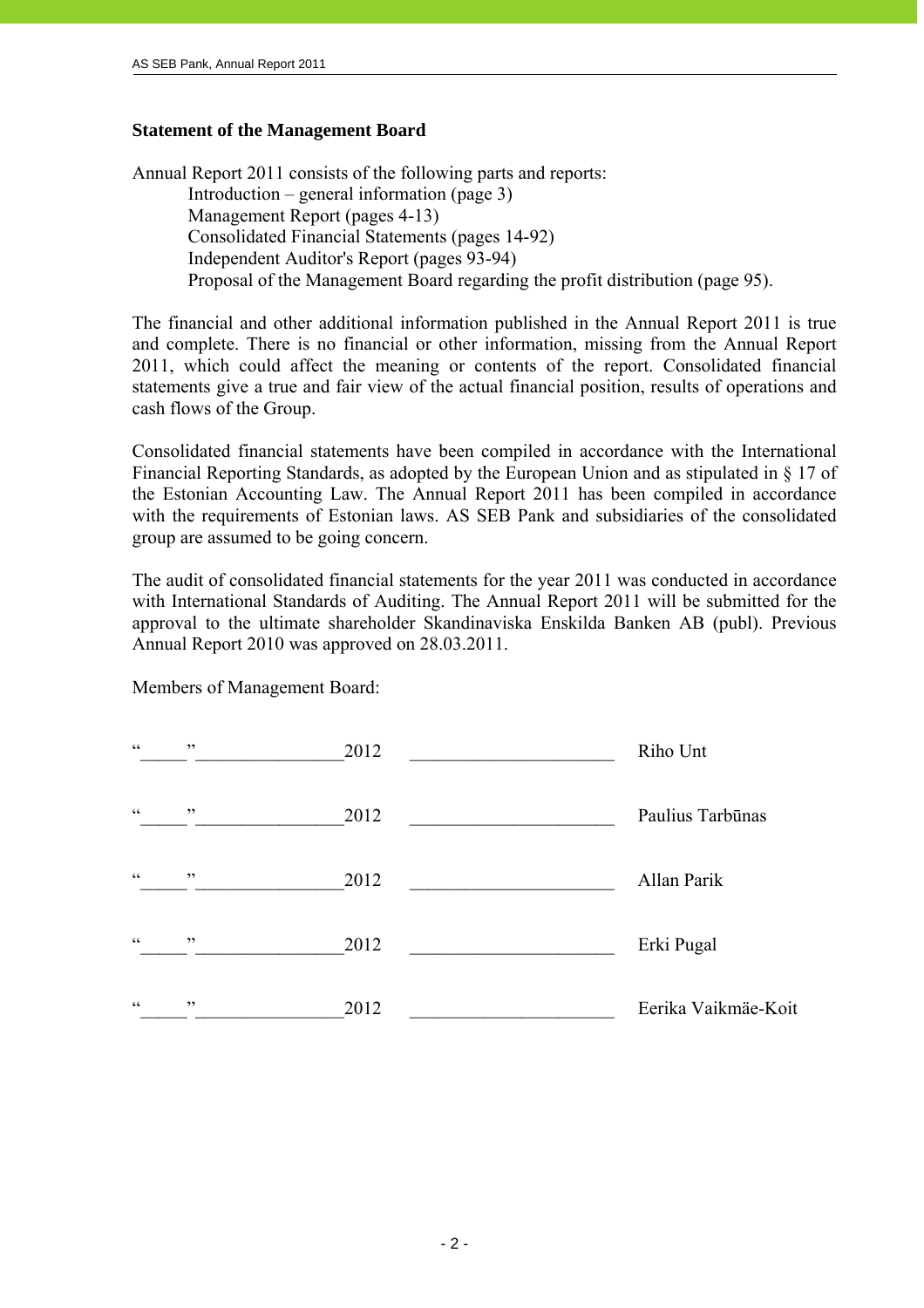## Statement of the Management Board

Annual Report 2011 consists of the following parts and reports:

- Introduction – general information (page 3)
- Management Report (pages 4-13)
- Consolidated Financial Statements (pages 14-92)
- Independent Auditor's Report (pages 93-94)
- Proposal of the Management Board regarding the profit distribution (page 95).

The financial and other additional information published in the Annual Report 2011 is true and complete. There is no financial or other information, missing from the Annual Report 2011, which could affect the meaning or contents of the report. Consolidated financial statements give a true and fair view of the actual financial position, results of operations and cash flows of the Group.

Consolidated financial statements have been compiled in accordance with the International Financial Reporting Standards, as adopted by the European Union and as stipulated in § 17 of the Estonian Accounting Law. The Annual Report 2011 has been compiled in accordance with the requirements of Estonian laws. AS SEB Pank and subsidiaries of the consolidated group are assumed to be going concern.

The audit of consolidated financial statements for the year 2011 was conducted in accordance with International Standards of Auditing. The Annual Report 2011 will be submitted for the approval to the ultimate shareholder Skandinaviska Enskilda Banken AB (publ). Previous Annual Report 2010 was approved on 28.03.2011.

Members of Management Board:

| | | |
|---|---|---|
| "_____"________________2012 | ______________________ | Riho Unt |
| "_____"________________2012 | ______________________ | Paulius Tarbūnas |
| "_____"________________2012 | ______________________ | Allan Parik |
| "_____"________________2012 | ______________________ | Erki Pugal |
| "_____"________________2012 | ______________________ | Eerika Vaikmäe-Koit |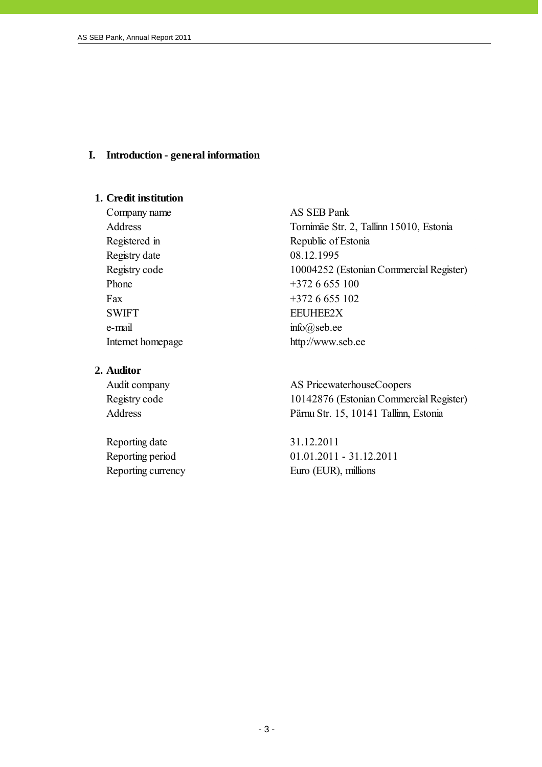# I. Introduction - general information

## 1. Credit institution

| | |
|---|---|
| Company name | AS SEB Pank |
| Address | Tornimäe Str. 2, Tallinn 15010, Estonia |
| Registered in | Republic of Estonia |
| Registry date | 08.12.1995 |
| Registry code | 10004252 (Estonian Commercial Register) |
| Phone | +372 6 655 100 |
| Fax | +372 6 655 102 |
| SWIFT | EEUHEE2X |
| e-mail | info@seb.ee |
| Internet homepage | http://www.seb.ee |

## 2. Auditor

| | |
|---|---|
| Audit company | AS PricewaterhouseCoopers |
| Registry code | 10142876 (Estonian Commercial Register) |
| Address | Pärnu Str. 15, 10141 Tallinn, Estonia |

| | |
|---|---|
| Reporting date | 31.12.2011 |
| Reporting period | 01.01.2011 - 31.12.2011 |
| Reporting currency | Euro (EUR), millions |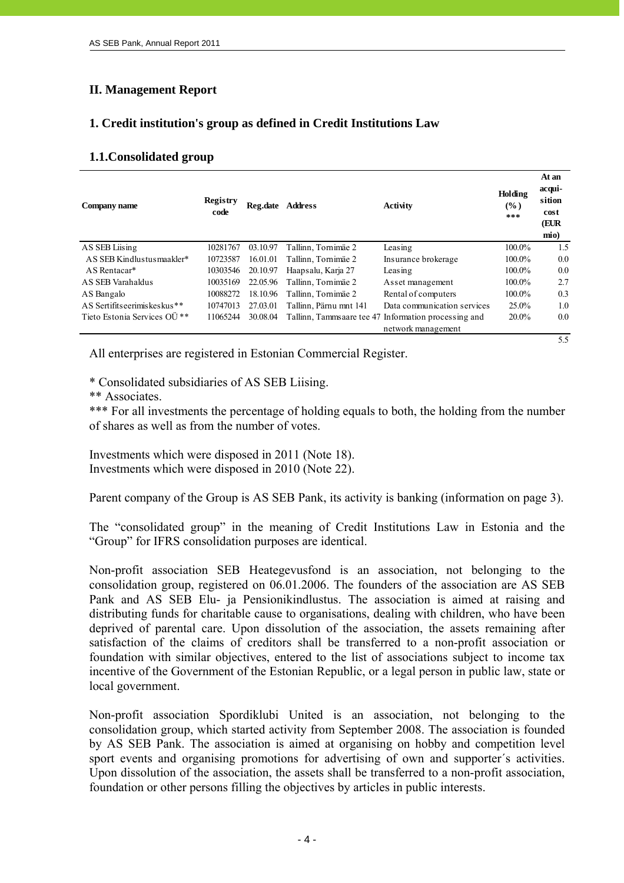## II. Management Report

### 1. Credit institution's group as defined in Credit Institutions Law

#### 1.1.Consolidated group

| Company name | Registry code | Reg.date | Address | Activity | Holding (%) *** | At an acqui-sition cost (EUR mio) |
|---|---|---|---|---|---|---|
| AS SEB Liising | 10281767 | 03.10.97 | Tallinn, Tornimäe 2 | Leasing | 100.0% | 1.5 |
| AS SEB Kindlustusmaakler* | 10723587 | 16.01.01 | Tallinn, Tornimäe 2 | Insurance brokerage | 100.0% | 0.0 |
| AS Rentacar* | 10303546 | 20.10.97 | Haapsalu, Karja 27 | Leasing | 100.0% | 0.0 |
| AS SEB Varahaldus | 10035169 | 22.05.96 | Tallinn, Tornimäe 2 | Asset management | 100.0% | 2.7 |
| AS Bangalo | 10088272 | 18.10.96 | Tallinn, Tornimäe 2 | Rental of computers | 100.0% | 0.3 |
| AS Sertifitseerimiskeskus** | 10747013 | 27.03.01 | Tallinn, Pärnu mnt 141 | Data communication services | 25.0% | 1.0 |
| Tieto Estonia Services OÜ ** | 11065244 | 30.08.04 | Tallinn, Tammsaare tee 47 | Information processing and network management | 20.0% | 0.0 |
| | | | | | | 5.5 |

All enterprises are registered in Estonian Commercial Register.

* Consolidated subsidiaries of AS SEB Liising.
** Associates.
*** For all investments the percentage of holding equals to both, the holding from the number of shares as well as from the number of votes.

Investments which were disposed in 2011 (Note 18).
Investments which were disposed in 2010 (Note 22).

Parent company of the Group is AS SEB Pank, its activity is banking (information on page 3).

The "consolidated group" in the meaning of Credit Institutions Law in Estonia and the "Group" for IFRS consolidation purposes are identical.

Non-profit association SEB Heategevusfond is an association, not belonging to the consolidation group, registered on 06.01.2006. The founders of the association are AS SEB Pank and AS SEB Elu- ja Pensionikindlustus. The association is aimed at raising and distributing funds for charitable cause to organisations, dealing with children, who have been deprived of parental care. Upon dissolution of the association, the assets remaining after satisfaction of the claims of creditors shall be transferred to a non-profit association or foundation with similar objectives, entered to the list of associations subject to income tax incentive of the Government of the Estonian Republic, or a legal person in public law, state or local government.

Non-profit association Spordiklubi United is an association, not belonging to the consolidation group, which started activity from September 2008. The association is founded by AS SEB Pank. The association is aimed at organising on hobby and competition level sport events and organising promotions for advertising of own and supporter´s activities. Upon dissolution of the association, the assets shall be transferred to a non-profit association, foundation or other persons filling the objectives by articles in public interests.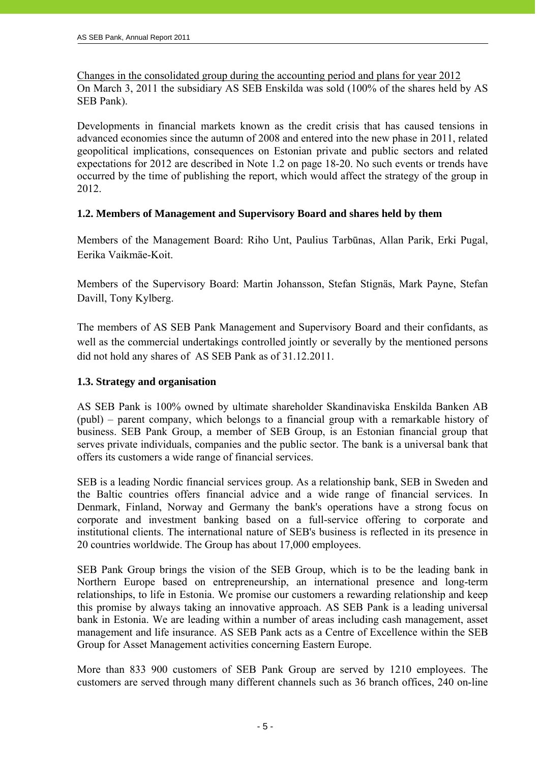Changes in the consolidated group during the accounting period and plans for year 2012

On March 3, 2011 the subsidiary AS SEB Enskilda was sold (100% of the shares held by AS SEB Pank).

Developments in financial markets known as the credit crisis that has caused tensions in advanced economies since the autumn of 2008 and entered into the new phase in 2011, related geopolitical implications, consequences on Estonian private and public sectors and related expectations for 2012 are described in Note 1.2 on page 18-20. No such events or trends have occurred by the time of publishing the report, which would affect the strategy of the group in 2012.

### 1.2. Members of Management and Supervisory Board and shares held by them

Members of the Management Board: Riho Unt, Paulius Tarbūnas, Allan Parik, Erki Pugal, Eerika Vaikmäe-Koit.

Members of the Supervisory Board: Martin Johansson, Stefan Stignäs, Mark Payne, Stefan Davill, Tony Kylberg.

The members of AS SEB Pank Management and Supervisory Board and their confidants, as well as the commercial undertakings controlled jointly or severally by the mentioned persons did not hold any shares of AS SEB Pank as of 31.12.2011.

### 1.3. Strategy and organisation

AS SEB Pank is 100% owned by ultimate shareholder Skandinaviska Enskilda Banken AB (publ) – parent company, which belongs to a financial group with a remarkable history of business. SEB Pank Group, a member of SEB Group, is an Estonian financial group that serves private individuals, companies and the public sector. The bank is a universal bank that offers its customers a wide range of financial services.

SEB is a leading Nordic financial services group. As a relationship bank, SEB in Sweden and the Baltic countries offers financial advice and a wide range of financial services. In Denmark, Finland, Norway and Germany the bank's operations have a strong focus on corporate and investment banking based on a full-service offering to corporate and institutional clients. The international nature of SEB's business is reflected in its presence in 20 countries worldwide. The Group has about 17,000 employees.

SEB Pank Group brings the vision of the SEB Group, which is to be the leading bank in Northern Europe based on entrepreneurship, an international presence and long-term relationships, to life in Estonia. We promise our customers a rewarding relationship and keep this promise by always taking an innovative approach. AS SEB Pank is a leading universal bank in Estonia. We are leading within a number of areas including cash management, asset management and life insurance. AS SEB Pank acts as a Centre of Excellence within the SEB Group for Asset Management activities concerning Eastern Europe.

More than 833 900 customers of SEB Pank Group are served by 1210 employees. The customers are served through many different channels such as 36 branch offices, 240 on-line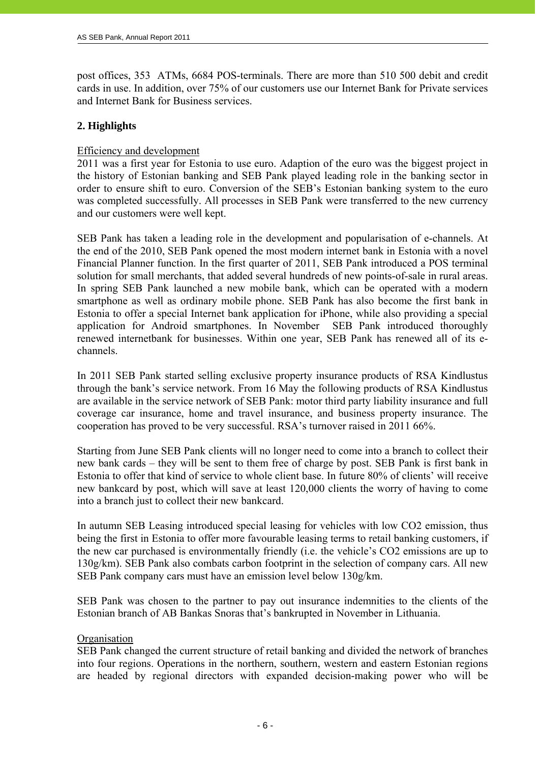post offices, 353 ATMs, 6684 POS-terminals. There are more than 510 500 debit and credit cards in use. In addition, over 75% of our customers use our Internet Bank for Private services and Internet Bank for Business services.

## 2. Highlights

Efficiency and development

2011 was a first year for Estonia to use euro. Adaption of the euro was the biggest project in the history of Estonian banking and SEB Pank played leading role in the banking sector in order to ensure shift to euro. Conversion of the SEB's Estonian banking system to the euro was completed successfully. All processes in SEB Pank were transferred to the new currency and our customers were well kept.

SEB Pank has taken a leading role in the development and popularisation of e-channels. At the end of the 2010, SEB Pank opened the most modern internet bank in Estonia with a novel Financial Planner function. In the first quarter of 2011, SEB Pank introduced a POS terminal solution for small merchants, that added several hundreds of new points-of-sale in rural areas. In spring SEB Pank launched a new mobile bank, which can be operated with a modern smartphone as well as ordinary mobile phone. SEB Pank has also become the first bank in Estonia to offer a special Internet bank application for iPhone, while also providing a special application for Android smartphones. In November SEB Pank introduced thoroughly renewed internetbank for businesses. Within one year, SEB Pank has renewed all of its e-channels.

In 2011 SEB Pank started selling exclusive property insurance products of RSA Kindlustus through the bank's service network. From 16 May the following products of RSA Kindlustus are available in the service network of SEB Pank: motor third party liability insurance and full coverage car insurance, home and travel insurance, and business property insurance. The cooperation has proved to be very successful. RSA's turnover raised in 2011 66%.

Starting from June SEB Pank clients will no longer need to come into a branch to collect their new bank cards – they will be sent to them free of charge by post. SEB Pank is first bank in Estonia to offer that kind of service to whole client base. In future 80% of clients' will receive new bankcard by post, which will save at least 120,000 clients the worry of having to come into a branch just to collect their new bankcard.

In autumn SEB Leasing introduced special leasing for vehicles with low $CO_2$ emission, thus being the first in Estonia to offer more favourable leasing terms to retail banking customers, if the new car purchased is environmentally friendly (i.e. the vehicle's $CO_2$ emissions are up to 130g/km). SEB Pank also combats carbon footprint in the selection of company cars. All new SEB Pank company cars must have an emission level below 130g/km.

SEB Pank was chosen to the partner to pay out insurance indemnities to the clients of the Estonian branch of AB Bankas Snoras that's bankrupted in November in Lithuania.

Organisation

SEB Pank changed the current structure of retail banking and divided the network of branches into four regions. Operations in the northern, southern, western and eastern Estonian regions are headed by regional directors with expanded decision-making power who will be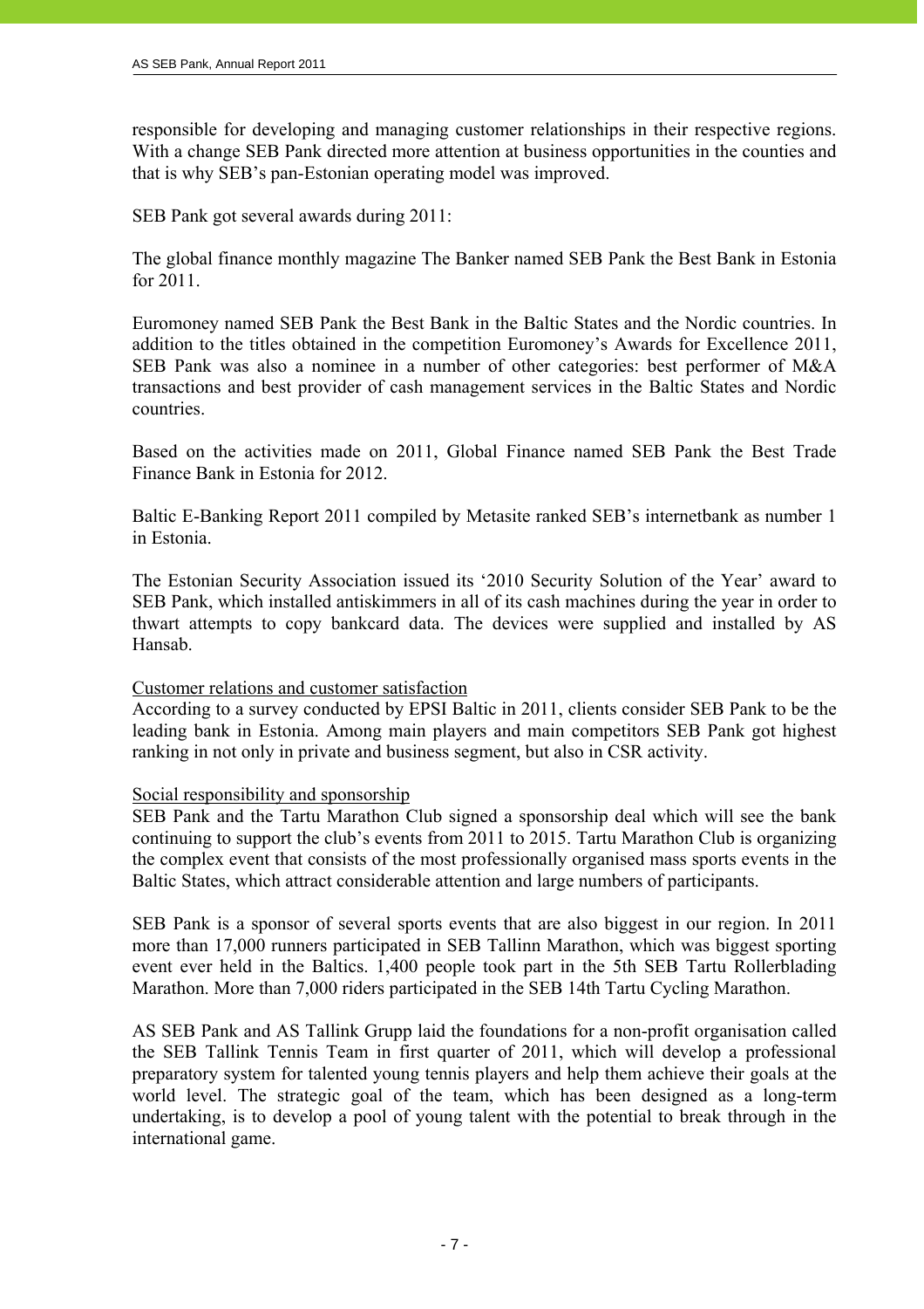responsible for developing and managing customer relationships in their respective regions. With a change SEB Pank directed more attention at business opportunities in the counties and that is why SEB's pan-Estonian operating model was improved.

SEB Pank got several awards during 2011:

The global finance monthly magazine The Banker named SEB Pank the Best Bank in Estonia for 2011.

Euromoney named SEB Pank the Best Bank in the Baltic States and the Nordic countries. In addition to the titles obtained in the competition Euromoney's Awards for Excellence 2011, SEB Pank was also a nominee in a number of other categories: best performer of M&A transactions and best provider of cash management services in the Baltic States and Nordic countries.

Based on the activities made on 2011, Global Finance named SEB Pank the Best Trade Finance Bank in Estonia for 2012.

Baltic E-Banking Report 2011 compiled by Metasite ranked SEB's internetbank as number 1 in Estonia.

The Estonian Security Association issued its '2010 Security Solution of the Year' award to SEB Pank, which installed antiskimmers in all of its cash machines during the year in order to thwart attempts to copy bankcard data. The devices were supplied and installed by AS Hansab.

<u>Customer relations and customer satisfaction</u>
According to a survey conducted by EPSI Baltic in 2011, clients consider SEB Pank to be the leading bank in Estonia. Among main players and main competitors SEB Pank got highest ranking in not only in private and business segment, but also in CSR activity.

<u>Social responsibility and sponsorship</u>
SEB Pank and the Tartu Marathon Club signed a sponsorship deal which will see the bank continuing to support the club's events from 2011 to 2015. Tartu Marathon Club is organizing the complex event that consists of the most professionally organised mass sports events in the Baltic States, which attract considerable attention and large numbers of participants.

SEB Pank is a sponsor of several sports events that are also biggest in our region. In 2011 more than 17,000 runners participated in SEB Tallinn Marathon, which was biggest sporting event ever held in the Baltics. 1,400 people took part in the 5th SEB Tartu Rollerblading Marathon. More than 7,000 riders participated in the SEB 14th Tartu Cycling Marathon.

AS SEB Pank and AS Tallink Grupp laid the foundations for a non-profit organisation called the SEB Tallink Tennis Team in first quarter of 2011, which will develop a professional preparatory system for talented young tennis players and help them achieve their goals at the world level. The strategic goal of the team, which has been designed as a long-term undertaking, is to develop a pool of young talent with the potential to break through in the international game.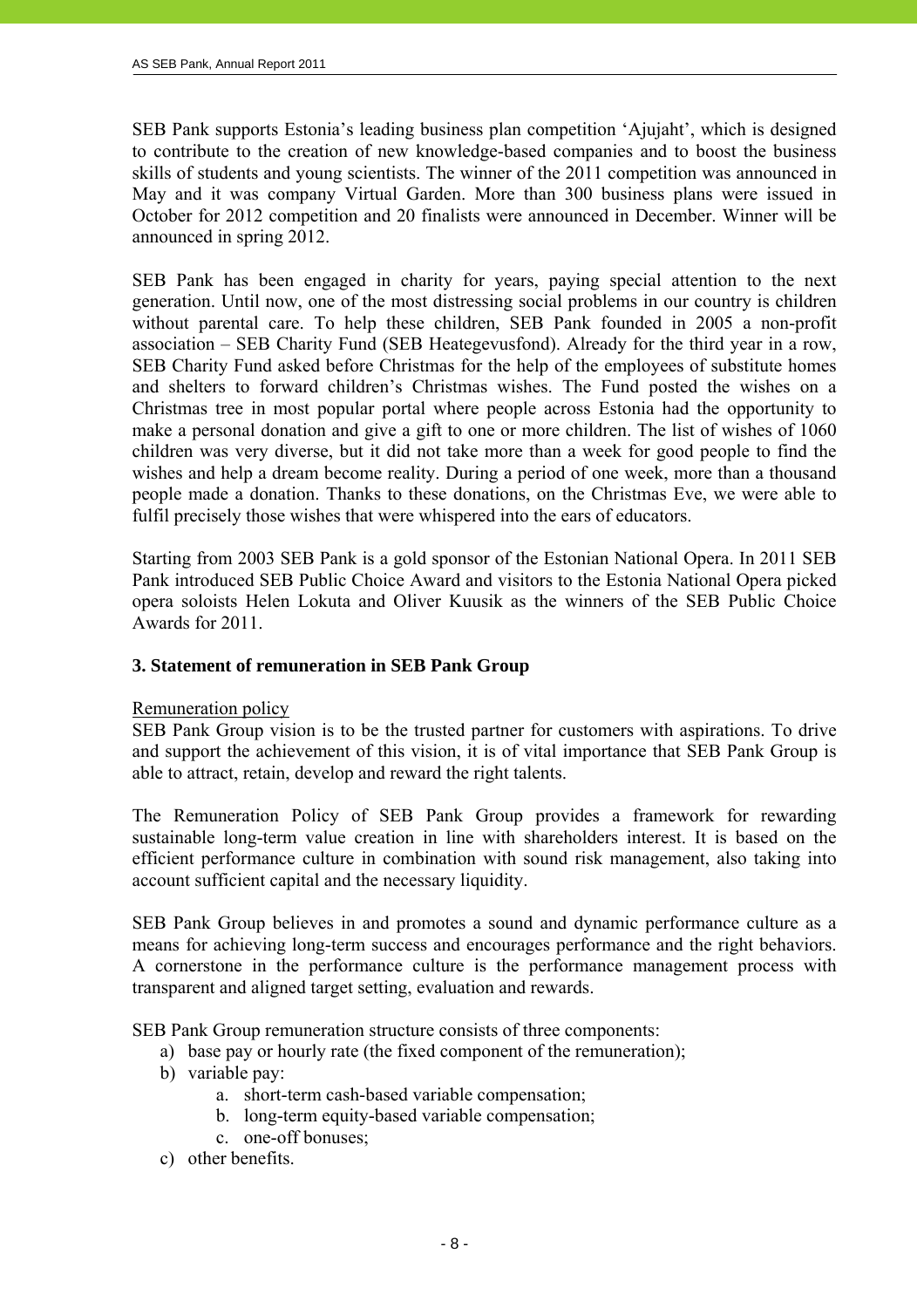SEB Pank supports Estonia's leading business plan competition 'Ajujaht', which is designed to contribute to the creation of new knowledge-based companies and to boost the business skills of students and young scientists. The winner of the 2011 competition was announced in May and it was company Virtual Garden. More than 300 business plans were issued in October for 2012 competition and 20 finalists were announced in December. Winner will be announced in spring 2012.

SEB Pank has been engaged in charity for years, paying special attention to the next generation. Until now, one of the most distressing social problems in our country is children without parental care. To help these children, SEB Pank founded in 2005 a non-profit association – SEB Charity Fund (SEB Heategevusfond). Already for the third year in a row, SEB Charity Fund asked before Christmas for the help of the employees of substitute homes and shelters to forward children's Christmas wishes. The Fund posted the wishes on a Christmas tree in most popular portal where people across Estonia had the opportunity to make a personal donation and give a gift to one or more children. The list of wishes of 1060 children was very diverse, but it did not take more than a week for good people to find the wishes and help a dream become reality. During a period of one week, more than a thousand people made a donation. Thanks to these donations, on the Christmas Eve, we were able to fulfil precisely those wishes that were whispered into the ears of educators.

Starting from 2003 SEB Pank is a gold sponsor of the Estonian National Opera. In 2011 SEB Pank introduced SEB Public Choice Award and visitors to the Estonia National Opera picked opera soloists Helen Lokuta and Oliver Kuusik as the winners of the SEB Public Choice Awards for 2011.

## 3. Statement of remuneration in SEB Pank Group

Remuneration policy

SEB Pank Group vision is to be the trusted partner for customers with aspirations. To drive and support the achievement of this vision, it is of vital importance that SEB Pank Group is able to attract, retain, develop and reward the right talents.

The Remuneration Policy of SEB Pank Group provides a framework for rewarding sustainable long-term value creation in line with shareholders interest. It is based on the efficient performance culture in combination with sound risk management, also taking into account sufficient capital and the necessary liquidity.

SEB Pank Group believes in and promotes a sound and dynamic performance culture as a means for achieving long-term success and encourages performance and the right behaviors. A cornerstone in the performance culture is the performance management process with transparent and aligned target setting, evaluation and rewards.

SEB Pank Group remuneration structure consists of three components:

a) base pay or hourly rate (the fixed component of the remuneration);
b) variable pay:
    a. short-term cash-based variable compensation;
    b. long-term equity-based variable compensation;
    c. one-off bonuses;
c) other benefits.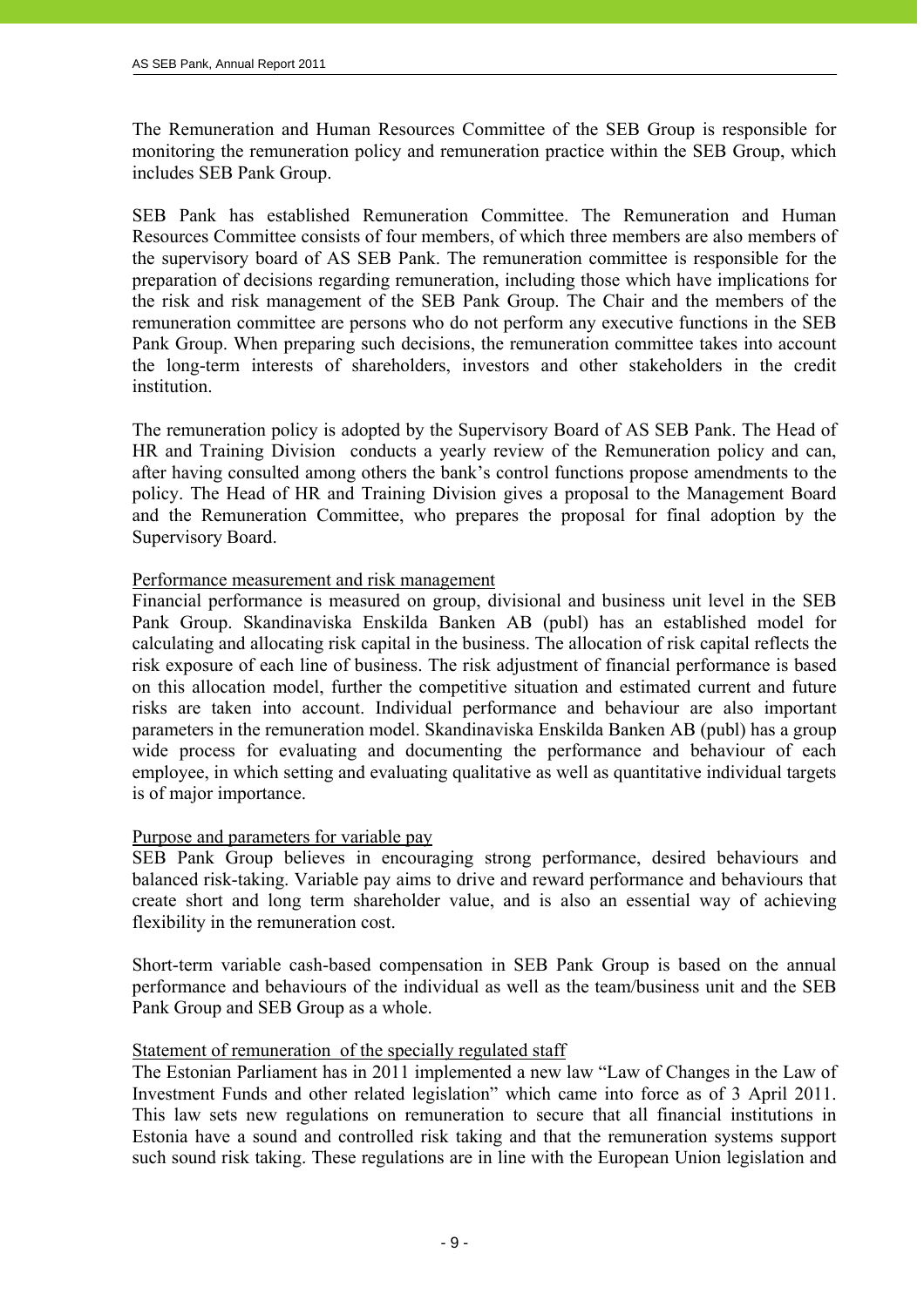The Remuneration and Human Resources Committee of the SEB Group is responsible for monitoring the remuneration policy and remuneration practice within the SEB Group, which includes SEB Pank Group.

SEB Pank has established Remuneration Committee. The Remuneration and Human Resources Committee consists of four members, of which three members are also members of the supervisory board of AS SEB Pank. The remuneration committee is responsible for the preparation of decisions regarding remuneration, including those which have implications for the risk and risk management of the SEB Pank Group. The Chair and the members of the remuneration committee are persons who do not perform any executive functions in the SEB Pank Group. When preparing such decisions, the remuneration committee takes into account the long-term interests of shareholders, investors and other stakeholders in the credit institution.

The remuneration policy is adopted by the Supervisory Board of AS SEB Pank. The Head of HR and Training Division conducts a yearly review of the Remuneration policy and can, after having consulted among others the bank's control functions propose amendments to the policy. The Head of HR and Training Division gives a proposal to the Management Board and the Remuneration Committee, who prepares the proposal for final adoption by the Supervisory Board.

Performance measurement and risk management

Financial performance is measured on group, divisional and business unit level in the SEB Pank Group. Skandinaviska Enskilda Banken AB (publ) has an established model for calculating and allocating risk capital in the business. The allocation of risk capital reflects the risk exposure of each line of business. The risk adjustment of financial performance is based on this allocation model, further the competitive situation and estimated current and future risks are taken into account. Individual performance and behaviour are also important parameters in the remuneration model. Skandinaviska Enskilda Banken AB (publ) has a group wide process for evaluating and documenting the performance and behaviour of each employee, in which setting and evaluating qualitative as well as quantitative individual targets is of major importance.

Purpose and parameters for variable pay

SEB Pank Group believes in encouraging strong performance, desired behaviours and balanced risk-taking. Variable pay aims to drive and reward performance and behaviours that create short and long term shareholder value, and is also an essential way of achieving flexibility in the remuneration cost.

Short-term variable cash-based compensation in SEB Pank Group is based on the annual performance and behaviours of the individual as well as the team/business unit and the SEB Pank Group and SEB Group as a whole.

Statement of remuneration of the specially regulated staff

The Estonian Parliament has in 2011 implemented a new law "Law of Changes in the Law of Investment Funds and other related legislation" which came into force as of 3 April 2011. This law sets new regulations on remuneration to secure that all financial institutions in Estonia have a sound and controlled risk taking and that the remuneration systems support such sound risk taking. These regulations are in line with the European Union legislation and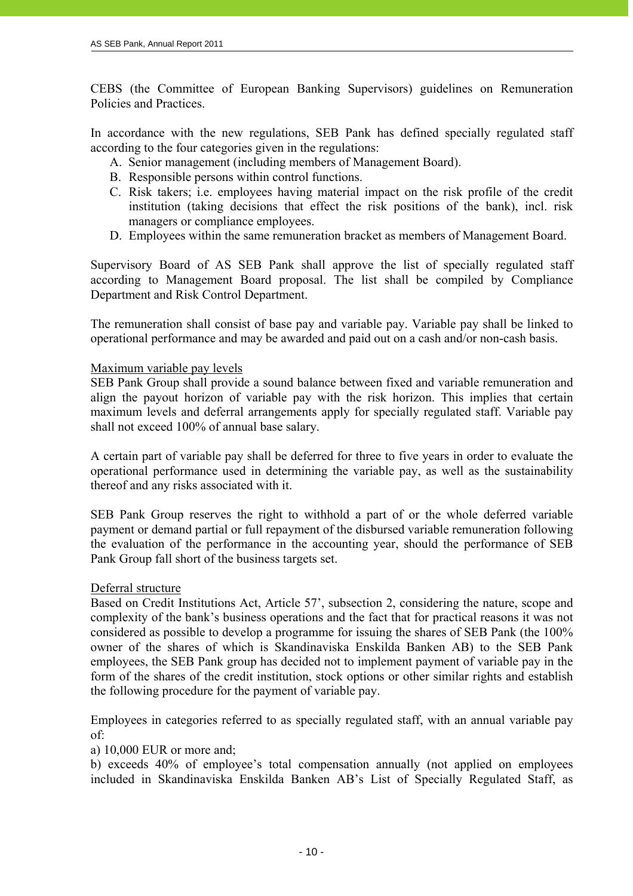CEBS (the Committee of European Banking Supervisors) guidelines on Remuneration Policies and Practices.

In accordance with the new regulations, SEB Pank has defined specially regulated staff according to the four categories given in the regulations:

A. Senior management (including members of Management Board).
B. Responsible persons within control functions.
C. Risk takers; i.e. employees having material impact on the risk profile of the credit institution (taking decisions that effect the risk positions of the bank), incl. risk managers or compliance employees.
D. Employees within the same remuneration bracket as members of Management Board.

Supervisory Board of AS SEB Pank shall approve the list of specially regulated staff according to Management Board proposal. The list shall be compiled by Compliance Department and Risk Control Department.

The remuneration shall consist of base pay and variable pay. Variable pay shall be linked to operational performance and may be awarded and paid out on a cash and/or non-cash basis.

<u>Maximum variable pay levels</u>

SEB Pank Group shall provide a sound balance between fixed and variable remuneration and align the payout horizon of variable pay with the risk horizon. This implies that certain maximum levels and deferral arrangements apply for specially regulated staff. Variable pay shall not exceed 100% of annual base salary.

A certain part of variable pay shall be deferred for three to five years in order to evaluate the operational performance used in determining the variable pay, as well as the sustainability thereof and any risks associated with it.

SEB Pank Group reserves the right to withhold a part of or the whole deferred variable payment or demand partial or full repayment of the disbursed variable remuneration following the evaluation of the performance in the accounting year, should the performance of SEB Pank Group fall short of the business targets set.

<u>Deferral structure</u>

Based on Credit Institutions Act, Article 57', subsection 2, considering the nature, scope and complexity of the bank's business operations and the fact that for practical reasons it was not considered as possible to develop a programme for issuing the shares of SEB Pank (the 100% owner of the shares of which is Skandinaviska Enskilda Banken AB) to the SEB Pank employees, the SEB Pank group has decided not to implement payment of variable pay in the form of the shares of the credit institution, stock options or other similar rights and establish the following procedure for the payment of variable pay.

Employees in categories referred to as specially regulated staff, with an annual variable pay of:

a) 10,000 EUR or more and;

b) exceeds 40% of employee's total compensation annually (not applied on employees included in Skandinaviska Enskilda Banken AB's List of Specially Regulated Staff, as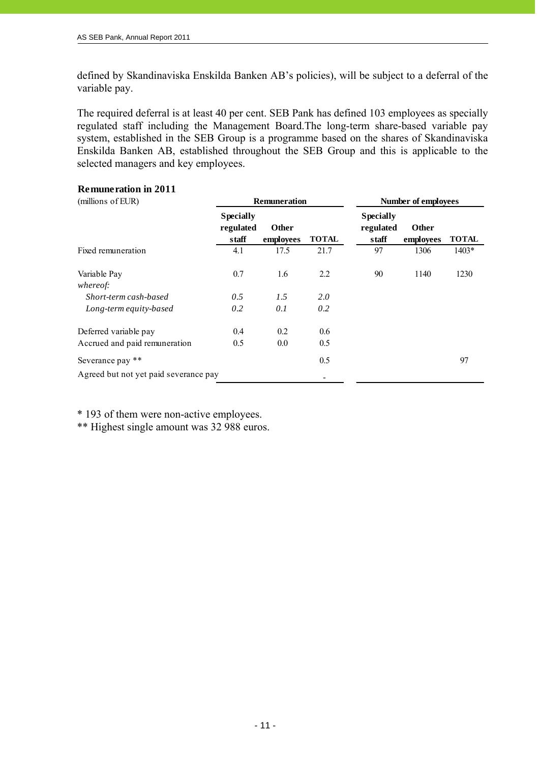defined by Skandinaviska Enskilda Banken AB's policies), will be subject to a deferral of the variable pay.

The required deferral is at least 40 per cent. SEB Pank has defined 103 employees as specially regulated staff including the Management Board.The long-term share-based variable pay system, established in the SEB Group is a programme based on the shares of Skandinaviska Enskilda Banken AB, established throughout the SEB Group and this is applicable to the selected managers and key employees.

**Remuneration in 2011**

| (millions of EUR) | Remuneration | | | Number of employees | | |
|---|---|---|---|---|---|---|
| | **Specially regulated staff** | **Other employees** | **TOTAL** | **Specially regulated staff** | **Other employees** | **TOTAL** |
| Fixed remuneration | 4.1 | 17.5 | 21.7 | 97 | 1306 | 1403* |
| Variable Pay | 0.7 | 1.6 | 2.2 | 90 | 1140 | 1230 |
| *whereof:* | | | | | | |
| *Short-term cash-based* | *0.5* | *1.5* | *2.0* | | | |
| *Long-term equity-based* | *0.2* | *0.1* | *0.2* | | | |
| Deferred variable pay | 0.4 | 0.2 | 0.6 | | | |
| Accrued and paid remuneration | 0.5 | 0.0 | 0.5 | | | |
| Severance pay ** | | | 0.5 | | | 97 |
| Agreed but not yet paid severance pay | | | - | | | |

* 193 of them were non-active employees.

** Highest single amount was 32 988 euros.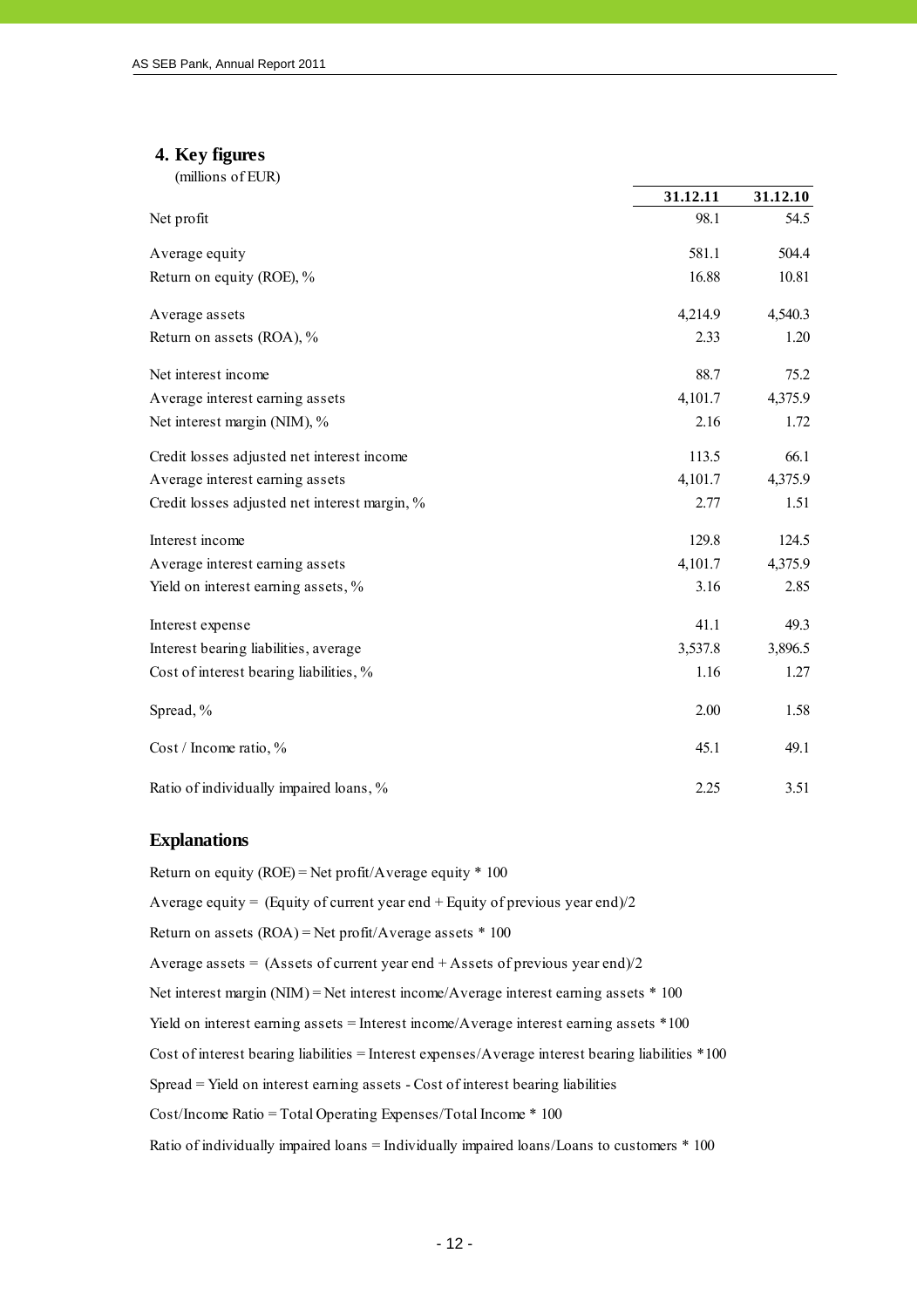## 4. Key figures

(millions of EUR)

| | 31.12.11 | 31.12.10 |
|---|---|---|
| Net profit | 98.1 | 54.5 |
| Average equity | 581.1 | 504.4 |
| Return on equity (ROE), % | 16.88 | 10.81 |
| Average assets | 4,214.9 | 4,540.3 |
| Return on assets (ROA), % | 2.33 | 1.20 |
| Net interest income | 88.7 | 75.2 |
| Average interest earning assets | 4,101.7 | 4,375.9 |
| Net interest margin (NIM), % | 2.16 | 1.72 |
| Credit losses adjusted net interest income | 113.5 | 66.1 |
| Average interest earning assets | 4,101.7 | 4,375.9 |
| Credit losses adjusted net interest margin, % | 2.77 | 1.51 |
| Interest income | 129.8 | 124.5 |
| Average interest earning assets | 4,101.7 | 4,375.9 |
| Yield on interest earning assets, % | 3.16 | 2.85 |
| Interest expense | 41.1 | 49.3 |
| Interest bearing liabilities, average | 3,537.8 | 3,896.5 |
| Cost of interest bearing liabilities, % | 1.16 | 1.27 |
| Spread, % | 2.00 | 1.58 |
| Cost / Income ratio, % | 45.1 | 49.1 |
| Ratio of individually impaired loans, % | 2.25 | 3.51 |

### Explanations

Return on equity (ROE) = Net profit/Average equity * 100

Average equity = (Equity of current year end + Equity of previous year end)/2

Return on assets (ROA) = Net profit/Average assets * 100

Average assets = (Assets of current year end + Assets of previous year end)/2

Net interest margin (NIM) = Net interest income/Average interest earning assets * 100

Yield on interest earning assets = Interest income/Average interest earning assets *100

Cost of interest bearing liabilities = Interest expenses/Average interest bearing liabilities *100

Spread = Yield on interest earning assets - Cost of interest bearing liabilities

Cost/Income Ratio = Total Operating Expenses/Total Income * 100

Ratio of individually impaired loans = Individually impaired loans/Loans to customers * 100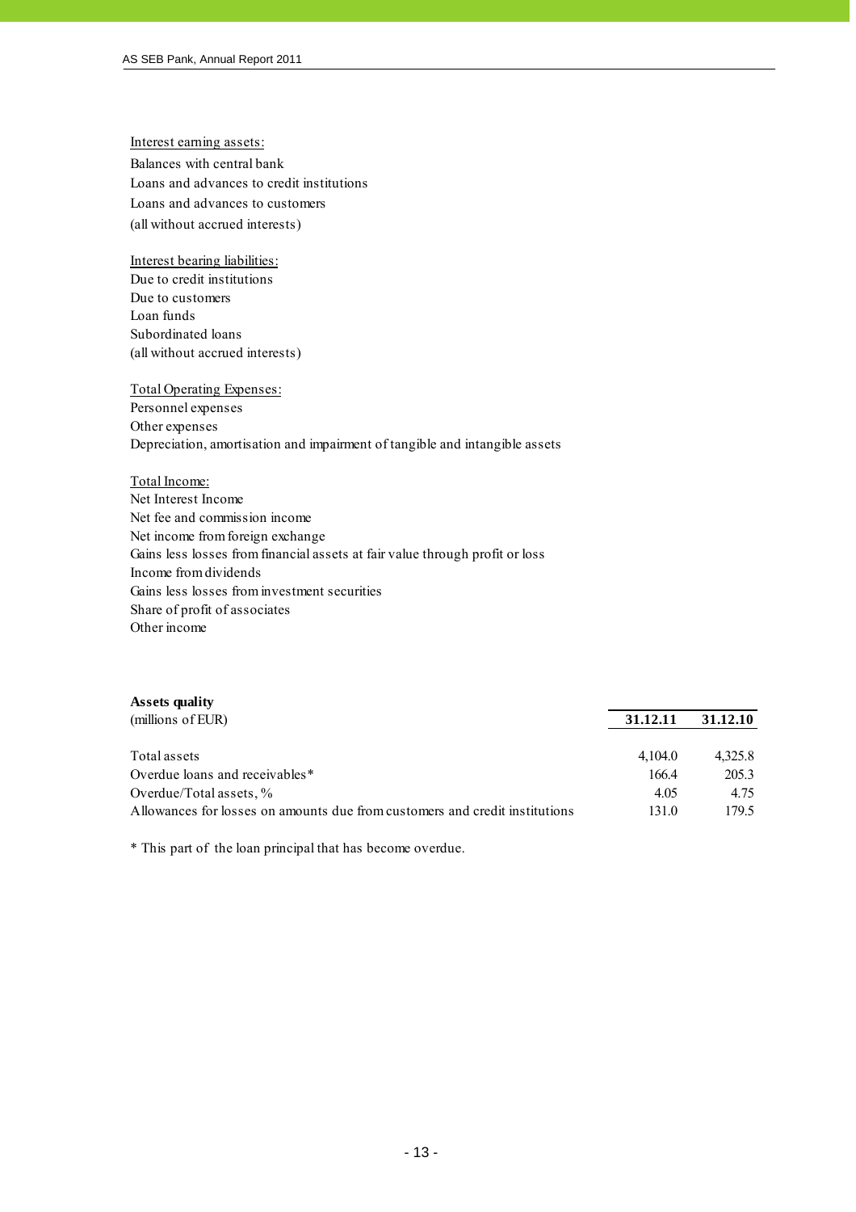Interest earning assets:

Balances with central bank
Loans and advances to credit institutions
Loans and advances to customers
(all without accrued interests)

Interest bearing liabilities:

Due to credit institutions
Due to customers
Loan funds
Subordinated loans
(all without accrued interests)

Total Operating Expenses:

Personnel expenses
Other expenses
Depreciation, amortisation and impairment of tangible and intangible assets

Total Income:

Net Interest Income
Net fee and commission income
Net income from foreign exchange
Gains less losses from financial assets at fair value through profit or loss
Income from dividends
Gains less losses from investment securities
Share of profit of associates
Other income

**Assets quality**

| (millions of EUR) | 31.12.11 | 31.12.10 |
|---|---|---|
| Total assets | 4,104.0 | 4,325.8 |
| Overdue loans and receivables* | 166.4 | 205.3 |
| Overdue/Total assets, % | 4.05 | 4.75 |
| Allowances for losses on amounts due from customers and credit institutions | 131.0 | 179.5 |

* This part of the loan principal that has become overdue.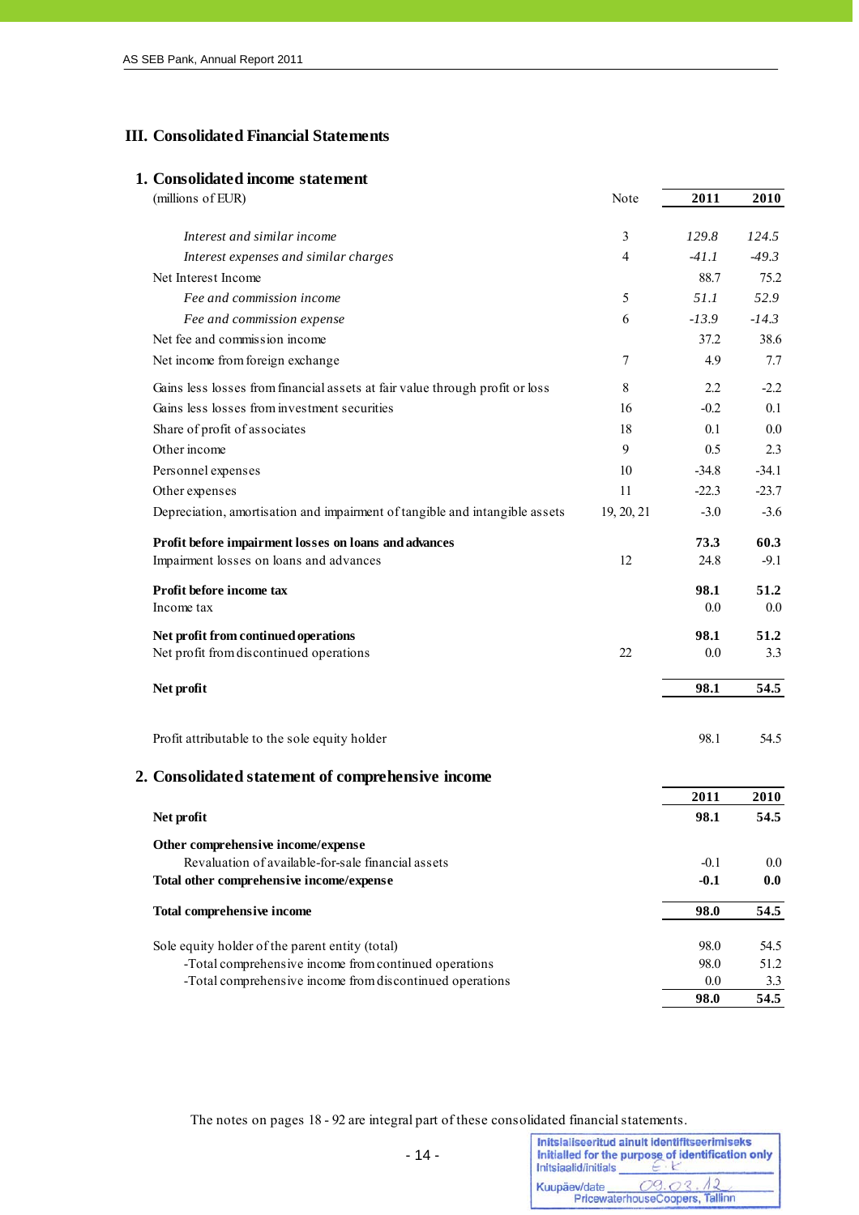# III. Consolidated Financial Statements

## 1. Consolidated income statement

| (millions of EUR) | Note | 2011 | 2010 |
|---|---|---|---|
| *Interest and similar income* | 3 | *129.8* | *124.5* |
| *Interest expenses and similar charges* | 4 | *-41.1* | *-49.3* |
| Net Interest Income | | 88.7 | 75.2 |
| *Fee and commission income* | 5 | *51.1* | *52.9* |
| *Fee and commission expense* | 6 | *-13.9* | *-14.3* |
| Net fee and commission income | | 37.2 | 38.6 |
| Net income from foreign exchange | 7 | 4.9 | 7.7 |
| Gains less losses from financial assets at fair value through profit or loss | 8 | 2.2 | -2.2 |
| Gains less losses from investment securities | 16 | -0.2 | 0.1 |
| Share of profit of associates | 18 | 0.1 | 0.0 |
| Other income | 9 | 0.5 | 2.3 |
| Personnel expenses | 10 | -34.8 | -34.1 |
| Other expenses | 11 | -22.3 | -23.7 |
| Depreciation, amortisation and impairment of tangible and intangible assets | 19, 20, 21 | -3.0 | -3.6 |
| **Profit before impairment losses on loans and advances** | | **73.3** | **60.3** |
| Impairment losses on loans and advances | 12 | 24.8 | -9.1 |
| **Profit before income tax** | | **98.1** | **51.2** |
| Income tax | | 0.0 | 0.0 |
| **Net profit from continued operations** | | **98.1** | **51.2** |
| Net profit from discontinued operations | 22 | 0.0 | 3.3 |
| **Net profit** | | **98.1** | **54.5** |
| Profit attributable to the sole equity holder | | 98.1 | 54.5 |

## 2. Consolidated statement of comprehensive income

| | 2011 | 2010 |
|---|---|---|
| **Net profit** | **98.1** | **54.5** |
| **Other comprehensive income/expense** | | |
| Revaluation of available-for-sale financial assets | -0.1 | 0.0 |
| **Total other comprehensive income/expense** | **-0.1** | **0.0** |
| **Total comprehensive income** | **98.0** | **54.5** |
| Sole equity holder of the parent entity (total) | 98.0 | 54.5 |
| -Total comprehensive income from continued operations | 98.0 | 51.2 |
| -Total comprehensive income from discontinued operations | 0.0 | 3.3 |
| | **98.0** | **54.5** |

The notes on pages 18 - 92 are integral part of these consolidated financial statements.

Initsialiseeritud ainult identifitseerimiseks
Initialled for the purpose of identification only
Initsiaalid/initials E.K
Kuupäev/date 09.03.12
PricewaterhouseCoopers, Tallinn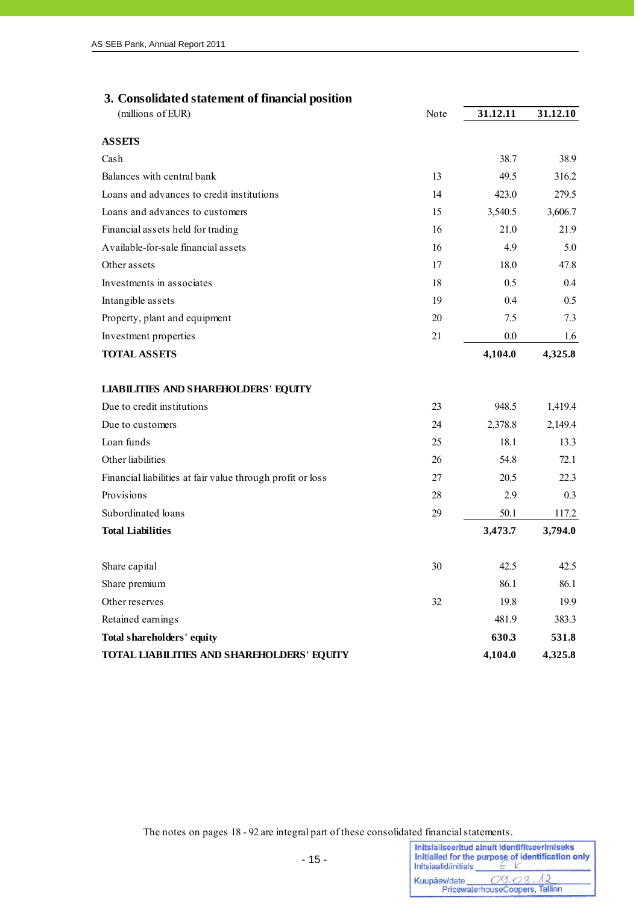## 3. Consolidated statement of financial position

| (millions of EUR) | Note | 31.12.11 | 31.12.10 |
|---|---|---|---|
| **ASSETS** | | | |
| Cash | | 38.7 | 38.9 |
| Balances with central bank | 13 | 49.5 | 316.2 |
| Loans and advances to credit institutions | 14 | 423.0 | 279.5 |
| Loans and advances to customers | 15 | 3,540.5 | 3,606.7 |
| Financial assets held for trading | 16 | 21.0 | 21.9 |
| Available-for-sale financial assets | 16 | 4.9 | 5.0 |
| Other assets | 17 | 18.0 | 47.8 |
| Investments in associates | 18 | 0.5 | 0.4 |
| Intangible assets | 19 | 0.4 | 0.5 |
| Property, plant and equipment | 20 | 7.5 | 7.3 |
| Investment properties | 21 | 0.0 | 1.6 |
| **TOTAL ASSETS** | | **4,104.0** | **4,325.8** |
| | | | |
| **LIABILITIES AND SHAREHOLDERS' EQUITY** | | | |
| Due to credit institutions | 23 | 948.5 | 1,419.4 |
| Due to customers | 24 | 2,378.8 | 2,149.4 |
| Loan funds | 25 | 18.1 | 13.3 |
| Other liabilities | 26 | 54.8 | 72.1 |
| Financial liabilities at fair value through profit or loss | 27 | 20.5 | 22.3 |
| Provisions | 28 | 2.9 | 0.3 |
| Subordinated loans | 29 | 50.1 | 117.2 |
| **Total Liabilities** | | **3,473.7** | **3,794.0** |
| | | | |
| Share capital | 30 | 42.5 | 42.5 |
| Share premium | | 86.1 | 86.1 |
| Other reserves | 32 | 19.8 | 19.9 |
| Retained earnings | | 481.9 | 383.3 |
| **Total shareholders' equity** | | **630.3** | **531.8** |
| **TOTAL LIABILITIES AND SHAREHOLDERS' EQUITY** | | **4,104.0** | **4,325.8** |

The notes on pages 18 - 92 are integral part of these consolidated financial statements.

Initsialiseeritud ainult identifitseerimiseks
Initialled for the purpose of identification only
Initsiaalid/initials E.K
Kuupäev/date 09.03.12
PricewaterhouseCoopers, Tallinn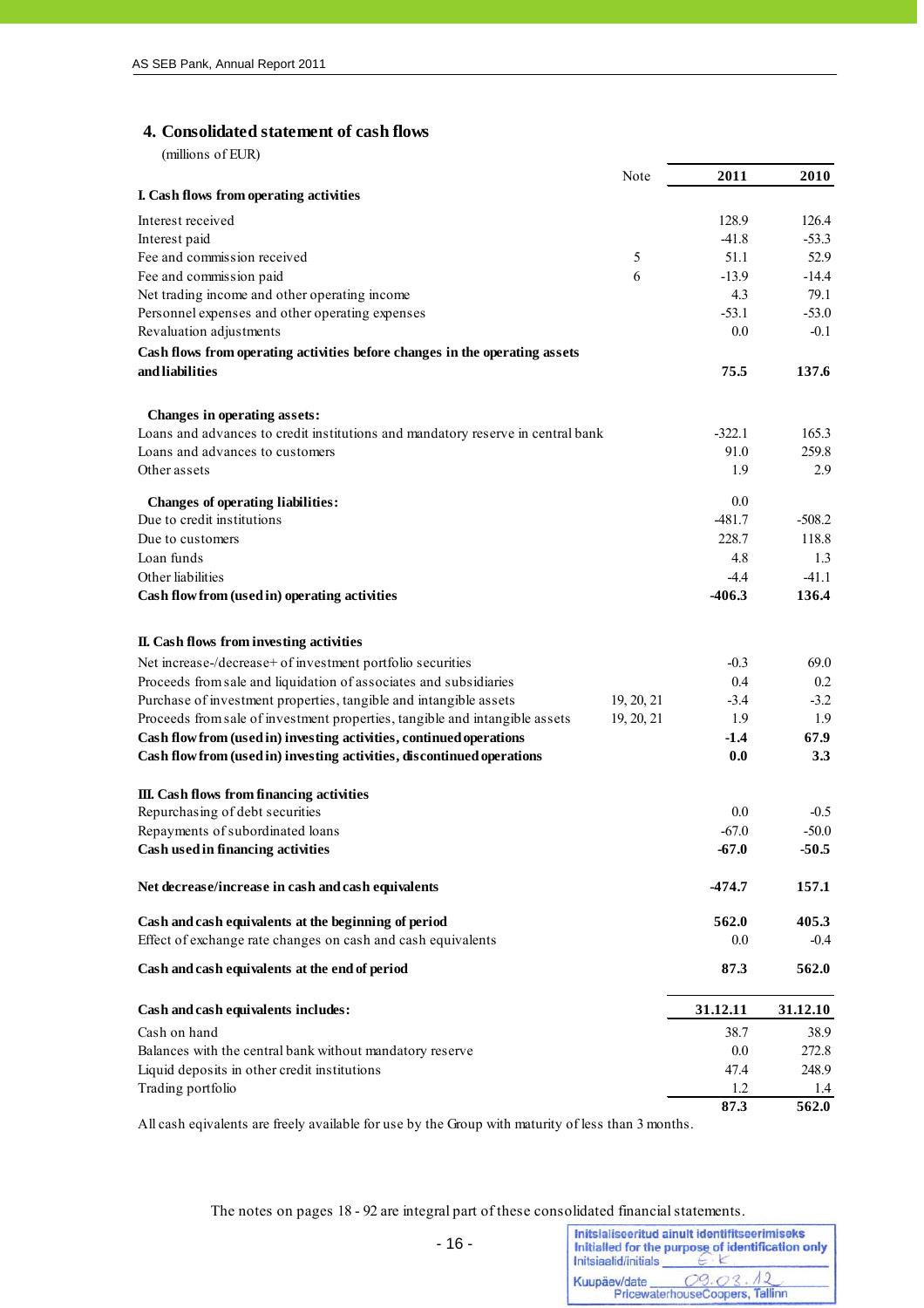## 4. Consolidated statement of cash flows

(millions of EUR)

| | Note | 2011 | 2010 |
|---|---|---|---|
| **I. Cash flows from operating activities** | | | |
| Interest received | | 128.9 | 126.4 |
| Interest paid | | -41.8 | -53.3 |
| Fee and commission received | 5 | 51.1 | 52.9 |
| Fee and commission paid | 6 | -13.9 | -14.4 |
| Net trading income and other operating income | | 4.3 | 79.1 |
| Personnel expenses and other operating expenses | | -53.1 | -53.0 |
| Revaluation adjustments | | 0.0 | -0.1 |
| **Cash flows from operating activities before changes in the operating assets and liabilities** | | **75.5** | **137.6** |
| **Changes in operating assets:** | | | |
| Loans and advances to credit institutions and mandatory reserve in central bank | | -322.1 | 165.3 |
| Loans and advances to customers | | 91.0 | 259.8 |
| Other assets | | 1.9 | 2.9 |
| **Changes of operating liabilities:** | | 0.0 | |
| Due to credit institutions | | -481.7 | -508.2 |
| Due to customers | | 228.7 | 118.8 |
| Loan funds | | 4.8 | 1.3 |
| Other liabilities | | -4.4 | -41.1 |
| **Cash flow from (used in) operating activities** | | **-406.3** | **136.4** |
| **II. Cash flows from investing activities** | | | |
| Net increase-/decrease+ of investment portfolio securities | | -0.3 | 69.0 |
| Proceeds from sale and liquidation of associates and subsidiaries | | 0.4 | 0.2 |
| Purchase of investment properties, tangible and intangible assets | 19, 20, 21 | -3.4 | -3.2 |
| Proceeds from sale of investment properties, tangible and intangible assets | 19, 20, 21 | 1.9 | 1.9 |
| **Cash flow from (used in) investing activities, continued operations** | | **-1.4** | **67.9** |
| **Cash flow from (used in) investing activities, discontinued operations** | | **0.0** | **3.3** |
| **III. Cash flows from financing activities** | | | |
| Repurchasing of debt securities | | 0.0 | -0.5 |
| Repayments of subordinated loans | | -67.0 | -50.0 |
| **Cash used in financing activities** | | **-67.0** | **-50.5** |
| **Net decrease/increase in cash and cash equivalents** | | **-474.7** | **157.1** |
| **Cash and cash equivalents at the beginning of period** | | **562.0** | **405.3** |
| Effect of exchange rate changes on cash and cash equivalents | | 0.0 | -0.4 |
| **Cash and cash equivalents at the end of period** | | **87.3** | **562.0** |

| **Cash and cash equivalents includes:** | **31.12.11** | **31.12.10** |
|---|---|---|
| Cash on hand | 38.7 | 38.9 |
| Balances with the central bank without mandatory reserve | 0.0 | 272.8 |
| Liquid deposits in other credit institutions | 47.4 | 248.9 |
| Trading portfolio | 1.2 | 1.4 |
| | **87.3** | **562.0** |

All cash eqivalents are freely available for use by the Group with maturity of less than 3 months.

The notes on pages 18 - 92 are integral part of these consolidated financial statements.

Initsialiseeritud ainult identifitseerimiseks
Initialled for the purpose of identification only
Initsiaalid/initials E.K
Kuupäev/date 09.03.12
PricewaterhouseCoopers, Tallinn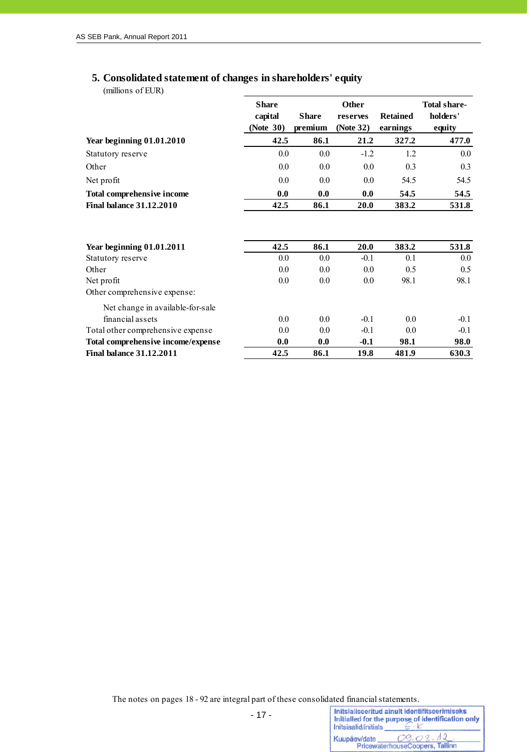## 5. Consolidated statement of changes in shareholders' equity

(millions of EUR)

| | Share capital (Note 30) | Share premium | Other reserves (Note 32) | Retained earnings | Total share-holders' equity |
|---|---|---|---|---|---|
| **Year beginning 01.01.2010** | **42.5** | **86.1** | **21.2** | **327.2** | **477.0** |
| Statutory reserve | 0.0 | 0.0 | -1.2 | 1.2 | 0.0 |
| Other | 0.0 | 0.0 | 0.0 | 0.3 | 0.3 |
| Net profit | 0.0 | 0.0 | 0.0 | 54.5 | 54.5 |
| **Total comprehensive income** | **0.0** | **0.0** | **0.0** | **54.5** | **54.5** |
| **Final balance 31.12.2010** | **42.5** | **86.1** | **20.0** | **383.2** | **531.8** |

| | Share capital (Note 30) | Share premium | Other reserves (Note 32) | Retained earnings | Total share-holders' equity |
|---|---|---|---|---|---|
| **Year beginning 01.01.2011** | **42.5** | **86.1** | **20.0** | **383.2** | **531.8** |
| Statutory reserve | 0.0 | 0.0 | -0.1 | 0.1 | 0.0 |
| Other | 0.0 | 0.0 | 0.0 | 0.5 | 0.5 |
| Net profit | 0.0 | 0.0 | 0.0 | 98.1 | 98.1 |
| Other comprehensive expense: | | | | | |
| Net change in available-for-sale financial assets | 0.0 | 0.0 | -0.1 | 0.0 | -0.1 |
| Total other comprehensive expense | 0.0 | 0.0 | -0.1 | 0.0 | -0.1 |
| **Total comprehensive income/expense** | **0.0** | **0.0** | **-0.1** | **98.1** | **98.0** |
| **Final balance 31.12.2011** | **42.5** | **86.1** | **19.8** | **481.9** | **630.3** |

The notes on pages 18 - 92 are integral part of these consolidated financial statements.

Initsialiseeritud ainult identifitseerimiseks
Initialled for the purpose of identification only
Initsiaalid/initials E.K
Kuupäev/date 09.03.12
PricewaterhouseCoopers, Tallinn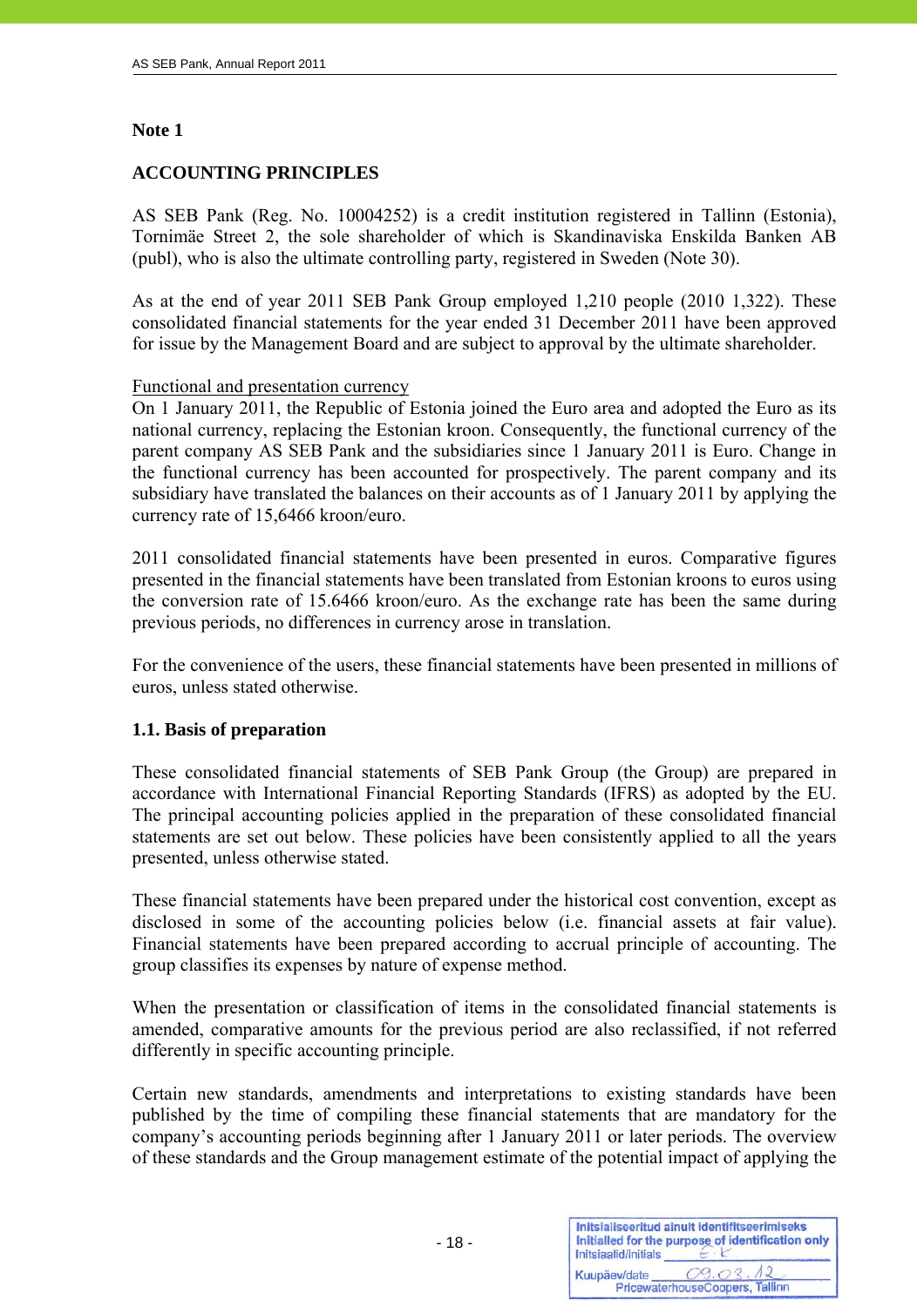**Note 1**

**ACCOUNTING PRINCIPLES**

AS SEB Pank (Reg. No. 10004252) is a credit institution registered in Tallinn (Estonia), Tornimäe Street 2, the sole shareholder of which is Skandinaviska Enskilda Banken AB (publ), who is also the ultimate controlling party, registered in Sweden (Note 30).

As at the end of year 2011 SEB Pank Group employed 1,210 people (2010 1,322). These consolidated financial statements for the year ended 31 December 2011 have been approved for issue by the Management Board and are subject to approval by the ultimate shareholder.

Functional and presentation currency

On 1 January 2011, the Republic of Estonia joined the Euro area and adopted the Euro as its national currency, replacing the Estonian kroon. Consequently, the functional currency of the parent company AS SEB Pank and the subsidiaries since 1 January 2011 is Euro. Change in the functional currency has been accounted for prospectively. The parent company and its subsidiary have translated the balances on their accounts as of 1 January 2011 by applying the currency rate of 15,6466 kroon/euro.

2011 consolidated financial statements have been presented in euros. Comparative figures presented in the financial statements have been translated from Estonian kroons to euros using the conversion rate of 15.6466 kroon/euro. As the exchange rate has been the same during previous periods, no differences in currency arose in translation.

For the convenience of the users, these financial statements have been presented in millions of euros, unless stated otherwise.

**1.1. Basis of preparation**

These consolidated financial statements of SEB Pank Group (the Group) are prepared in accordance with International Financial Reporting Standards (IFRS) as adopted by the EU. The principal accounting policies applied in the preparation of these consolidated financial statements are set out below. These policies have been consistently applied to all the years presented, unless otherwise stated.

These financial statements have been prepared under the historical cost convention, except as disclosed in some of the accounting policies below (i.e. financial assets at fair value). Financial statements have been prepared according to accrual principle of accounting. The group classifies its expenses by nature of expense method.

When the presentation or classification of items in the consolidated financial statements is amended, comparative amounts for the previous period are also reclassified, if not referred differently in specific accounting principle.

Certain new standards, amendments and interpretations to existing standards have been published by the time of compiling these financial statements that are mandatory for the company's accounting periods beginning after 1 January 2011 or later periods. The overview of these standards and the Group management estimate of the potential impact of applying the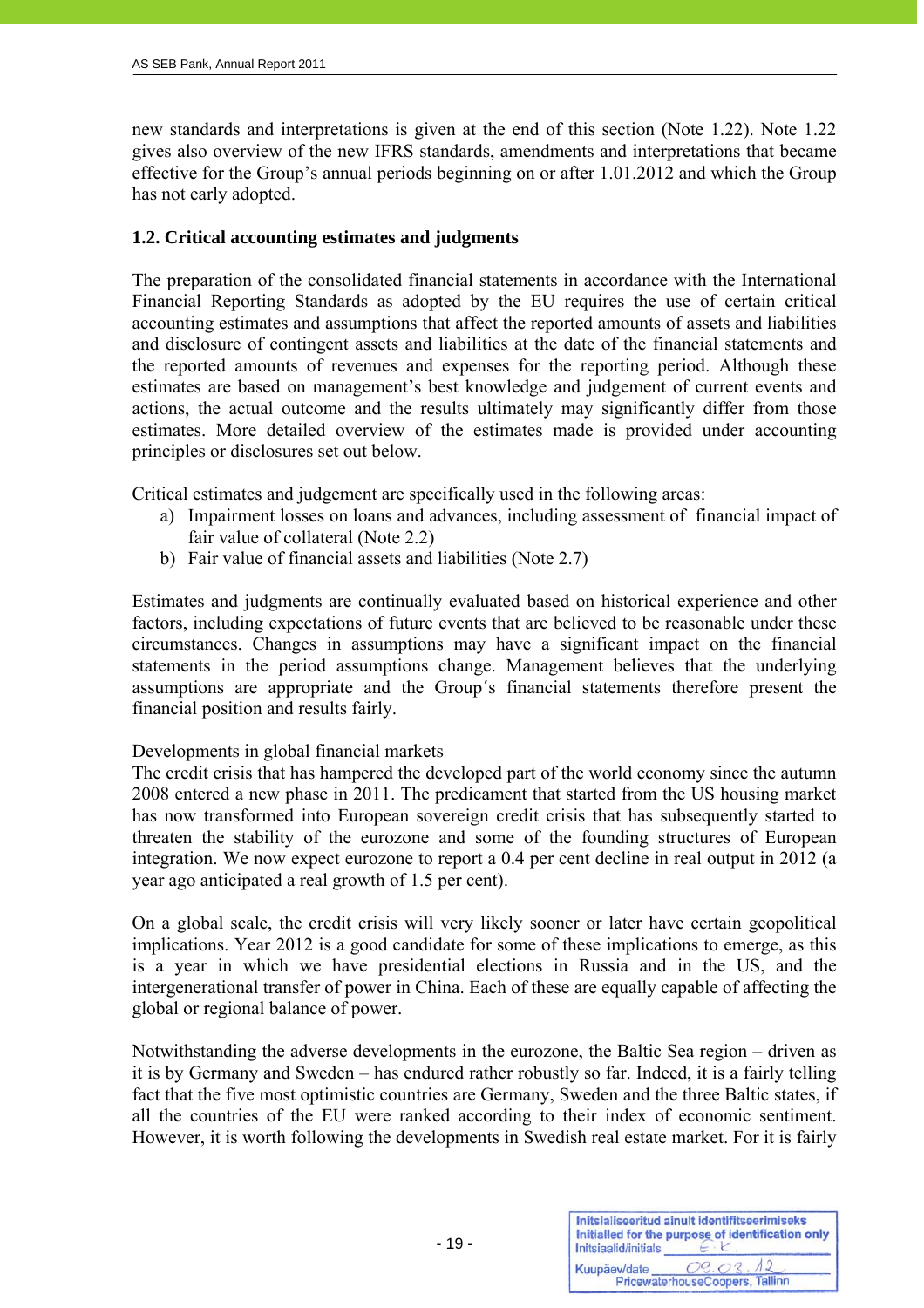new standards and interpretations is given at the end of this section (Note 1.22). Note 1.22 gives also overview of the new IFRS standards, amendments and interpretations that became effective for the Group's annual periods beginning on or after 1.01.2012 and which the Group has not early adopted.

### 1.2. Critical accounting estimates and judgments

The preparation of the consolidated financial statements in accordance with the International Financial Reporting Standards as adopted by the EU requires the use of certain critical accounting estimates and assumptions that affect the reported amounts of assets and liabilities and disclosure of contingent assets and liabilities at the date of the financial statements and the reported amounts of revenues and expenses for the reporting period. Although these estimates are based on management's best knowledge and judgement of current events and actions, the actual outcome and the results ultimately may significantly differ from those estimates. More detailed overview of the estimates made is provided under accounting principles or disclosures set out below.

Critical estimates and judgement are specifically used in the following areas:

a) Impairment losses on loans and advances, including assessment of financial impact of fair value of collateral (Note 2.2)
b) Fair value of financial assets and liabilities (Note 2.7)

Estimates and judgments are continually evaluated based on historical experience and other factors, including expectations of future events that are believed to be reasonable under these circumstances. Changes in assumptions may have a significant impact on the financial statements in the period assumptions change. Management believes that the underlying assumptions are appropriate and the Group´s financial statements therefore present the financial position and results fairly.

Developments in global financial markets

The credit crisis that has hampered the developed part of the world economy since the autumn 2008 entered a new phase in 2011. The predicament that started from the US housing market has now transformed into European sovereign credit crisis that has subsequently started to threaten the stability of the eurozone and some of the founding structures of European integration. We now expect eurozone to report a 0.4 per cent decline in real output in 2012 (a year ago anticipated a real growth of 1.5 per cent).

On a global scale, the credit crisis will very likely sooner or later have certain geopolitical implications. Year 2012 is a good candidate for some of these implications to emerge, as this is a year in which we have presidential elections in Russia and in the US, and the intergenerational transfer of power in China. Each of these are equally capable of affecting the global or regional balance of power.

Notwithstanding the adverse developments in the eurozone, the Baltic Sea region – driven as it is by Germany and Sweden – has endured rather robustly so far. Indeed, it is a fairly telling fact that the five most optimistic countries are Germany, Sweden and the three Baltic states, if all the countries of the EU were ranked according to their index of economic sentiment. However, it is worth following the developments in Swedish real estate market. For it is fairly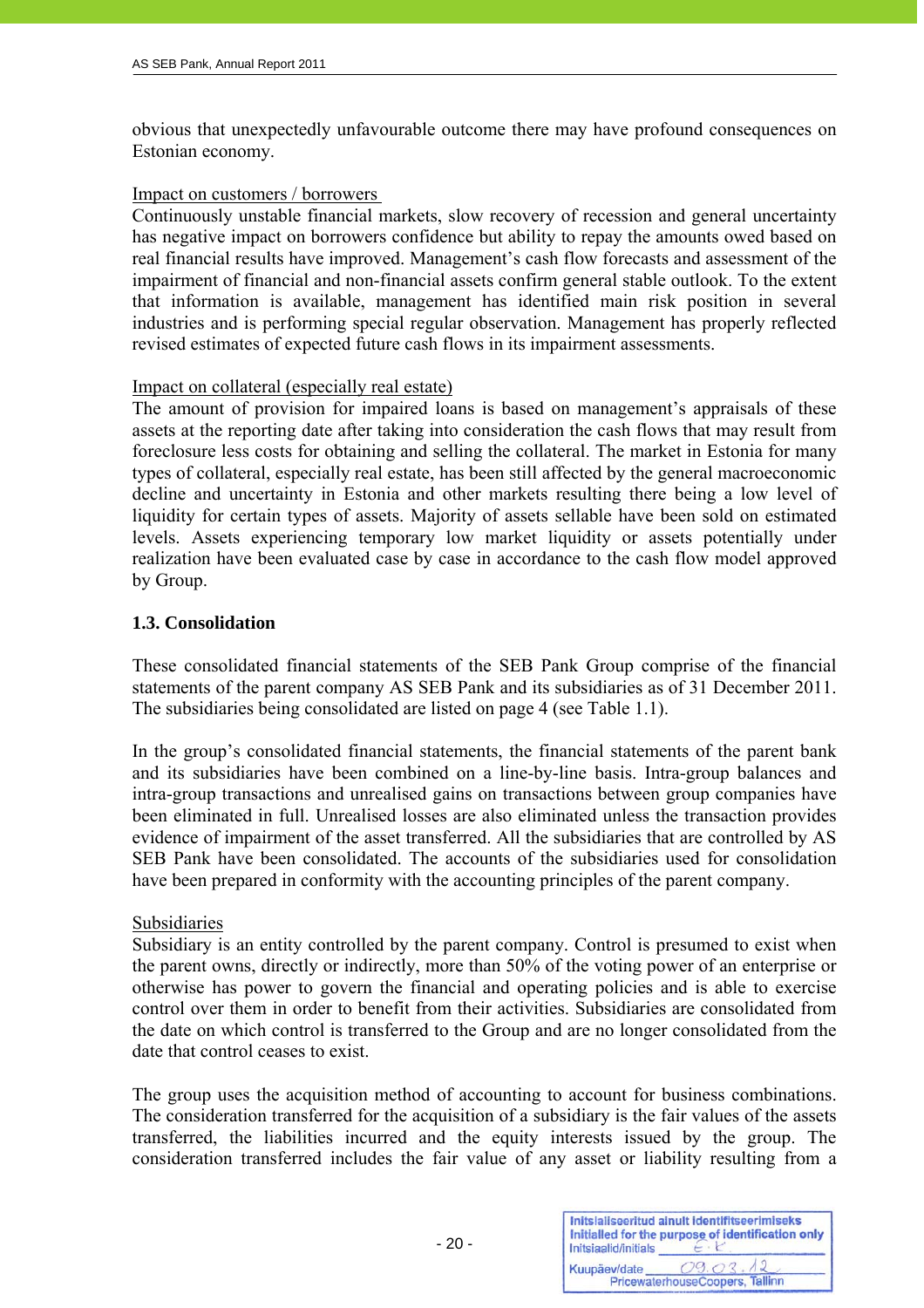obvious that unexpectedly unfavourable outcome there may have profound consequences on Estonian economy.

Impact on customers / borrowers

Continuously unstable financial markets, slow recovery of recession and general uncertainty has negative impact on borrowers confidence but ability to repay the amounts owed based on real financial results have improved. Management's cash flow forecasts and assessment of the impairment of financial and non-financial assets confirm general stable outlook. To the extent that information is available, management has identified main risk position in several industries and is performing special regular observation. Management has properly reflected revised estimates of expected future cash flows in its impairment assessments.

Impact on collateral (especially real estate)

The amount of provision for impaired loans is based on management's appraisals of these assets at the reporting date after taking into consideration the cash flows that may result from foreclosure less costs for obtaining and selling the collateral. The market in Estonia for many types of collateral, especially real estate, has been still affected by the general macroeconomic decline and uncertainty in Estonia and other markets resulting there being a low level of liquidity for certain types of assets. Majority of assets sellable have been sold on estimated levels. Assets experiencing temporary low market liquidity or assets potentially under realization have been evaluated case by case in accordance to the cash flow model approved by Group.

**1.3. Consolidation**

These consolidated financial statements of the SEB Pank Group comprise of the financial statements of the parent company AS SEB Pank and its subsidiaries as of 31 December 2011. The subsidiaries being consolidated are listed on page 4 (see Table 1.1).

In the group's consolidated financial statements, the financial statements of the parent bank and its subsidiaries have been combined on a line-by-line basis. Intra-group balances and intra-group transactions and unrealised gains on transactions between group companies have been eliminated in full. Unrealised losses are also eliminated unless the transaction provides evidence of impairment of the asset transferred. All the subsidiaries that are controlled by AS SEB Pank have been consolidated. The accounts of the subsidiaries used for consolidation have been prepared in conformity with the accounting principles of the parent company.

Subsidiaries

Subsidiary is an entity controlled by the parent company. Control is presumed to exist when the parent owns, directly or indirectly, more than 50% of the voting power of an enterprise or otherwise has power to govern the financial and operating policies and is able to exercise control over them in order to benefit from their activities. Subsidiaries are consolidated from the date on which control is transferred to the Group and are no longer consolidated from the date that control ceases to exist.

The group uses the acquisition method of accounting to account for business combinations. The consideration transferred for the acquisition of a subsidiary is the fair values of the assets transferred, the liabilities incurred and the equity interests issued by the group. The consideration transferred includes the fair value of any asset or liability resulting from a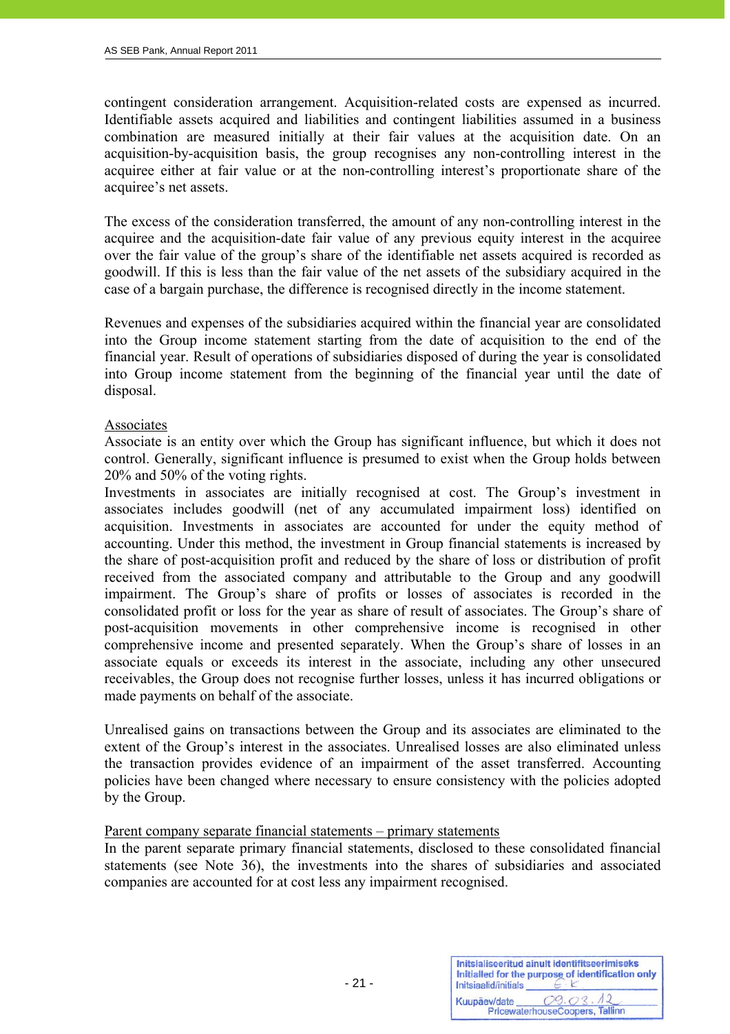contingent consideration arrangement. Acquisition-related costs are expensed as incurred. Identifiable assets acquired and liabilities and contingent liabilities assumed in a business combination are measured initially at their fair values at the acquisition date. On an acquisition-by-acquisition basis, the group recognises any non-controlling interest in the acquiree either at fair value or at the non-controlling interest's proportionate share of the acquiree's net assets.

The excess of the consideration transferred, the amount of any non-controlling interest in the acquiree and the acquisition-date fair value of any previous equity interest in the acquiree over the fair value of the group's share of the identifiable net assets acquired is recorded as goodwill. If this is less than the fair value of the net assets of the subsidiary acquired in the case of a bargain purchase, the difference is recognised directly in the income statement.

Revenues and expenses of the subsidiaries acquired within the financial year are consolidated into the Group income statement starting from the date of acquisition to the end of the financial year. Result of operations of subsidiaries disposed of during the year is consolidated into Group income statement from the beginning of the financial year until the date of disposal.

Associates

Associate is an entity over which the Group has significant influence, but which it does not control. Generally, significant influence is presumed to exist when the Group holds between 20% and 50% of the voting rights.

Investments in associates are initially recognised at cost. The Group's investment in associates includes goodwill (net of any accumulated impairment loss) identified on acquisition. Investments in associates are accounted for under the equity method of accounting. Under this method, the investment in Group financial statements is increased by the share of post-acquisition profit and reduced by the share of loss or distribution of profit received from the associated company and attributable to the Group and any goodwill impairment. The Group's share of profits or losses of associates is recorded in the consolidated profit or loss for the year as share of result of associates. The Group's share of post-acquisition movements in other comprehensive income is recognised in other comprehensive income and presented separately. When the Group's share of losses in an associate equals or exceeds its interest in the associate, including any other unsecured receivables, the Group does not recognise further losses, unless it has incurred obligations or made payments on behalf of the associate.

Unrealised gains on transactions between the Group and its associates are eliminated to the extent of the Group's interest in the associates. Unrealised losses are also eliminated unless the transaction provides evidence of an impairment of the asset transferred. Accounting policies have been changed where necessary to ensure consistency with the policies adopted by the Group.

Parent company separate financial statements – primary statements

In the parent separate primary financial statements, disclosed to these consolidated financial statements (see Note 36), the investments into the shares of subsidiaries and associated companies are accounted for at cost less any impairment recognised.

Initsialiseeritud ainult identifitseerimiseks
Initialled for the purpose of identification only
Initsiaalid/initials E.K
Kuupäev/date 09.03.12
PricewaterhouseCoopers, Tallinn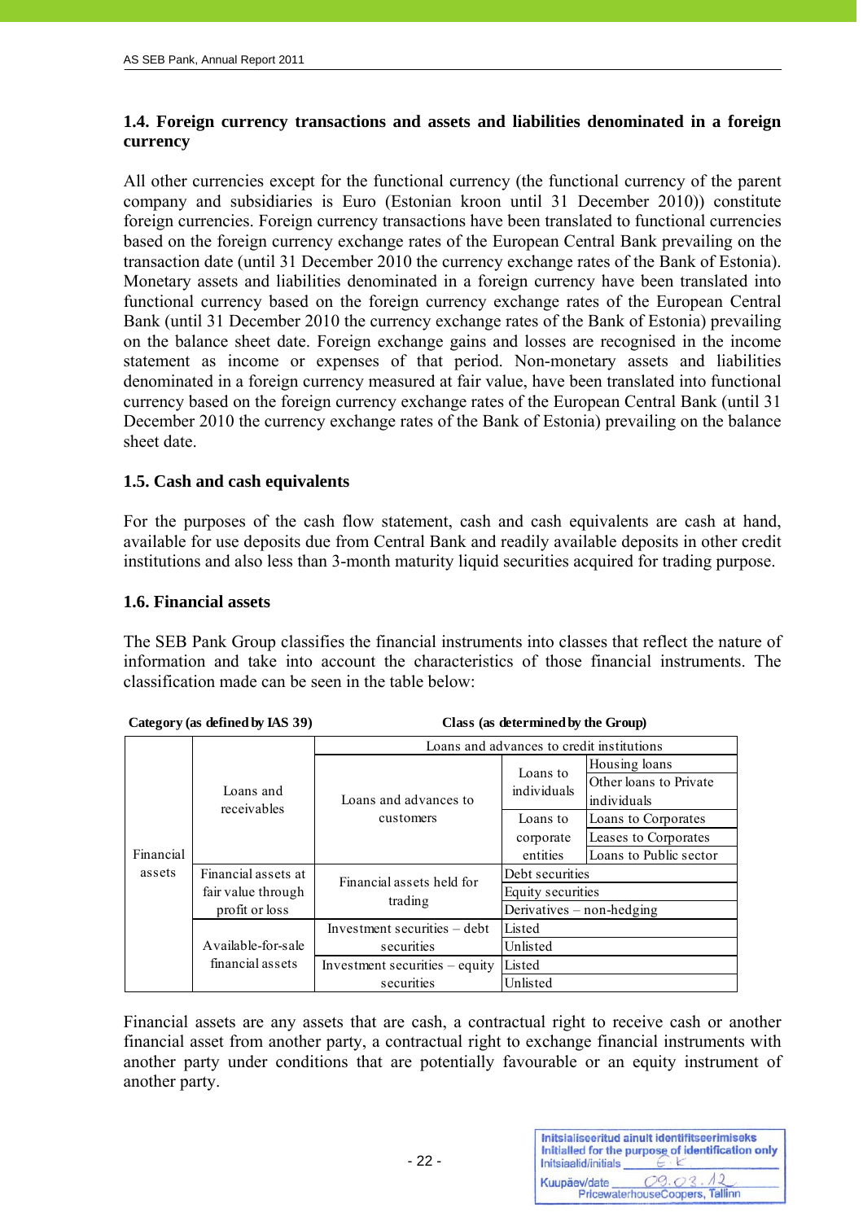### 1.4. Foreign currency transactions and assets and liabilities denominated in a foreign currency

All other currencies except for the functional currency (the functional currency of the parent company and subsidiaries is Euro (Estonian kroon until 31 December 2010)) constitute foreign currencies. Foreign currency transactions have been translated to functional currencies based on the foreign currency exchange rates of the European Central Bank prevailing on the transaction date (until 31 December 2010 the currency exchange rates of the Bank of Estonia). Monetary assets and liabilities denominated in a foreign currency have been translated into functional currency based on the foreign currency exchange rates of the European Central Bank (until 31 December 2010 the currency exchange rates of the Bank of Estonia) prevailing on the balance sheet date. Foreign exchange gains and losses are recognised in the income statement as income or expenses of that period. Non-monetary assets and liabilities denominated in a foreign currency measured at fair value, have been translated into functional currency based on the foreign currency exchange rates of the European Central Bank (until 31 December 2010 the currency exchange rates of the Bank of Estonia) prevailing on the balance sheet date.

### 1.5. Cash and cash equivalents

For the purposes of the cash flow statement, cash and cash equivalents are cash at hand, available for use deposits due from Central Bank and readily available deposits in other credit institutions and also less than 3-month maturity liquid securities acquired for trading purpose.

### 1.6. Financial assets

The SEB Pank Group classifies the financial instruments into classes that reflect the nature of information and take into account the characteristics of those financial instruments. The classification made can be seen in the table below:

| Category (as defined by IAS 39) | | Class (as determined by the Group) | | |
|---|---|---|---|---|
| Financial assets | Loans and receivables | Loans and advances to credit institutions | | |
| | | Loans and advances to customers | Loans to individuals | Housing loans |
| | | | | Other loans to Private individuals |
| | | | Loans to corporate entities | Loans to Corporates |
| | | | | Leases to Corporates |
| | | | | Loans to Public sector |
| | Financial assets at fair value through profit or loss | Financial assets held for trading | Debt securities | |
| | | | Equity securities | |
| | | | Derivatives – non-hedging | |
| | Available-for-sale financial assets | Investment securities – debt securities | Listed | |
| | | | Unlisted | |
| | | Investment securities – equity securities | Listed | |
| | | | Unlisted | |

Financial assets are any assets that are cash, a contractual right to receive cash or another financial asset from another party, a contractual right to exchange financial instruments with another party under conditions that are potentially favourable or an equity instrument of another party.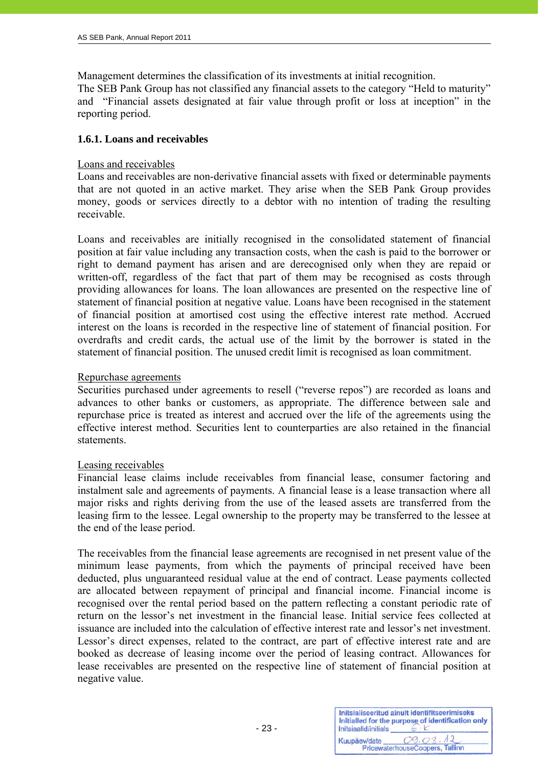Management determines the classification of its investments at initial recognition.
The SEB Pank Group has not classified any financial assets to the category "Held to maturity" and "Financial assets designated at fair value through profit or loss at inception" in the reporting period.

**1.6.1. Loans and receivables**

Loans and receivables

Loans and receivables are non-derivative financial assets with fixed or determinable payments that are not quoted in an active market. They arise when the SEB Pank Group provides money, goods or services directly to a debtor with no intention of trading the resulting receivable.

Loans and receivables are initially recognised in the consolidated statement of financial position at fair value including any transaction costs, when the cash is paid to the borrower or right to demand payment has arisen and are derecognised only when they are repaid or written-off, regardless of the fact that part of them may be recognised as costs through providing allowances for loans. The loan allowances are presented on the respective line of statement of financial position at negative value. Loans have been recognised in the statement of financial position at amortised cost using the effective interest rate method. Accrued interest on the loans is recorded in the respective line of statement of financial position. For overdrafts and credit cards, the actual use of the limit by the borrower is stated in the statement of financial position. The unused credit limit is recognised as loan commitment.

Repurchase agreements

Securities purchased under agreements to resell ("reverse repos") are recorded as loans and advances to other banks or customers, as appropriate. The difference between sale and repurchase price is treated as interest and accrued over the life of the agreements using the effective interest method. Securities lent to counterparties are also retained in the financial statements.

Leasing receivables

Financial lease claims include receivables from financial lease, consumer factoring and instalment sale and agreements of payments. A financial lease is a lease transaction where all major risks and rights deriving from the use of the leased assets are transferred from the leasing firm to the lessee. Legal ownership to the property may be transferred to the lessee at the end of the lease period.

The receivables from the financial lease agreements are recognised in net present value of the minimum lease payments, from which the payments of principal received have been deducted, plus unguaranteed residual value at the end of contract. Lease payments collected are allocated between repayment of principal and financial income. Financial income is recognised over the rental period based on the pattern reflecting a constant periodic rate of return on the lessor's net investment in the financial lease. Initial service fees collected at issuance are included into the calculation of effective interest rate and lessor's net investment. Lessor's direct expenses, related to the contract, are part of effective interest rate and are booked as decrease of leasing income over the period of leasing contract. Allowances for lease receivables are presented on the respective line of statement of financial position at negative value.

Initsialiseeritud ainult identifitseerimiseks
Initialled for the purpose of identification only
Initsiaalid/initials E.K
Kuupäev/date 09.03.12
PricewaterhouseCoopers, Tallinn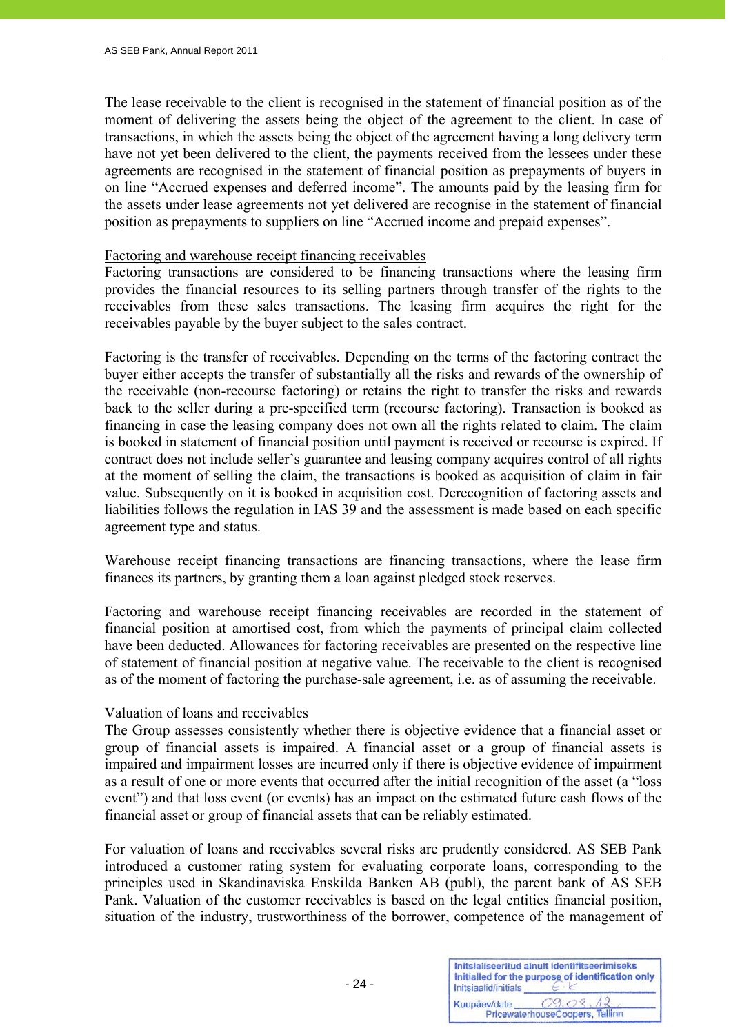The lease receivable to the client is recognised in the statement of financial position as of the moment of delivering the assets being the object of the agreement to the client. In case of transactions, in which the assets being the object of the agreement having a long delivery term have not yet been delivered to the client, the payments received from the lessees under these agreements are recognised in the statement of financial position as prepayments of buyers in on line "Accrued expenses and deferred income". The amounts paid by the leasing firm for the assets under lease agreements not yet delivered are recognise in the statement of financial position as prepayments to suppliers on line "Accrued income and prepaid expenses".

Factoring and warehouse receipt financing receivables

Factoring transactions are considered to be financing transactions where the leasing firm provides the financial resources to its selling partners through transfer of the rights to the receivables from these sales transactions. The leasing firm acquires the right for the receivables payable by the buyer subject to the sales contract.

Factoring is the transfer of receivables. Depending on the terms of the factoring contract the buyer either accepts the transfer of substantially all the risks and rewards of the ownership of the receivable (non-recourse factoring) or retains the right to transfer the risks and rewards back to the seller during a pre-specified term (recourse factoring). Transaction is booked as financing in case the leasing company does not own all the rights related to claim. The claim is booked in statement of financial position until payment is received or recourse is expired. If contract does not include seller's guarantee and leasing company acquires control of all rights at the moment of selling the claim, the transactions is booked as acquisition of claim in fair value. Subsequently on it is booked in acquisition cost. Derecognition of factoring assets and liabilities follows the regulation in IAS 39 and the assessment is made based on each specific agreement type and status.

Warehouse receipt financing transactions are financing transactions, where the lease firm finances its partners, by granting them a loan against pledged stock reserves.

Factoring and warehouse receipt financing receivables are recorded in the statement of financial position at amortised cost, from which the payments of principal claim collected have been deducted. Allowances for factoring receivables are presented on the respective line of statement of financial position at negative value. The receivable to the client is recognised as of the moment of factoring the purchase-sale agreement, i.e. as of assuming the receivable.

Valuation of loans and receivables

The Group assesses consistently whether there is objective evidence that a financial asset or group of financial assets is impaired. A financial asset or a group of financial assets is impaired and impairment losses are incurred only if there is objective evidence of impairment as a result of one or more events that occurred after the initial recognition of the asset (a "loss event") and that loss event (or events) has an impact on the estimated future cash flows of the financial asset or group of financial assets that can be reliably estimated.

For valuation of loans and receivables several risks are prudently considered. AS SEB Pank introduced a customer rating system for evaluating corporate loans, corresponding to the principles used in Skandinaviska Enskilda Banken AB (publ), the parent bank of AS SEB Pank. Valuation of the customer receivables is based on the legal entities financial position, situation of the industry, trustworthiness of the borrower, competence of the management of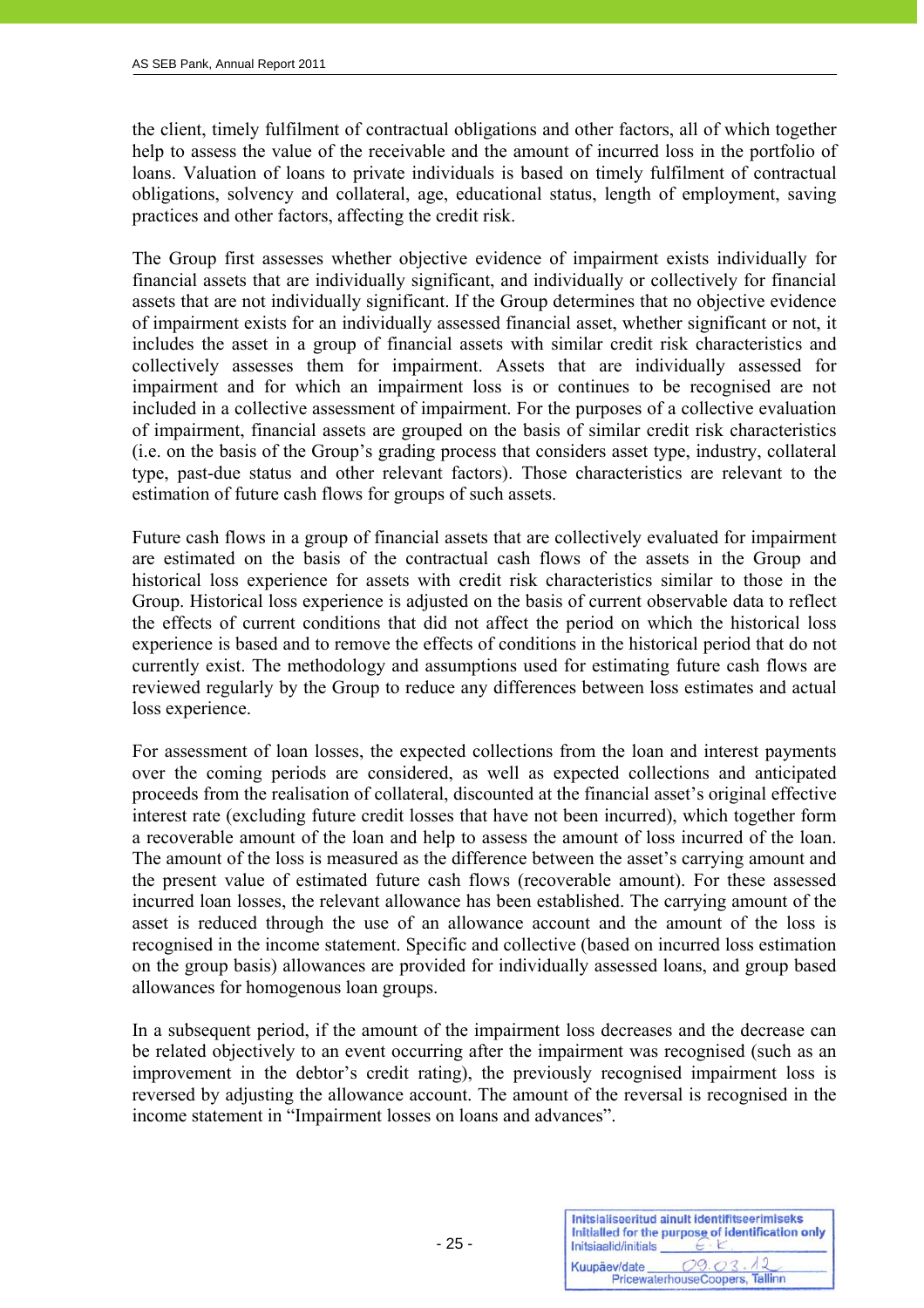the client, timely fulfilment of contractual obligations and other factors, all of which together help to assess the value of the receivable and the amount of incurred loss in the portfolio of loans. Valuation of loans to private individuals is based on timely fulfilment of contractual obligations, solvency and collateral, age, educational status, length of employment, saving practices and other factors, affecting the credit risk.

The Group first assesses whether objective evidence of impairment exists individually for financial assets that are individually significant, and individually or collectively for financial assets that are not individually significant. If the Group determines that no objective evidence of impairment exists for an individually assessed financial asset, whether significant or not, it includes the asset in a group of financial assets with similar credit risk characteristics and collectively assesses them for impairment. Assets that are individually assessed for impairment and for which an impairment loss is or continues to be recognised are not included in a collective assessment of impairment. For the purposes of a collective evaluation of impairment, financial assets are grouped on the basis of similar credit risk characteristics (i.e. on the basis of the Group's grading process that considers asset type, industry, collateral type, past-due status and other relevant factors). Those characteristics are relevant to the estimation of future cash flows for groups of such assets.

Future cash flows in a group of financial assets that are collectively evaluated for impairment are estimated on the basis of the contractual cash flows of the assets in the Group and historical loss experience for assets with credit risk characteristics similar to those in the Group. Historical loss experience is adjusted on the basis of current observable data to reflect the effects of current conditions that did not affect the period on which the historical loss experience is based and to remove the effects of conditions in the historical period that do not currently exist. The methodology and assumptions used for estimating future cash flows are reviewed regularly by the Group to reduce any differences between loss estimates and actual loss experience.

For assessment of loan losses, the expected collections from the loan and interest payments over the coming periods are considered, as well as expected collections and anticipated proceeds from the realisation of collateral, discounted at the financial asset's original effective interest rate (excluding future credit losses that have not been incurred), which together form a recoverable amount of the loan and help to assess the amount of loss incurred of the loan. The amount of the loss is measured as the difference between the asset's carrying amount and the present value of estimated future cash flows (recoverable amount). For these assessed incurred loan losses, the relevant allowance has been established. The carrying amount of the asset is reduced through the use of an allowance account and the amount of the loss is recognised in the income statement. Specific and collective (based on incurred loss estimation on the group basis) allowances are provided for individually assessed loans, and group based allowances for homogenous loan groups.

In a subsequent period, if the amount of the impairment loss decreases and the decrease can be related objectively to an event occurring after the impairment was recognised (such as an improvement in the debtor's credit rating), the previously recognised impairment loss is reversed by adjusting the allowance account. The amount of the reversal is recognised in the income statement in "Impairment losses on loans and advances".

Initsialiseeritud ainult identifitseerimiseks
Initialled for the purpose of identification only
Initsiaalid/initials E.K.
Kuupäev/date 09.03.12
PricewaterhouseCoopers, Tallinn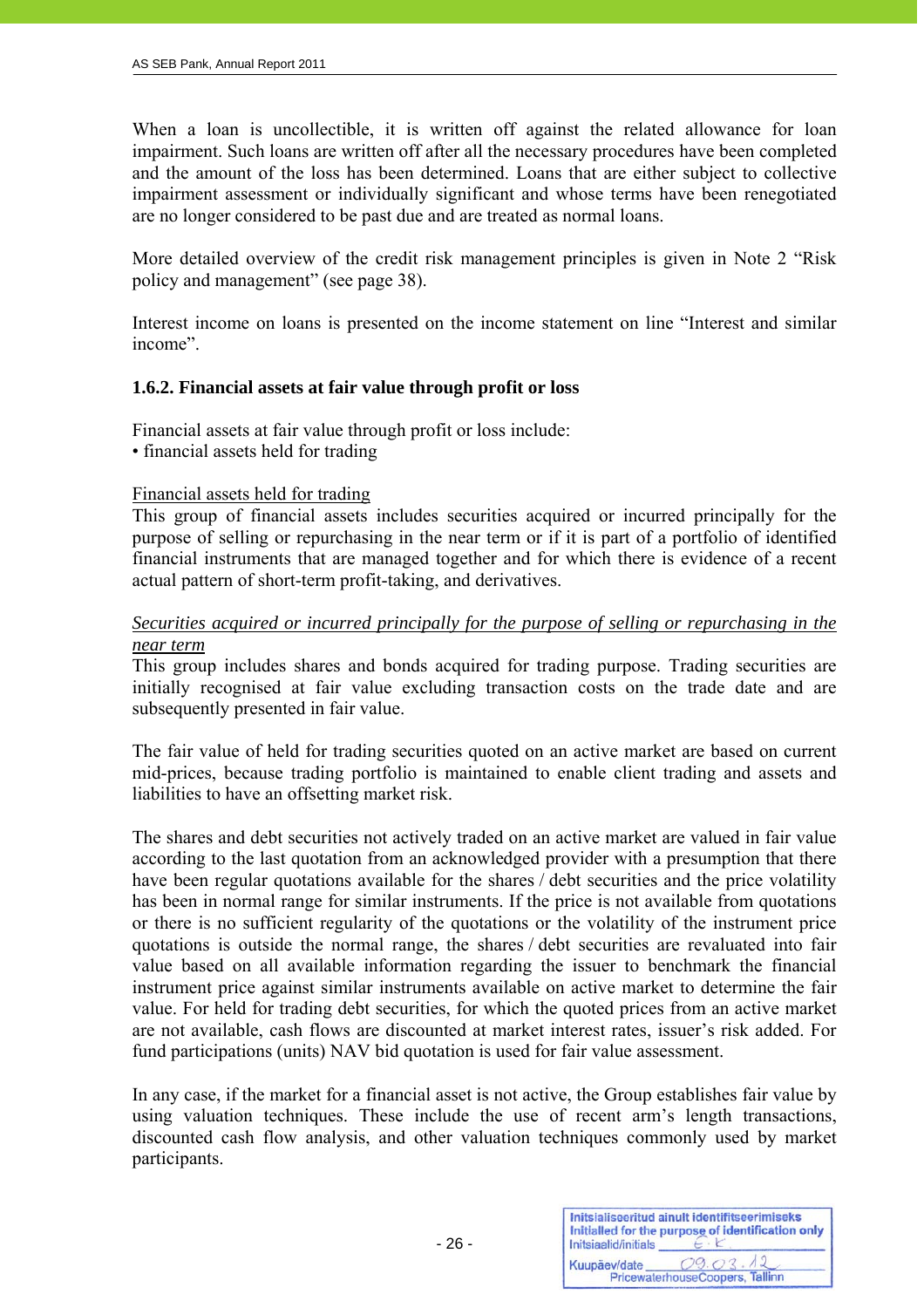When a loan is uncollectible, it is written off against the related allowance for loan impairment. Such loans are written off after all the necessary procedures have been completed and the amount of the loss has been determined. Loans that are either subject to collective impairment assessment or individually significant and whose terms have been renegotiated are no longer considered to be past due and are treated as normal loans.

More detailed overview of the credit risk management principles is given in Note 2 "Risk policy and management" (see page 38).

Interest income on loans is presented on the income statement on line "Interest and similar income".

### 1.6.2. Financial assets at fair value through profit or loss

Financial assets at fair value through profit or loss include:
• financial assets held for trading

Financial assets held for trading
This group of financial assets includes securities acquired or incurred principally for the purpose of selling or repurchasing in the near term or if it is part of a portfolio of identified financial instruments that are managed together and for which there is evidence of a recent actual pattern of short-term profit-taking, and derivatives.

*Securities acquired or incurred principally for the purpose of selling or repurchasing in the near term*
This group includes shares and bonds acquired for trading purpose. Trading securities are initially recognised at fair value excluding transaction costs on the trade date and are subsequently presented in fair value.

The fair value of held for trading securities quoted on an active market are based on current mid-prices, because trading portfolio is maintained to enable client trading and assets and liabilities to have an offsetting market risk.

The shares and debt securities not actively traded on an active market are valued in fair value according to the last quotation from an acknowledged provider with a presumption that there have been regular quotations available for the shares / debt securities and the price volatility has been in normal range for similar instruments. If the price is not available from quotations or there is no sufficient regularity of the quotations or the volatility of the instrument price quotations is outside the normal range, the shares / debt securities are revaluated into fair value based on all available information regarding the issuer to benchmark the financial instrument price against similar instruments available on active market to determine the fair value. For held for trading debt securities, for which the quoted prices from an active market are not available, cash flows are discounted at market interest rates, issuer's risk added. For fund participations (units) NAV bid quotation is used for fair value assessment.

In any case, if the market for a financial asset is not active, the Group establishes fair value by using valuation techniques. These include the use of recent arm's length transactions, discounted cash flow analysis, and other valuation techniques commonly used by market participants.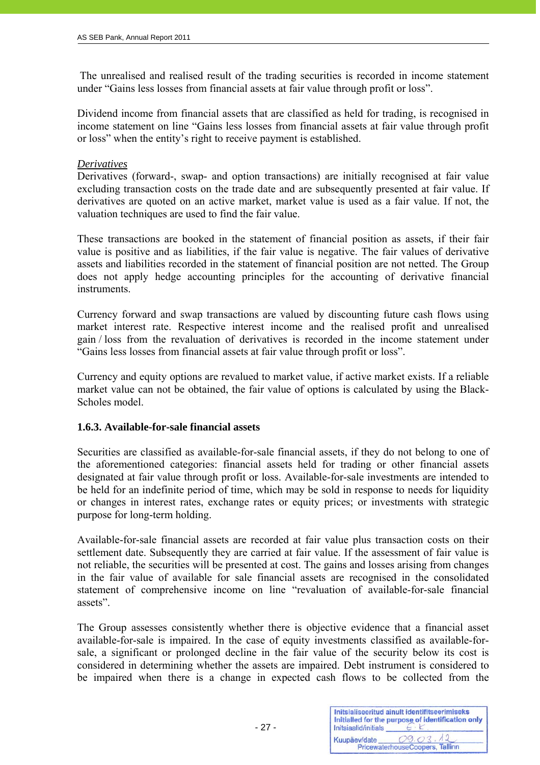The unrealised and realised result of the trading securities is recorded in income statement under “Gains less losses from financial assets at fair value through profit or loss”.

Dividend income from financial assets that are classified as held for trading, is recognised in income statement on line “Gains less losses from financial assets at fair value through profit or loss” when the entity’s right to receive payment is established.

*Derivatives*

Derivatives (forward-, swap- and option transactions) are initially recognised at fair value excluding transaction costs on the trade date and are subsequently presented at fair value. If derivatives are quoted on an active market, market value is used as a fair value. If not, the valuation techniques are used to find the fair value.

These transactions are booked in the statement of financial position as assets, if their fair value is positive and as liabilities, if the fair value is negative. The fair values of derivative assets and liabilities recorded in the statement of financial position are not netted. The Group does not apply hedge accounting principles for the accounting of derivative financial instruments.

Currency forward and swap transactions are valued by discounting future cash flows using market interest rate. Respective interest income and the realised profit and unrealised gain / loss from the revaluation of derivatives is recorded in the income statement under “Gains less losses from financial assets at fair value through profit or loss”.

Currency and equity options are revalued to market value, if active market exists. If a reliable market value can not be obtained, the fair value of options is calculated by using the Black-Scholes model.

### 1.6.3. Available-for-sale financial assets

Securities are classified as available-for-sale financial assets, if they do not belong to one of the aforementioned categories: financial assets held for trading or other financial assets designated at fair value through profit or loss. Available-for-sale investments are intended to be held for an indefinite period of time, which may be sold in response to needs for liquidity or changes in interest rates, exchange rates or equity prices; or investments with strategic purpose for long-term holding.

Available-for-sale financial assets are recorded at fair value plus transaction costs on their settlement date. Subsequently they are carried at fair value. If the assessment of fair value is not reliable, the securities will be presented at cost. The gains and losses arising from changes in the fair value of available for sale financial assets are recognised in the consolidated statement of comprehensive income on line “revaluation of available-for-sale financial assets”.

The Group assesses consistently whether there is objective evidence that a financial asset available-for-sale is impaired. In the case of equity investments classified as available-for-sale, a significant or prolonged decline in the fair value of the security below its cost is considered in determining whether the assets are impaired. Debt instrument is considered to be impaired when there is a change in expected cash flows to be collected from the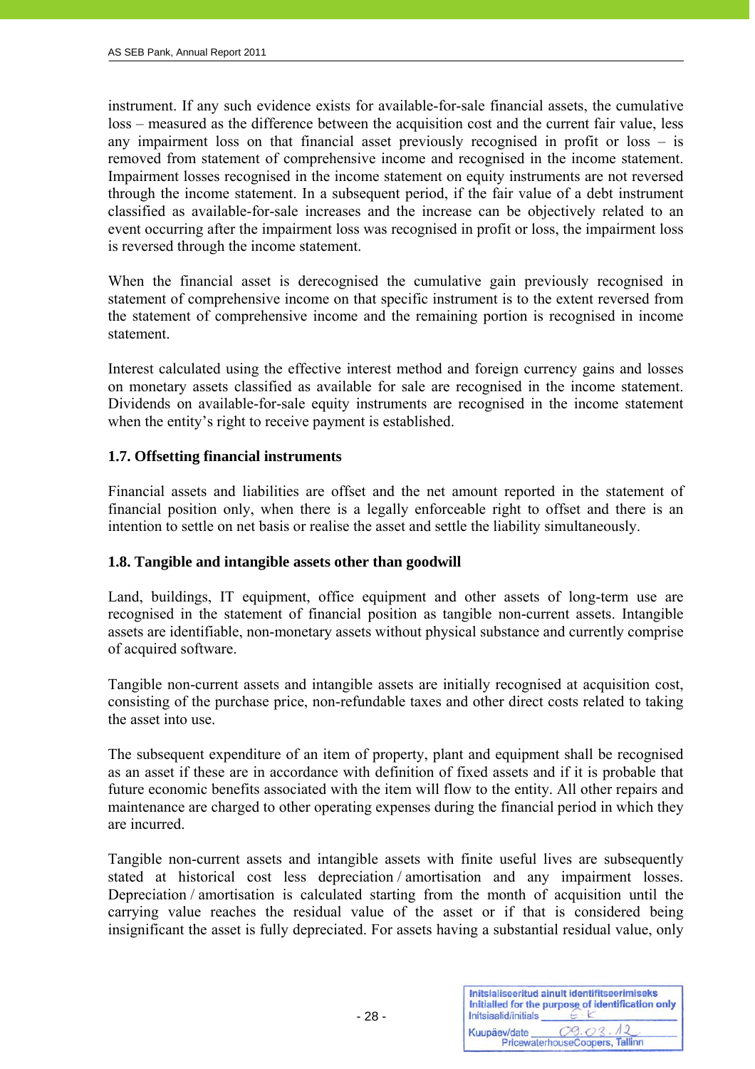instrument. If any such evidence exists for available-for-sale financial assets, the cumulative loss – measured as the difference between the acquisition cost and the current fair value, less any impairment loss on that financial asset previously recognised in profit or loss – is removed from statement of comprehensive income and recognised in the income statement. Impairment losses recognised in the income statement on equity instruments are not reversed through the income statement. In a subsequent period, if the fair value of a debt instrument classified as available-for-sale increases and the increase can be objectively related to an event occurring after the impairment loss was recognised in profit or loss, the impairment loss is reversed through the income statement.

When the financial asset is derecognised the cumulative gain previously recognised in statement of comprehensive income on that specific instrument is to the extent reversed from the statement of comprehensive income and the remaining portion is recognised in income statement.

Interest calculated using the effective interest method and foreign currency gains and losses on monetary assets classified as available for sale are recognised in the income statement. Dividends on available-for-sale equity instruments are recognised in the income statement when the entity's right to receive payment is established.

### 1.7. Offsetting financial instruments

Financial assets and liabilities are offset and the net amount reported in the statement of financial position only, when there is a legally enforceable right to offset and there is an intention to settle on net basis or realise the asset and settle the liability simultaneously.

### 1.8. Tangible and intangible assets other than goodwill

Land, buildings, IT equipment, office equipment and other assets of long-term use are recognised in the statement of financial position as tangible non-current assets. Intangible assets are identifiable, non-monetary assets without physical substance and currently comprise of acquired software.

Tangible non-current assets and intangible assets are initially recognised at acquisition cost, consisting of the purchase price, non-refundable taxes and other direct costs related to taking the asset into use.

The subsequent expenditure of an item of property, plant and equipment shall be recognised as an asset if these are in accordance with definition of fixed assets and if it is probable that future economic benefits associated with the item will flow to the entity. All other repairs and maintenance are charged to other operating expenses during the financial period in which they are incurred.

Tangible non-current assets and intangible assets with finite useful lives are subsequently stated at historical cost less depreciation / amortisation and any impairment losses. Depreciation / amortisation is calculated starting from the month of acquisition until the carrying value reaches the residual value of the asset or if that is considered being insignificant the asset is fully depreciated. For assets having a substantial residual value, only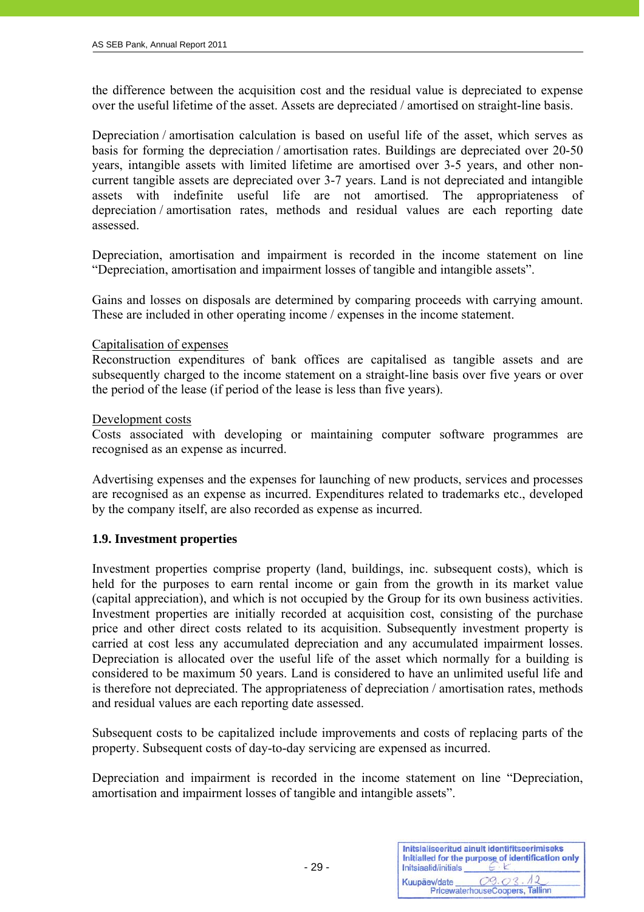the difference between the acquisition cost and the residual value is depreciated to expense over the useful lifetime of the asset. Assets are depreciated / amortised on straight-line basis.

Depreciation / amortisation calculation is based on useful life of the asset, which serves as basis for forming the depreciation / amortisation rates. Buildings are depreciated over 20-50 years, intangible assets with limited lifetime are amortised over 3-5 years, and other non-current tangible assets are depreciated over 3-7 years. Land is not depreciated and intangible assets with indefinite useful life are not amortised. The appropriateness of depreciation / amortisation rates, methods and residual values are each reporting date assessed.

Depreciation, amortisation and impairment is recorded in the income statement on line "Depreciation, amortisation and impairment losses of tangible and intangible assets".

Gains and losses on disposals are determined by comparing proceeds with carrying amount. These are included in other operating income / expenses in the income statement.

Capitalisation of expenses

Reconstruction expenditures of bank offices are capitalised as tangible assets and are subsequently charged to the income statement on a straight-line basis over five years or over the period of the lease (if period of the lease is less than five years).

Development costs

Costs associated with developing or maintaining computer software programmes are recognised as an expense as incurred.

Advertising expenses and the expenses for launching of new products, services and processes are recognised as an expense as incurred. Expenditures related to trademarks etc., developed by the company itself, are also recorded as expense as incurred.

**1.9. Investment properties**

Investment properties comprise property (land, buildings, inc. subsequent costs), which is held for the purposes to earn rental income or gain from the growth in its market value (capital appreciation), and which is not occupied by the Group for its own business activities. Investment properties are initially recorded at acquisition cost, consisting of the purchase price and other direct costs related to its acquisition. Subsequently investment property is carried at cost less any accumulated depreciation and any accumulated impairment losses. Depreciation is allocated over the useful life of the asset which normally for a building is considered to be maximum 50 years. Land is considered to have an unlimited useful life and is therefore not depreciated. The appropriateness of depreciation / amortisation rates, methods and residual values are each reporting date assessed.

Subsequent costs to be capitalized include improvements and costs of replacing parts of the property. Subsequent costs of day-to-day servicing are expensed as incurred.

Depreciation and impairment is recorded in the income statement on line "Depreciation, amortisation and impairment losses of tangible and intangible assets".

Initsialiseeritud ainult identifitseerimiseks
Initialled for the purpose of identification only
Initsiaalid/initials E.K
Kuupäev/date 09.03.12
PricewaterhouseCoopers, Tallinn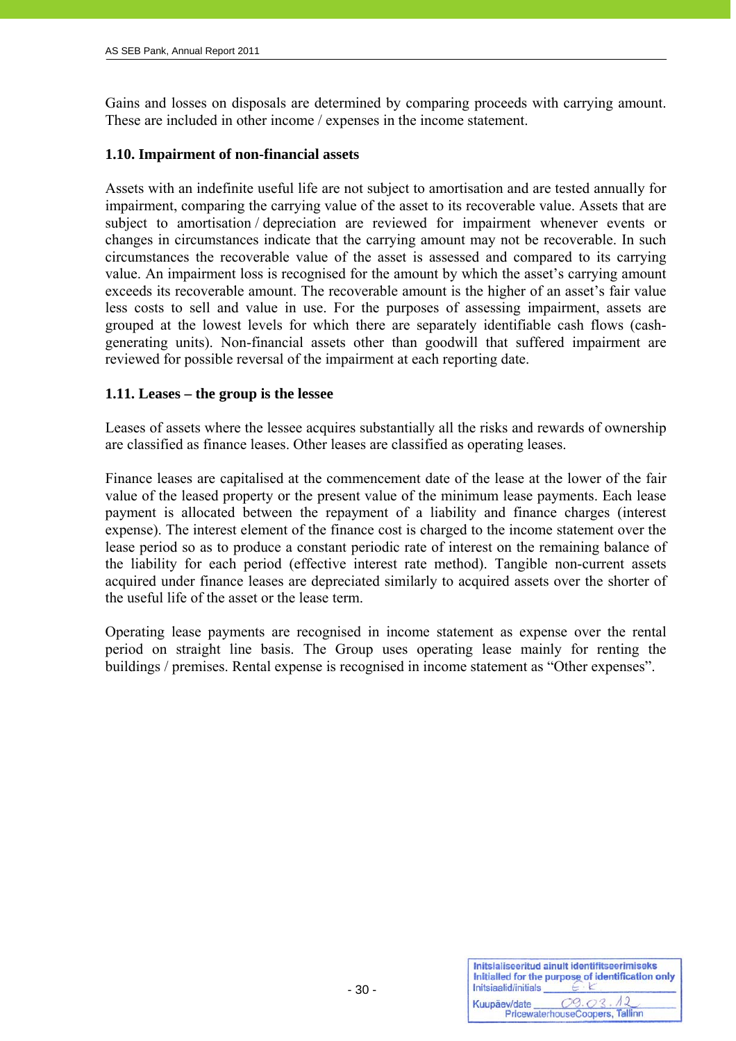Gains and losses on disposals are determined by comparing proceeds with carrying amount. These are included in other income / expenses in the income statement.

### 1.10. Impairment of non-financial assets

Assets with an indefinite useful life are not subject to amortisation and are tested annually for impairment, comparing the carrying value of the asset to its recoverable value. Assets that are subject to amortisation / depreciation are reviewed for impairment whenever events or changes in circumstances indicate that the carrying amount may not be recoverable. In such circumstances the recoverable value of the asset is assessed and compared to its carrying value. An impairment loss is recognised for the amount by which the asset's carrying amount exceeds its recoverable amount. The recoverable amount is the higher of an asset's fair value less costs to sell and value in use. For the purposes of assessing impairment, assets are grouped at the lowest levels for which there are separately identifiable cash flows (cash-generating units). Non-financial assets other than goodwill that suffered impairment are reviewed for possible reversal of the impairment at each reporting date.

### 1.11. Leases – the group is the lessee

Leases of assets where the lessee acquires substantially all the risks and rewards of ownership are classified as finance leases. Other leases are classified as operating leases.

Finance leases are capitalised at the commencement date of the lease at the lower of the fair value of the leased property or the present value of the minimum lease payments. Each lease payment is allocated between the repayment of a liability and finance charges (interest expense). The interest element of the finance cost is charged to the income statement over the lease period so as to produce a constant periodic rate of interest on the remaining balance of the liability for each period (effective interest rate method). Tangible non-current assets acquired under finance leases are depreciated similarly to acquired assets over the shorter of the useful life of the asset or the lease term.

Operating lease payments are recognised in income statement as expense over the rental period on straight line basis. The Group uses operating lease mainly for renting the buildings / premises. Rental expense is recognised in income statement as "Other expenses".

Initsialiseeritud ainult identifitseerimiseks
Initialled for the purpose of identification only
Initsiaalid/initials E.K
Kuupäev/date 09.03.12
PricewaterhouseCoopers, Tallinn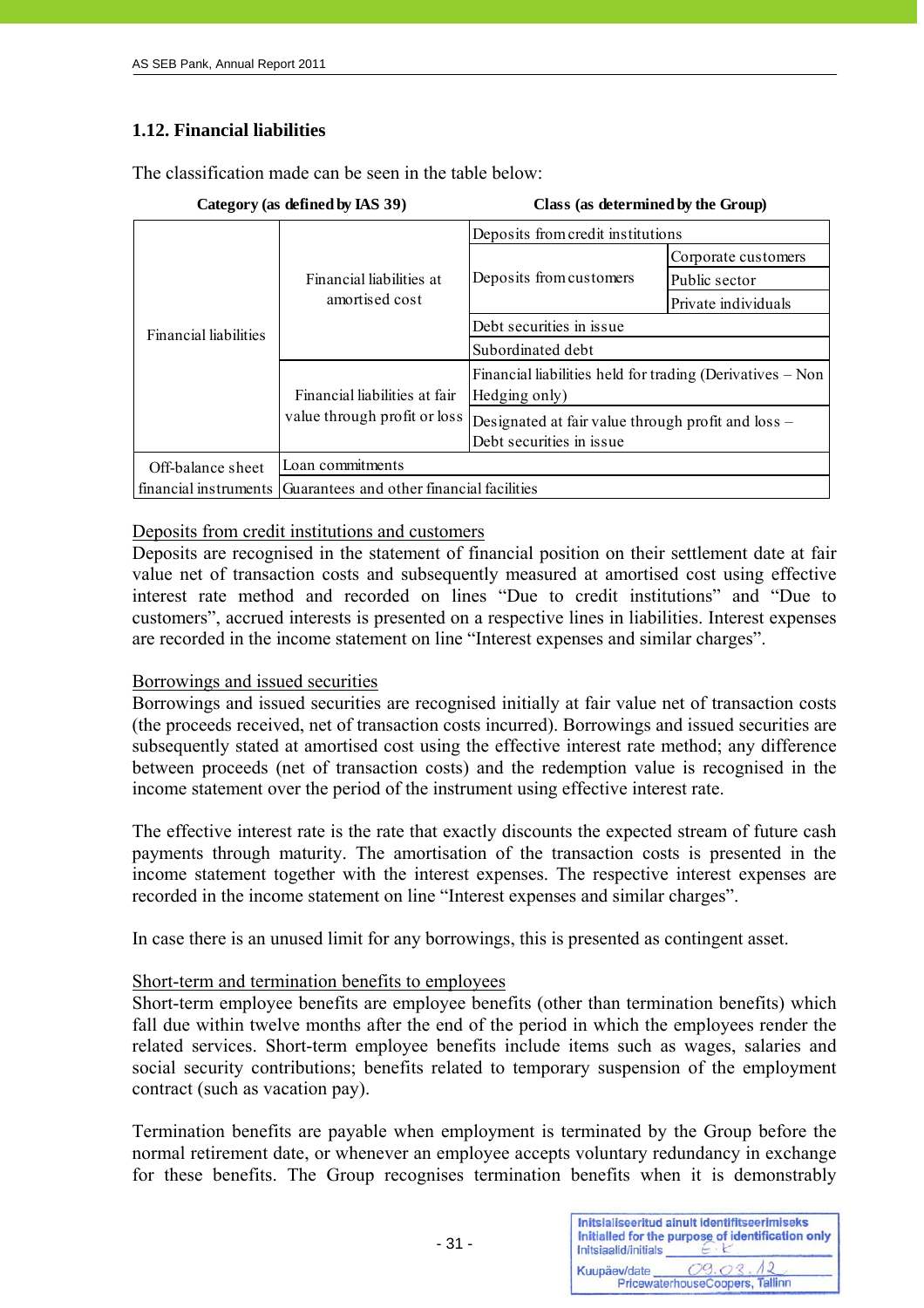### 1.12. Financial liabilities

The classification made can be seen in the table below:

| Category (as defined by IAS 39) | | Class (as determined by the Group) | |
|---|---|---|---|
| Financial liabilities | Financial liabilities at amortised cost | Deposits from credit institutions | |
| | | Deposits from customers | Corporate customers |
| | | | Public sector |
| | | | Private individuals |
| | | Debt securities in issue | |
| | | Subordinated debt | |
| | Financial liabilities at fair value through profit or loss | Financial liabilities held for trading (Derivatives – Non Hedging only) | |
| | | Designated at fair value through profit and loss – Debt securities in issue | |
| Off-balance sheet financial instruments | Loan commitments | | |
| | Guarantees and other financial facilities | | |

Deposits from credit institutions and customers

Deposits are recognised in the statement of financial position on their settlement date at fair value net of transaction costs and subsequently measured at amortised cost using effective interest rate method and recorded on lines "Due to credit institutions" and "Due to customers", accrued interests is presented on a respective lines in liabilities. Interest expenses are recorded in the income statement on line "Interest expenses and similar charges".

Borrowings and issued securities

Borrowings and issued securities are recognised initially at fair value net of transaction costs (the proceeds received, net of transaction costs incurred). Borrowings and issued securities are subsequently stated at amortised cost using the effective interest rate method; any difference between proceeds (net of transaction costs) and the redemption value is recognised in the income statement over the period of the instrument using effective interest rate.

The effective interest rate is the rate that exactly discounts the expected stream of future cash payments through maturity. The amortisation of the transaction costs is presented in the income statement together with the interest expenses. The respective interest expenses are recorded in the income statement on line "Interest expenses and similar charges".

In case there is an unused limit for any borrowings, this is presented as contingent asset.

Short-term and termination benefits to employees

Short-term employee benefits are employee benefits (other than termination benefits) which fall due within twelve months after the end of the period in which the employees render the related services. Short-term employee benefits include items such as wages, salaries and social security contributions; benefits related to temporary suspension of the employment contract (such as vacation pay).

Termination benefits are payable when employment is terminated by the Group before the normal retirement date, or whenever an employee accepts voluntary redundancy in exchange for these benefits. The Group recognises termination benefits when it is demonstrably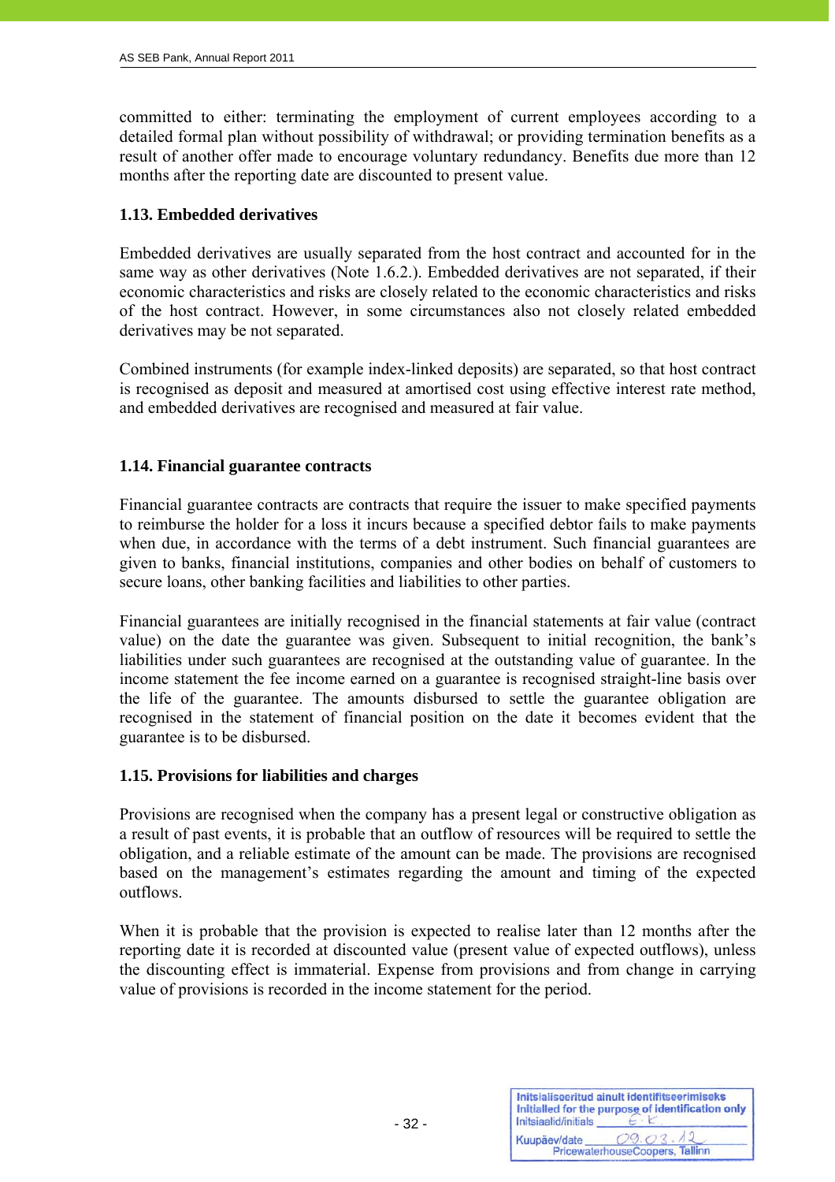committed to either: terminating the employment of current employees according to a detailed formal plan without possibility of withdrawal; or providing termination benefits as a result of another offer made to encourage voluntary redundancy. Benefits due more than 12 months after the reporting date are discounted to present value.

### 1.13. Embedded derivatives

Embedded derivatives are usually separated from the host contract and accounted for in the same way as other derivatives (Note 1.6.2.). Embedded derivatives are not separated, if their economic characteristics and risks are closely related to the economic characteristics and risks of the host contract. However, in some circumstances also not closely related embedded derivatives may be not separated.

Combined instruments (for example index-linked deposits) are separated, so that host contract is recognised as deposit and measured at amortised cost using effective interest rate method, and embedded derivatives are recognised and measured at fair value.

### 1.14. Financial guarantee contracts

Financial guarantee contracts are contracts that require the issuer to make specified payments to reimburse the holder for a loss it incurs because a specified debtor fails to make payments when due, in accordance with the terms of a debt instrument. Such financial guarantees are given to banks, financial institutions, companies and other bodies on behalf of customers to secure loans, other banking facilities and liabilities to other parties.

Financial guarantees are initially recognised in the financial statements at fair value (contract value) on the date the guarantee was given. Subsequent to initial recognition, the bank's liabilities under such guarantees are recognised at the outstanding value of guarantee. In the income statement the fee income earned on a guarantee is recognised straight-line basis over the life of the guarantee. The amounts disbursed to settle the guarantee obligation are recognised in the statement of financial position on the date it becomes evident that the guarantee is to be disbursed.

### 1.15. Provisions for liabilities and charges

Provisions are recognised when the company has a present legal or constructive obligation as a result of past events, it is probable that an outflow of resources will be required to settle the obligation, and a reliable estimate of the amount can be made. The provisions are recognised based on the management's estimates regarding the amount and timing of the expected outflows.

When it is probable that the provision is expected to realise later than 12 months after the reporting date it is recorded at discounted value (present value of expected outflows), unless the discounting effect is immaterial. Expense from provisions and from change in carrying value of provisions is recorded in the income statement for the period.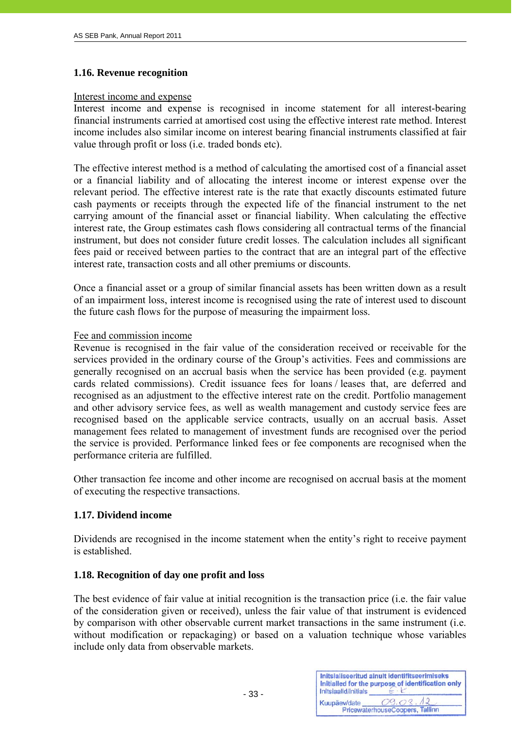### 1.16. Revenue recognition

Interest income and expense

Interest income and expense is recognised in income statement for all interest-bearing financial instruments carried at amortised cost using the effective interest rate method. Interest income includes also similar income on interest bearing financial instruments classified at fair value through profit or loss (i.e. traded bonds etc).

The effective interest method is a method of calculating the amortised cost of a financial asset or a financial liability and of allocating the interest income or interest expense over the relevant period. The effective interest rate is the rate that exactly discounts estimated future cash payments or receipts through the expected life of the financial instrument to the net carrying amount of the financial asset or financial liability. When calculating the effective interest rate, the Group estimates cash flows considering all contractual terms of the financial instrument, but does not consider future credit losses. The calculation includes all significant fees paid or received between parties to the contract that are an integral part of the effective interest rate, transaction costs and all other premiums or discounts.

Once a financial asset or a group of similar financial assets has been written down as a result of an impairment loss, interest income is recognised using the rate of interest used to discount the future cash flows for the purpose of measuring the impairment loss.

Fee and commission income

Revenue is recognised in the fair value of the consideration received or receivable for the services provided in the ordinary course of the Group's activities. Fees and commissions are generally recognised on an accrual basis when the service has been provided (e.g. payment cards related commissions). Credit issuance fees for loans / leases that, are deferred and recognised as an adjustment to the effective interest rate on the credit. Portfolio management and other advisory service fees, as well as wealth management and custody service fees are recognised based on the applicable service contracts, usually on an accrual basis. Asset management fees related to management of investment funds are recognised over the period the service is provided. Performance linked fees or fee components are recognised when the performance criteria are fulfilled.

Other transaction fee income and other income are recognised on accrual basis at the moment of executing the respective transactions.

### 1.17. Dividend income

Dividends are recognised in the income statement when the entity's right to receive payment is established.

### 1.18. Recognition of day one profit and loss

The best evidence of fair value at initial recognition is the transaction price (i.e. the fair value of the consideration given or received), unless the fair value of that instrument is evidenced by comparison with other observable current market transactions in the same instrument (i.e. without modification or repackaging) or based on a valuation technique whose variables include only data from observable markets.

Initsialiseeritud ainult identifitseerimiseks
Initialled for the purpose of identification only
Initsiaalid/initials E.K
Kuupäev/date 09.03.12
PricewaterhouseCoopers, Tallinn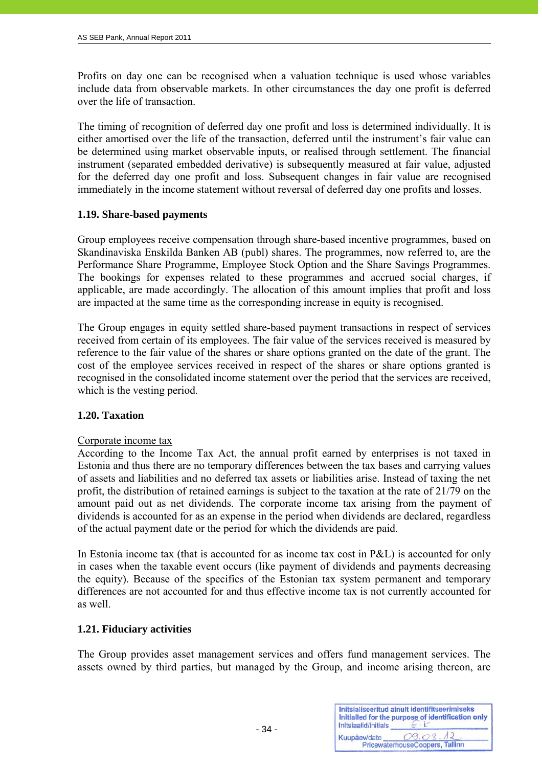Profits on day one can be recognised when a valuation technique is used whose variables include data from observable markets. In other circumstances the day one profit is deferred over the life of transaction.

The timing of recognition of deferred day one profit and loss is determined individually. It is either amortised over the life of the transaction, deferred until the instrument's fair value can be determined using market observable inputs, or realised through settlement. The financial instrument (separated embedded derivative) is subsequently measured at fair value, adjusted for the deferred day one profit and loss. Subsequent changes in fair value are recognised immediately in the income statement without reversal of deferred day one profits and losses.

### 1.19. Share-based payments

Group employees receive compensation through share-based incentive programmes, based on Skandinaviska Enskilda Banken AB (publ) shares. The programmes, now referred to, are the Performance Share Programme, Employee Stock Option and the Share Savings Programmes. The bookings for expenses related to these programmes and accrued social charges, if applicable, are made accordingly. The allocation of this amount implies that profit and loss are impacted at the same time as the corresponding increase in equity is recognised.

The Group engages in equity settled share-based payment transactions in respect of services received from certain of its employees. The fair value of the services received is measured by reference to the fair value of the shares or share options granted on the date of the grant. The cost of the employee services received in respect of the shares or share options granted is recognised in the consolidated income statement over the period that the services are received, which is the vesting period.

### 1.20. Taxation

Corporate income tax

According to the Income Tax Act, the annual profit earned by enterprises is not taxed in Estonia and thus there are no temporary differences between the tax bases and carrying values of assets and liabilities and no deferred tax assets or liabilities arise. Instead of taxing the net profit, the distribution of retained earnings is subject to the taxation at the rate of 21/79 on the amount paid out as net dividends. The corporate income tax arising from the payment of dividends is accounted for as an expense in the period when dividends are declared, regardless of the actual payment date or the period for which the dividends are paid.

In Estonia income tax (that is accounted for as income tax cost in P&L) is accounted for only in cases when the taxable event occurs (like payment of dividends and payments decreasing the equity). Because of the specifics of the Estonian tax system permanent and temporary differences are not accounted for and thus effective income tax is not currently accounted for as well.

### 1.21. Fiduciary activities

The Group provides asset management services and offers fund management services. The assets owned by third parties, but managed by the Group, and income arising thereon, are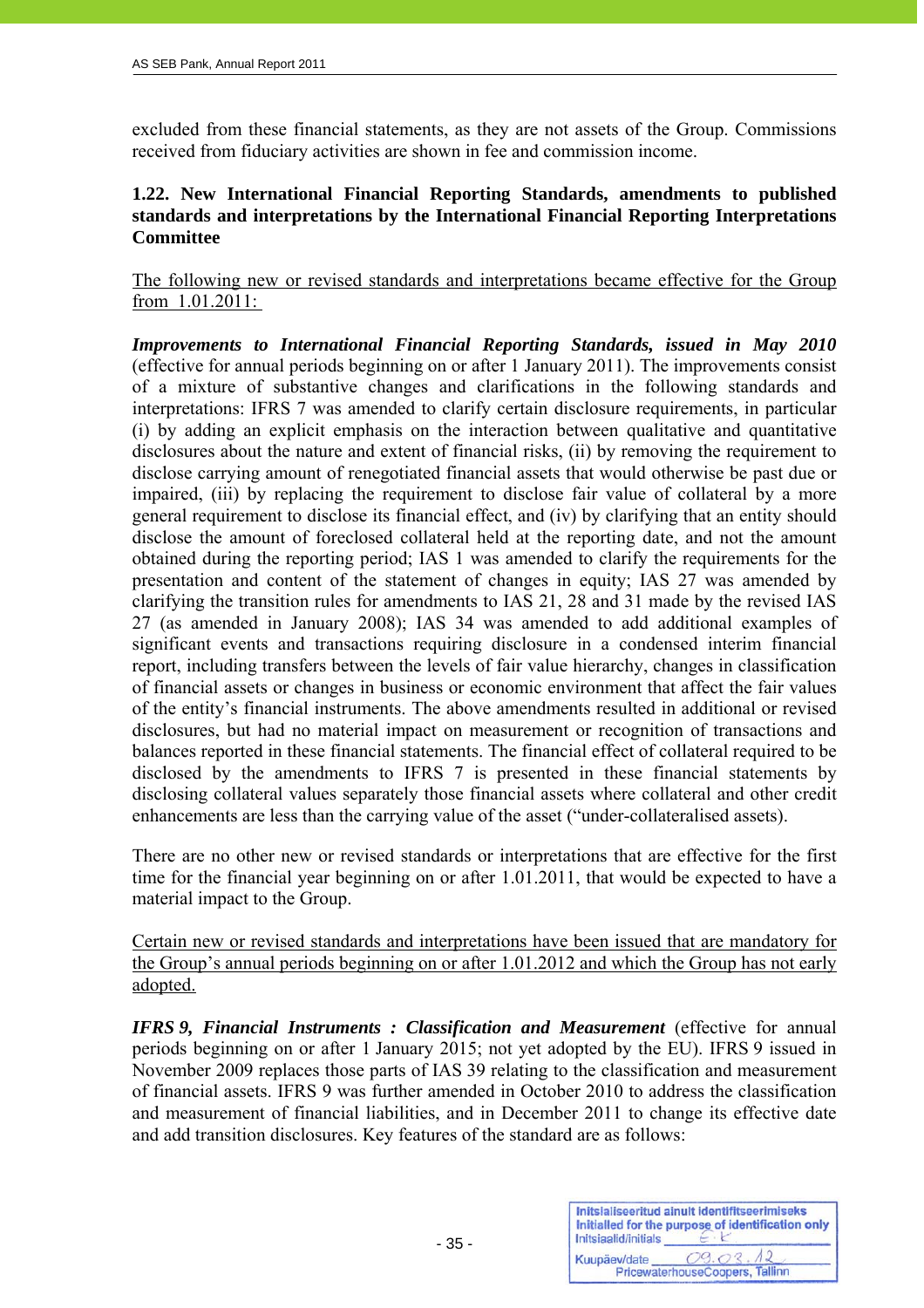excluded from these financial statements, as they are not assets of the Group. Commissions received from fiduciary activities are shown in fee and commission income.

### 1.22. New International Financial Reporting Standards, amendments to published standards and interpretations by the International Financial Reporting Interpretations Committee

The following new or revised standards and interpretations became effective for the Group from 1.01.2011:

***Improvements to International Financial Reporting Standards, issued in May 2010*** (effective for annual periods beginning on or after 1 January 2011). The improvements consist of a mixture of substantive changes and clarifications in the following standards and interpretations: IFRS 7 was amended to clarify certain disclosure requirements, in particular (i) by adding an explicit emphasis on the interaction between qualitative and quantitative disclosures about the nature and extent of financial risks, (ii) by removing the requirement to disclose carrying amount of renegotiated financial assets that would otherwise be past due or impaired, (iii) by replacing the requirement to disclose fair value of collateral by a more general requirement to disclose its financial effect, and (iv) by clarifying that an entity should disclose the amount of foreclosed collateral held at the reporting date, and not the amount obtained during the reporting period; IAS 1 was amended to clarify the requirements for the presentation and content of the statement of changes in equity; IAS 27 was amended by clarifying the transition rules for amendments to IAS 21, 28 and 31 made by the revised IAS 27 (as amended in January 2008); IAS 34 was amended to add additional examples of significant events and transactions requiring disclosure in a condensed interim financial report, including transfers between the levels of fair value hierarchy, changes in classification of financial assets or changes in business or economic environment that affect the fair values of the entity's financial instruments. The above amendments resulted in additional or revised disclosures, but had no material impact on measurement or recognition of transactions and balances reported in these financial statements. The financial effect of collateral required to be disclosed by the amendments to IFRS 7 is presented in these financial statements by disclosing collateral values separately those financial assets where collateral and other credit enhancements are less than the carrying value of the asset ("under-collateralised assets).

There are no other new or revised standards or interpretations that are effective for the first time for the financial year beginning on or after 1.01.2011, that would be expected to have a material impact to the Group.

Certain new or revised standards and interpretations have been issued that are mandatory for the Group's annual periods beginning on or after 1.01.2012 and which the Group has not early adopted.

***IFRS 9, Financial Instruments : Classification and Measurement*** (effective for annual periods beginning on or after 1 January 2015; not yet adopted by the EU). IFRS 9 issued in November 2009 replaces those parts of IAS 39 relating to the classification and measurement of financial assets. IFRS 9 was further amended in October 2010 to address the classification and measurement of financial liabilities, and in December 2011 to change its effective date and add transition disclosures. Key features of the standard are as follows: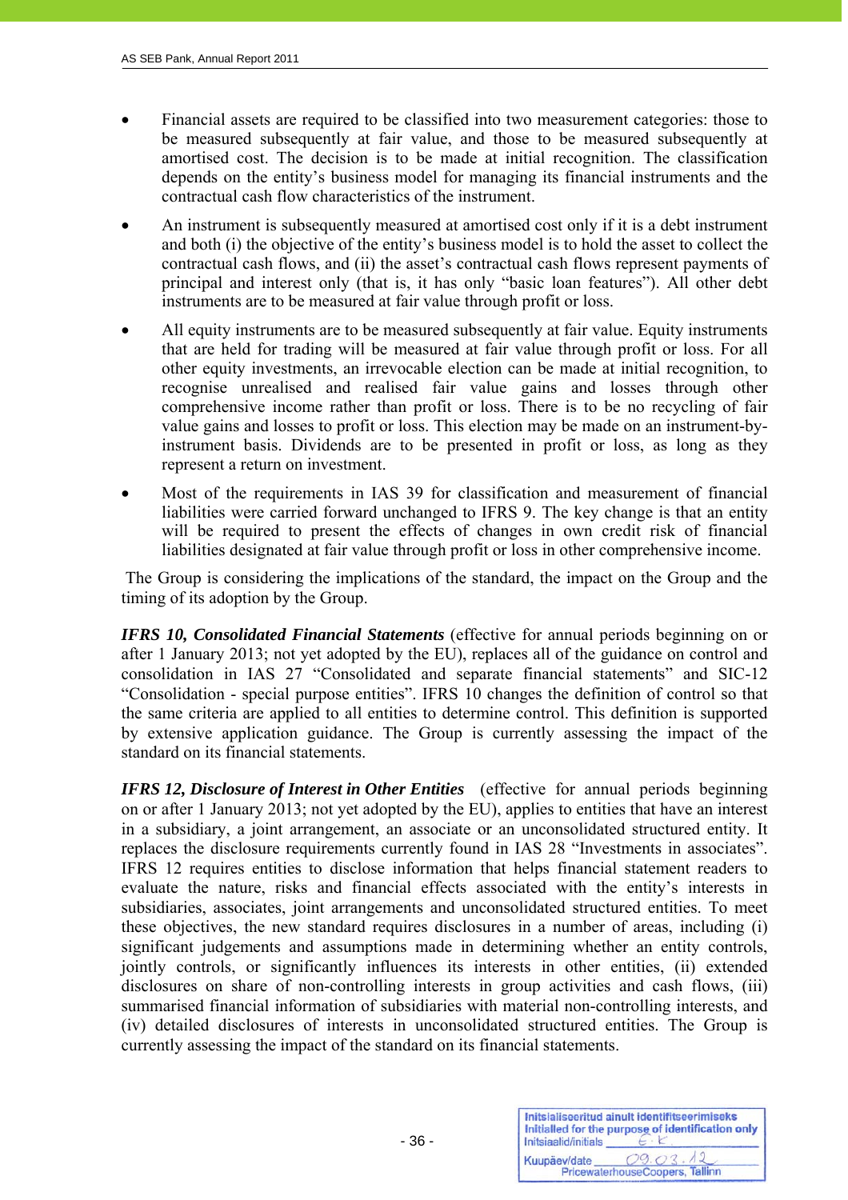- Financial assets are required to be classified into two measurement categories: those to be measured subsequently at fair value, and those to be measured subsequently at amortised cost. The decision is to be made at initial recognition. The classification depends on the entity's business model for managing its financial instruments and the contractual cash flow characteristics of the instrument.
- An instrument is subsequently measured at amortised cost only if it is a debt instrument and both (i) the objective of the entity's business model is to hold the asset to collect the contractual cash flows, and (ii) the asset's contractual cash flows represent payments of principal and interest only (that is, it has only "basic loan features"). All other debt instruments are to be measured at fair value through profit or loss.
- All equity instruments are to be measured subsequently at fair value. Equity instruments that are held for trading will be measured at fair value through profit or loss. For all other equity investments, an irrevocable election can be made at initial recognition, to recognise unrealised and realised fair value gains and losses through other comprehensive income rather than profit or loss. There is to be no recycling of fair value gains and losses to profit or loss. This election may be made on an instrument-by-instrument basis. Dividends are to be presented in profit or loss, as long as they represent a return on investment.
- Most of the requirements in IAS 39 for classification and measurement of financial liabilities were carried forward unchanged to IFRS 9. The key change is that an entity will be required to present the effects of changes in own credit risk of financial liabilities designated at fair value through profit or loss in other comprehensive income.

The Group is considering the implications of the standard, the impact on the Group and the timing of its adoption by the Group.

***IFRS 10, Consolidated Financial Statements*** (effective for annual periods beginning on or after 1 January 2013; not yet adopted by the EU), replaces all of the guidance on control and consolidation in IAS 27 "Consolidated and separate financial statements" and SIC-12 "Consolidation - special purpose entities". IFRS 10 changes the definition of control so that the same criteria are applied to all entities to determine control. This definition is supported by extensive application guidance. The Group is currently assessing the impact of the standard on its financial statements.

***IFRS 12, Disclosure of Interest in Other Entities*** (effective for annual periods beginning on or after 1 January 2013; not yet adopted by the EU), applies to entities that have an interest in a subsidiary, a joint arrangement, an associate or an unconsolidated structured entity. It replaces the disclosure requirements currently found in IAS 28 "Investments in associates". IFRS 12 requires entities to disclose information that helps financial statement readers to evaluate the nature, risks and financial effects associated with the entity's interests in subsidiaries, associates, joint arrangements and unconsolidated structured entities. To meet these objectives, the new standard requires disclosures in a number of areas, including (i) significant judgements and assumptions made in determining whether an entity controls, jointly controls, or significantly influences its interests in other entities, (ii) extended disclosures on share of non-controlling interests in group activities and cash flows, (iii) summarised financial information of subsidiaries with material non-controlling interests, and (iv) detailed disclosures of interests in unconsolidated structured entities. The Group is currently assessing the impact of the standard on its financial statements.

Initsialiseeritud ainult identifitseerimiseks
Initialled for the purpose of identification only
Initsiaalid/initials E.K.
Kuupäev/date 09.03.12
PricewaterhouseCoopers, Tallinn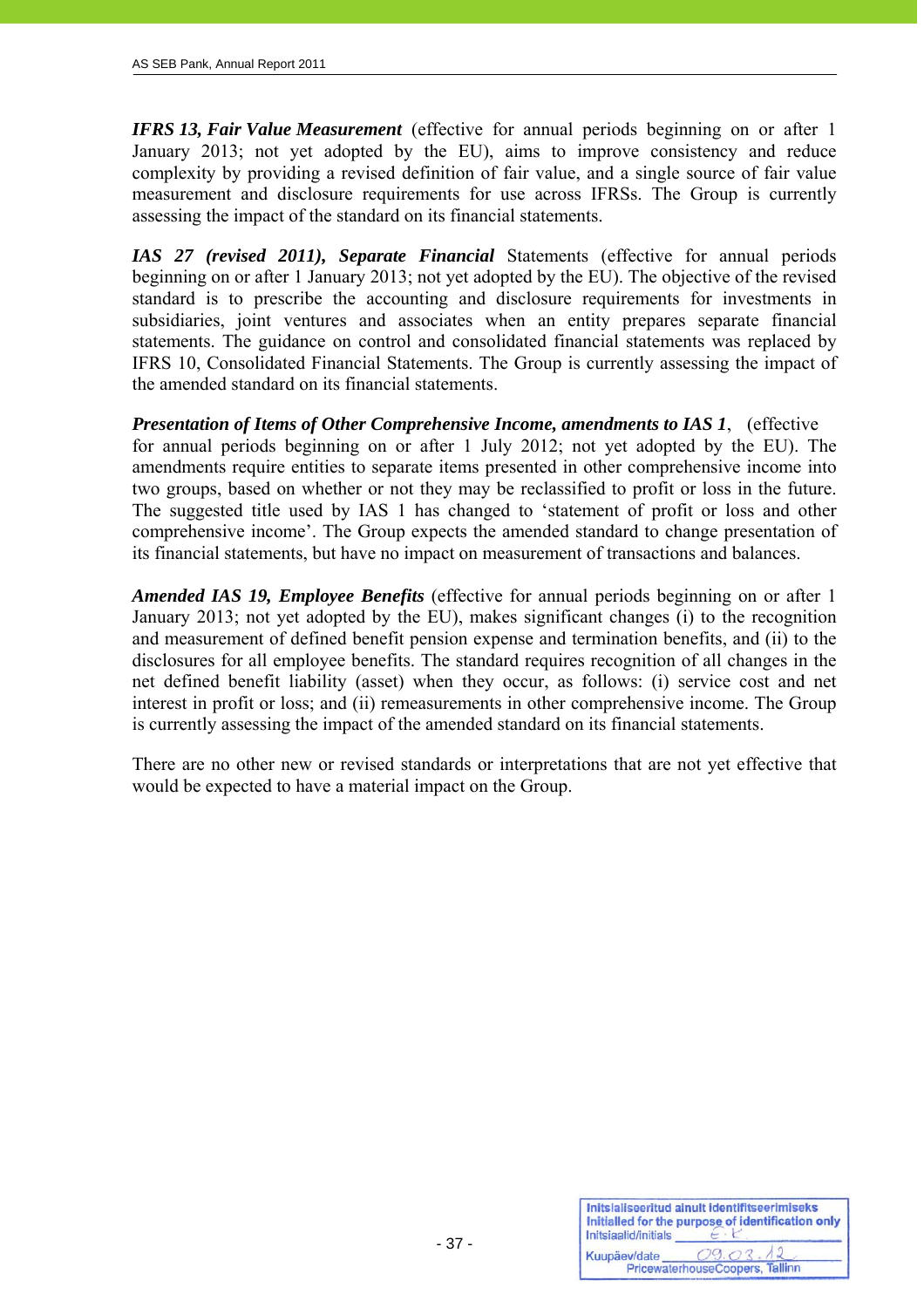***IFRS 13, Fair Value Measurement*** (effective for annual periods beginning on or after 1 January 2013; not yet adopted by the EU), aims to improve consistency and reduce complexity by providing a revised definition of fair value, and a single source of fair value measurement and disclosure requirements for use across IFRSs. The Group is currently assessing the impact of the standard on its financial statements.

***IAS 27 (revised 2011), Separate Financial*** Statements (effective for annual periods beginning on or after 1 January 2013; not yet adopted by the EU). The objective of the revised standard is to prescribe the accounting and disclosure requirements for investments in subsidiaries, joint ventures and associates when an entity prepares separate financial statements. The guidance on control and consolidated financial statements was replaced by IFRS 10, Consolidated Financial Statements. The Group is currently assessing the impact of the amended standard on its financial statements.

***Presentation of Items of Other Comprehensive Income, amendments to IAS 1***, (effective for annual periods beginning on or after 1 July 2012; not yet adopted by the EU). The amendments require entities to separate items presented in other comprehensive income into two groups, based on whether or not they may be reclassified to profit or loss in the future. The suggested title used by IAS 1 has changed to 'statement of profit or loss and other comprehensive income'. The Group expects the amended standard to change presentation of its financial statements, but have no impact on measurement of transactions and balances.

***Amended IAS 19, Employee Benefits*** (effective for annual periods beginning on or after 1 January 2013; not yet adopted by the EU), makes significant changes (i) to the recognition and measurement of defined benefit pension expense and termination benefits, and (ii) to the disclosures for all employee benefits. The standard requires recognition of all changes in the net defined benefit liability (asset) when they occur, as follows: (i) service cost and net interest in profit or loss; and (ii) remeasurements in other comprehensive income. The Group is currently assessing the impact of the amended standard on its financial statements.

There are no other new or revised standards or interpretations that are not yet effective that would be expected to have a material impact on the Group.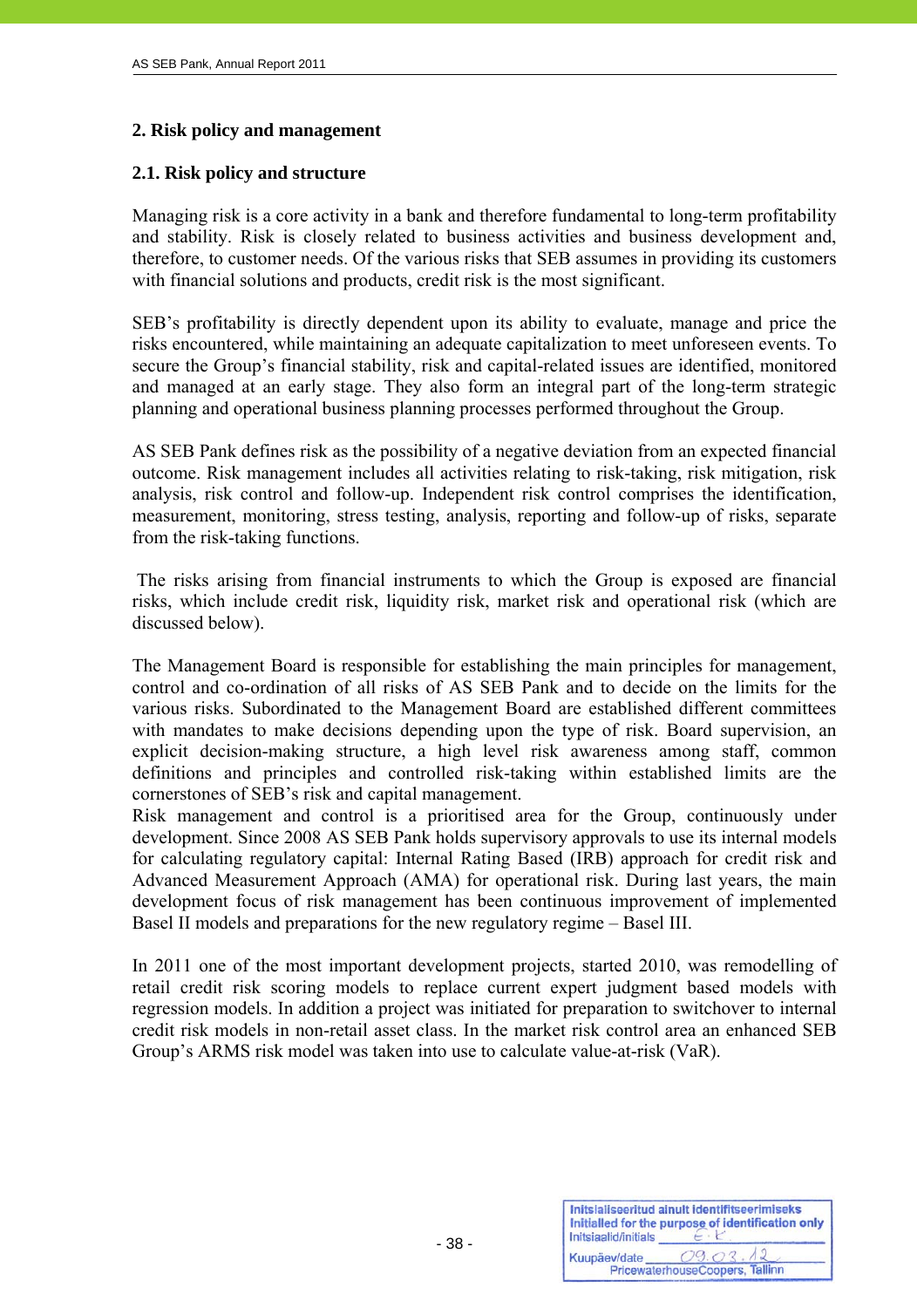## 2. Risk policy and management

### 2.1. Risk policy and structure

Managing risk is a core activity in a bank and therefore fundamental to long-term profitability and stability. Risk is closely related to business activities and business development and, therefore, to customer needs. Of the various risks that SEB assumes in providing its customers with financial solutions and products, credit risk is the most significant.

SEB's profitability is directly dependent upon its ability to evaluate, manage and price the risks encountered, while maintaining an adequate capitalization to meet unforeseen events. To secure the Group's financial stability, risk and capital-related issues are identified, monitored and managed at an early stage. They also form an integral part of the long-term strategic planning and operational business planning processes performed throughout the Group.

AS SEB Pank defines risk as the possibility of a negative deviation from an expected financial outcome. Risk management includes all activities relating to risk-taking, risk mitigation, risk analysis, risk control and follow-up. Independent risk control comprises the identification, measurement, monitoring, stress testing, analysis, reporting and follow-up of risks, separate from the risk-taking functions.

The risks arising from financial instruments to which the Group is exposed are financial risks, which include credit risk, liquidity risk, market risk and operational risk (which are discussed below).

The Management Board is responsible for establishing the main principles for management, control and co-ordination of all risks of AS SEB Pank and to decide on the limits for the various risks. Subordinated to the Management Board are established different committees with mandates to make decisions depending upon the type of risk. Board supervision, an explicit decision-making structure, a high level risk awareness among staff, common definitions and principles and controlled risk-taking within established limits are the cornerstones of SEB's risk and capital management.
Risk management and control is a prioritised area for the Group, continuously under development. Since 2008 AS SEB Pank holds supervisory approvals to use its internal models for calculating regulatory capital: Internal Rating Based (IRB) approach for credit risk and Advanced Measurement Approach (AMA) for operational risk. During last years, the main development focus of risk management has been continuous improvement of implemented Basel II models and preparations for the new regulatory regime – Basel III.

In 2011 one of the most important development projects, started 2010, was remodelling of retail credit risk scoring models to replace current expert judgment based models with regression models. In addition a project was initiated for preparation to switchover to internal credit risk models in non-retail asset class. In the market risk control area an enhanced SEB Group's ARMS risk model was taken into use to calculate value-at-risk (VaR).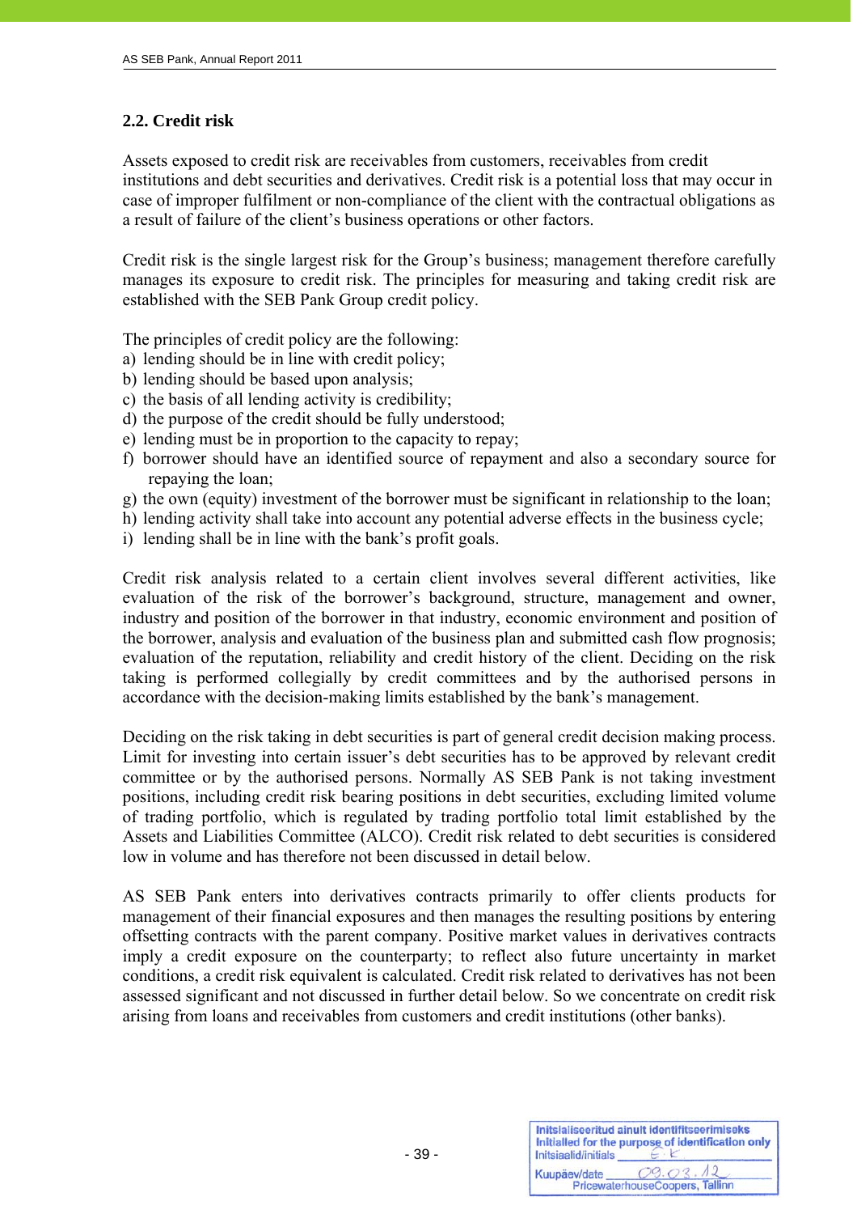## 2.2. Credit risk

Assets exposed to credit risk are receivables from customers, receivables from credit institutions and debt securities and derivatives. Credit risk is a potential loss that may occur in case of improper fulfilment or non-compliance of the client with the contractual obligations as a result of failure of the client's business operations or other factors.

Credit risk is the single largest risk for the Group's business; management therefore carefully manages its exposure to credit risk. The principles for measuring and taking credit risk are established with the SEB Pank Group credit policy.

The principles of credit policy are the following:

a) lending should be in line with credit policy;
b) lending should be based upon analysis;
c) the basis of all lending activity is credibility;
d) the purpose of the credit should be fully understood;
e) lending must be in proportion to the capacity to repay;
f) borrower should have an identified source of repayment and also a secondary source for repaying the loan;
g) the own (equity) investment of the borrower must be significant in relationship to the loan;
h) lending activity shall take into account any potential adverse effects in the business cycle;
i) lending shall be in line with the bank's profit goals.

Credit risk analysis related to a certain client involves several different activities, like evaluation of the risk of the borrower's background, structure, management and owner, industry and position of the borrower in that industry, economic environment and position of the borrower, analysis and evaluation of the business plan and submitted cash flow prognosis; evaluation of the reputation, reliability and credit history of the client. Deciding on the risk taking is performed collegially by credit committees and by the authorised persons in accordance with the decision-making limits established by the bank's management.

Deciding on the risk taking in debt securities is part of general credit decision making process. Limit for investing into certain issuer's debt securities has to be approved by relevant credit committee or by the authorised persons. Normally AS SEB Pank is not taking investment positions, including credit risk bearing positions in debt securities, excluding limited volume of trading portfolio, which is regulated by trading portfolio total limit established by the Assets and Liabilities Committee (ALCO). Credit risk related to debt securities is considered low in volume and has therefore not been discussed in detail below.

AS SEB Pank enters into derivatives contracts primarily to offer clients products for management of their financial exposures and then manages the resulting positions by entering offsetting contracts with the parent company. Positive market values in derivatives contracts imply a credit exposure on the counterparty; to reflect also future uncertainty in market conditions, a credit risk equivalent is calculated. Credit risk related to derivatives has not been assessed significant and not discussed in further detail below. So we concentrate on credit risk arising from loans and receivables from customers and credit institutions (other banks).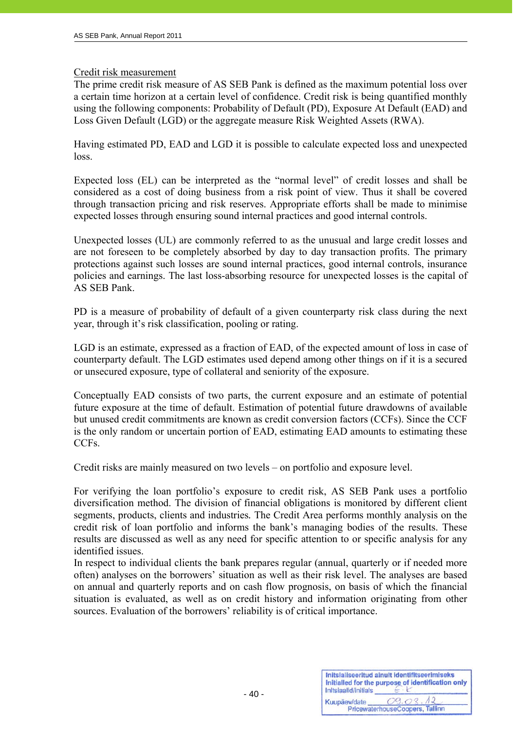<u>Credit risk measurement</u>

The prime credit risk measure of AS SEB Pank is defined as the maximum potential loss over a certain time horizon at a certain level of confidence. Credit risk is being quantified monthly using the following components: Probability of Default (PD), Exposure At Default (EAD) and Loss Given Default (LGD) or the aggregate measure Risk Weighted Assets (RWA).

Having estimated PD, EAD and LGD it is possible to calculate expected loss and unexpected loss.

Expected loss (EL) can be interpreted as the "normal level" of credit losses and shall be considered as a cost of doing business from a risk point of view. Thus it shall be covered through transaction pricing and risk reserves. Appropriate efforts shall be made to minimise expected losses through ensuring sound internal practices and good internal controls.

Unexpected losses (UL) are commonly referred to as the unusual and large credit losses and are not foreseen to be completely absorbed by day to day transaction profits. The primary protections against such losses are sound internal practices, good internal controls, insurance policies and earnings. The last loss-absorbing resource for unexpected losses is the capital of AS SEB Pank.

PD is a measure of probability of default of a given counterparty risk class during the next year, through it's risk classification, pooling or rating.

LGD is an estimate, expressed as a fraction of EAD, of the expected amount of loss in case of counterparty default. The LGD estimates used depend among other things on if it is a secured or unsecured exposure, type of collateral and seniority of the exposure.

Conceptually EAD consists of two parts, the current exposure and an estimate of potential future exposure at the time of default. Estimation of potential future drawdowns of available but unused credit commitments are known as credit conversion factors (CCFs). Since the CCF is the only random or uncertain portion of EAD, estimating EAD amounts to estimating these CCFs.

Credit risks are mainly measured on two levels – on portfolio and exposure level.

For verifying the loan portfolio's exposure to credit risk, AS SEB Pank uses a portfolio diversification method. The division of financial obligations is monitored by different client segments, products, clients and industries. The Credit Area performs monthly analysis on the credit risk of loan portfolio and informs the bank's managing bodies of the results. These results are discussed as well as any need for specific attention to or specific analysis for any identified issues.
In respect to individual clients the bank prepares regular (annual, quarterly or if needed more often) analyses on the borrowers' situation as well as their risk level. The analyses are based on annual and quarterly reports and on cash flow prognosis, on basis of which the financial situation is evaluated, as well as on credit history and information originating from other sources. Evaluation of the borrowers' reliability is of critical importance.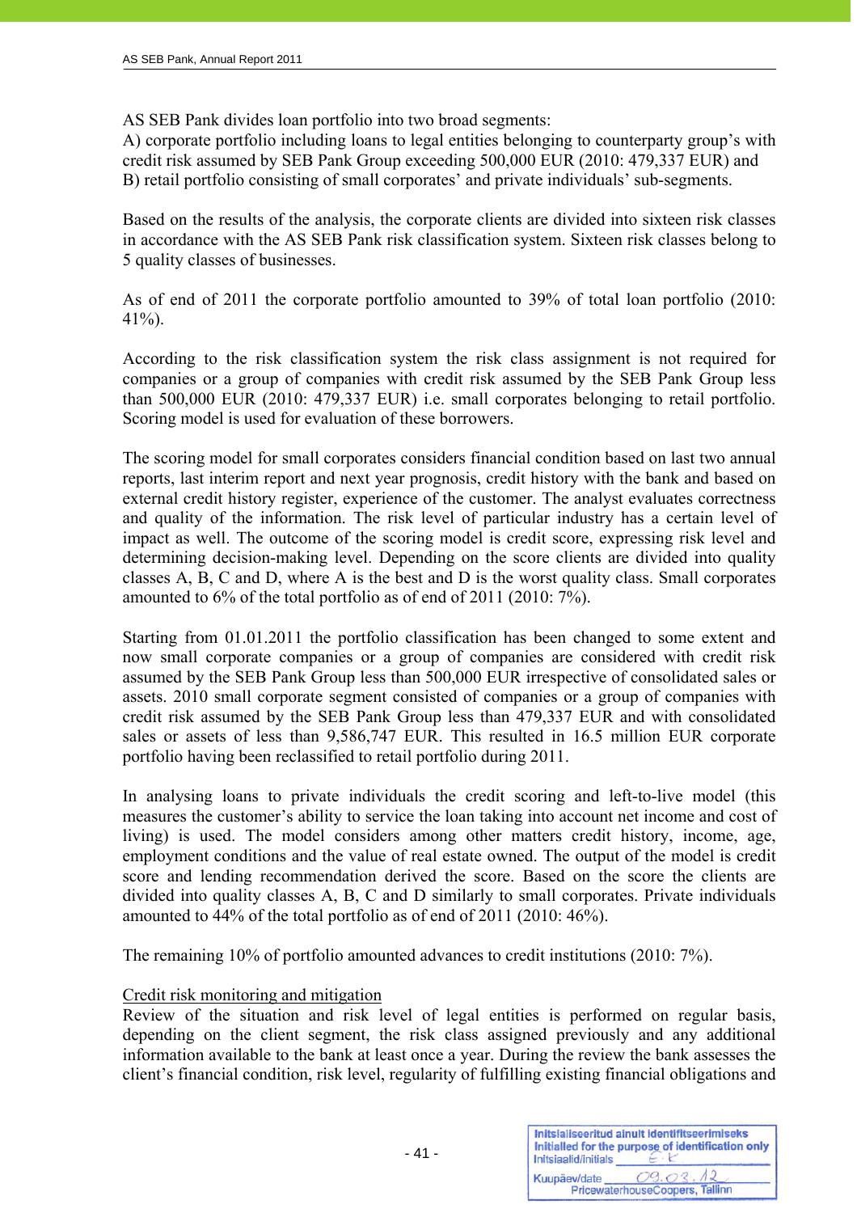AS SEB Pank divides loan portfolio into two broad segments:
A) corporate portfolio including loans to legal entities belonging to counterparty group's with credit risk assumed by SEB Pank Group exceeding 500,000 EUR (2010: 479,337 EUR) and
B) retail portfolio consisting of small corporates' and private individuals' sub-segments.

Based on the results of the analysis, the corporate clients are divided into sixteen risk classes in accordance with the AS SEB Pank risk classification system. Sixteen risk classes belong to 5 quality classes of businesses.

As of end of 2011 the corporate portfolio amounted to 39% of total loan portfolio (2010: 41%).

According to the risk classification system the risk class assignment is not required for companies or a group of companies with credit risk assumed by the SEB Pank Group less than 500,000 EUR (2010: 479,337 EUR) i.e. small corporates belonging to retail portfolio. Scoring model is used for evaluation of these borrowers.

The scoring model for small corporates considers financial condition based on last two annual reports, last interim report and next year prognosis, credit history with the bank and based on external credit history register, experience of the customer. The analyst evaluates correctness and quality of the information. The risk level of particular industry has a certain level of impact as well. The outcome of the scoring model is credit score, expressing risk level and determining decision-making level. Depending on the score clients are divided into quality classes A, B, C and D, where A is the best and D is the worst quality class. Small corporates amounted to 6% of the total portfolio as of end of 2011 (2010: 7%).

Starting from 01.01.2011 the portfolio classification has been changed to some extent and now small corporate companies or a group of companies are considered with credit risk assumed by the SEB Pank Group less than 500,000 EUR irrespective of consolidated sales or assets. 2010 small corporate segment consisted of companies or a group of companies with credit risk assumed by the SEB Pank Group less than 479,337 EUR and with consolidated sales or assets of less than 9,586,747 EUR. This resulted in 16.5 million EUR corporate portfolio having been reclassified to retail portfolio during 2011.

In analysing loans to private individuals the credit scoring and left-to-live model (this measures the customer's ability to service the loan taking into account net income and cost of living) is used. The model considers among other matters credit history, income, age, employment conditions and the value of real estate owned. The output of the model is credit score and lending recommendation derived the score. Based on the score the clients are divided into quality classes A, B, C and D similarly to small corporates. Private individuals amounted to 44% of the total portfolio as of end of 2011 (2010: 46%).

The remaining 10% of portfolio amounted advances to credit institutions (2010: 7%).

Credit risk monitoring and mitigation

Review of the situation and risk level of legal entities is performed on regular basis, depending on the client segment, the risk class assigned previously and any additional information available to the bank at least once a year. During the review the bank assesses the client's financial condition, risk level, regularity of fulfilling existing financial obligations and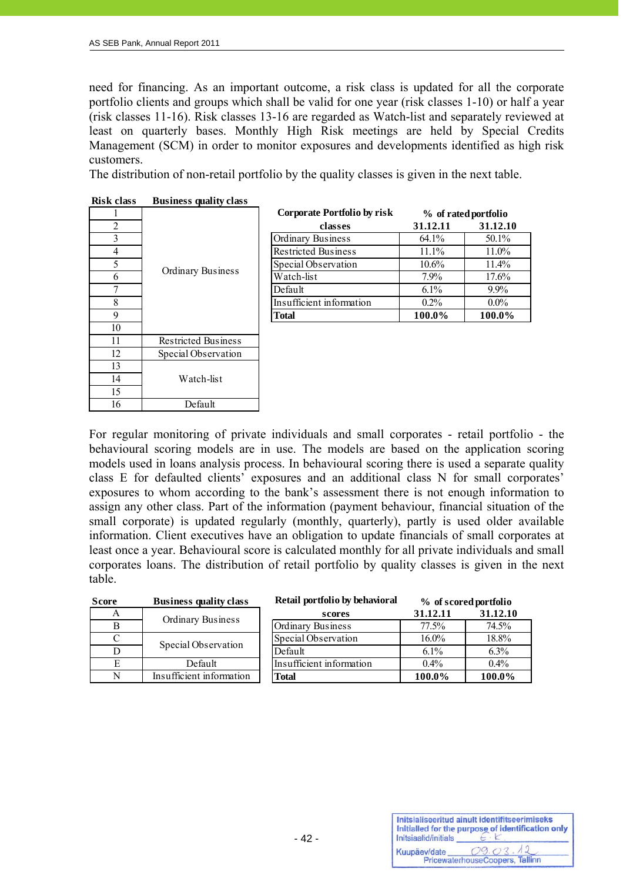need for financing. As an important outcome, a risk class is updated for all the corporate portfolio clients and groups which shall be valid for one year (risk classes 1-10) or half a year (risk classes 11-16). Risk classes 13-16 are regarded as Watch-list and separately reviewed at least on quarterly bases. Monthly High Risk meetings are held by Special Credits Management (SCM) in order to monitor exposures and developments identified as high risk customers.

The distribution of non-retail portfolio by the quality classes is given in the next table.

| Risk class | Business quality class |
|---|---|
| 1 | Ordinary Business |
| 2 | |
| 3 | |
| 4 | |
| 5 | |
| 6 | |
| 7 | |
| 8 | |
| 9 | |
| 10 | |
| 11 | Restricted Business |
| 12 | Special Observation |
| 13 | Watch-list |
| 14 | |
| 15 | |
| 16 | Default |

| Corporate Portfolio by risk classes | % of rated portfolio 31.12.11 | 31.12.10 |
|---|---|---|
| Ordinary Business | 64.1% | 50.1% |
| Restricted Business | 11.1% | 11.0% |
| Special Observation | 10.6% | 11.4% |
| Watch-list | 7.9% | 17.6% |
| Default | 6.1% | 9.9% |
| Insufficient information | 0.2% | 0.0% |
| **Total** | **100.0%** | **100.0%** |

For regular monitoring of private individuals and small corporates - retail portfolio - the behavioural scoring models are in use. The models are based on the application scoring models used in loans analysis process. In behavioural scoring there is used a separate quality class E for defaulted clients' exposures and an additional class N for small corporates' exposures to whom according to the bank's assessment there is not enough information to assign any other class. Part of the information (payment behaviour, financial situation of the small corporate) is updated regularly (monthly, quarterly), partly is used older available information. Client executives have an obligation to update financials of small corporates at least once a year. Behavioural score is calculated monthly for all private individuals and small corporates loans. The distribution of retail portfolio by quality classes is given in the next table.

| Score | Business quality class |
|---|---|
| A | Ordinary Business |
| B | |
| C | Special Observation |
| D | |
| E | Default |
| N | Insufficient information |

| Retail portfolio by behavioral scores | % of scored portfolio 31.12.11 | 31.12.10 |
|---|---|---|
| Ordinary Business | 77.5% | 74.5% |
| Special Observation | 16.0% | 18.8% |
| Default | 6.1% | 6.3% |
| Insufficient information | 0.4% | 0.4% |
| **Total** | **100.0%** | **100.0%** |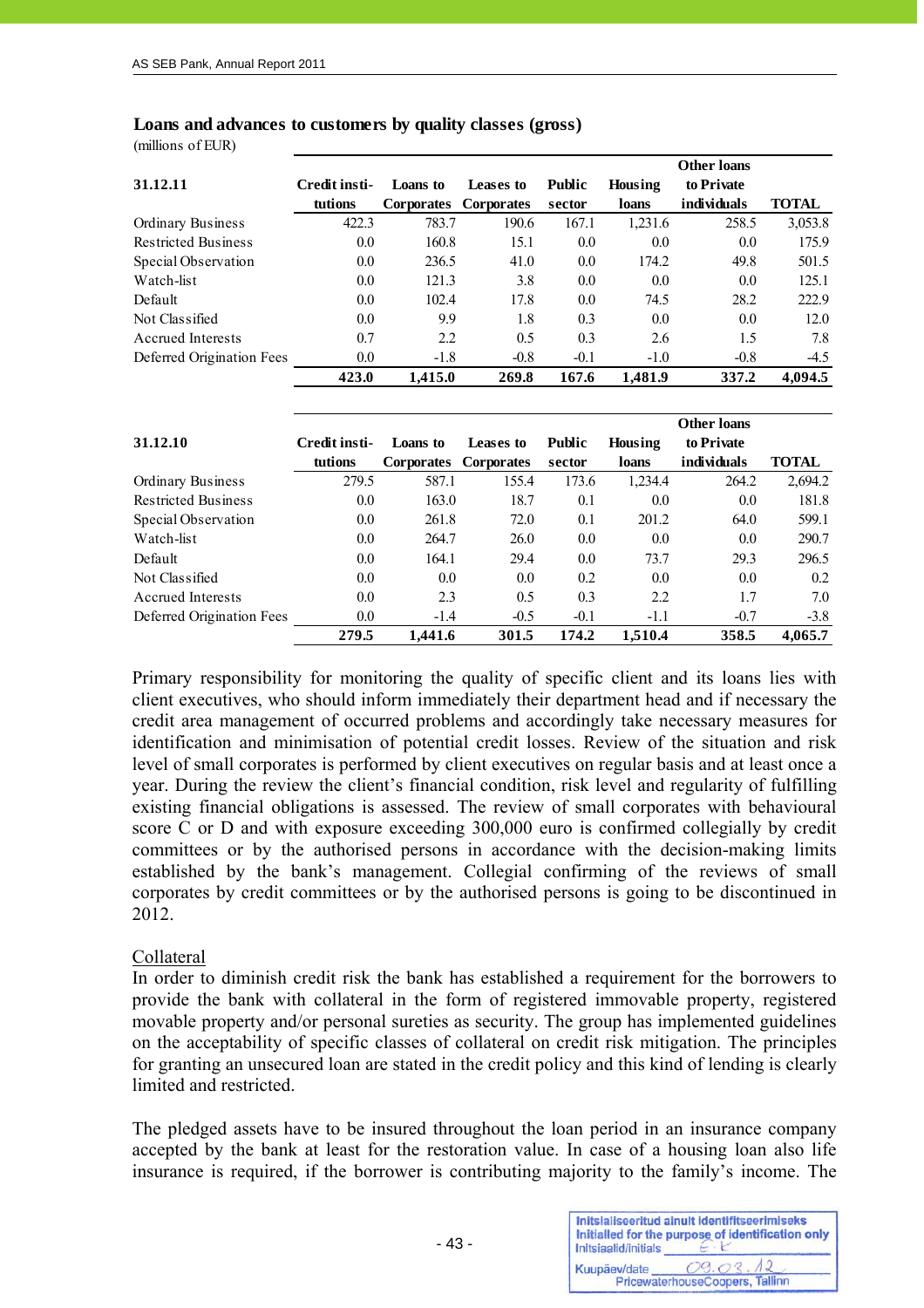**Loans and advances to customers by quality classes (gross)**

(millions of EUR)

| 31.12.11 | Credit institutions | Loans to Corporates | Leases to Corporates | Public sector | Housing loans | Other loans to Private individuals | TOTAL |
|---|---|---|---|---|---|---|---|
| Ordinary Business | 422.3 | 783.7 | 190.6 | 167.1 | 1,231.6 | 258.5 | 3,053.8 |
| Restricted Business | 0.0 | 160.8 | 15.1 | 0.0 | 0.0 | 0.0 | 175.9 |
| Special Observation | 0.0 | 236.5 | 41.0 | 0.0 | 174.2 | 49.8 | 501.5 |
| Watch-list | 0.0 | 121.3 | 3.8 | 0.0 | 0.0 | 0.0 | 125.1 |
| Default | 0.0 | 102.4 | 17.8 | 0.0 | 74.5 | 28.2 | 222.9 |
| Not Classified | 0.0 | 9.9 | 1.8 | 0.3 | 0.0 | 0.0 | 12.0 |
| Accrued Interests | 0.7 | 2.2 | 0.5 | 0.3 | 2.6 | 1.5 | 7.8 |
| Deferred Origination Fees | 0.0 | -1.8 | -0.8 | -0.1 | -1.0 | -0.8 | -4.5 |
| | **423.0** | **1,415.0** | **269.8** | **167.6** | **1,481.9** | **337.2** | **4,094.5** |

| 31.12.10 | Credit institutions | Loans to Corporates | Leases to Corporates | Public sector | Housing loans | Other loans to Private individuals | TOTAL |
|---|---|---|---|---|---|---|---|
| Ordinary Business | 279.5 | 587.1 | 155.4 | 173.6 | 1,234.4 | 264.2 | 2,694.2 |
| Restricted Business | 0.0 | 163.0 | 18.7 | 0.1 | 0.0 | 0.0 | 181.8 |
| Special Observation | 0.0 | 261.8 | 72.0 | 0.1 | 201.2 | 64.0 | 599.1 |
| Watch-list | 0.0 | 264.7 | 26.0 | 0.0 | 0.0 | 0.0 | 290.7 |
| Default | 0.0 | 164.1 | 29.4 | 0.0 | 73.7 | 29.3 | 296.5 |
| Not Classified | 0.0 | 0.0 | 0.0 | 0.2 | 0.0 | 0.0 | 0.2 |
| Accrued Interests | 0.0 | 2.3 | 0.5 | 0.3 | 2.2 | 1.7 | 7.0 |
| Deferred Origination Fees | 0.0 | -1.4 | -0.5 | -0.1 | -1.1 | -0.7 | -3.8 |
| | **279.5** | **1,441.6** | **301.5** | **174.2** | **1,510.4** | **358.5** | **4,065.7** |

Primary responsibility for monitoring the quality of specific client and its loans lies with client executives, who should inform immediately their department head and if necessary the credit area management of occurred problems and accordingly take necessary measures for identification and minimisation of potential credit losses. Review of the situation and risk level of small corporates is performed by client executives on regular basis and at least once a year. During the review the client's financial condition, risk level and regularity of fulfilling existing financial obligations is assessed. The review of small corporates with behavioural score C or D and with exposure exceeding 300,000 euro is confirmed collegially by credit committees or by the authorised persons in accordance with the decision-making limits established by the bank's management. Collegial confirming of the reviews of small corporates by credit committees or by the authorised persons is going to be discontinued in 2012.

Collateral

In order to diminish credit risk the bank has established a requirement for the borrowers to provide the bank with collateral in the form of registered immovable property, registered movable property and/or personal sureties as security. The group has implemented guidelines on the acceptability of specific classes of collateral on credit risk mitigation. The principles for granting an unsecured loan are stated in the credit policy and this kind of lending is clearly limited and restricted.

The pledged assets have to be insured throughout the loan period in an insurance company accepted by the bank at least for the restoration value. In case of a housing loan also life insurance is required, if the borrower is contributing majority to the family's income. The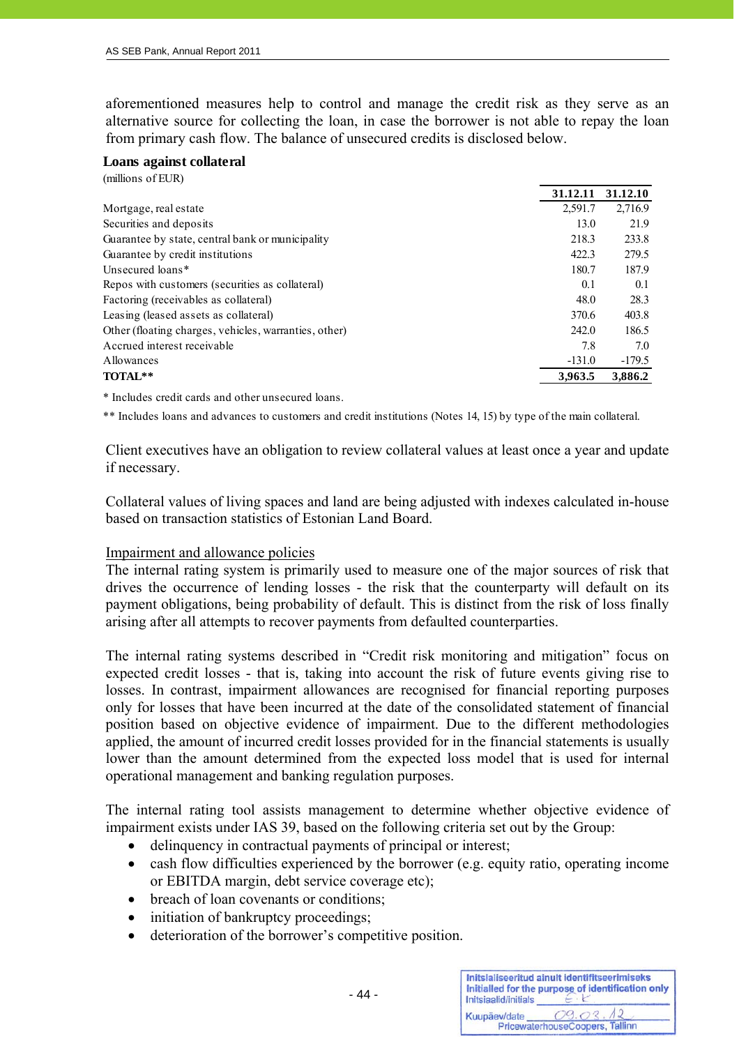aforementioned measures help to control and manage the credit risk as they serve as an alternative source for collecting the loan, in case the borrower is not able to repay the loan from primary cash flow. The balance of unsecured credits is disclosed below.

**Loans against collateral**

(millions of EUR)

| | 31.12.11 | 31.12.10 |
|---|---|---|
| Mortgage, real estate | 2,591.7 | 2,716.9 |
| Securities and deposits | 13.0 | 21.9 |
| Guarantee by state, central bank or municipality | 218.3 | 233.8 |
| Guarantee by credit institutions | 422.3 | 279.5 |
| Unsecured loans* | 180.7 | 187.9 |
| Repos with customers (securities as collateral) | 0.1 | 0.1 |
| Factoring (receivables as collateral) | 48.0 | 28.3 |
| Leasing (leased assets as collateral) | 370.6 | 403.8 |
| Other (floating charges, vehicles, warranties, other) | 242.0 | 186.5 |
| Accrued interest receivable | 7.8 | 7.0 |
| Allowances | -131.0 | -179.5 |
| **TOTAL**** | **3,963.5** | **3,886.2** |

* Includes credit cards and other unsecured loans.

** Includes loans and advances to customers and credit institutions (Notes 14, 15) by type of the main collateral.

Client executives have an obligation to review collateral values at least once a year and update if necessary.

Collateral values of living spaces and land are being adjusted with indexes calculated in-house based on transaction statistics of Estonian Land Board.

Impairment and allowance policies

The internal rating system is primarily used to measure one of the major sources of risk that drives the occurrence of lending losses - the risk that the counterparty will default on its payment obligations, being probability of default. This is distinct from the risk of loss finally arising after all attempts to recover payments from defaulted counterparties.

The internal rating systems described in "Credit risk monitoring and mitigation" focus on expected credit losses - that is, taking into account the risk of future events giving rise to losses. In contrast, impairment allowances are recognised for financial reporting purposes only for losses that have been incurred at the date of the consolidated statement of financial position based on objective evidence of impairment. Due to the different methodologies applied, the amount of incurred credit losses provided for in the financial statements is usually lower than the amount determined from the expected loss model that is used for internal operational management and banking regulation purposes.

The internal rating tool assists management to determine whether objective evidence of impairment exists under IAS 39, based on the following criteria set out by the Group:

- delinquency in contractual payments of principal or interest;
- cash flow difficulties experienced by the borrower (e.g. equity ratio, operating income or EBITDA margin, debt service coverage etc);
- breach of loan covenants or conditions;
- initiation of bankruptcy proceedings;
- deterioration of the borrower's competitive position.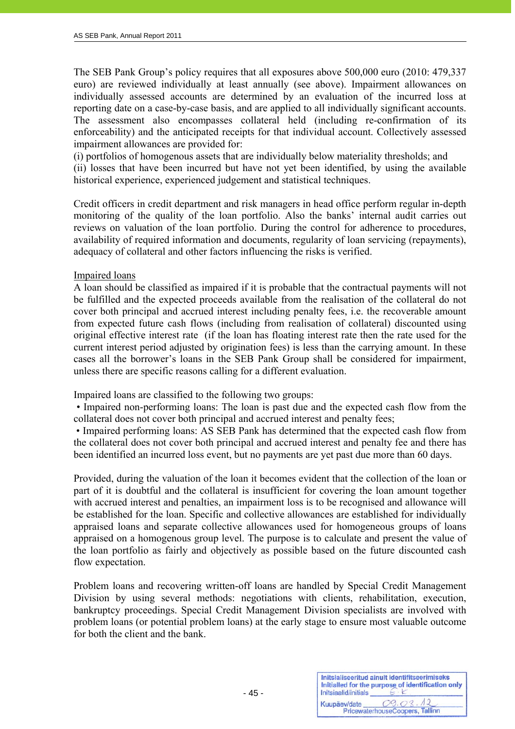The SEB Pank Group's policy requires that all exposures above 500,000 euro (2010: 479,337 euro) are reviewed individually at least annually (see above). Impairment allowances on individually assessed accounts are determined by an evaluation of the incurred loss at reporting date on a case-by-case basis, and are applied to all individually significant accounts. The assessment also encompasses collateral held (including re-confirmation of its enforceability) and the anticipated receipts for that individual account. Collectively assessed impairment allowances are provided for:
(i) portfolios of homogenous assets that are individually below materiality thresholds; and
(ii) losses that have been incurred but have not yet been identified, by using the available historical experience, experienced judgement and statistical techniques.

Credit officers in credit department and risk managers in head office perform regular in-depth monitoring of the quality of the loan portfolio. Also the banks' internal audit carries out reviews on valuation of the loan portfolio. During the control for adherence to procedures, availability of required information and documents, regularity of loan servicing (repayments), adequacy of collateral and other factors influencing the risks is verified.

Impaired loans

A loan should be classified as impaired if it is probable that the contractual payments will not be fulfilled and the expected proceeds available from the realisation of the collateral do not cover both principal and accrued interest including penalty fees, i.e. the recoverable amount from expected future cash flows (including from realisation of collateral) discounted using original effective interest rate (if the loan has floating interest rate then the rate used for the current interest period adjusted by origination fees) is less than the carrying amount. In these cases all the borrower's loans in the SEB Pank Group shall be considered for impairment, unless there are specific reasons calling for a different evaluation.

Impaired loans are classified to the following two groups:
• Impaired non-performing loans: The loan is past due and the expected cash flow from the collateral does not cover both principal and accrued interest and penalty fees;
• Impaired performing loans: AS SEB Pank has determined that the expected cash flow from the collateral does not cover both principal and accrued interest and penalty fee and there has been identified an incurred loss event, but no payments are yet past due more than 60 days.

Provided, during the valuation of the loan it becomes evident that the collection of the loan or part of it is doubtful and the collateral is insufficient for covering the loan amount together with accrued interest and penalties, an impairment loss is to be recognised and allowance will be established for the loan. Specific and collective allowances are established for individually appraised loans and separate collective allowances used for homogeneous groups of loans appraised on a homogenous group level. The purpose is to calculate and present the value of the loan portfolio as fairly and objectively as possible based on the future discounted cash flow expectation.

Problem loans and recovering written-off loans are handled by Special Credit Management Division by using several methods: negotiations with clients, rehabilitation, execution, bankruptcy proceedings. Special Credit Management Division specialists are involved with problem loans (or potential problem loans) at the early stage to ensure most valuable outcome for both the client and the bank.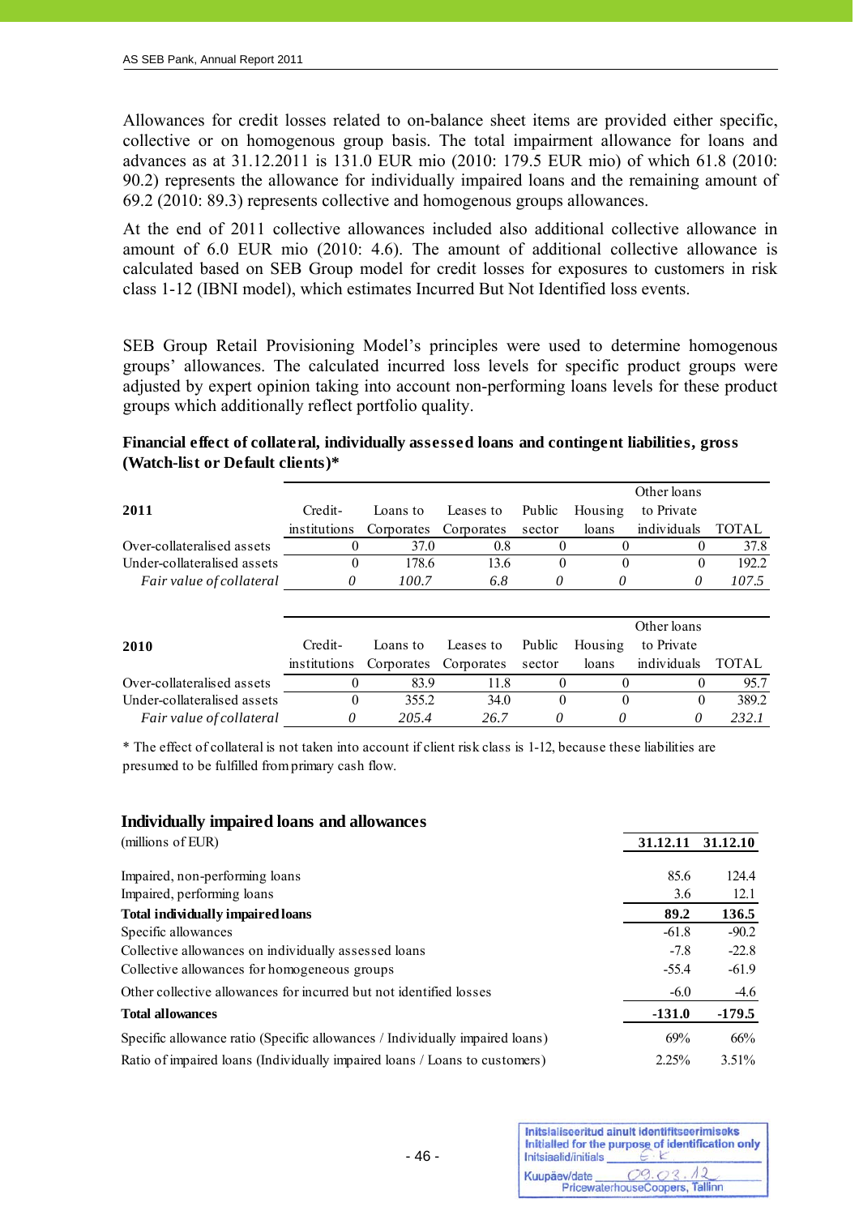Allowances for credit losses related to on-balance sheet items are provided either specific, collective or on homogenous group basis. The total impairment allowance for loans and advances as at 31.12.2011 is 131.0 EUR mio (2010: 179.5 EUR mio) of which 61.8 (2010: 90.2) represents the allowance for individually impaired loans and the remaining amount of 69.2 (2010: 89.3) represents collective and homogenous groups allowances.

At the end of 2011 collective allowances included also additional collective allowance in amount of 6.0 EUR mio (2010: 4.6). The amount of additional collective allowance is calculated based on SEB Group model for credit losses for exposures to customers in risk class 1-12 (IBNI model), which estimates Incurred But Not Identified loss events.

SEB Group Retail Provisioning Model's principles were used to determine homogenous groups' allowances. The calculated incurred loss levels for specific product groups were adjusted by expert opinion taking into account non-performing loans levels for these product groups which additionally reflect portfolio quality.

**Financial effect of collateral, individually assessed loans and contingent liabilities, gross (Watch-list or Default clients)***

| 2011 | Credit-institutions | Loans to Corporates | Leases to Corporates | Public sector | Housing loans | Other loans to Private individuals | TOTAL |
|---|---|---|---|---|---|---|---|
| Over-collateralised assets | 0 | 37.0 | 0.8 | 0 | 0 | 0 | 37.8 |
| Under-collateralised assets | 0 | 178.6 | 13.6 | 0 | 0 | 0 | 192.2 |
| *Fair value of collateral* | *0* | *100.7* | *6.8* | *0* | *0* | *0* | *107.5* |

| 2010 | Credit-institutions | Loans to Corporates | Leases to Corporates | Public sector | Housing loans | Other loans to Private individuals | TOTAL |
|---|---|---|---|---|---|---|---|
| Over-collateralised assets | 0 | 83.9 | 11.8 | 0 | 0 | 0 | 95.7 |
| Under-collateralised assets | 0 | 355.2 | 34.0 | 0 | 0 | 0 | 389.2 |
| *Fair value of collateral* | *0* | *205.4* | *26.7* | *0* | *0* | *0* | *232.1* |

* The effect of collateral is not taken into account if client risk class is 1-12, because these liabilities are presumed to be fulfilled from primary cash flow.

**Individually impaired loans and allowances**

| (millions of EUR) | 31.12.11 | 31.12.10 |
|---|---|---|
| Impaired, non-performing loans | 85.6 | 124.4 |
| Impaired, performing loans | 3.6 | 12.1 |
| **Total individually impaired loans** | **89.2** | **136.5** |
| Specific allowances | -61.8 | -90.2 |
| Collective allowances on individually assessed loans | -7.8 | -22.8 |
| Collective allowances for homogeneous groups | -55.4 | -61.9 |
| Other collective allowances for incurred but not identified losses | -6.0 | -4.6 |
| **Total allowances** | **-131.0** | **-179.5** |
| Specific allowance ratio (Specific allowances / Individually impaired loans) | 69% | 66% |
| Ratio of impaired loans (Individually impaired loans / Loans to customers) | 2.25% | 3.51% |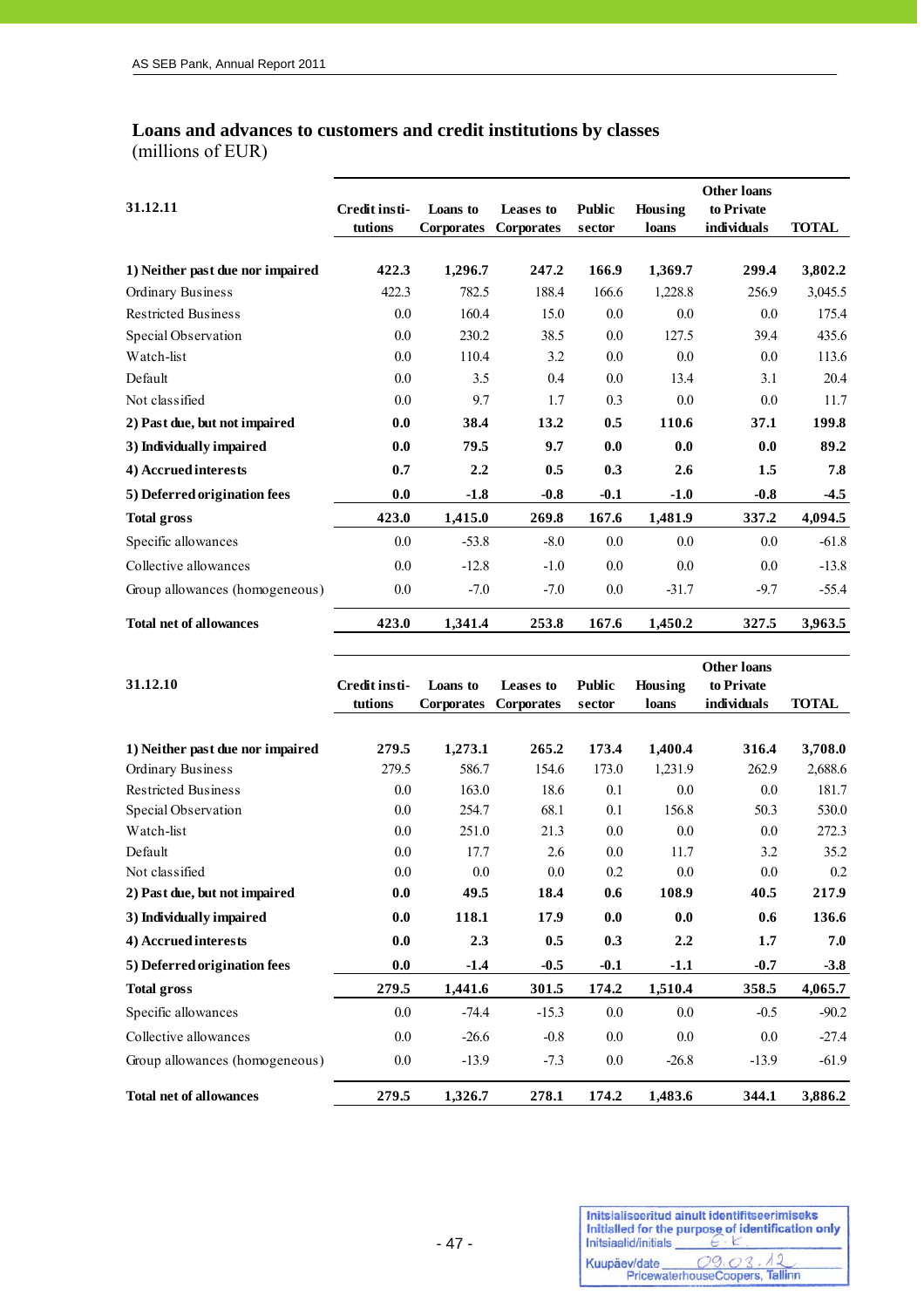## Loans and advances to customers and credit institutions by classes

(millions of EUR)

| 31.12.11 | Credit institutions | Loans to Corporates | Leases to Corporates | Public sector | Housing loans | Other loans to Private individuals | TOTAL |
|---|---|---|---|---|---|---|---|
| **1) Neither past due nor impaired** | **422.3** | **1,296.7** | **247.2** | **166.9** | **1,369.7** | **299.4** | **3,802.2** |
| Ordinary Business | 422.3 | 782.5 | 188.4 | 166.6 | 1,228.8 | 256.9 | 3,045.5 |
| Restricted Business | 0.0 | 160.4 | 15.0 | 0.0 | 0.0 | 0.0 | 175.4 |
| Special Observation | 0.0 | 230.2 | 38.5 | 0.0 | 127.5 | 39.4 | 435.6 |
| Watch-list | 0.0 | 110.4 | 3.2 | 0.0 | 0.0 | 0.0 | 113.6 |
| Default | 0.0 | 3.5 | 0.4 | 0.0 | 13.4 | 3.1 | 20.4 |
| Not classified | 0.0 | 9.7 | 1.7 | 0.3 | 0.0 | 0.0 | 11.7 |
| **2) Past due, but not impaired** | **0.0** | **38.4** | **13.2** | **0.5** | **110.6** | **37.1** | **199.8** |
| **3) Individually impaired** | **0.0** | **79.5** | **9.7** | **0.0** | **0.0** | **0.0** | **89.2** |
| **4) Accrued interests** | **0.7** | **2.2** | **0.5** | **0.3** | **2.6** | **1.5** | **7.8** |
| **5) Deferred origination fees** | **0.0** | **-1.8** | **-0.8** | **-0.1** | **-1.0** | **-0.8** | **-4.5** |
| **Total gross** | **423.0** | **1,415.0** | **269.8** | **167.6** | **1,481.9** | **337.2** | **4,094.5** |
| Specific allowances | 0.0 | -53.8 | -8.0 | 0.0 | 0.0 | 0.0 | -61.8 |
| Collective allowances | 0.0 | -12.8 | -1.0 | 0.0 | 0.0 | 0.0 | -13.8 |
| Group allowances (homogeneous) | 0.0 | -7.0 | -7.0 | 0.0 | -31.7 | -9.7 | -55.4 |
| **Total net of allowances** | **423.0** | **1,341.4** | **253.8** | **167.6** | **1,450.2** | **327.5** | **3,963.5** |

| 31.12.10 | Credit institutions | Loans to Corporates | Leases to Corporates | Public sector | Housing loans | Other loans to Private individuals | TOTAL |
|---|---|---|---|---|---|---|---|
| **1) Neither past due nor impaired** | **279.5** | **1,273.1** | **265.2** | **173.4** | **1,400.4** | **316.4** | **3,708.0** |
| Ordinary Business | 279.5 | 586.7 | 154.6 | 173.0 | 1,231.9 | 262.9 | 2,688.6 |
| Restricted Business | 0.0 | 163.0 | 18.6 | 0.1 | 0.0 | 0.0 | 181.7 |
| Special Observation | 0.0 | 254.7 | 68.1 | 0.1 | 156.8 | 50.3 | 530.0 |
| Watch-list | 0.0 | 251.0 | 21.3 | 0.0 | 0.0 | 0.0 | 272.3 |
| Default | 0.0 | 17.7 | 2.6 | 0.0 | 11.7 | 3.2 | 35.2 |
| Not classified | 0.0 | 0.0 | 0.0 | 0.2 | 0.0 | 0.0 | 0.2 |
| **2) Past due, but not impaired** | **0.0** | **49.5** | **18.4** | **0.6** | **108.9** | **40.5** | **217.9** |
| **3) Individually impaired** | **0.0** | **118.1** | **17.9** | **0.0** | **0.0** | **0.6** | **136.6** |
| **4) Accrued interests** | **0.0** | **2.3** | **0.5** | **0.3** | **2.2** | **1.7** | **7.0** |
| **5) Deferred origination fees** | **0.0** | **-1.4** | **-0.5** | **-0.1** | **-1.1** | **-0.7** | **-3.8** |
| **Total gross** | **279.5** | **1,441.6** | **301.5** | **174.2** | **1,510.4** | **358.5** | **4,065.7** |
| Specific allowances | 0.0 | -74.4 | -15.3 | 0.0 | 0.0 | -0.5 | -90.2 |
| Collective allowances | 0.0 | -26.6 | -0.8 | 0.0 | 0.0 | 0.0 | -27.4 |
| Group allowances (homogeneous) | 0.0 | -13.9 | -7.3 | 0.0 | -26.8 | -13.9 | -61.9 |
| **Total net of allowances** | **279.5** | **1,326.7** | **278.1** | **174.2** | **1,483.6** | **344.1** | **3,886.2** |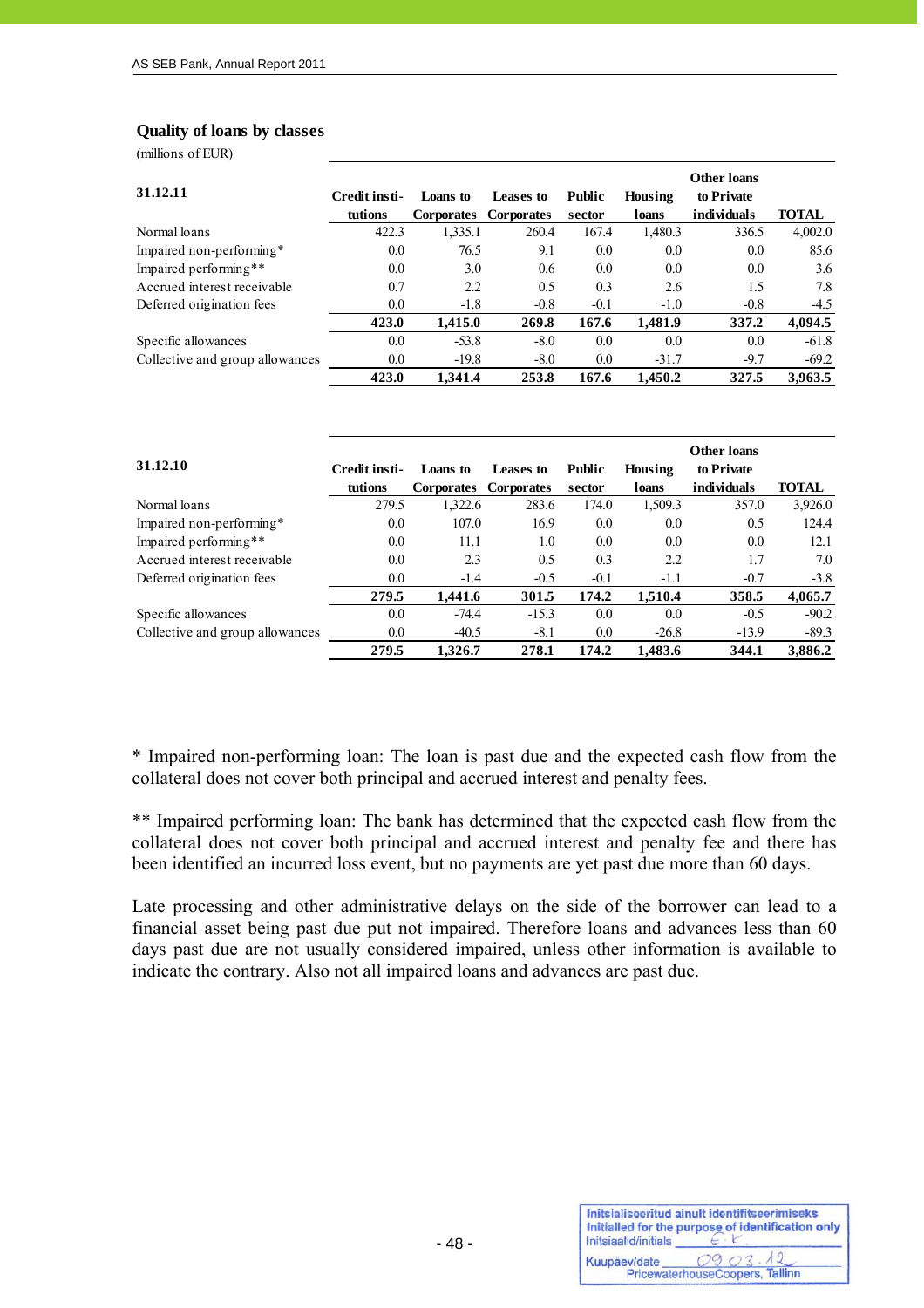### Quality of loans by classes

(millions of EUR)

| 31.12.11 | Credit institutions | Loans to Corporates | Leases to Corporates | Public sector | Housing loans | Other loans to Private individuals | TOTAL |
|---|---|---|---|---|---|---|---|
| Normal loans | 422.3 | 1,335.1 | 260.4 | 167.4 | 1,480.3 | 336.5 | 4,002.0 |
| Impaired non-performing* | 0.0 | 76.5 | 9.1 | 0.0 | 0.0 | 0.0 | 85.6 |
| Impaired performing** | 0.0 | 3.0 | 0.6 | 0.0 | 0.0 | 0.0 | 3.6 |
| Accrued interest receivable | 0.7 | 2.2 | 0.5 | 0.3 | 2.6 | 1.5 | 7.8 |
| Deferred origination fees | 0.0 | -1.8 | -0.8 | -0.1 | -1.0 | -0.8 | -4.5 |
| | **423.0** | **1,415.0** | **269.8** | **167.6** | **1,481.9** | **337.2** | **4,094.5** |
| Specific allowances | 0.0 | -53.8 | -8.0 | 0.0 | 0.0 | 0.0 | -61.8 |
| Collective and group allowances | 0.0 | -19.8 | -8.0 | 0.0 | -31.7 | -9.7 | -69.2 |
| | **423.0** | **1,341.4** | **253.8** | **167.6** | **1,450.2** | **327.5** | **3,963.5** |

| 31.12.10 | Credit institutions | Loans to Corporates | Leases to Corporates | Public sector | Housing loans | Other loans to Private individuals | TOTAL |
|---|---|---|---|---|---|---|---|
| Normal loans | 279.5 | 1,322.6 | 283.6 | 174.0 | 1,509.3 | 357.0 | 3,926.0 |
| Impaired non-performing* | 0.0 | 107.0 | 16.9 | 0.0 | 0.0 | 0.5 | 124.4 |
| Impaired performing** | 0.0 | 11.1 | 1.0 | 0.0 | 0.0 | 0.0 | 12.1 |
| Accrued interest receivable | 0.0 | 2.3 | 0.5 | 0.3 | 2.2 | 1.7 | 7.0 |
| Deferred origination fees | 0.0 | -1.4 | -0.5 | -0.1 | -1.1 | -0.7 | -3.8 |
| | **279.5** | **1,441.6** | **301.5** | **174.2** | **1,510.4** | **358.5** | **4,065.7** |
| Specific allowances | 0.0 | -74.4 | -15.3 | 0.0 | 0.0 | -0.5 | -90.2 |
| Collective and group allowances | 0.0 | -40.5 | -8.1 | 0.0 | -26.8 | -13.9 | -89.3 |
| | **279.5** | **1,326.7** | **278.1** | **174.2** | **1,483.6** | **344.1** | **3,886.2** |

\* Impaired non-performing loan: The loan is past due and the expected cash flow from the collateral does not cover both principal and accrued interest and penalty fees.

\*\* Impaired performing loan: The bank has determined that the expected cash flow from the collateral does not cover both principal and accrued interest and penalty fee and there has been identified an incurred loss event, but no payments are yet past due more than 60 days.

Late processing and other administrative delays on the side of the borrower can lead to a financial asset being past due put not impaired. Therefore loans and advances less than 60 days past due are not usually considered impaired, unless other information is available to indicate the contrary. Also not all impaired loans and advances are past due.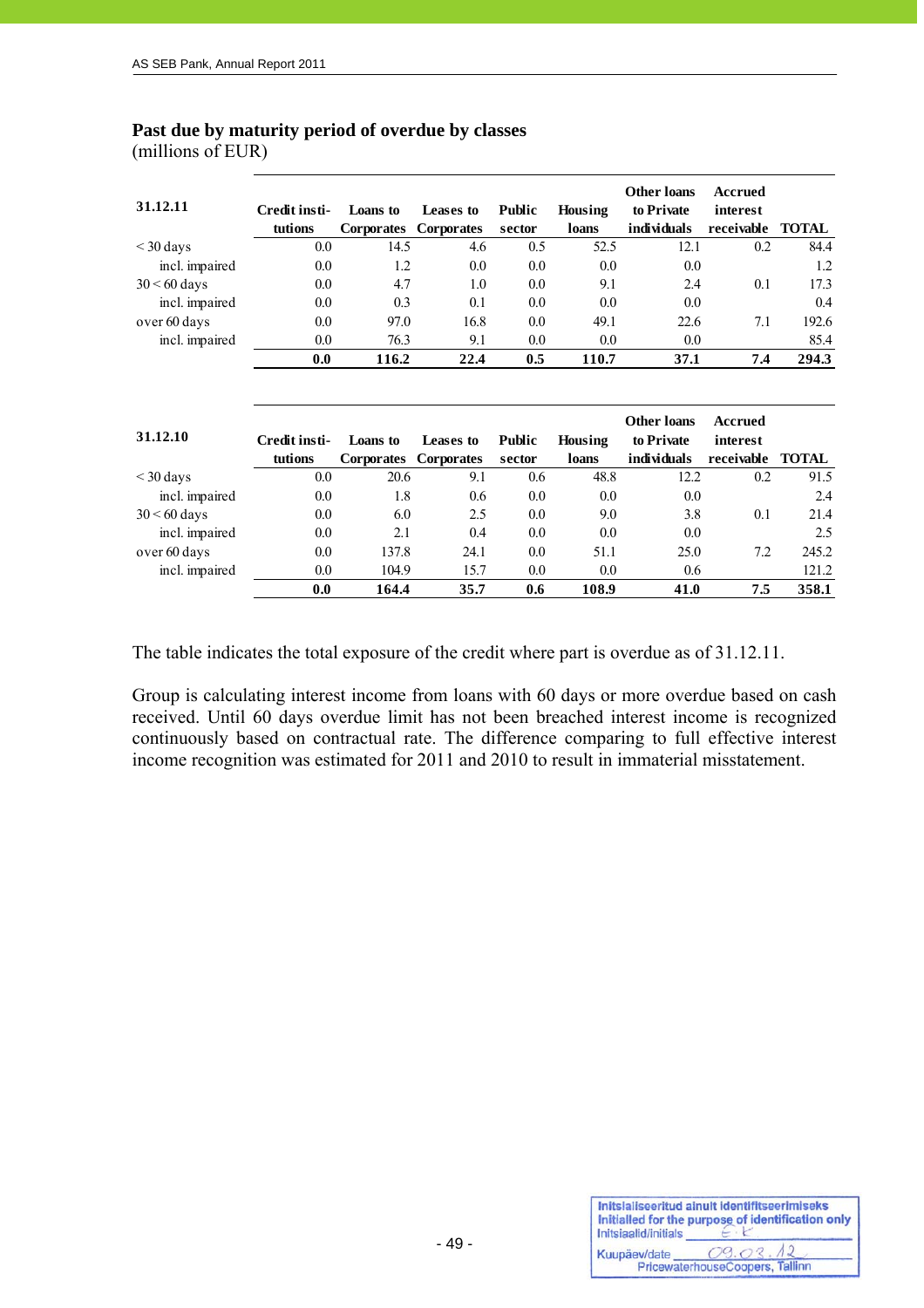**Past due by maturity period of overdue by classes**
(millions of EUR)

| 31.12.11 | Credit institutions | Loans to Corporates | Leases to Corporates | Public sector | Housing loans | Other loans to Private individuals | Accrued interest receivable | TOTAL |
|---|---|---|---|---|---|---|---|---|
| < 30 days | 0.0 | 14.5 | 4.6 | 0.5 | 52.5 | 12.1 | 0.2 | 84.4 |
| incl. impaired | 0.0 | 1.2 | 0.0 | 0.0 | 0.0 | 0.0 | | 1.2 |
| 30 < 60 days | 0.0 | 4.7 | 1.0 | 0.0 | 9.1 | 2.4 | 0.1 | 17.3 |
| incl. impaired | 0.0 | 0.3 | 0.1 | 0.0 | 0.0 | 0.0 | | 0.4 |
| over 60 days | 0.0 | 97.0 | 16.8 | 0.0 | 49.1 | 22.6 | 7.1 | 192.6 |
| incl. impaired | 0.0 | 76.3 | 9.1 | 0.0 | 0.0 | 0.0 | | 85.4 |
| | **0.0** | **116.2** | **22.4** | **0.5** | **110.7** | **37.1** | **7.4** | **294.3** |

| 31.12.10 | Credit institutions | Loans to Corporates | Leases to Corporates | Public sector | Housing loans | Other loans to Private individuals | Accrued interest receivable | TOTAL |
|---|---|---|---|---|---|---|---|---|
| < 30 days | 0.0 | 20.6 | 9.1 | 0.6 | 48.8 | 12.2 | 0.2 | 91.5 |
| incl. impaired | 0.0 | 1.8 | 0.6 | 0.0 | 0.0 | 0.0 | | 2.4 |
| 30 < 60 days | 0.0 | 6.0 | 2.5 | 0.0 | 9.0 | 3.8 | 0.1 | 21.4 |
| incl. impaired | 0.0 | 2.1 | 0.4 | 0.0 | 0.0 | 0.0 | | 2.5 |
| over 60 days | 0.0 | 137.8 | 24.1 | 0.0 | 51.1 | 25.0 | 7.2 | 245.2 |
| incl. impaired | 0.0 | 104.9 | 15.7 | 0.0 | 0.0 | 0.6 | | 121.2 |
| | **0.0** | **164.4** | **35.7** | **0.6** | **108.9** | **41.0** | **7.5** | **358.1** |

The table indicates the total exposure of the credit where part is overdue as of 31.12.11.

Group is calculating interest income from loans with 60 days or more overdue based on cash received. Until 60 days overdue limit has not been breached interest income is recognized continuously based on contractual rate. The difference comparing to full effective interest income recognition was estimated for 2011 and 2010 to result in immaterial misstatement.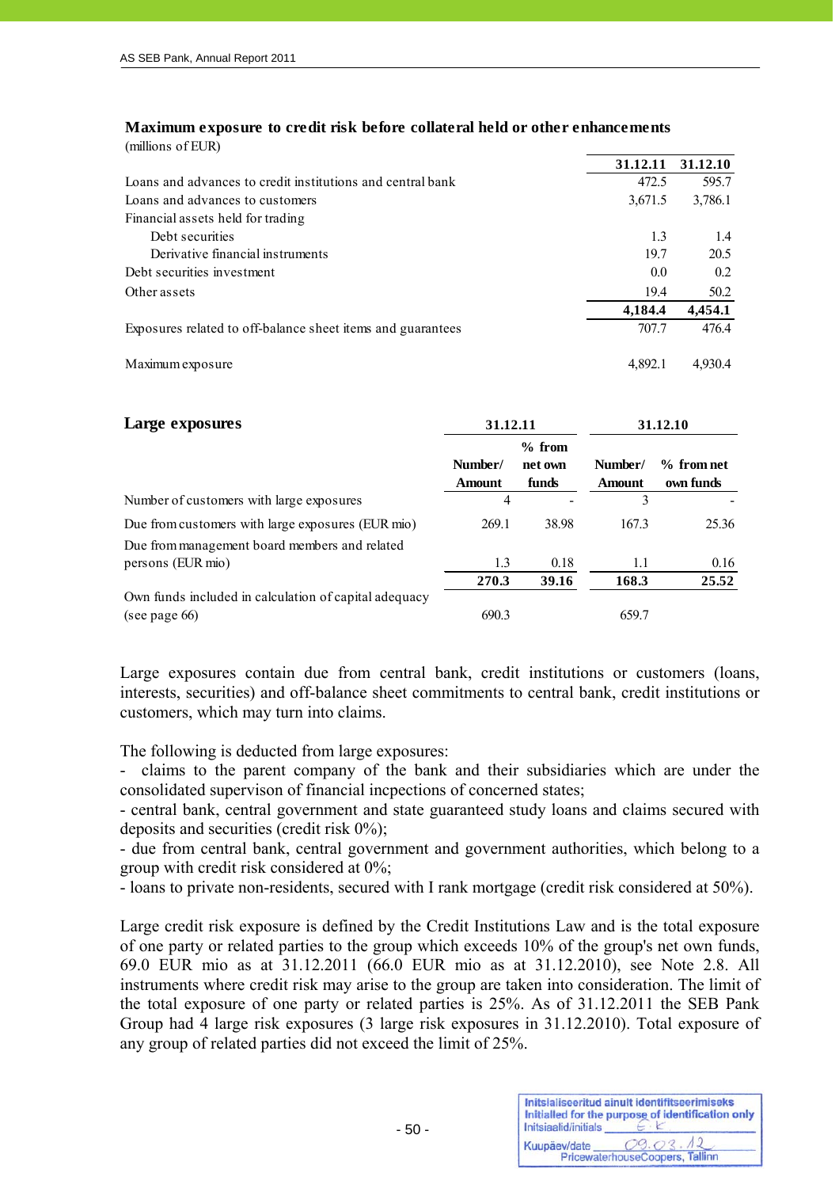**Maximum exposure to credit risk before collateral held or other enhancements**

(millions of EUR)

| | 31.12.11 | 31.12.10 |
|---|---|---|
| Loans and advances to credit institutions and central bank | 472.5 | 595.7 |
| Loans and advances to customers | 3,671.5 | 3,786.1 |
| Financial assets held for trading | | |
| Debt securities | 1.3 | 1.4 |
| Derivative financial instruments | 19.7 | 20.5 |
| Debt securities investment | 0.0 | 0.2 |
| Other assets | 19.4 | 50.2 |
| | **4,184.4** | **4,454.1** |
| Exposures related to off-balance sheet items and guarantees | 707.7 | 476.4 |
| Maximum exposure | 4,892.1 | 4,930.4 |

**Large exposures**

| | 31.12.11 | | 31.12.10 | |
|---|---|---|---|---|
| | **Number/ Amount** | **% from net own funds** | **Number/ Amount** | **% from net own funds** |
| Number of customers with large exposures | 4 | - | 3 | - |
| Due from customers with large exposures (EUR mio) | 269.1 | 38.98 | 167.3 | 25.36 |
| Due from management board members and related persons (EUR mio) | 1.3 | 0.18 | 1.1 | 0.16 |
| | **270.3** | **39.16** | **168.3** | **25.52** |
| Own funds included in calculation of capital adequacy (see page 66) | 690.3 | | 659.7 | |

Large exposures contain due from central bank, credit institutions or customers (loans, interests, securities) and off-balance sheet commitments to central bank, credit institutions or customers, which may turn into claims.

The following is deducted from large exposures:
- claims to the parent company of the bank and their subsidiaries which are under the consolidated supervison of financial incpections of concerned states;
- central bank, central government and state guaranteed study loans and claims secured with deposits and securities (credit risk 0%);
- due from central bank, central government and government authorities, which belong to a group with credit risk considered at 0%;
- loans to private non-residents, secured with I rank mortgage (credit risk considered at 50%).

Large credit risk exposure is defined by the Credit Institutions Law and is the total exposure of one party or related parties to the group which exceeds 10% of the group's net own funds, 69.0 EUR mio as at 31.12.2011 (66.0 EUR mio as at 31.12.2010), see Note 2.8. All instruments where credit risk may arise to the group are taken into consideration. The limit of the total exposure of one party or related parties is 25%. As of 31.12.2011 the SEB Pank Group had 4 large risk exposures (3 large risk exposures in 31.12.2010). Total exposure of any group of related parties did not exceed the limit of 25%.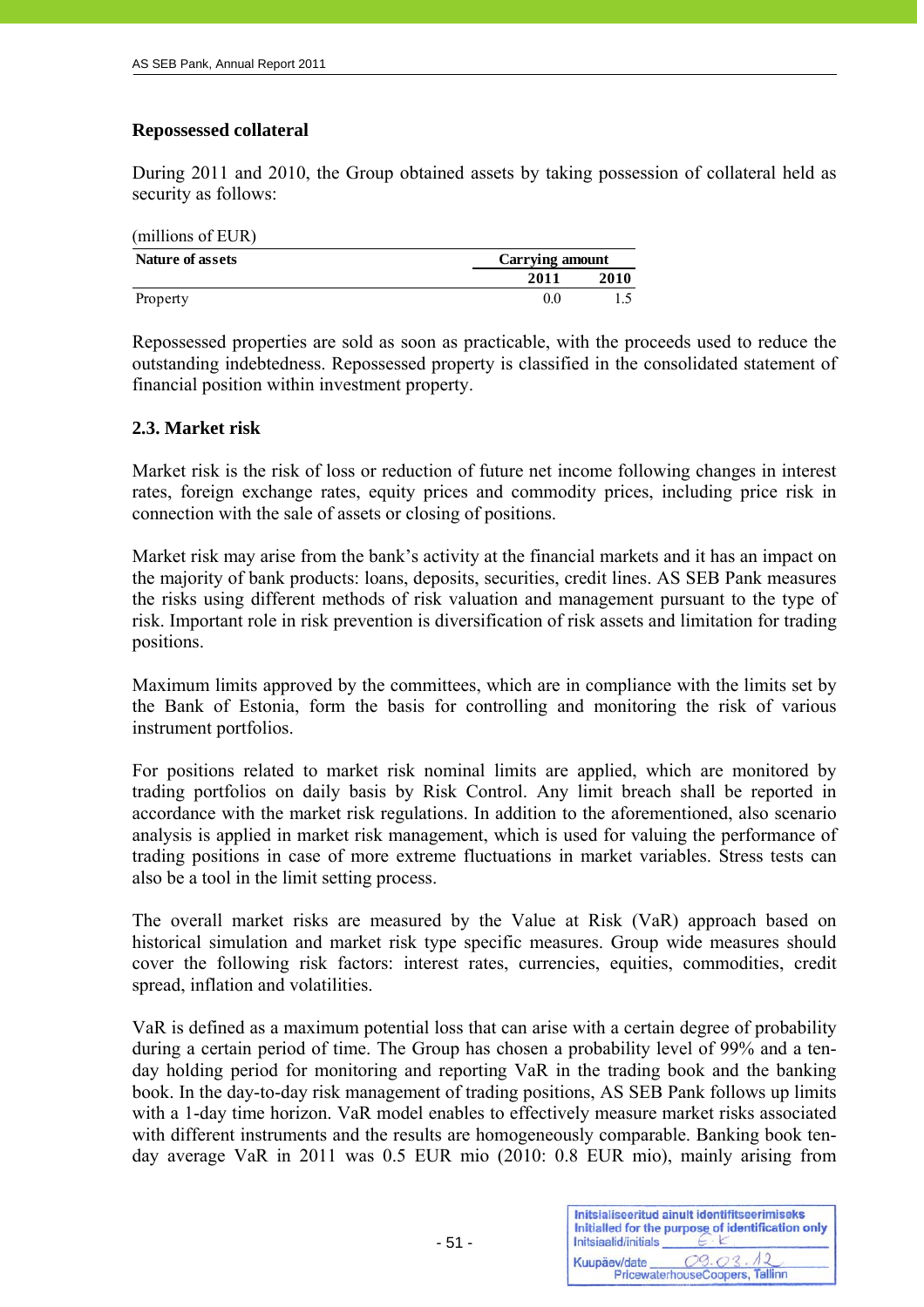### Repossessed collateral

During 2011 and 2010, the Group obtained assets by taking possession of collateral held as security as follows:

(millions of EUR)

| Nature of assets | Carrying amount | |
|---|---|---|
| | 2011 | 2010 |
| Property | 0.0 | 1.5 |

Repossessed properties are sold as soon as practicable, with the proceeds used to reduce the outstanding indebtedness. Repossessed property is classified in the consolidated statement of financial position within investment property.

### 2.3. Market risk

Market risk is the risk of loss or reduction of future net income following changes in interest rates, foreign exchange rates, equity prices and commodity prices, including price risk in connection with the sale of assets or closing of positions.

Market risk may arise from the bank's activity at the financial markets and it has an impact on the majority of bank products: loans, deposits, securities, credit lines. AS SEB Pank measures the risks using different methods of risk valuation and management pursuant to the type of risk. Important role in risk prevention is diversification of risk assets and limitation for trading positions.

Maximum limits approved by the committees, which are in compliance with the limits set by the Bank of Estonia, form the basis for controlling and monitoring the risk of various instrument portfolios.

For positions related to market risk nominal limits are applied, which are monitored by trading portfolios on daily basis by Risk Control. Any limit breach shall be reported in accordance with the market risk regulations. In addition to the aforementioned, also scenario analysis is applied in market risk management, which is used for valuing the performance of trading positions in case of more extreme fluctuations in market variables. Stress tests can also be a tool in the limit setting process.

The overall market risks are measured by the Value at Risk (VaR) approach based on historical simulation and market risk type specific measures. Group wide measures should cover the following risk factors: interest rates, currencies, equities, commodities, credit spread, inflation and volatilities.

VaR is defined as a maximum potential loss that can arise with a certain degree of probability during a certain period of time. The Group has chosen a probability level of 99% and a ten-day holding period for monitoring and reporting VaR in the trading book and the banking book. In the day-to-day risk management of trading positions, AS SEB Pank follows up limits with a 1-day time horizon. VaR model enables to effectively measure market risks associated with different instruments and the results are homogeneously comparable. Banking book ten-day average VaR in 2011 was 0.5 EUR mio (2010: 0.8 EUR mio), mainly arising from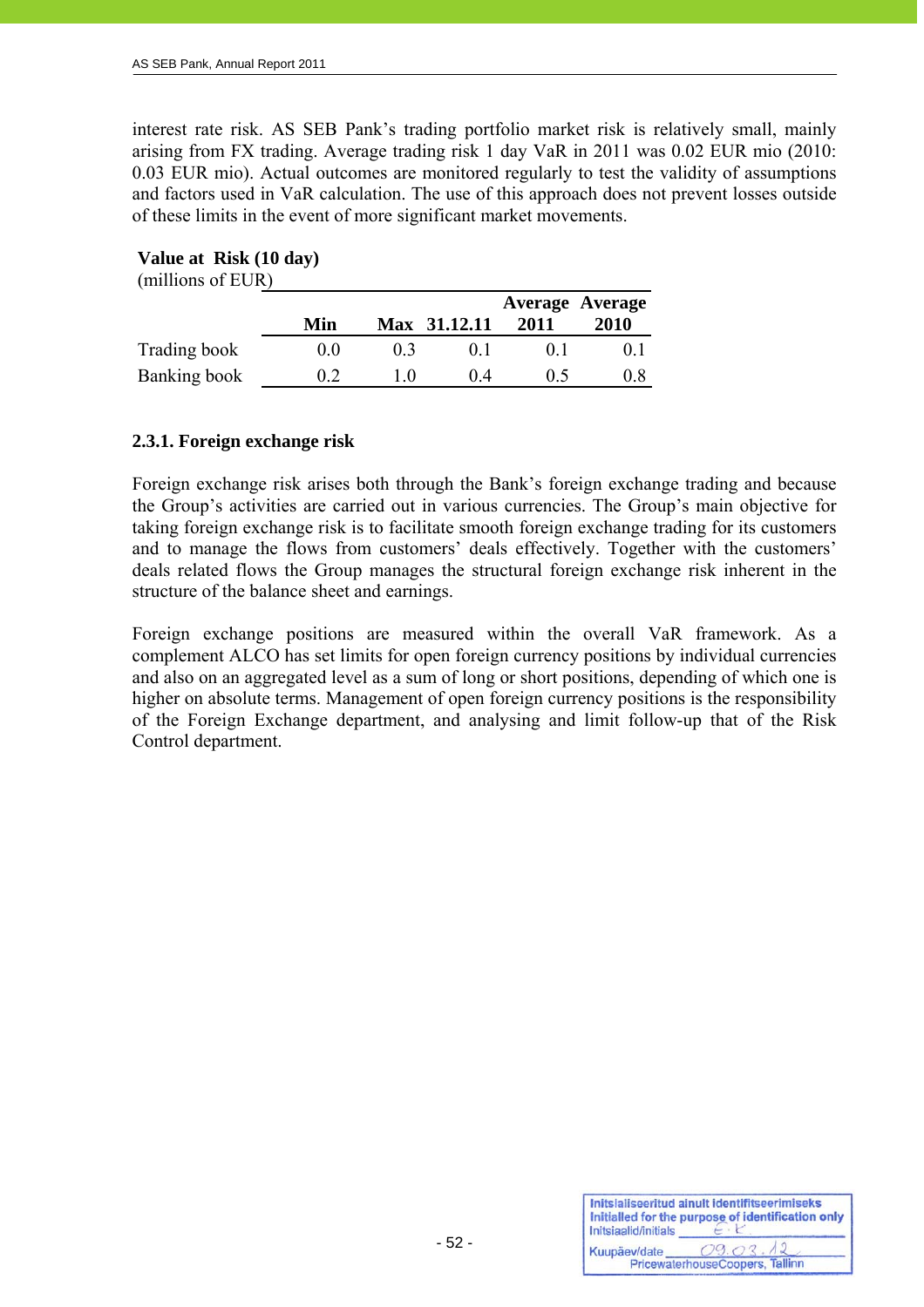interest rate risk. AS SEB Pank's trading portfolio market risk is relatively small, mainly arising from FX trading. Average trading risk 1 day VaR in 2011 was 0.02 EUR mio (2010: 0.03 EUR mio). Actual outcomes are monitored regularly to test the validity of assumptions and factors used in VaR calculation. The use of this approach does not prevent losses outside of these limits in the event of more significant market movements.

**Value at Risk (10 day)**
(millions of EUR)

| | Min | Max | 31.12.11 | Average 2011 | Average 2010 |
|---|---|---|---|---|---|
| Trading book | 0.0 | 0.3 | 0.1 | 0.1 | 0.1 |
| Banking book | 0.2 | 1.0 | 0.4 | 0.5 | 0.8 |

### 2.3.1. Foreign exchange risk

Foreign exchange risk arises both through the Bank's foreign exchange trading and because the Group's activities are carried out in various currencies. The Group's main objective for taking foreign exchange risk is to facilitate smooth foreign exchange trading for its customers and to manage the flows from customers' deals effectively. Together with the customers' deals related flows the Group manages the structural foreign exchange risk inherent in the structure of the balance sheet and earnings.

Foreign exchange positions are measured within the overall VaR framework. As a complement ALCO has set limits for open foreign currency positions by individual currencies and also on an aggregated level as a sum of long or short positions, depending of which one is higher on absolute terms. Management of open foreign currency positions is the responsibility of the Foreign Exchange department, and analysing and limit follow-up that of the Risk Control department.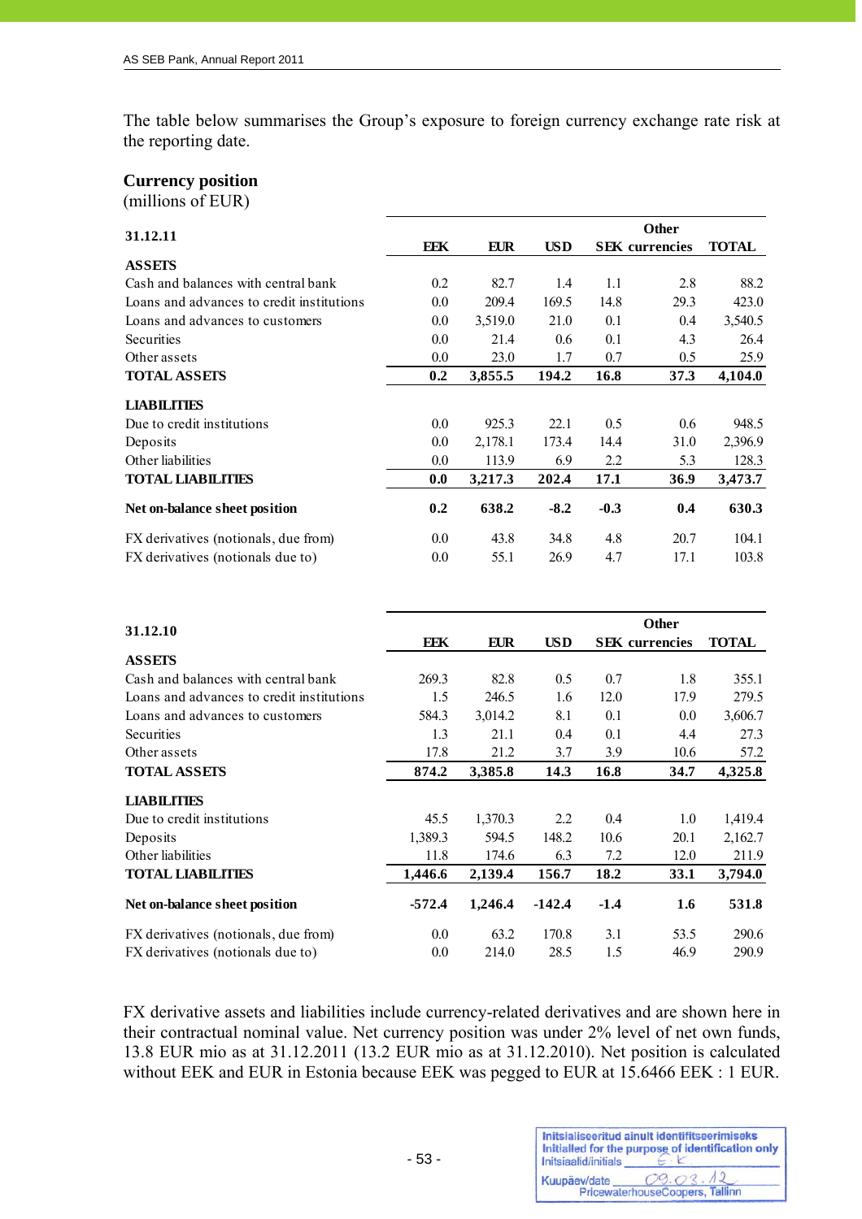The table below summarises the Group's exposure to foreign currency exchange rate risk at the reporting date.

### Currency position

(millions of EUR)

| 31.12.11 | EEK | EUR | USD | SEK | Other currencies | TOTAL |
|---|---|---|---|---|---|---|
| **ASSETS** | | | | | | |
| Cash and balances with central bank | 0.2 | 82.7 | 1.4 | 1.1 | 2.8 | 88.2 |
| Loans and advances to credit institutions | 0.0 | 209.4 | 169.5 | 14.8 | 29.3 | 423.0 |
| Loans and advances to customers | 0.0 | 3,519.0 | 21.0 | 0.1 | 0.4 | 3,540.5 |
| Securities | 0.0 | 21.4 | 0.6 | 0.1 | 4.3 | 26.4 |
| Other assets | 0.0 | 23.0 | 1.7 | 0.7 | 0.5 | 25.9 |
| **TOTAL ASSETS** | **0.2** | **3,855.5** | **194.2** | **16.8** | **37.3** | **4,104.0** |
| **LIABILITIES** | | | | | | |
| Due to credit institutions | 0.0 | 925.3 | 22.1 | 0.5 | 0.6 | 948.5 |
| Deposits | 0.0 | 2,178.1 | 173.4 | 14.4 | 31.0 | 2,396.9 |
| Other liabilities | 0.0 | 113.9 | 6.9 | 2.2 | 5.3 | 128.3 |
| **TOTAL LIABILITIES** | **0.0** | **3,217.3** | **202.4** | **17.1** | **36.9** | **3,473.7** |
| **Net on-balance sheet position** | **0.2** | **638.2** | **-8.2** | **-0.3** | **0.4** | **630.3** |
| FX derivatives (notionals, due from) | 0.0 | 43.8 | 34.8 | 4.8 | 20.7 | 104.1 |
| FX derivatives (notionals due to) | 0.0 | 55.1 | 26.9 | 4.7 | 17.1 | 103.8 |

| 31.12.10 | EEK | EUR | USD | SEK | Other currencies | TOTAL |
|---|---|---|---|---|---|---|
| **ASSETS** | | | | | | |
| Cash and balances with central bank | 269.3 | 82.8 | 0.5 | 0.7 | 1.8 | 355.1 |
| Loans and advances to credit institutions | 1.5 | 246.5 | 1.6 | 12.0 | 17.9 | 279.5 |
| Loans and advances to customers | 584.3 | 3,014.2 | 8.1 | 0.1 | 0.0 | 3,606.7 |
| Securities | 1.3 | 21.1 | 0.4 | 0.1 | 4.4 | 27.3 |
| Other assets | 17.8 | 21.2 | 3.7 | 3.9 | 10.6 | 57.2 |
| **TOTAL ASSETS** | **874.2** | **3,385.8** | **14.3** | **16.8** | **34.7** | **4,325.8** |
| **LIABILITIES** | | | | | | |
| Due to credit institutions | 45.5 | 1,370.3 | 2.2 | 0.4 | 1.0 | 1,419.4 |
| Deposits | 1,389.3 | 594.5 | 148.2 | 10.6 | 20.1 | 2,162.7 |
| Other liabilities | 11.8 | 174.6 | 6.3 | 7.2 | 12.0 | 211.9 |
| **TOTAL LIABILITIES** | **1,446.6** | **2,139.4** | **156.7** | **18.2** | **33.1** | **3,794.0** |
| **Net on-balance sheet position** | **-572.4** | **1,246.4** | **-142.4** | **-1.4** | **1.6** | **531.8** |
| FX derivatives (notionals, due from) | 0.0 | 63.2 | 170.8 | 3.1 | 53.5 | 290.6 |
| FX derivatives (notionals due to) | 0.0 | 214.0 | 28.5 | 1.5 | 46.9 | 290.9 |

FX derivative assets and liabilities include currency-related derivatives and are shown here in their contractual nominal value. Net currency position was under 2% level of net own funds, 13.8 EUR mio as at 31.12.2011 (13.2 EUR mio as at 31.12.2010). Net position is calculated without EEK and EUR in Estonia because EEK was pegged to EUR at 15.6466 EEK : 1 EUR.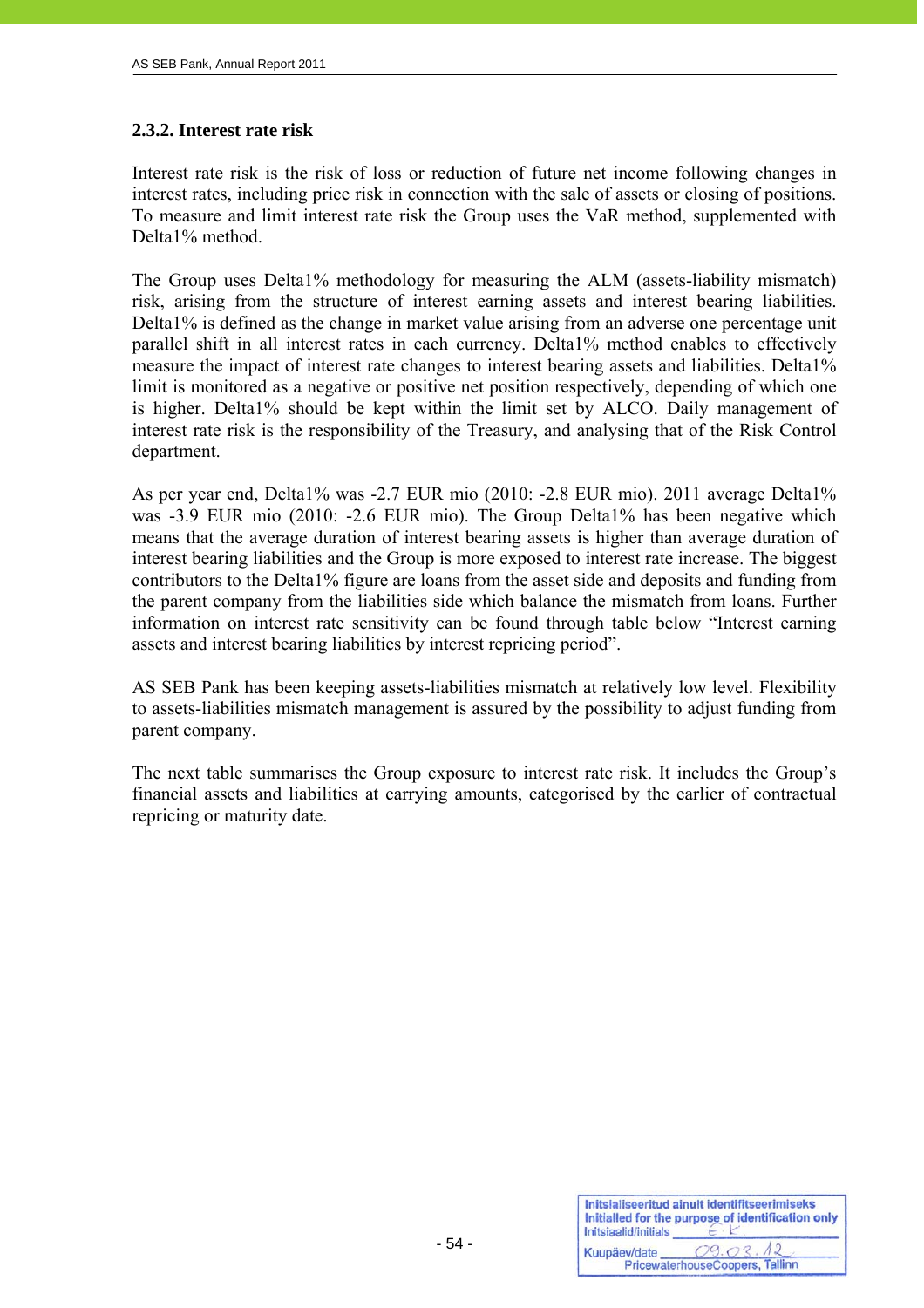### 2.3.2. Interest rate risk

Interest rate risk is the risk of loss or reduction of future net income following changes in interest rates, including price risk in connection with the sale of assets or closing of positions. To measure and limit interest rate risk the Group uses the VaR method, supplemented with Delta1% method.

The Group uses Delta1% methodology for measuring the ALM (assets-liability mismatch) risk, arising from the structure of interest earning assets and interest bearing liabilities. Delta1% is defined as the change in market value arising from an adverse one percentage unit parallel shift in all interest rates in each currency. Delta1% method enables to effectively measure the impact of interest rate changes to interest bearing assets and liabilities. Delta1% limit is monitored as a negative or positive net position respectively, depending of which one is higher. Delta1% should be kept within the limit set by ALCO. Daily management of interest rate risk is the responsibility of the Treasury, and analysing that of the Risk Control department.

As per year end, Delta1% was -2.7 EUR mio (2010: -2.8 EUR mio). 2011 average Delta1% was -3.9 EUR mio (2010: -2.6 EUR mio). The Group Delta1% has been negative which means that the average duration of interest bearing assets is higher than average duration of interest bearing liabilities and the Group is more exposed to interest rate increase. The biggest contributors to the Delta1% figure are loans from the asset side and deposits and funding from the parent company from the liabilities side which balance the mismatch from loans. Further information on interest rate sensitivity can be found through table below "Interest earning assets and interest bearing liabilities by interest repricing period".

AS SEB Pank has been keeping assets-liabilities mismatch at relatively low level. Flexibility to assets-liabilities mismatch management is assured by the possibility to adjust funding from parent company.

The next table summarises the Group exposure to interest rate risk. It includes the Group's financial assets and liabilities at carrying amounts, categorised by the earlier of contractual repricing or maturity date.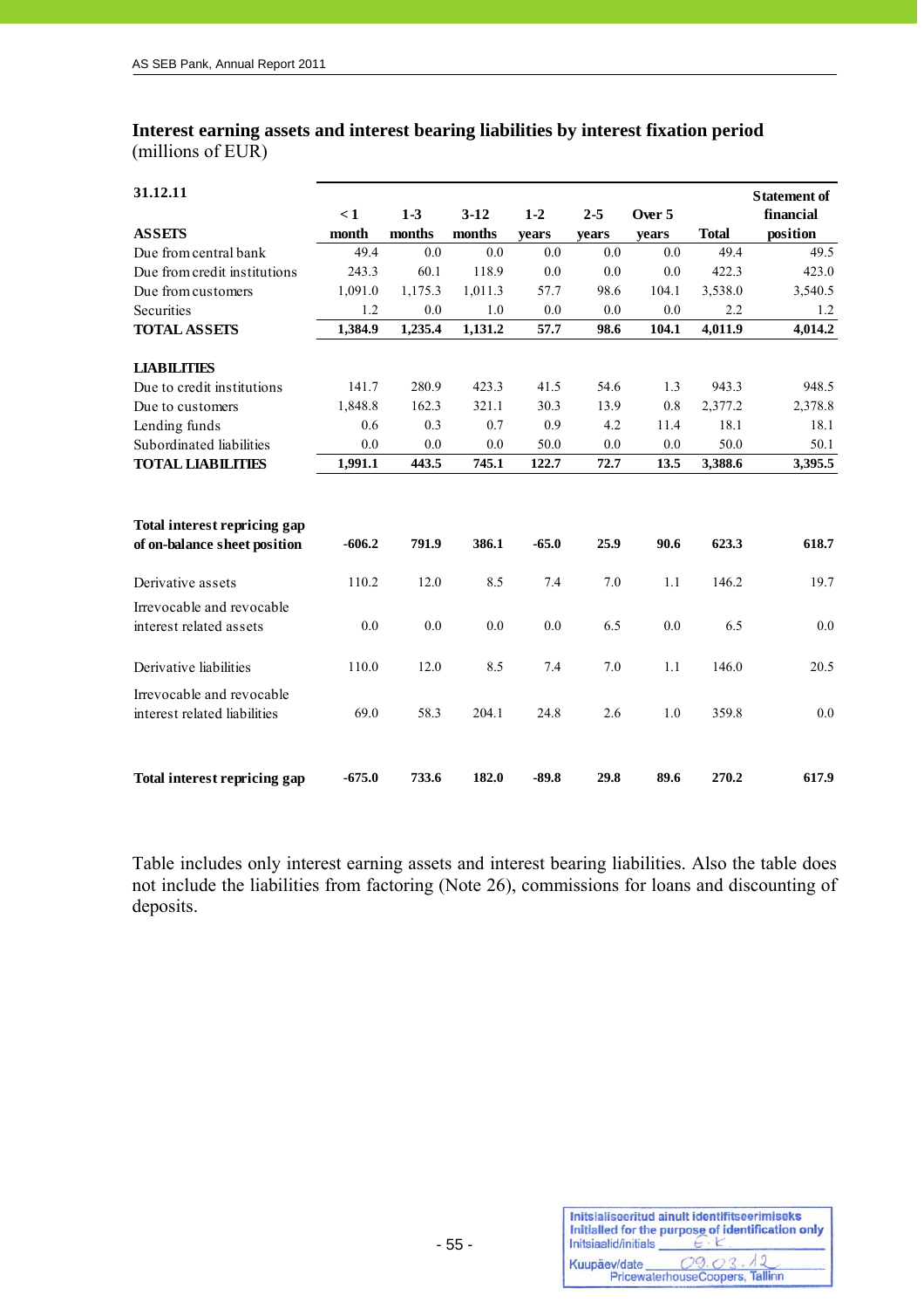## Interest earning assets and interest bearing liabilities by interest fixation period
(millions of EUR)

| 31.12.11 | < 1 month | 1-3 months | 3-12 months | 1-2 years | 2-5 years | Over 5 years | Total | Statement of financial position |
|---|---|---|---|---|---|---|---|---|
| **ASSETS** | | | | | | | | |
| Due from central bank | 49.4 | 0.0 | 0.0 | 0.0 | 0.0 | 0.0 | 49.4 | 49.5 |
| Due from credit institutions | 243.3 | 60.1 | 118.9 | 0.0 | 0.0 | 0.0 | 422.3 | 423.0 |
| Due from customers | 1,091.0 | 1,175.3 | 1,011.3 | 57.7 | 98.6 | 104.1 | 3,538.0 | 3,540.5 |
| Securities | 1.2 | 0.0 | 1.0 | 0.0 | 0.0 | 0.0 | 2.2 | 1.2 |
| **TOTAL ASSETS** | **1,384.9** | **1,235.4** | **1,131.2** | **57.7** | **98.6** | **104.1** | **4,011.9** | **4,014.2** |
| | | | | | | | | |
| **LIABILITIES** | | | | | | | | |
| Due to credit institutions | 141.7 | 280.9 | 423.3 | 41.5 | 54.6 | 1.3 | 943.3 | 948.5 |
| Due to customers | 1,848.8 | 162.3 | 321.1 | 30.3 | 13.9 | 0.8 | 2,377.2 | 2,378.8 |
| Lending funds | 0.6 | 0.3 | 0.7 | 0.9 | 4.2 | 11.4 | 18.1 | 18.1 |
| Subordinated liabilities | 0.0 | 0.0 | 0.0 | 50.0 | 0.0 | 0.0 | 50.0 | 50.1 |
| **TOTAL LIABILITIES** | **1,991.1** | **443.5** | **745.1** | **122.7** | **72.7** | **13.5** | **3,388.6** | **3,395.5** |
| | | | | | | | | |
| **Total interest repricing gap of on-balance sheet position** | **-606.2** | **791.9** | **386.1** | **-65.0** | **25.9** | **90.6** | **623.3** | **618.7** |
| Derivative assets | 110.2 | 12.0 | 8.5 | 7.4 | 7.0 | 1.1 | 146.2 | 19.7 |
| Irrevocable and revocable interest related assets | 0.0 | 0.0 | 0.0 | 0.0 | 6.5 | 0.0 | 6.5 | 0.0 |
| Derivative liabilities | 110.0 | 12.0 | 8.5 | 7.4 | 7.0 | 1.1 | 146.0 | 20.5 |
| Irrevocable and revocable interest related liabilities | 69.0 | 58.3 | 204.1 | 24.8 | 2.6 | 1.0 | 359.8 | 0.0 |
| | | | | | | | | |
| **Total interest repricing gap** | **-675.0** | **733.6** | **182.0** | **-89.8** | **29.8** | **89.6** | **270.2** | **617.9** |

Table includes only interest earning assets and interest bearing liabilities. Also the table does not include the liabilities from factoring (Note 26), commissions for loans and discounting of deposits.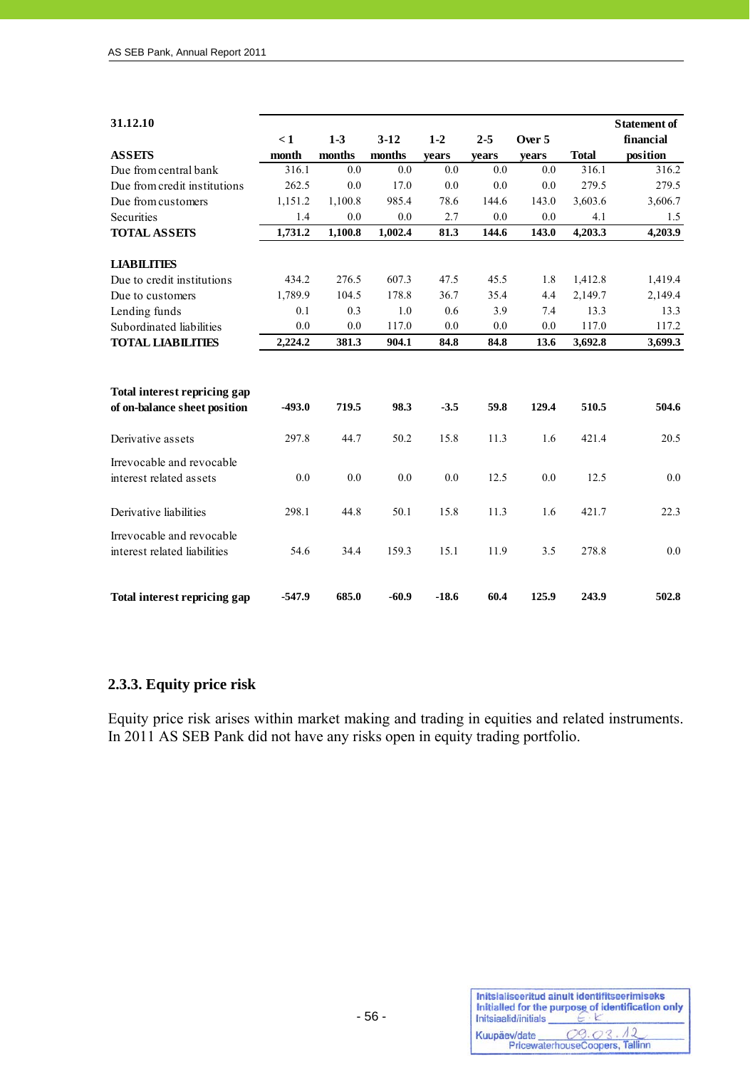| 31.12.10 ASSETS | < 1 month | 1-3 months | 3-12 months | 1-2 years | 2-5 years | Over 5 years | Total | Statement of financial position |
|---|---|---|---|---|---|---|---|---|
| Due from central bank | 316.1 | 0.0 | 0.0 | 0.0 | 0.0 | 0.0 | 316.1 | 316.2 |
| Due from credit institutions | 262.5 | 0.0 | 17.0 | 0.0 | 0.0 | 0.0 | 279.5 | 279.5 |
| Due from customers | 1,151.2 | 1,100.8 | 985.4 | 78.6 | 144.6 | 143.0 | 3,603.6 | 3,606.7 |
| Securities | 1.4 | 0.0 | 0.0 | 2.7 | 0.0 | 0.0 | 4.1 | 1.5 |
| **TOTAL ASSETS** | **1,731.2** | **1,100.8** | **1,002.4** | **81.3** | **144.6** | **143.0** | **4,203.3** | **4,203.9** |
| | | | | | | | | |
| **LIABILITIES** | | | | | | | | |
| Due to credit institutions | 434.2 | 276.5 | 607.3 | 47.5 | 45.5 | 1.8 | 1,412.8 | 1,419.4 |
| Due to customers | 1,789.9 | 104.5 | 178.8 | 36.7 | 35.4 | 4.4 | 2,149.7 | 2,149.4 |
| Lending funds | 0.1 | 0.3 | 1.0 | 0.6 | 3.9 | 7.4 | 13.3 | 13.3 |
| Subordinated liabilities | 0.0 | 0.0 | 117.0 | 0.0 | 0.0 | 0.0 | 117.0 | 117.2 |
| **TOTAL LIABILITIES** | **2,224.2** | **381.3** | **904.1** | **84.8** | **84.8** | **13.6** | **3,692.8** | **3,699.3** |
| | | | | | | | | |
| **Total interest repricing gap of on-balance sheet position** | **-493.0** | **719.5** | **98.3** | **-3.5** | **59.8** | **129.4** | **510.5** | **504.6** |
| Derivative assets | 297.8 | 44.7 | 50.2 | 15.8 | 11.3 | 1.6 | 421.4 | 20.5 |
| Irrevocable and revocable interest related assets | 0.0 | 0.0 | 0.0 | 0.0 | 12.5 | 0.0 | 12.5 | 0.0 |
| Derivative liabilities | 298.1 | 44.8 | 50.1 | 15.8 | 11.3 | 1.6 | 421.7 | 22.3 |
| Irrevocable and revocable interest related liabilities | 54.6 | 34.4 | 159.3 | 15.1 | 11.9 | 3.5 | 278.8 | 0.0 |
| | | | | | | | | |
| **Total interest repricing gap** | **-547.9** | **685.0** | **-60.9** | **-18.6** | **60.4** | **125.9** | **243.9** | **502.8** |

### 2.3.3. Equity price risk

Equity price risk arises within market making and trading in equities and related instruments. In 2011 AS SEB Pank did not have any risks open in equity trading portfolio.

Initsialiseeritud ainult identifitseerimiseks
Initialled for the purpose of identification only
Initsiaalid/initials E K
Kuupäev/date 09.03.12
PricewaterhouseCoopers, Tallinn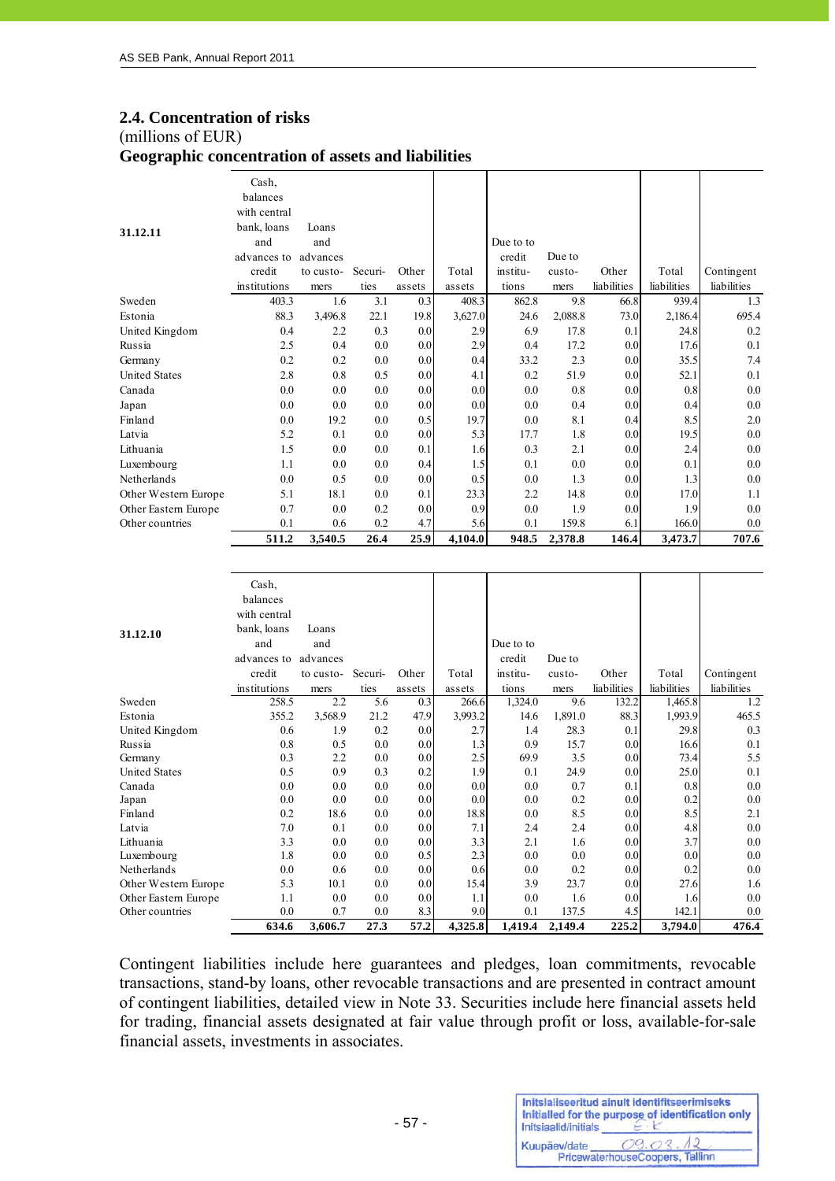## 2.4. Concentration of risks

(millions of EUR)

### Geographic concentration of assets and liabilities

| 31.12.11 | Cash, balances with central bank, loans and advances to credit institutions | Loans and advances to customers | Securities | Other assets | Total assets | Due to credit institutions | Due to customers | Other liabilities | Total liabilities | Contingent liabilities |
|---|---|---|---|---|---|---|---|---|---|---|
| Sweden | 403.3 | 1.6 | 3.1 | 0.3 | 408.3 | 862.8 | 9.8 | 66.8 | 939.4 | 1.3 |
| Estonia | 88.3 | 3,496.8 | 22.1 | 19.8 | 3,627.0 | 24.6 | 2,088.8 | 73.0 | 2,186.4 | 695.4 |
| United Kingdom | 0.4 | 2.2 | 0.3 | 0.0 | 2.9 | 6.9 | 17.8 | 0.1 | 24.8 | 0.2 |
| Russia | 2.5 | 0.4 | 0.0 | 0.0 | 2.9 | 0.4 | 17.2 | 0.0 | 17.6 | 0.1 |
| Germany | 0.2 | 0.2 | 0.0 | 0.0 | 0.4 | 33.2 | 2.3 | 0.0 | 35.5 | 7.4 |
| United States | 2.8 | 0.8 | 0.5 | 0.0 | 4.1 | 0.2 | 51.9 | 0.0 | 52.1 | 0.1 |
| Canada | 0.0 | 0.0 | 0.0 | 0.0 | 0.0 | 0.0 | 0.8 | 0.0 | 0.8 | 0.0 |
| Japan | 0.0 | 0.0 | 0.0 | 0.0 | 0.0 | 0.0 | 0.4 | 0.0 | 0.4 | 0.0 |
| Finland | 0.0 | 19.2 | 0.0 | 0.5 | 19.7 | 0.0 | 8.1 | 0.4 | 8.5 | 2.0 |
| Latvia | 5.2 | 0.1 | 0.0 | 0.0 | 5.3 | 17.7 | 1.8 | 0.0 | 19.5 | 0.0 |
| Lithuania | 1.5 | 0.0 | 0.0 | 0.1 | 1.6 | 0.3 | 2.1 | 0.0 | 2.4 | 0.0 |
| Luxembourg | 1.1 | 0.0 | 0.0 | 0.4 | 1.5 | 0.1 | 0.0 | 0.0 | 0.1 | 0.0 |
| Netherlands | 0.0 | 0.5 | 0.0 | 0.0 | 0.5 | 0.0 | 1.3 | 0.0 | 1.3 | 0.0 |
| Other Western Europe | 5.1 | 18.1 | 0.0 | 0.1 | 23.3 | 2.2 | 14.8 | 0.0 | 17.0 | 1.1 |
| Other Eastern Europe | 0.7 | 0.0 | 0.2 | 0.0 | 0.9 | 0.0 | 1.9 | 0.0 | 1.9 | 0.0 |
| Other countries | 0.1 | 0.6 | 0.2 | 4.7 | 5.6 | 0.1 | 159.8 | 6.1 | 166.0 | 0.0 |
| | **511.2** | **3,540.5** | **26.4** | **25.9** | **4,104.0** | **948.5** | **2,378.8** | **146.4** | **3,473.7** | **707.6** |

| 31.12.10 | Cash, balances with central bank, loans and advances to credit institutions | Loans and advances to customers | Securities | Other assets | Total assets | Due to credit institutions | Due to customers | Other liabilities | Total liabilities | Contingent liabilities |
|---|---|---|---|---|---|---|---|---|---|---|
| Sweden | 258.5 | 2.2 | 5.6 | 0.3 | 266.6 | 1,324.0 | 9.6 | 132.2 | 1,465.8 | 1.2 |
| Estonia | 355.2 | 3,568.9 | 21.2 | 47.9 | 3,993.2 | 14.6 | 1,891.0 | 88.3 | 1,993.9 | 465.5 |
| United Kingdom | 0.6 | 1.9 | 0.2 | 0.0 | 2.7 | 1.4 | 28.3 | 0.1 | 29.8 | 0.3 |
| Russia | 0.8 | 0.5 | 0.0 | 0.0 | 1.3 | 0.9 | 15.7 | 0.0 | 16.6 | 0.1 |
| Germany | 0.3 | 2.2 | 0.0 | 0.0 | 2.5 | 69.9 | 3.5 | 0.0 | 73.4 | 5.5 |
| United States | 0.5 | 0.9 | 0.3 | 0.2 | 1.9 | 0.1 | 24.9 | 0.0 | 25.0 | 0.1 |
| Canada | 0.0 | 0.0 | 0.0 | 0.0 | 0.0 | 0.0 | 0.7 | 0.1 | 0.8 | 0.0 |
| Japan | 0.0 | 0.0 | 0.0 | 0.0 | 0.0 | 0.0 | 0.2 | 0.0 | 0.2 | 0.0 |
| Finland | 0.2 | 18.6 | 0.0 | 0.0 | 18.8 | 0.0 | 8.5 | 0.0 | 8.5 | 2.1 |
| Latvia | 7.0 | 0.1 | 0.0 | 0.0 | 7.1 | 2.4 | 2.4 | 0.0 | 4.8 | 0.0 |
| Lithuania | 3.3 | 0.0 | 0.0 | 0.0 | 3.3 | 2.1 | 1.6 | 0.0 | 3.7 | 0.0 |
| Luxembourg | 1.8 | 0.0 | 0.0 | 0.5 | 2.3 | 0.0 | 0.0 | 0.0 | 0.0 | 0.0 |
| Netherlands | 0.0 | 0.6 | 0.0 | 0.0 | 0.6 | 0.0 | 0.2 | 0.0 | 0.2 | 0.0 |
| Other Western Europe | 5.3 | 10.1 | 0.0 | 0.0 | 15.4 | 3.9 | 23.7 | 0.0 | 27.6 | 1.6 |
| Other Eastern Europe | 1.1 | 0.0 | 0.0 | 0.0 | 1.1 | 0.0 | 1.6 | 0.0 | 1.6 | 0.0 |
| Other countries | 0.0 | 0.7 | 0.0 | 8.3 | 9.0 | 0.1 | 137.5 | 4.5 | 142.1 | 0.0 |
| | **634.6** | **3,606.7** | **27.3** | **57.2** | **4,325.8** | **1,419.4** | **2,149.4** | **225.2** | **3,794.0** | **476.4** |

Contingent liabilities include here guarantees and pledges, loan commitments, revocable transactions, stand-by loans, other revocable transactions and are presented in contract amount of contingent liabilities, detailed view in Note 33. Securities include here financial assets held for trading, financial assets designated at fair value through profit or loss, available-for-sale financial assets, investments in associates.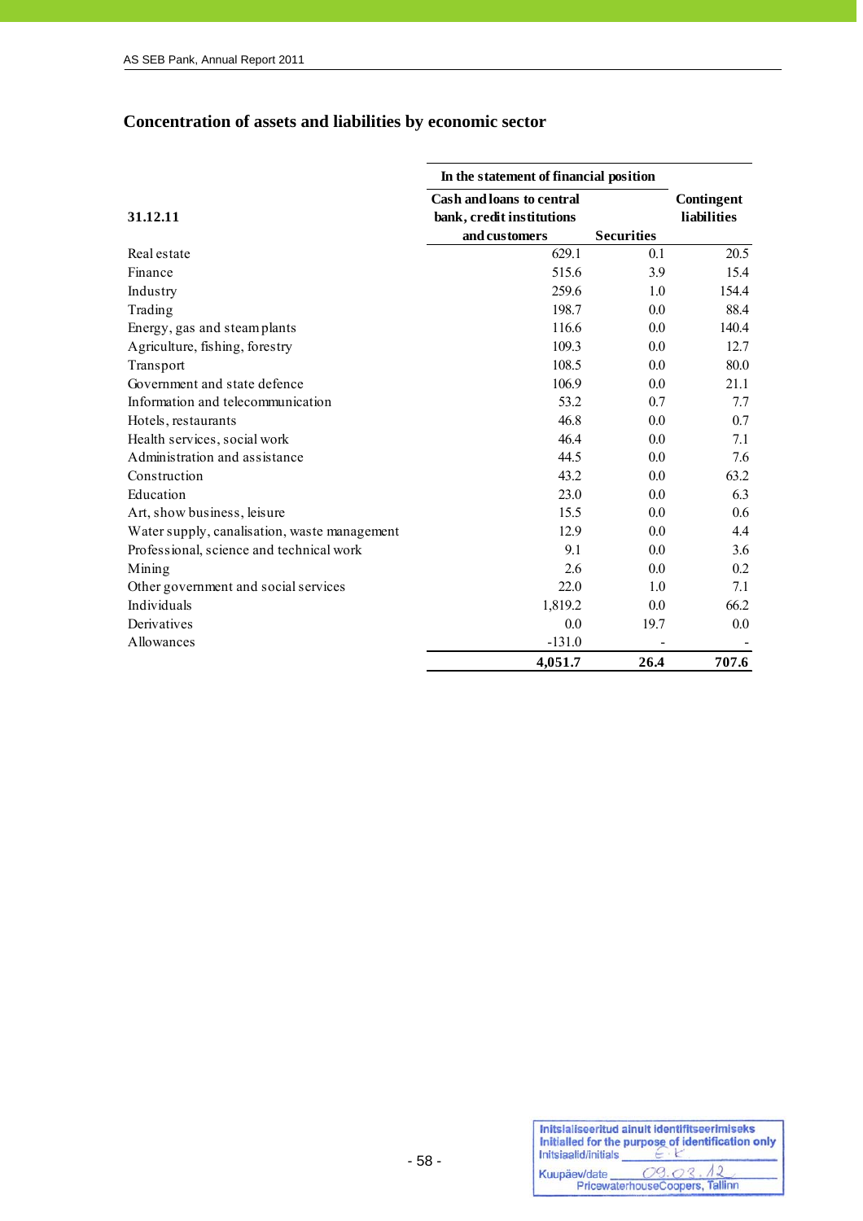## Concentration of assets and liabilities by economic sector

| 31.12.11 | In the statement of financial position | | Contingent liabilities |
|---|---|---|---|
| | Cash and loans to central bank, credit institutions and customers | Securities | |
| Real estate | 629.1 | 0.1 | 20.5 |
| Finance | 515.6 | 3.9 | 15.4 |
| Industry | 259.6 | 1.0 | 154.4 |
| Trading | 198.7 | 0.0 | 88.4 |
| Energy, gas and steam plants | 116.6 | 0.0 | 140.4 |
| Agriculture, fishing, forestry | 109.3 | 0.0 | 12.7 |
| Transport | 108.5 | 0.0 | 80.0 |
| Government and state defence | 106.9 | 0.0 | 21.1 |
| Information and telecommunication | 53.2 | 0.7 | 7.7 |
| Hotels, restaurants | 46.8 | 0.0 | 0.7 |
| Health services, social work | 46.4 | 0.0 | 7.1 |
| Administration and assistance | 44.5 | 0.0 | 7.6 |
| Construction | 43.2 | 0.0 | 63.2 |
| Education | 23.0 | 0.0 | 6.3 |
| Art, show business, leisure | 15.5 | 0.0 | 0.6 |
| Water supply, canalisation, waste management | 12.9 | 0.0 | 4.4 |
| Professional, science and technical work | 9.1 | 0.0 | 3.6 |
| Mining | 2.6 | 0.0 | 0.2 |
| Other government and social services | 22.0 | 1.0 | 7.1 |
| Individuals | 1,819.2 | 0.0 | 66.2 |
| Derivatives | 0.0 | 19.7 | 0.0 |
| Allowances | -131.0 | - | - |
| | **4,051.7** | **26.4** | **707.6** |

Initsialiseeritud ainult identifitseerimiseks
Initialled for the purpose of identification only
Initsiaalid/initials E.K
Kuupäev/date 09.03.12
PricewaterhouseCoopers, Tallinn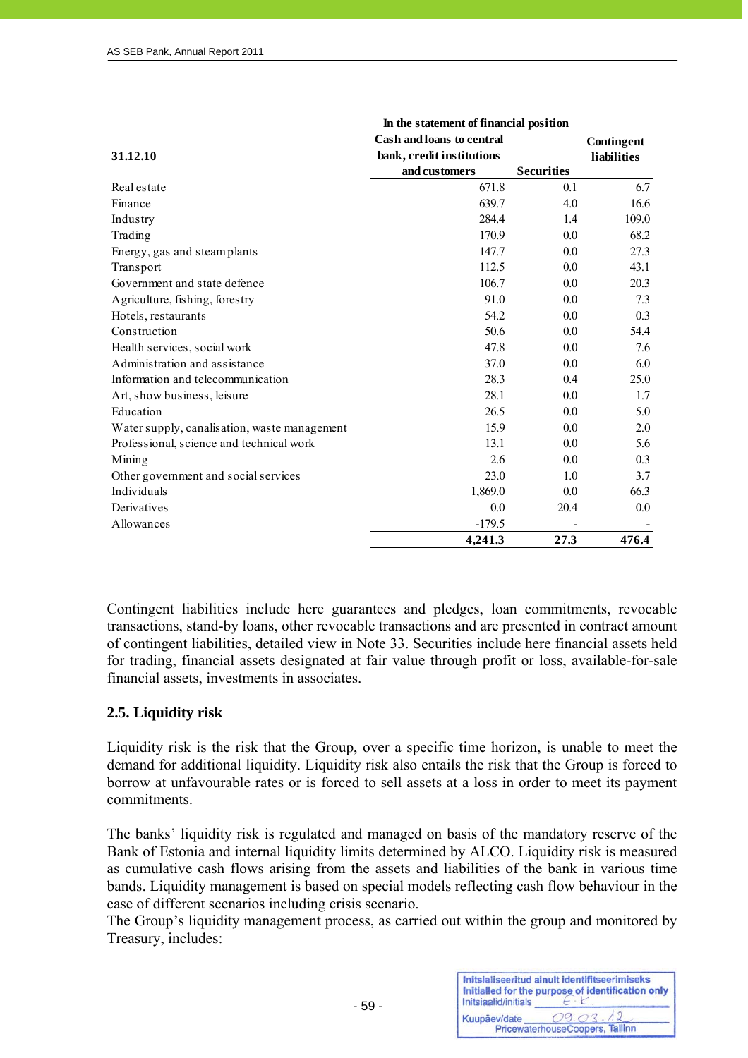| 31.12.10 | In the statement of financial position | | Contingent liabilities |
|---|---|---|---|
| | Cash and loans to central bank, credit institutions and customers | Securities | |
| Real estate | 671.8 | 0.1 | 6.7 |
| Finance | 639.7 | 4.0 | 16.6 |
| Industry | 284.4 | 1.4 | 109.0 |
| Trading | 170.9 | 0.0 | 68.2 |
| Energy, gas and steam plants | 147.7 | 0.0 | 27.3 |
| Transport | 112.5 | 0.0 | 43.1 |
| Government and state defence | 106.7 | 0.0 | 20.3 |
| Agriculture, fishing, forestry | 91.0 | 0.0 | 7.3 |
| Hotels, restaurants | 54.2 | 0.0 | 0.3 |
| Construction | 50.6 | 0.0 | 54.4 |
| Health services, social work | 47.8 | 0.0 | 7.6 |
| Administration and assistance | 37.0 | 0.0 | 6.0 |
| Information and telecommunication | 28.3 | 0.4 | 25.0 |
| Art, show business, leisure | 28.1 | 0.0 | 1.7 |
| Education | 26.5 | 0.0 | 5.0 |
| Water supply, canalisation, waste management | 15.9 | 0.0 | 2.0 |
| Professional, science and technical work | 13.1 | 0.0 | 5.6 |
| Mining | 2.6 | 0.0 | 0.3 |
| Other government and social services | 23.0 | 1.0 | 3.7 |
| Individuals | 1,869.0 | 0.0 | 66.3 |
| Derivatives | 0.0 | 20.4 | 0.0 |
| Allowances | -179.5 | - | - |
| | **4,241.3** | **27.3** | **476.4** |

Contingent liabilities include here guarantees and pledges, loan commitments, revocable transactions, stand-by loans, other revocable transactions and are presented in contract amount of contingent liabilities, detailed view in Note 33. Securities include here financial assets held for trading, financial assets designated at fair value through profit or loss, available-for-sale financial assets, investments in associates.

### 2.5. Liquidity risk

Liquidity risk is the risk that the Group, over a specific time horizon, is unable to meet the demand for additional liquidity. Liquidity risk also entails the risk that the Group is forced to borrow at unfavourable rates or is forced to sell assets at a loss in order to meet its payment commitments.

The banks' liquidity risk is regulated and managed on basis of the mandatory reserve of the Bank of Estonia and internal liquidity limits determined by ALCO. Liquidity risk is measured as cumulative cash flows arising from the assets and liabilities of the bank in various time bands. Liquidity management is based on special models reflecting cash flow behaviour in the case of different scenarios including crisis scenario.
The Group's liquidity management process, as carried out within the group and monitored by Treasury, includes:

Initsialiseeritud ainult identifitseerimiseks
Initialled for the purpose of identification only
Initsiaalid/initials E.K
Kuupäev/date 09.03.12
PricewaterhouseCoopers, Tallinn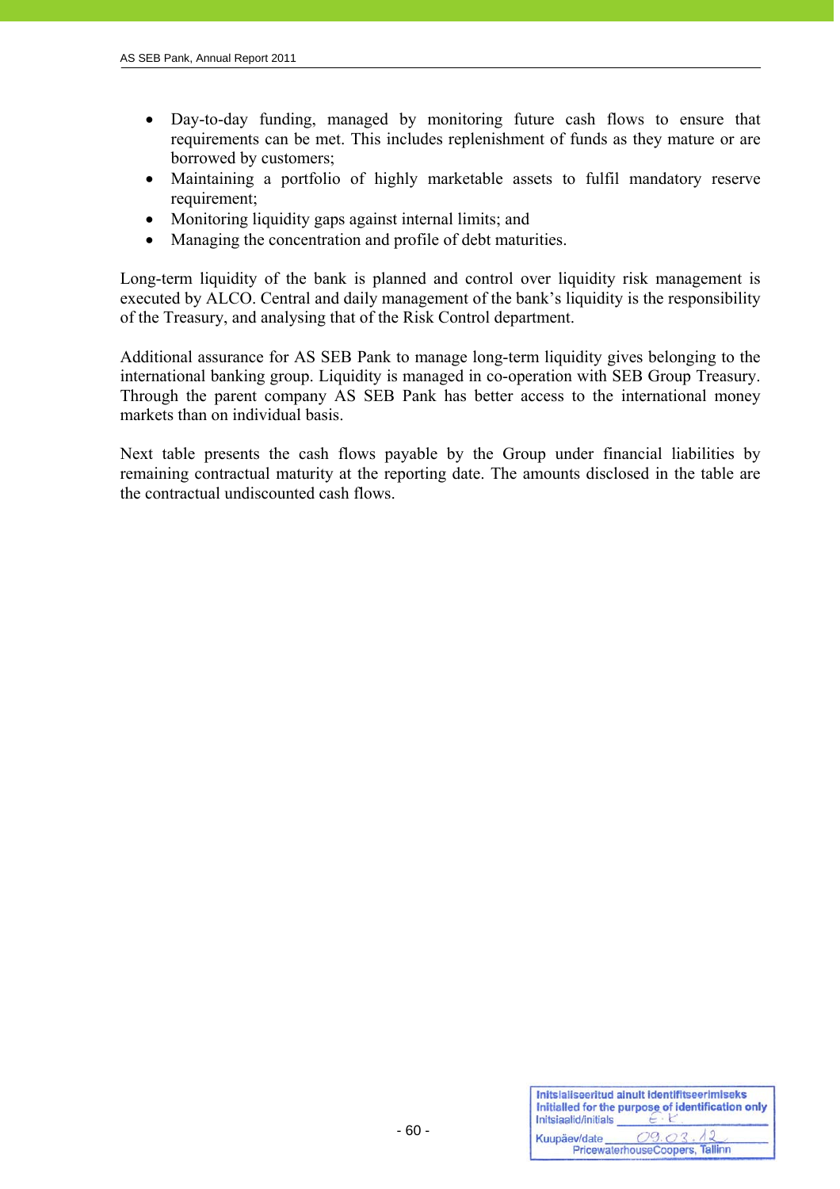- Day-to-day funding, managed by monitoring future cash flows to ensure that requirements can be met. This includes replenishment of funds as they mature or are borrowed by customers;
- Maintaining a portfolio of highly marketable assets to fulfil mandatory reserve requirement;
- Monitoring liquidity gaps against internal limits; and
- Managing the concentration and profile of debt maturities.

Long-term liquidity of the bank is planned and control over liquidity risk management is executed by ALCO. Central and daily management of the bank's liquidity is the responsibility of the Treasury, and analysing that of the Risk Control department.

Additional assurance for AS SEB Pank to manage long-term liquidity gives belonging to the international banking group. Liquidity is managed in co-operation with SEB Group Treasury. Through the parent company AS SEB Pank has better access to the international money markets than on individual basis.

Next table presents the cash flows payable by the Group under financial liabilities by remaining contractual maturity at the reporting date. The amounts disclosed in the table are the contractual undiscounted cash flows.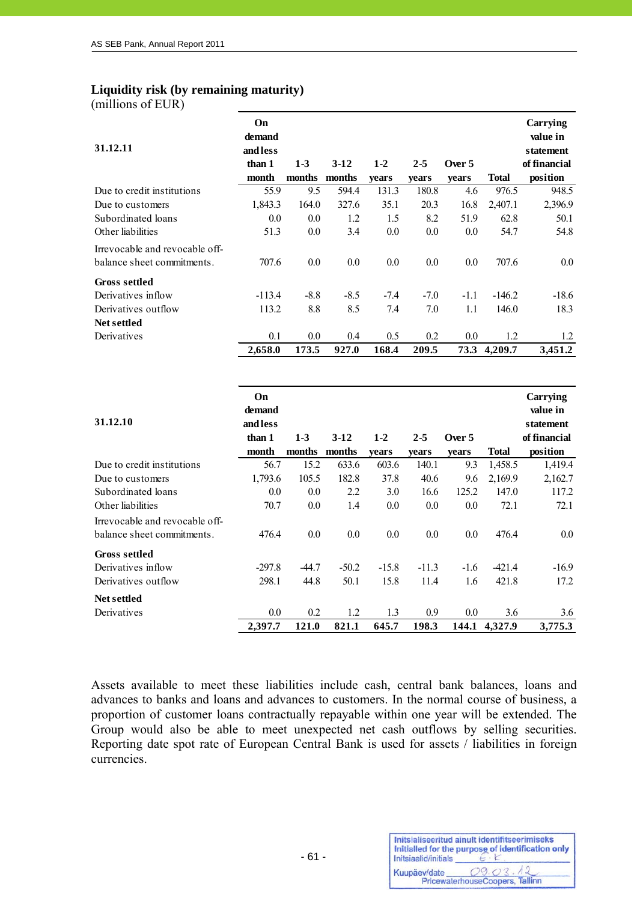## Liquidity risk (by remaining maturity)

(millions of EUR)

| 31.12.11 | On demand and less than 1 month | 1-3 months | 3-12 months | 1-2 years | 2-5 years | Over 5 years | Total | Carrying value in statement of financial position |
|---|---|---|---|---|---|---|---|---|
| Due to credit institutions | 55.9 | 9.5 | 594.4 | 131.3 | 180.8 | 4.6 | 976.5 | 948.5 |
| Due to customers | 1,843.3 | 164.0 | 327.6 | 35.1 | 20.3 | 16.8 | 2,407.1 | 2,396.9 |
| Subordinated loans | 0.0 | 0.0 | 1.2 | 1.5 | 8.2 | 51.9 | 62.8 | 50.1 |
| Other liabilities | 51.3 | 0.0 | 3.4 | 0.0 | 0.0 | 0.0 | 54.7 | 54.8 |
| Irrevocable and revocable off-balance sheet commitments. | 707.6 | 0.0 | 0.0 | 0.0 | 0.0 | 0.0 | 707.6 | 0.0 |
| **Gross settled** | | | | | | | | |
| Derivatives inflow | -113.4 | -8.8 | -8.5 | -7.4 | -7.0 | -1.1 | -146.2 | -18.6 |
| Derivatives outflow | 113.2 | 8.8 | 8.5 | 7.4 | 7.0 | 1.1 | 146.0 | 18.3 |
| **Net settled** | | | | | | | | |
| Derivatives | 0.1 | 0.0 | 0.4 | 0.5 | 0.2 | 0.0 | 1.2 | 1.2 |
| | **2,658.0** | **173.5** | **927.0** | **168.4** | **209.5** | **73.3** | **4,209.7** | **3,451.2** |

| 31.12.10 | On demand and less than 1 month | 1-3 months | 3-12 months | 1-2 years | 2-5 years | Over 5 years | Total | Carrying value in statement of financial position |
|---|---|---|---|---|---|---|---|---|
| Due to credit institutions | 56.7 | 15.2 | 633.6 | 603.6 | 140.1 | 9.3 | 1,458.5 | 1,419.4 |
| Due to customers | 1,793.6 | 105.5 | 182.8 | 37.8 | 40.6 | 9.6 | 2,169.9 | 2,162.7 |
| Subordinated loans | 0.0 | 0.0 | 2.2 | 3.0 | 16.6 | 125.2 | 147.0 | 117.2 |
| Other liabilities | 70.7 | 0.0 | 1.4 | 0.0 | 0.0 | 0.0 | 72.1 | 72.1 |
| Irrevocable and revocable off-balance sheet commitments. | 476.4 | 0.0 | 0.0 | 0.0 | 0.0 | 0.0 | 476.4 | 0.0 |
| **Gross settled** | | | | | | | | |
| Derivatives inflow | -297.8 | -44.7 | -50.2 | -15.8 | -11.3 | -1.6 | -421.4 | -16.9 |
| Derivatives outflow | 298.1 | 44.8 | 50.1 | 15.8 | 11.4 | 1.6 | 421.8 | 17.2 |
| **Net settled** | | | | | | | | |
| Derivatives | 0.0 | 0.2 | 1.2 | 1.3 | 0.9 | 0.0 | 3.6 | 3.6 |
| | **2,397.7** | **121.0** | **821.1** | **645.7** | **198.3** | **144.1** | **4,327.9** | **3,775.3** |

Assets available to meet these liabilities include cash, central bank balances, loans and advances to banks and loans and advances to customers. In the normal course of business, a proportion of customer loans contractually repayable within one year will be extended. The Group would also be able to meet unexpected net cash outflows by selling securities. Reporting date spot rate of European Central Bank is used for assets / liabilities in foreign currencies.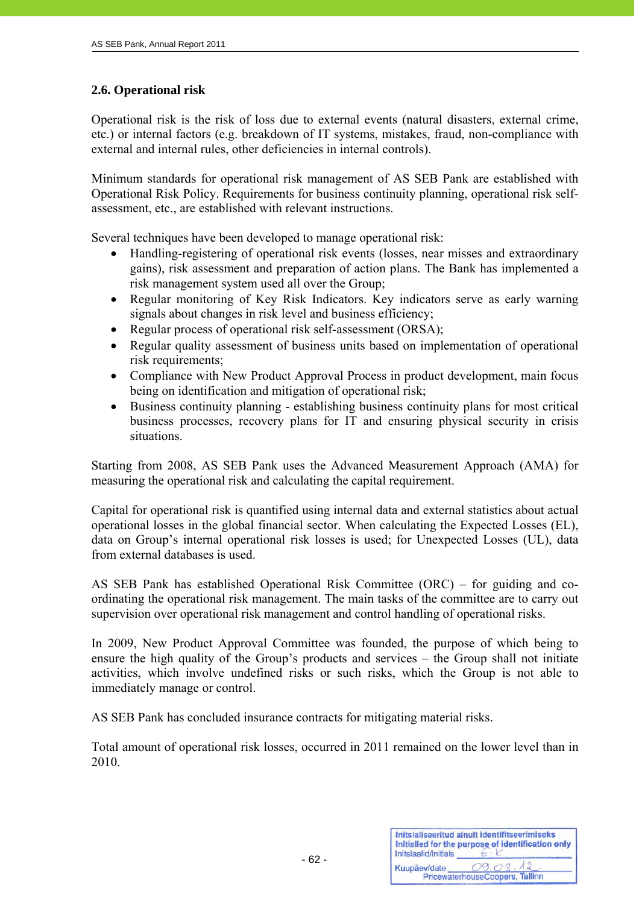## 2.6. Operational risk

Operational risk is the risk of loss due to external events (natural disasters, external crime, etc.) or internal factors (e.g. breakdown of IT systems, mistakes, fraud, non-compliance with external and internal rules, other deficiencies in internal controls).

Minimum standards for operational risk management of AS SEB Pank are established with Operational Risk Policy. Requirements for business continuity planning, operational risk self-assessment, etc., are established with relevant instructions.

Several techniques have been developed to manage operational risk:

- Handling-registering of operational risk events (losses, near misses and extraordinary gains), risk assessment and preparation of action plans. The Bank has implemented a risk management system used all over the Group;
- Regular monitoring of Key Risk Indicators. Key indicators serve as early warning signals about changes in risk level and business efficiency;
- Regular process of operational risk self-assessment (ORSA);
- Regular quality assessment of business units based on implementation of operational risk requirements;
- Compliance with New Product Approval Process in product development, main focus being on identification and mitigation of operational risk;
- Business continuity planning - establishing business continuity plans for most critical business processes, recovery plans for IT and ensuring physical security in crisis situations.

Starting from 2008, AS SEB Pank uses the Advanced Measurement Approach (AMA) for measuring the operational risk and calculating the capital requirement.

Capital for operational risk is quantified using internal data and external statistics about actual operational losses in the global financial sector. When calculating the Expected Losses (EL), data on Group's internal operational risk losses is used; for Unexpected Losses (UL), data from external databases is used.

AS SEB Pank has established Operational Risk Committee (ORC) – for guiding and co-ordinating the operational risk management. The main tasks of the committee are to carry out supervision over operational risk management and control handling of operational risks.

In 2009, New Product Approval Committee was founded, the purpose of which being to ensure the high quality of the Group's products and services – the Group shall not initiate activities, which involve undefined risks or such risks, which the Group is not able to immediately manage or control.

AS SEB Pank has concluded insurance contracts for mitigating material risks.

Total amount of operational risk losses, occurred in 2011 remained on the lower level than in 2010.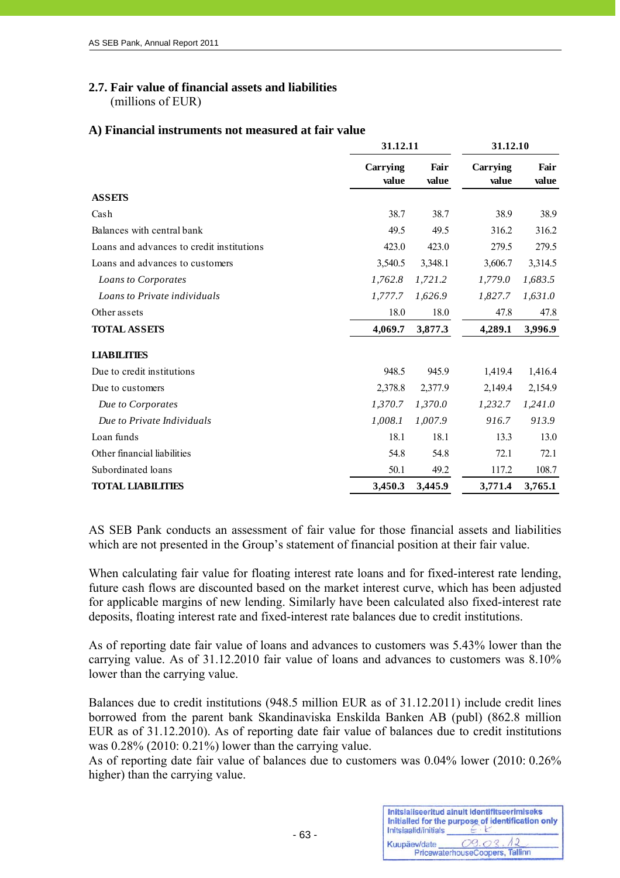## 2.7. Fair value of financial assets and liabilities

(millions of EUR)

### A) Financial instruments not measured at fair value

| | 31.12.11 | | 31.12.10 | |
|---|---|---|---|---|
| | Carrying value | Fair value | Carrying value | Fair value |
| **ASSETS** | | | | |
| Cash | 38.7 | 38.7 | 38.9 | 38.9 |
| Balances with central bank | 49.5 | 49.5 | 316.2 | 316.2 |
| Loans and advances to credit institutions | 423.0 | 423.0 | 279.5 | 279.5 |
| Loans and advances to customers | 3,540.5 | 3,348.1 | 3,606.7 | 3,314.5 |
| *Loans to Corporates* | *1,762.8* | *1,721.2* | *1,779.0* | *1,683.5* |
| *Loans to Private individuals* | *1,777.7* | *1,626.9* | *1,827.7* | *1,631.0* |
| Other assets | 18.0 | 18.0 | 47.8 | 47.8 |
| **TOTAL ASSETS** | **4,069.7** | **3,877.3** | **4,289.1** | **3,996.9** |
| **LIABILITIES** | | | | |
| Due to credit institutions | 948.5 | 945.9 | 1,419.4 | 1,416.4 |
| Due to customers | 2,378.8 | 2,377.9 | 2,149.4 | 2,154.9 |
| *Due to Corporates* | *1,370.7* | *1,370.0* | *1,232.7* | *1,241.0* |
| *Due to Private Individuals* | *1,008.1* | *1,007.9* | *916.7* | *913.9* |
| Loan funds | 18.1 | 18.1 | 13.3 | 13.0 |
| Other financial liabilities | 54.8 | 54.8 | 72.1 | 72.1 |
| Subordinated loans | 50.1 | 49.2 | 117.2 | 108.7 |
| **TOTAL LIABILITIES** | **3,450.3** | **3,445.9** | **3,771.4** | **3,765.1** |

AS SEB Pank conducts an assessment of fair value for those financial assets and liabilities which are not presented in the Group's statement of financial position at their fair value.

When calculating fair value for floating interest rate loans and for fixed-interest rate lending, future cash flows are discounted based on the market interest curve, which has been adjusted for applicable margins of new lending. Similarly have been calculated also fixed-interest rate deposits, floating interest rate and fixed-interest rate balances due to credit institutions.

As of reporting date fair value of loans and advances to customers was 5.43% lower than the carrying value. As of 31.12.2010 fair value of loans and advances to customers was 8.10% lower than the carrying value.

Balances due to credit institutions (948.5 million EUR as of 31.12.2011) include credit lines borrowed from the parent bank Skandinaviska Enskilda Banken AB (publ) (862.8 million EUR as of 31.12.2010). As of reporting date fair value of balances due to credit institutions was 0.28% (2010: 0.21%) lower than the carrying value.
As of reporting date fair value of balances due to customers was 0.04% lower (2010: 0.26% higher) than the carrying value.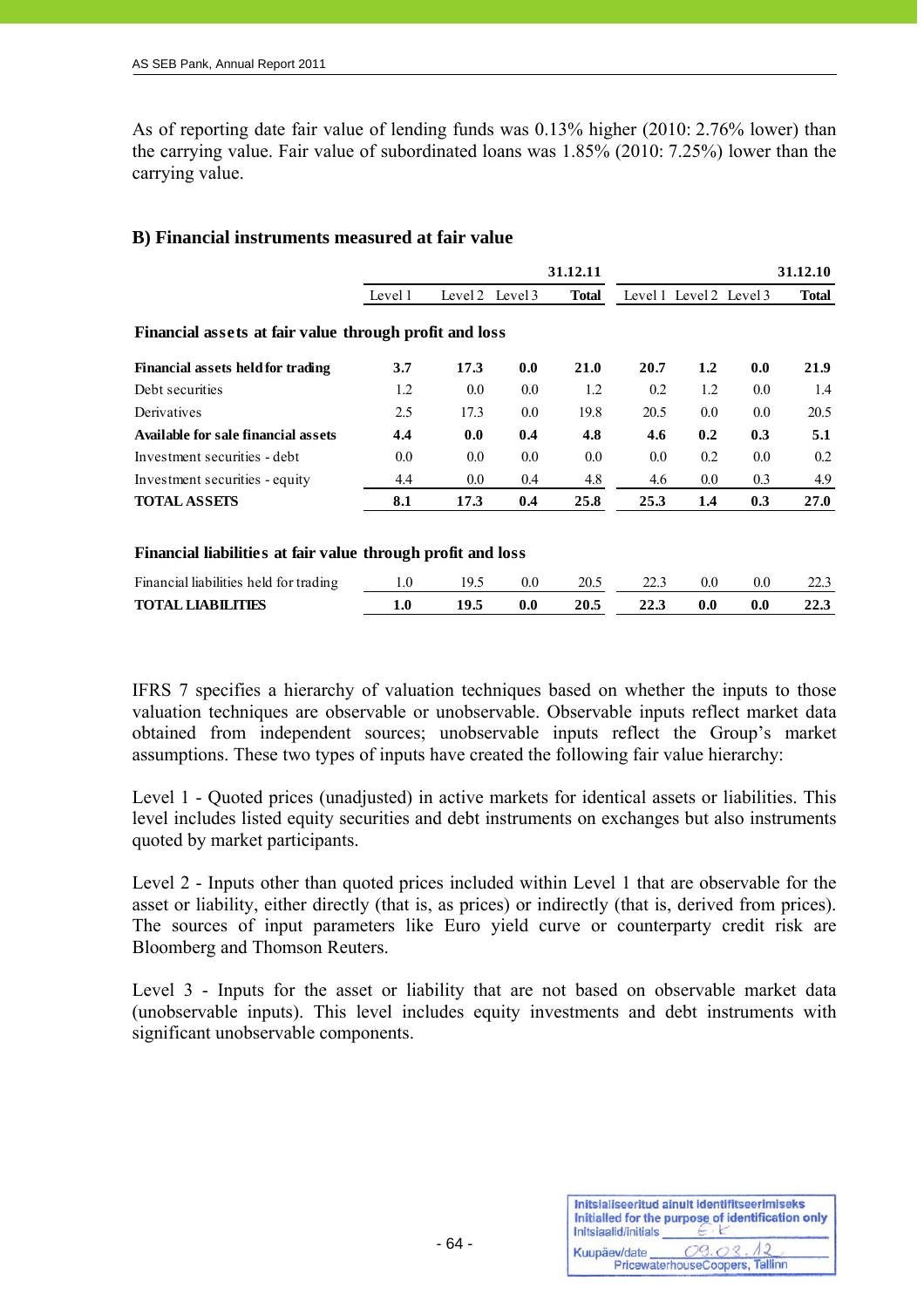As of reporting date fair value of lending funds was 0.13% higher (2010: 2.76% lower) than the carrying value. Fair value of subordinated loans was 1.85% (2010: 7.25%) lower than the carrying value.

### B) Financial instruments measured at fair value

| | | | | 31.12.11 | | | | 31.12.10 |
|---|---|---|---|---|---|---|---|---|
| | Level 1 | Level 2 | Level 3 | Total | Level 1 | Level 2 | Level 3 | Total |
| **Financial assets at fair value through profit and loss** | | | | | | | | |
| **Financial assets held for trading** | **3.7** | **17.3** | **0.0** | **21.0** | **20.7** | **1.2** | **0.0** | **21.9** |
| Debt securities | 1.2 | 0.0 | 0.0 | 1.2 | 0.2 | 1.2 | 0.0 | 1.4 |
| Derivatives | 2.5 | 17.3 | 0.0 | 19.8 | 20.5 | 0.0 | 0.0 | 20.5 |
| **Available for sale financial assets** | **4.4** | **0.0** | **0.4** | **4.8** | **4.6** | **0.2** | **0.3** | **5.1** |
| Investment securities - debt | 0.0 | 0.0 | 0.0 | 0.0 | 0.0 | 0.2 | 0.0 | 0.2 |
| Investment securities - equity | 4.4 | 0.0 | 0.4 | 4.8 | 4.6 | 0.0 | 0.3 | 4.9 |
| **TOTAL ASSETS** | **8.1** | **17.3** | **0.4** | **25.8** | **25.3** | **1.4** | **0.3** | **27.0** |
| **Financial liabilities at fair value through profit and loss** | | | | | | | | |
| Financial liabilities held for trading | 1.0 | 19.5 | 0.0 | 20.5 | 22.3 | 0.0 | 0.0 | 22.3 |
| **TOTAL LIABILITIES** | **1.0** | **19.5** | **0.0** | **20.5** | **22.3** | **0.0** | **0.0** | **22.3** |

IFRS 7 specifies a hierarchy of valuation techniques based on whether the inputs to those valuation techniques are observable or unobservable. Observable inputs reflect market data obtained from independent sources; unobservable inputs reflect the Group's market assumptions. These two types of inputs have created the following fair value hierarchy:

Level 1 - Quoted prices (unadjusted) in active markets for identical assets or liabilities. This level includes listed equity securities and debt instruments on exchanges but also instruments quoted by market participants.

Level 2 - Inputs other than quoted prices included within Level 1 that are observable for the asset or liability, either directly (that is, as prices) or indirectly (that is, derived from prices). The sources of input parameters like Euro yield curve or counterparty credit risk are Bloomberg and Thomson Reuters.

Level 3 - Inputs for the asset or liability that are not based on observable market data (unobservable inputs). This level includes equity investments and debt instruments with significant unobservable components.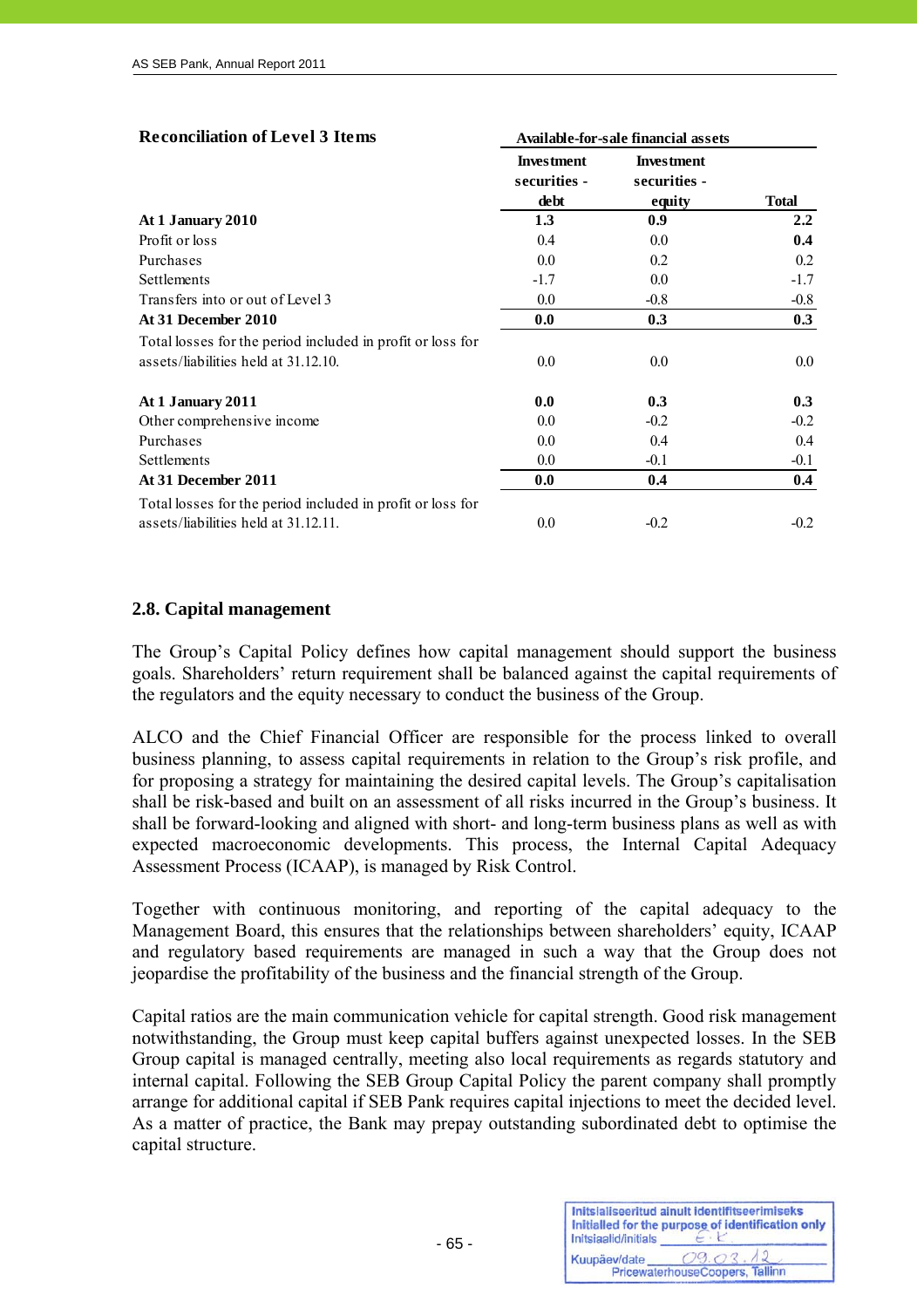| Reconciliation of Level 3 Items | Available-for-sale financial assets | | |
|---|---|---|---|
| | Investment securities - debt | Investment securities - equity | Total |
| **At 1 January 2010** | **1.3** | **0.9** | **2.2** |
| Profit or loss | 0.4 | 0.0 | **0.4** |
| Purchases | 0.0 | 0.2 | 0.2 |
| Settlements | -1.7 | 0.0 | -1.7 |
| Transfers into or out of Level 3 | 0.0 | -0.8 | -0.8 |
| **At 31 December 2010** | **0.0** | **0.3** | **0.3** |
| Total losses for the period included in profit or loss for assets/liabilities held at 31.12.10. | 0.0 | 0.0 | 0.0 |
| | | | |
| **At 1 January 2011** | **0.0** | **0.3** | **0.3** |
| Other comprehensive income | 0.0 | -0.2 | -0.2 |
| Purchases | 0.0 | 0.4 | 0.4 |
| Settlements | 0.0 | -0.1 | -0.1 |
| **At 31 December 2011** | **0.0** | **0.4** | **0.4** |
| Total losses for the period included in profit or loss for assets/liabilities held at 31.12.11. | 0.0 | -0.2 | -0.2 |

### 2.8. Capital management

The Group's Capital Policy defines how capital management should support the business goals. Shareholders' return requirement shall be balanced against the capital requirements of the regulators and the equity necessary to conduct the business of the Group.

ALCO and the Chief Financial Officer are responsible for the process linked to overall business planning, to assess capital requirements in relation to the Group's risk profile, and for proposing a strategy for maintaining the desired capital levels. The Group's capitalisation shall be risk-based and built on an assessment of all risks incurred in the Group's business. It shall be forward-looking and aligned with short- and long-term business plans as well as with expected macroeconomic developments. This process, the Internal Capital Adequacy Assessment Process (ICAAP), is managed by Risk Control.

Together with continuous monitoring, and reporting of the capital adequacy to the Management Board, this ensures that the relationships between shareholders' equity, ICAAP and regulatory based requirements are managed in such a way that the Group does not jeopardise the profitability of the business and the financial strength of the Group.

Capital ratios are the main communication vehicle for capital strength. Good risk management notwithstanding, the Group must keep capital buffers against unexpected losses. In the SEB Group capital is managed centrally, meeting also local requirements as regards statutory and internal capital. Following the SEB Group Capital Policy the parent company shall promptly arrange for additional capital if SEB Pank requires capital injections to meet the decided level. As a matter of practice, the Bank may prepay outstanding subordinated debt to optimise the capital structure.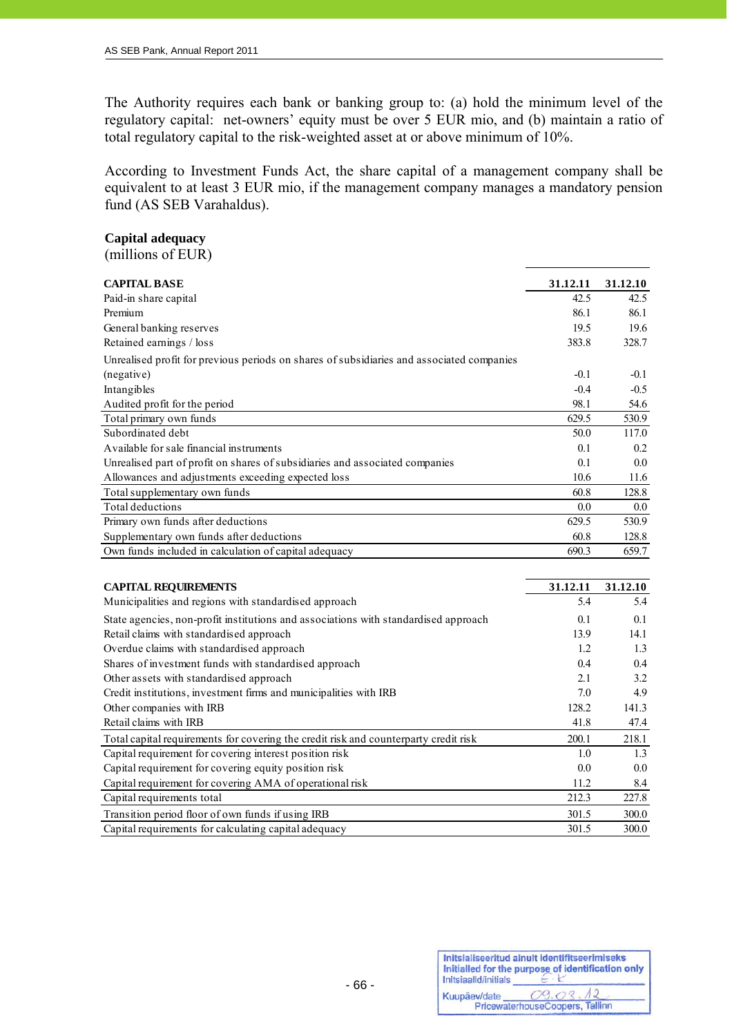The Authority requires each bank or banking group to: (a) hold the minimum level of the regulatory capital: net-owners' equity must be over 5 EUR mio, and (b) maintain a ratio of total regulatory capital to the risk-weighted asset at or above minimum of 10%.

According to Investment Funds Act, the share capital of a management company shall be equivalent to at least 3 EUR mio, if the management company manages a mandatory pension fund (AS SEB Varahaldus).

**Capital adequacy**
(millions of EUR)

| **CAPITAL BASE** | **31.12.11** | **31.12.10** |
|---|---|---|
| Paid-in share capital | 42.5 | 42.5 |
| Premium | 86.1 | 86.1 |
| General banking reserves | 19.5 | 19.6 |
| Retained earnings / loss | 383.8 | 328.7 |
| Unrealised profit for previous periods on shares of subsidiaries and associated companies (negative) | -0.1 | -0.1 |
| Intangibles | -0.4 | -0.5 |
| Audited profit for the period | 98.1 | 54.6 |
| Total primary own funds | 629.5 | 530.9 |
| Subordinated debt | 50.0 | 117.0 |
| Available for sale financial instruments | 0.1 | 0.2 |
| Unrealised part of profit on shares of subsidiaries and associated companies | 0.1 | 0.0 |
| Allowances and adjustments exceeding expected loss | 10.6 | 11.6 |
| Total supplementary own funds | 60.8 | 128.8 |
| Total deductions | 0.0 | 0.0 |
| Primary own funds after deductions | 629.5 | 530.9 |
| Supplementary own funds after deductions | 60.8 | 128.8 |
| Own funds included in calculation of capital adequacy | 690.3 | 659.7 |

| **CAPITAL REQUIREMENTS** | **31.12.11** | **31.12.10** |
|---|---|---|
| Municipalities and regions with standardised approach | 5.4 | 5.4 |
| State agencies, non-profit institutions and associations with standardised approach | 0.1 | 0.1 |
| Retail claims with standardised approach | 13.9 | 14.1 |
| Overdue claims with standardised approach | 1.2 | 1.3 |
| Shares of investment funds with standardised approach | 0.4 | 0.4 |
| Other assets with standardised approach | 2.1 | 3.2 |
| Credit institutions, investment firms and municipalities with IRB | 7.0 | 4.9 |
| Other companies with IRB | 128.2 | 141.3 |
| Retail claims with IRB | 41.8 | 47.4 |
| Total capital requirements for covering the credit risk and counterparty credit risk | 200.1 | 218.1 |
| Capital requirement for covering interest position risk | 1.0 | 1.3 |
| Capital requirement for covering equity position risk | 0.0 | 0.0 |
| Capital requirement for covering AMA of operational risk | 11.2 | 8.4 |
| Capital requirements total | 212.3 | 227.8 |
| Transition period floor of own funds if using IRB | 301.5 | 300.0 |
| Capital requirements for calculating capital adequacy | 301.5 | 300.0 |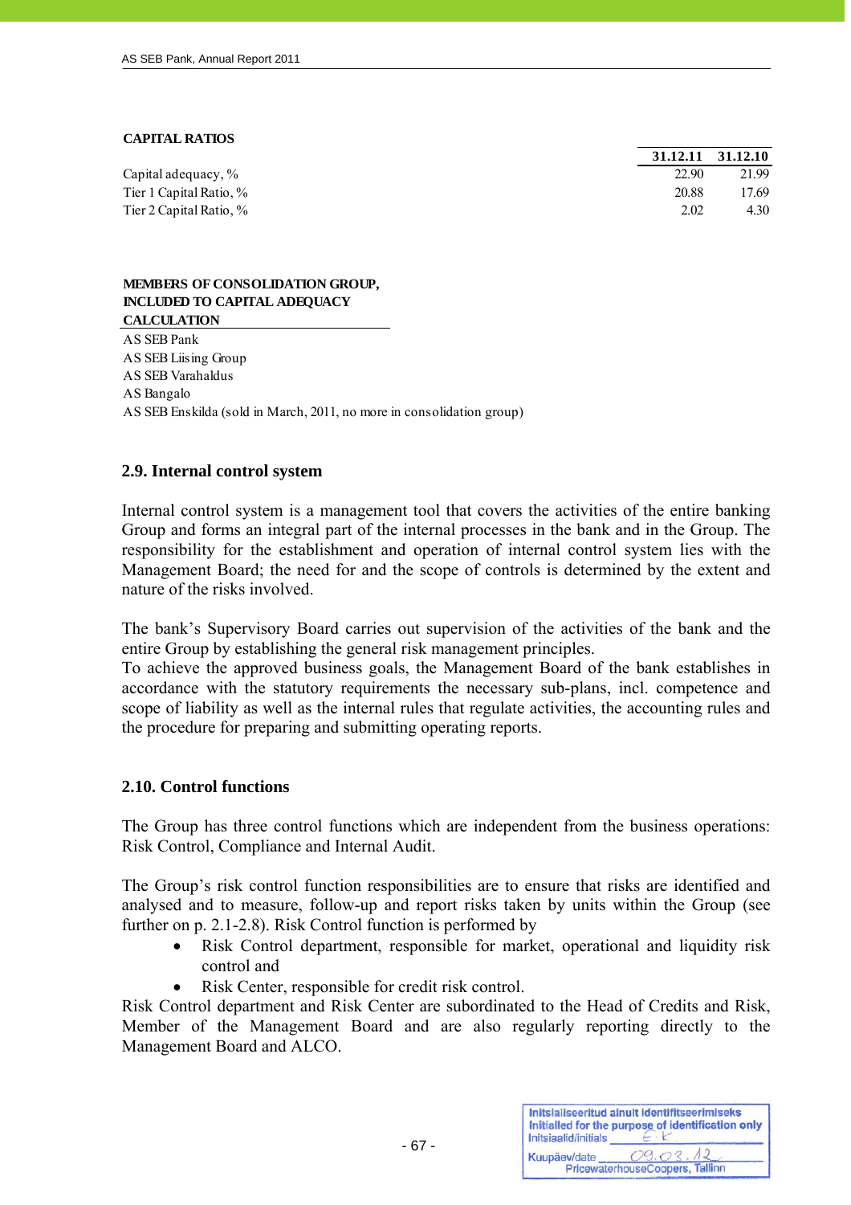**CAPITAL RATIOS**

| | 31.12.11 | 31.12.10 |
|---|---|---|
| Capital adequacy, % | 22.90 | 21.99 |
| Tier 1 Capital Ratio, % | 20.88 | 17.69 |
| Tier 2 Capital Ratio, % | 2.02 | 4.30 |

| MEMBERS OF CONSOLIDATION GROUP, INCLUDED TO CAPITAL ADEQUACY CALCULATION |
|---|
| AS SEB Pank |
| AS SEB Liising Group |
| AS SEB Varahaldus |
| AS Bangalo |
| AS SEB Enskilda (sold in March, 2011, no more in consolidation group) |

## 2.9. Internal control system

Internal control system is a management tool that covers the activities of the entire banking Group and forms an integral part of the internal processes in the bank and in the Group. The responsibility for the establishment and operation of internal control system lies with the Management Board; the need for and the scope of controls is determined by the extent and nature of the risks involved.

The bank's Supervisory Board carries out supervision of the activities of the bank and the entire Group by establishing the general risk management principles.
To achieve the approved business goals, the Management Board of the bank establishes in accordance with the statutory requirements the necessary sub-plans, incl. competence and scope of liability as well as the internal rules that regulate activities, the accounting rules and the procedure for preparing and submitting operating reports.

## 2.10. Control functions

The Group has three control functions which are independent from the business operations: Risk Control, Compliance and Internal Audit.

The Group's risk control function responsibilities are to ensure that risks are identified and analysed and to measure, follow-up and report risks taken by units within the Group (see further on p. 2.1-2.8). Risk Control function is performed by

- Risk Control department, responsible for market, operational and liquidity risk control and
- Risk Center, responsible for credit risk control.

Risk Control department and Risk Center are subordinated to the Head of Credits and Risk, Member of the Management Board and are also regularly reporting directly to the Management Board and ALCO.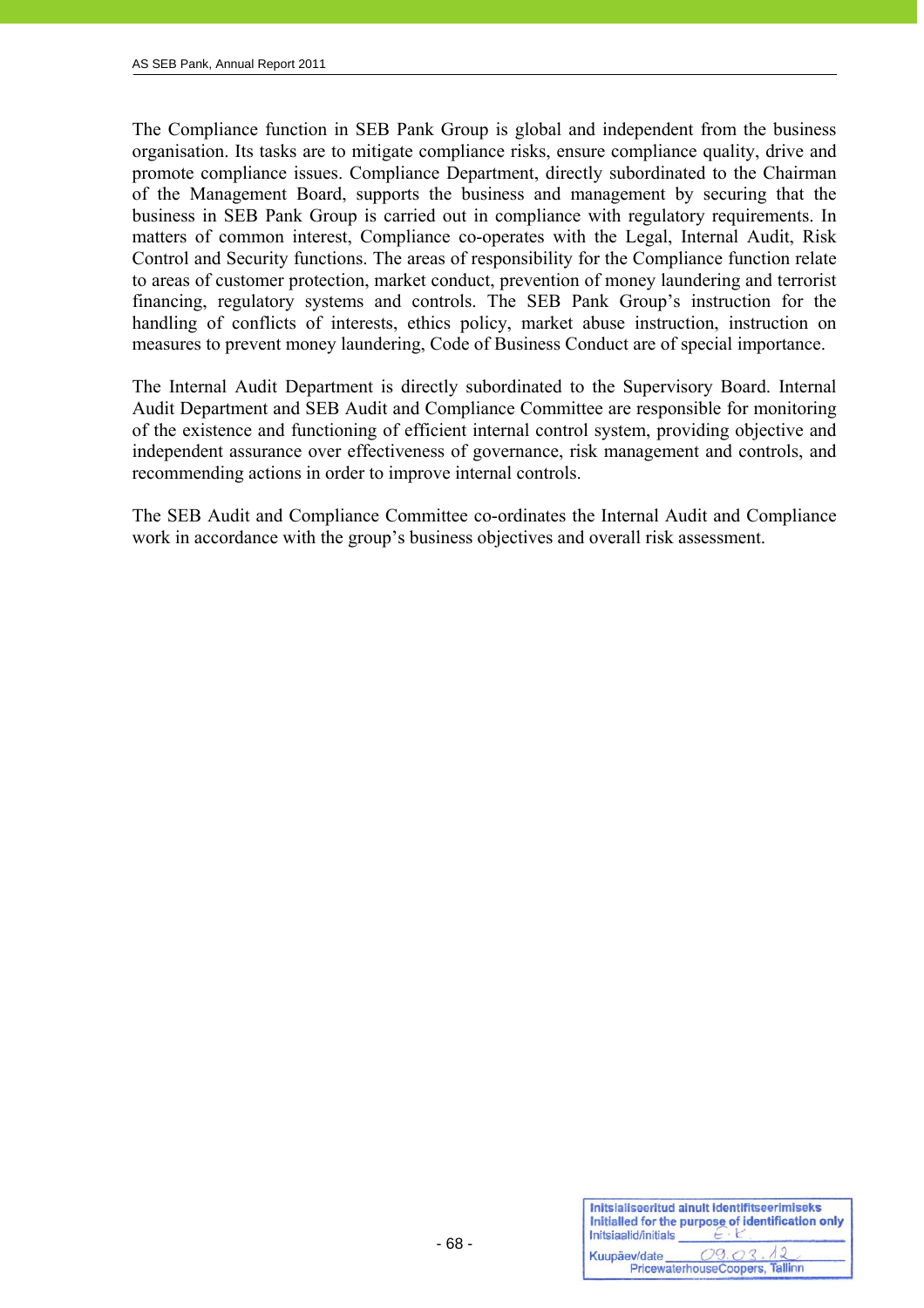The Compliance function in SEB Pank Group is global and independent from the business organisation. Its tasks are to mitigate compliance risks, ensure compliance quality, drive and promote compliance issues. Compliance Department, directly subordinated to the Chairman of the Management Board, supports the business and management by securing that the business in SEB Pank Group is carried out in compliance with regulatory requirements. In matters of common interest, Compliance co-operates with the Legal, Internal Audit, Risk Control and Security functions. The areas of responsibility for the Compliance function relate to areas of customer protection, market conduct, prevention of money laundering and terrorist financing, regulatory systems and controls. The SEB Pank Group's instruction for the handling of conflicts of interests, ethics policy, market abuse instruction, instruction on measures to prevent money laundering, Code of Business Conduct are of special importance.

The Internal Audit Department is directly subordinated to the Supervisory Board. Internal Audit Department and SEB Audit and Compliance Committee are responsible for monitoring of the existence and functioning of efficient internal control system, providing objective and independent assurance over effectiveness of governance, risk management and controls, and recommending actions in order to improve internal controls.

The SEB Audit and Compliance Committee co-ordinates the Internal Audit and Compliance work in accordance with the group's business objectives and overall risk assessment.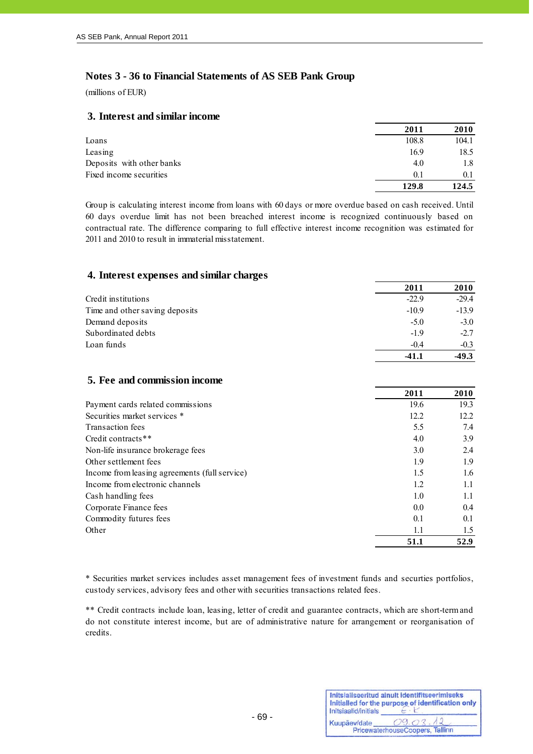# Notes 3 - 36 to Financial Statements of AS SEB Pank Group

(millions of EUR)

## 3. Interest and similar income

| | 2011 | 2010 |
|---|---|---|
| Loans | 108.8 | 104.1 |
| Leasing | 16.9 | 18.5 |
| Deposits with other banks | 4.0 | 1.8 |
| Fixed income securities | 0.1 | 0.1 |
| | **129.8** | **124.5** |

Group is calculating interest income from loans with 60 days or more overdue based on cash received. Until 60 days overdue limit has not been breached interest income is recognized continuously based on contractual rate. The difference comparing to full effective interest income recognition was estimated for 2011 and 2010 to result in immaterial misstatement.

## 4. Interest expenses and similar charges

| | 2011 | 2010 |
|---|---|---|
| Credit institutions | -22.9 | -29.4 |
| Time and other saving deposits | -10.9 | -13.9 |
| Demand deposits | -5.0 | -3.0 |
| Subordinated debts | -1.9 | -2.7 |
| Loan funds | -0.4 | -0.3 |
| | **-41.1** | **-49.3** |

## 5. Fee and commission income

| | 2011 | 2010 |
|---|---|---|
| Payment cards related commissions | 19.6 | 19.3 |
| Securities market services * | 12.2 | 12.2 |
| Transaction fees | 5.5 | 7.4 |
| Credit contracts** | 4.0 | 3.9 |
| Non-life insurance brokerage fees | 3.0 | 2.4 |
| Other settlement fees | 1.9 | 1.9 |
| Income from leasing agreements (full service) | 1.5 | 1.6 |
| Income from electronic channels | 1.2 | 1.1 |
| Cash handling fees | 1.0 | 1.1 |
| Corporate Finance fees | 0.0 | 0.4 |
| Commodity futures fees | 0.1 | 0.1 |
| Other | 1.1 | 1.5 |
| | **51.1** | **52.9** |

* Securities market services includes asset management fees of investment funds and securties portfolios, custody services, advisory fees and other with securities transactions related fees.

** Credit contracts include loan, leasing, letter of credit and guarantee contracts, which are short-term and do not constitute interest income, but are of administrative nature for arrangement or reorganisation of credits.

Initsialiseeritud ainult identifitseerimiseks
Initialled for the purpose of identification only
Initsiaalid/initials E.K
Kuupäev/date 09.03.12
PricewaterhouseCoopers, Tallinn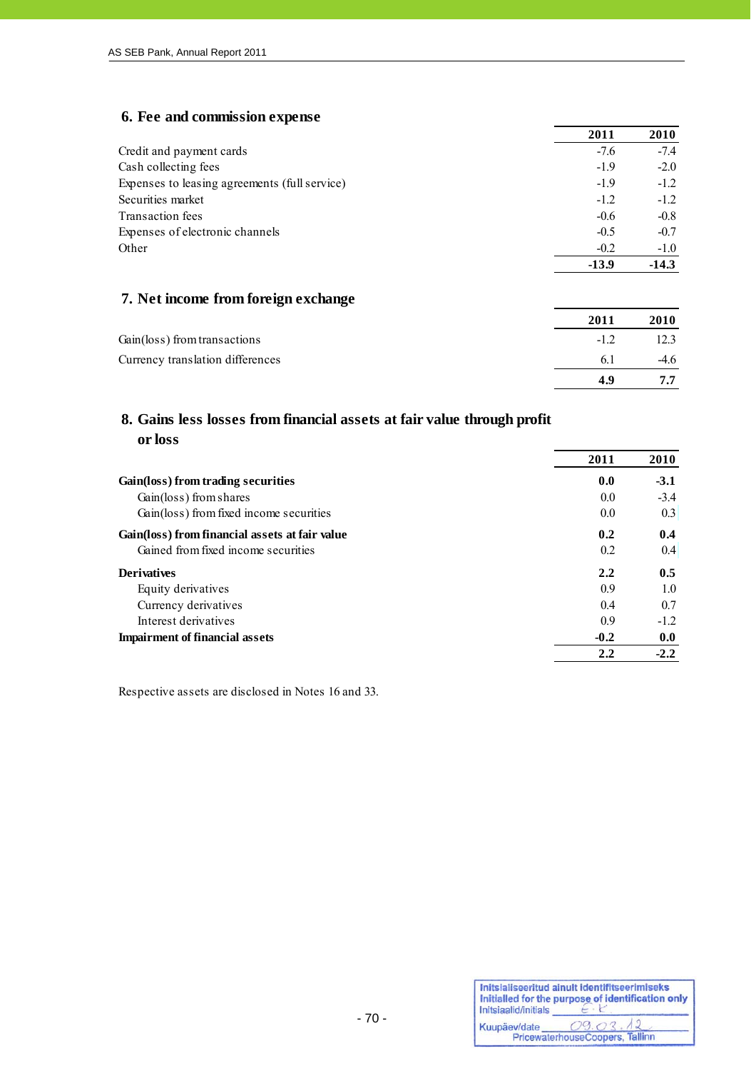## 6. Fee and commission expense

| | 2011 | 2010 |
|---|---|---|
| Credit and payment cards | -7.6 | -7.4 |
| Cash collecting fees | -1.9 | -2.0 |
| Expenses to leasing agreements (full service) | -1.9 | -1.2 |
| Securities market | -1.2 | -1.2 |
| Transaction fees | -0.6 | -0.8 |
| Expenses of electronic channels | -0.5 | -0.7 |
| Other | -0.2 | -1.0 |
| | **-13.9** | **-14.3** |

## 7. Net income from foreign exchange

| | 2011 | 2010 |
|---|---|---|
| Gain(loss) from transactions | -1.2 | 12.3 |
| Currency translation differences | 6.1 | -4.6 |
| | **4.9** | **7.7** |

## 8. Gains less losses from financial assets at fair value through profit or loss

| | 2011 | 2010 |
|---|---|---|
| **Gain(loss) from trading securities** | **0.0** | **-3.1** |
| Gain(loss) from shares | 0.0 | -3.4 |
| Gain(loss) from fixed income securities | 0.0 | 0.3 |
| **Gain(loss) from financial assets at fair value** | **0.2** | **0.4** |
| Gained from fixed income securities | 0.2 | 0.4 |
| **Derivatives** | **2.2** | **0.5** |
| Equity derivatives | 0.9 | 1.0 |
| Currency derivatives | 0.4 | 0.7 |
| Interest derivatives | 0.9 | -1.2 |
| **Impairment of financial assets** | **-0.2** | **0.0** |
| | **2.2** | **-2.2** |

Respective assets are disclosed in Notes 16 and 33.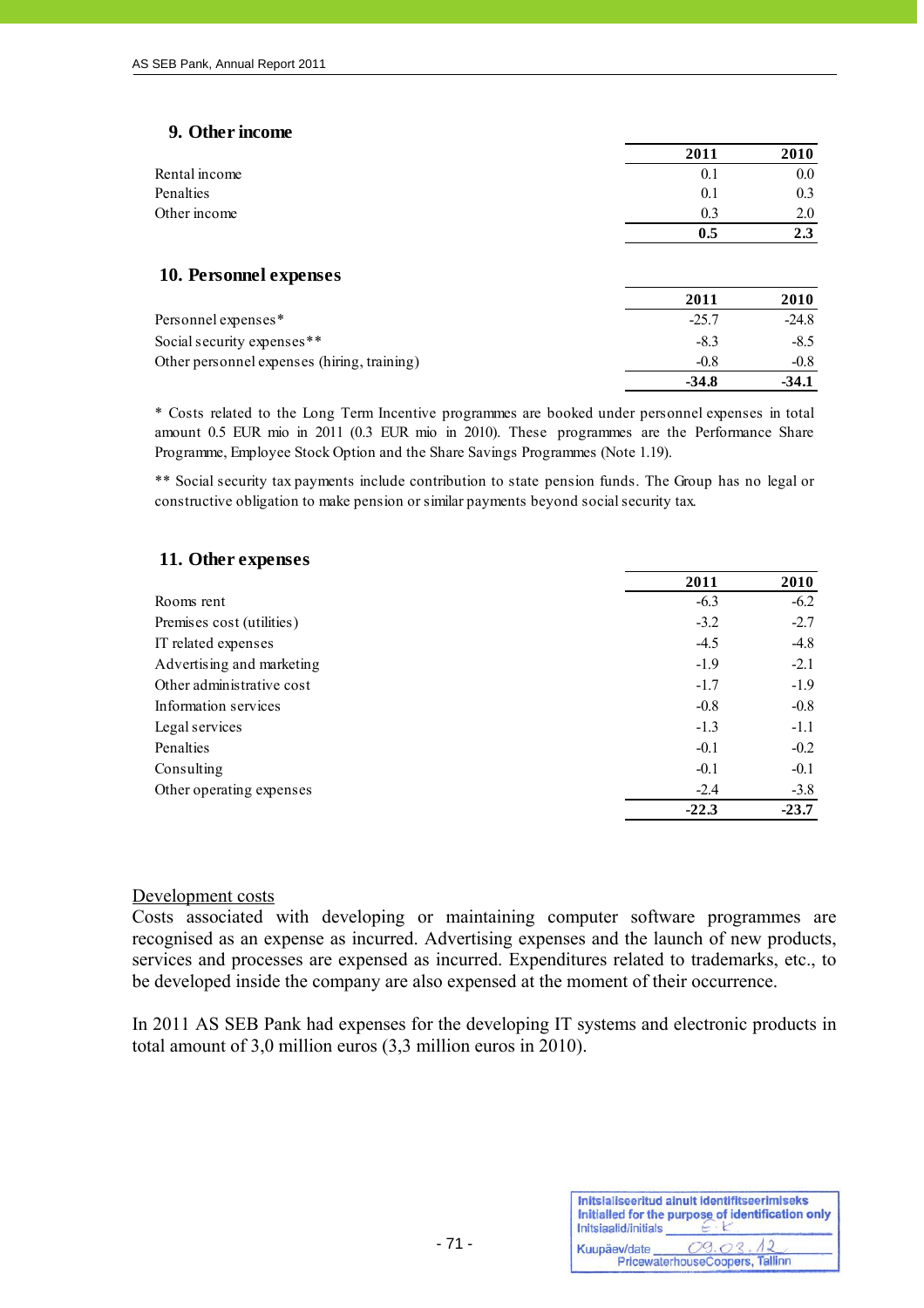## 9. Other income

| | 2011 | 2010 |
|---|---|---|
| Rental income | 0.1 | 0.0 |
| Penalties | 0.1 | 0.3 |
| Other income | 0.3 | 2.0 |
| | **0.5** | **2.3** |

## 10. Personnel expenses

| | 2011 | 2010 |
|---|---|---|
| Personnel expenses* | -25.7 | -24.8 |
| Social security expenses** | -8.3 | -8.5 |
| Other personnel expenses (hiring, training) | -0.8 | -0.8 |
| | **-34.8** | **-34.1** |

* Costs related to the Long Term Incentive programmes are booked under personnel expenses in total amount 0.5 EUR mio in 2011 (0.3 EUR mio in 2010). These programmes are the Performance Share Programme, Employee Stock Option and the Share Savings Programmes (Note 1.19).

** Social security tax payments include contribution to state pension funds. The Group has no legal or constructive obligation to make pension or similar payments beyond social security tax.

## 11. Other expenses

| | 2011 | 2010 |
|---|---|---|
| Rooms rent | -6.3 | -6.2 |
| Premises cost (utilities) | -3.2 | -2.7 |
| IT related expenses | -4.5 | -4.8 |
| Advertising and marketing | -1.9 | -2.1 |
| Other administrative cost | -1.7 | -1.9 |
| Information services | -0.8 | -0.8 |
| Legal services | -1.3 | -1.1 |
| Penalties | -0.1 | -0.2 |
| Consulting | -0.1 | -0.1 |
| Other operating expenses | -2.4 | -3.8 |
| | **-22.3** | **-23.7** |

Development costs

Costs associated with developing or maintaining computer software programmes are recognised as an expense as incurred. Advertising expenses and the launch of new products, services and processes are expensed as incurred. Expenditures related to trademarks, etc., to be developed inside the company are also expensed at the moment of their occurrence.

In 2011 AS SEB Pank had expenses for the developing IT systems and electronic products in total amount of 3,0 million euros (3,3 million euros in 2010).

Initsialiseeritud ainult identifitseerimiseks
Initialled for the purpose of identification only
Initsiaalid/initials E.K
Kuupäev/date 09.03.12
PricewaterhouseCoopers, Tallinn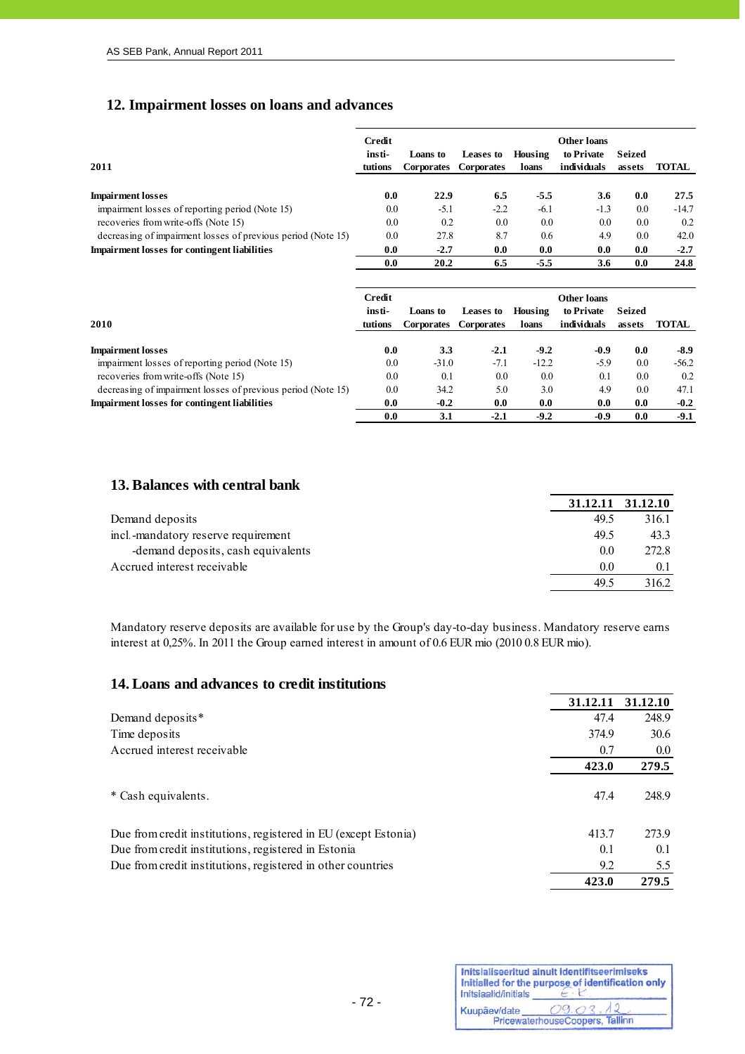## 12. Impairment losses on loans and advances

| 2011 | Credit institutions | Loans to Corporates | Leases to Corporates | Housing loans | Other loans to Private individuals | Seized assets | TOTAL |
|---|---|---|---|---|---|---|---|
| **Impairment losses** | **0.0** | **22.9** | **6.5** | **-5.5** | **3.6** | **0.0** | **27.5** |
| impairment losses of reporting period (Note 15) | 0.0 | -5.1 | -2.2 | -6.1 | -1.3 | 0.0 | -14.7 |
| recoveries from write-offs (Note 15) | 0.0 | 0.2 | 0.0 | 0.0 | 0.0 | 0.0 | 0.2 |
| decreasing of impairment losses of previous period (Note 15) | 0.0 | 27.8 | 8.7 | 0.6 | 4.9 | 0.0 | 42.0 |
| **Impairment losses for contingent liabilities** | **0.0** | **-2.7** | **0.0** | **0.0** | **0.0** | **0.0** | **-2.7** |
| | **0.0** | **20.2** | **6.5** | **-5.5** | **3.6** | **0.0** | **24.8** |

| 2010 | Credit institutions | Loans to Corporates | Leases to Corporates | Housing loans | Other loans to Private individuals | Seized assets | TOTAL |
|---|---|---|---|---|---|---|---|
| **Impairment losses** | **0.0** | **3.3** | **-2.1** | **-9.2** | **-0.9** | **0.0** | **-8.9** |
| impairment losses of reporting period (Note 15) | 0.0 | -31.0 | -7.1 | -12.2 | -5.9 | 0.0 | -56.2 |
| recoveries from write-offs (Note 15) | 0.0 | 0.1 | 0.0 | 0.0 | 0.1 | 0.0 | 0.2 |
| decreasing of impairment losses of previous period (Note 15) | 0.0 | 34.2 | 5.0 | 3.0 | 4.9 | 0.0 | 47.1 |
| **Impairment losses for contingent liabilities** | **0.0** | **-0.2** | **0.0** | **0.0** | **0.0** | **0.0** | **-0.2** |
| | **0.0** | **3.1** | **-2.1** | **-9.2** | **-0.9** | **0.0** | **-9.1** |

## 13. Balances with central bank

| | 31.12.11 | 31.12.10 |
|---|---|---|
| Demand deposits | 49.5 | 316.1 |
| incl. -mandatory reserve requirement | 49.5 | 43.3 |
| -demand deposits, cash equivalents | 0.0 | 272.8 |
| Accrued interest receivable | 0.0 | 0.1 |
| | 49.5 | 316.2 |

Mandatory reserve deposits are available for use by the Group's day-to-day business. Mandatory reserve earns interest at 0,25%. In 2011 the Group earned interest in amount of 0.6 EUR mio (2010 0.8 EUR mio).

## 14. Loans and advances to credit institutions

| | 31.12.11 | 31.12.10 |
|---|---|---|
| Demand deposits* | 47.4 | 248.9 |
| Time deposits | 374.9 | 30.6 |
| Accrued interest receivable | 0.7 | 0.0 |
| | **423.0** | **279.5** |
| * Cash equivalents. | 47.4 | 248.9 |
| Due from credit institutions, registered in EU (except Estonia) | 413.7 | 273.9 |
| Due from credit institutions, registered in Estonia | 0.1 | 0.1 |
| Due from credit institutions, registered in other countries | 9.2 | 5.5 |
| | **423.0** | **279.5** |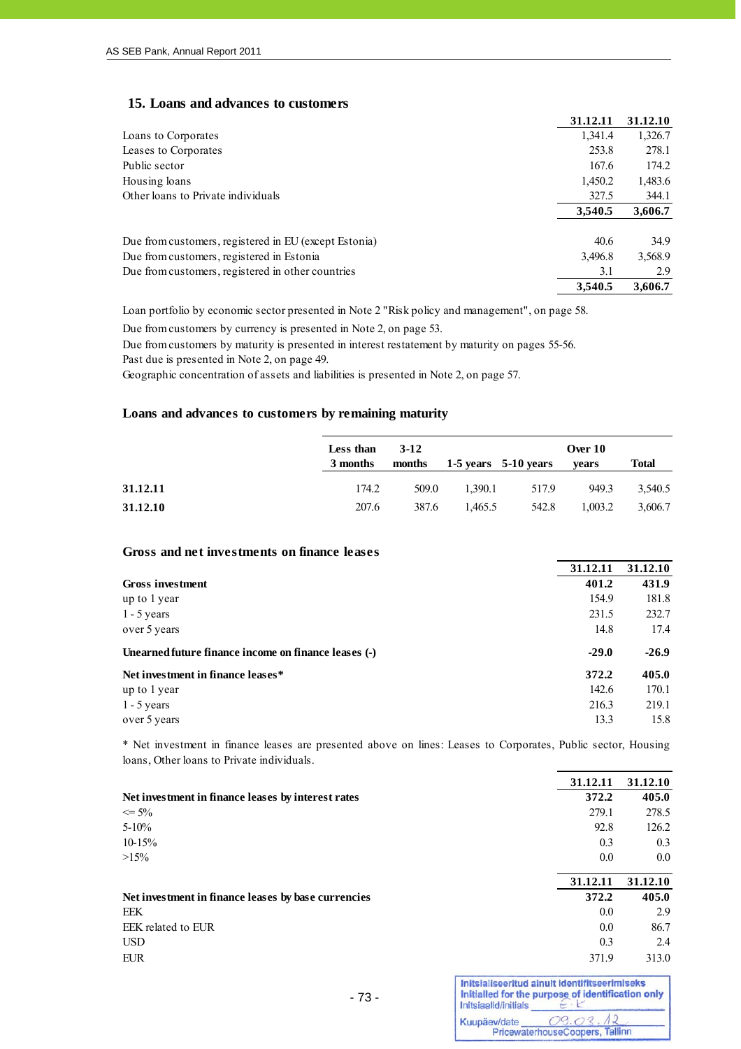## 15. Loans and advances to customers

| | 31.12.11 | 31.12.10 |
|---|---|---|
| Loans to Corporates | 1,341.4 | 1,326.7 |
| Leases to Corporates | 253.8 | 278.1 |
| Public sector | 167.6 | 174.2 |
| Housing loans | 1,450.2 | 1,483.6 |
| Other loans to Private individuals | 327.5 | 344.1 |
| | **3,540.5** | **3,606.7** |
| | | |
| Due from customers, registered in EU (except Estonia) | 40.6 | 34.9 |
| Due from customers, registered in Estonia | 3,496.8 | 3,568.9 |
| Due from customers, registered in other countries | 3.1 | 2.9 |
| | **3,540.5** | **3,606.7** |

Loan portfolio by economic sector presented in Note 2 "Risk policy and management", on page 58.

Due from customers by currency is presented in Note 2, on page 53.

Due from customers by maturity is presented in interest restatement by maturity on pages 55-56.

Past due is presented in Note 2, on page 49.

Geographic concentration of assets and liabilities is presented in Note 2, on page 57.

### Loans and advances to customers by remaining maturity

| | Less than 3 months | 3-12 months | 1-5 years | 5-10 years | Over 10 years | Total |
|---|---|---|---|---|---|---|
| **31.12.11** | 174.2 | 509.0 | 1,390.1 | 517.9 | 949.3 | 3,540.5 |
| **31.12.10** | 207.6 | 387.6 | 1,465.5 | 542.8 | 1,003.2 | 3,606.7 |

### Gross and net investments on finance leases

| | 31.12.11 | 31.12.10 |
|---|---|---|
| **Gross investment** | **401.2** | **431.9** |
| up to 1 year | 154.9 | 181.8 |
| 1 - 5 years | 231.5 | 232.7 |
| over 5 years | 14.8 | 17.4 |
| **Unearned future finance income on finance leases (-)** | **-29.0** | **-26.9** |
| **Net investment in finance leases*** | **372.2** | **405.0** |
| up to 1 year | 142.6 | 170.1 |
| 1 - 5 years | 216.3 | 219.1 |
| over 5 years | 13.3 | 15.8 |

* Net investment in finance leases are presented above on lines: Leases to Corporates, Public sector, Housing loans, Other loans to Private individuals.

| | 31.12.11 | 31.12.10 |
|---|---|---|
| **Net investment in finance leases by interest rates** | **372.2** | **405.0** |
| <= 5% | 279.1 | 278.5 |
| 5-10% | 92.8 | 126.2 |
| 10-15% | 0.3 | 0.3 |
| >15% | 0.0 | 0.0 |

| | 31.12.11 | 31.12.10 |
|---|---|---|
| **Net investment in finance leases by base currencies** | **372.2** | **405.0** |
| EEK | 0.0 | 2.9 |
| EEK related to EUR | 0.0 | 86.7 |
| USD | 0.3 | 2.4 |
| EUR | 371.9 | 313.0 |

Initsialiseeritud ainult identifitseerimiseks
Initialled for the purpose of identification only
Initsiaalid/initials E.K
Kuupäev/date 09.03.12
PricewaterhouseCoopers, Tallinn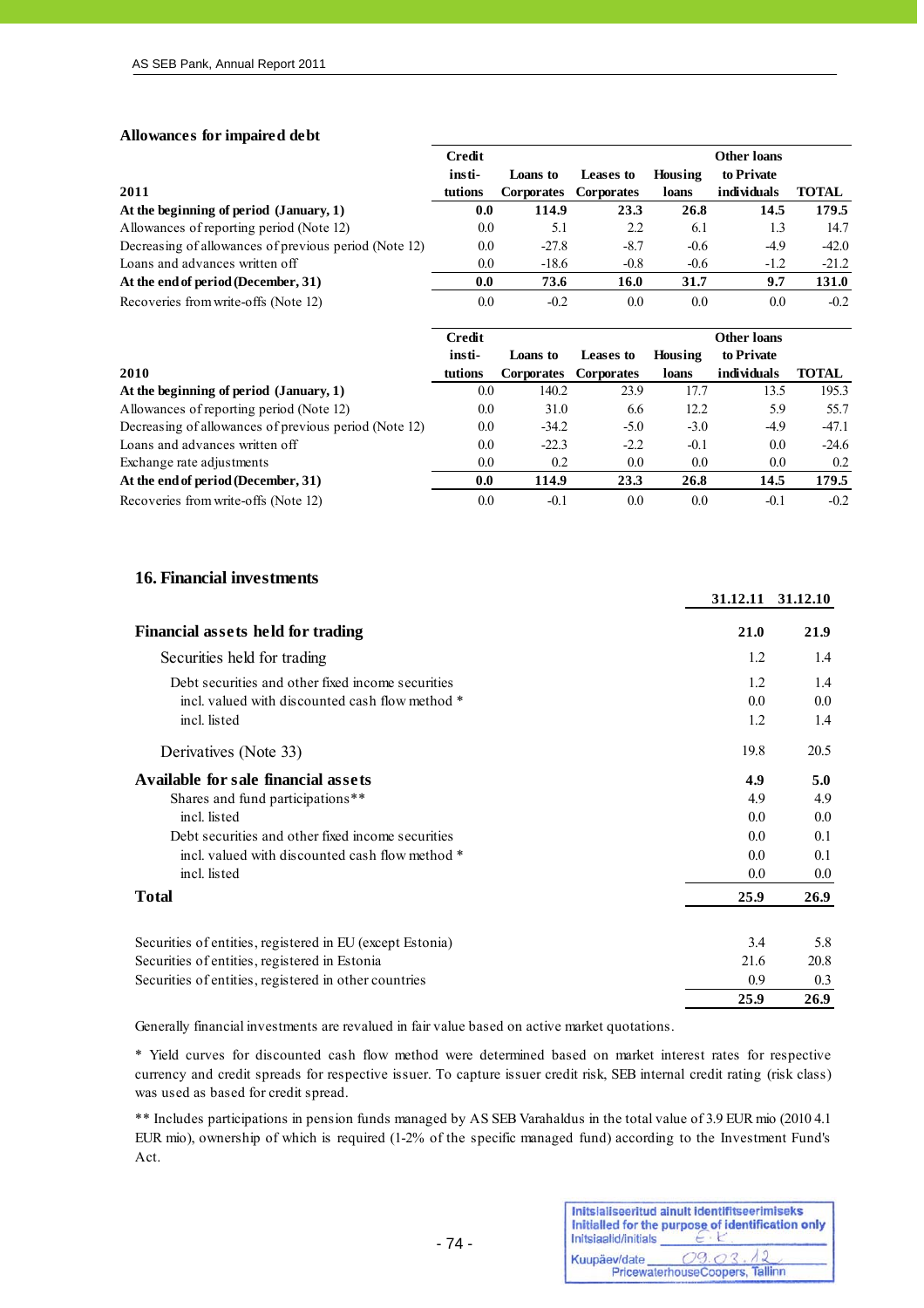### Allowances for impaired debt

| 2011 | Credit insti-tutions | Loans to Corporates | Leases to Corporates | Housing loans | Other loans to Private individuals | TOTAL |
|---|---|---|---|---|---|---|
| **At the beginning of period (January, 1)** | **0.0** | **114.9** | **23.3** | **26.8** | **14.5** | **179.5** |
| Allowances of reporting period (Note 12) | 0.0 | 5.1 | 2.2 | 6.1 | 1.3 | 14.7 |
| Decreasing of allowances of previous period (Note 12) | 0.0 | -27.8 | -8.7 | -0.6 | -4.9 | -42.0 |
| Loans and advances written off | 0.0 | -18.6 | -0.8 | -0.6 | -1.2 | -21.2 |
| **At the end of period (December, 31)** | **0.0** | **73.6** | **16.0** | **31.7** | **9.7** | **131.0** |
| Recoveries from write-offs (Note 12) | 0.0 | -0.2 | 0.0 | 0.0 | 0.0 | -0.2 |

| 2010 | Credit insti-tutions | Loans to Corporates | Leases to Corporates | Housing loans | Other loans to Private individuals | TOTAL |
|---|---|---|---|---|---|---|
| **At the beginning of period (January, 1)** | 0.0 | 140.2 | 23.9 | 17.7 | 13.5 | 195.3 |
| Allowances of reporting period (Note 12) | 0.0 | 31.0 | 6.6 | 12.2 | 5.9 | 55.7 |
| Decreasing of allowances of previous period (Note 12) | 0.0 | -34.2 | -5.0 | -3.0 | -4.9 | -47.1 |
| Loans and advances written off | 0.0 | -22.3 | -2.2 | -0.1 | 0.0 | -24.6 |
| Exchange rate adjustments | 0.0 | 0.2 | 0.0 | 0.0 | 0.0 | 0.2 |
| **At the end of period (December, 31)** | **0.0** | **114.9** | **23.3** | **26.8** | **14.5** | **179.5** |
| Recoveries from write-offs (Note 12) | 0.0 | -0.1 | 0.0 | 0.0 | -0.1 | -0.2 |

## 16. Financial investments

| | 31.12.11 | 31.12.10 |
|---|---|---|
| **Financial assets held for trading** | **21.0** | **21.9** |
| Securities held for trading | 1.2 | 1.4 |
| Debt securities and other fixed income securities | 1.2 | 1.4 |
| incl. valued with discounted cash flow method * | 0.0 | 0.0 |
| incl. listed | 1.2 | 1.4 |
| Derivatives (Note 33) | 19.8 | 20.5 |
| **Available for sale financial assets** | **4.9** | **5.0** |
| Shares and fund participations** | 4.9 | 4.9 |
| incl. listed | 0.0 | 0.0 |
| Debt securities and other fixed income securities | 0.0 | 0.1 |
| incl. valued with discounted cash flow method * | 0.0 | 0.1 |
| incl. listed | 0.0 | 0.0 |
| **Total** | **25.9** | **26.9** |

| | | |
|---|---|---|
| Securities of entities, registered in EU (except Estonia) | 3.4 | 5.8 |
| Securities of entities, registered in Estonia | 21.6 | 20.8 |
| Securities of entities, registered in other countries | 0.9 | 0.3 |
| | **25.9** | **26.9** |

Generally financial investments are revalued in fair value based on active market quotations.

* Yield curves for discounted cash flow method were determined based on market interest rates for respective currency and credit spreads for respective issuer. To capture issuer credit risk, SEB internal credit rating (risk class) was used as based for credit spread.

** Includes participations in pension funds managed by AS SEB Varahaldus in the total value of 3.9 EUR mio (2010 4.1 EUR mio), ownership of which is required (1-2% of the specific managed fund) according to the Investment Fund's Act.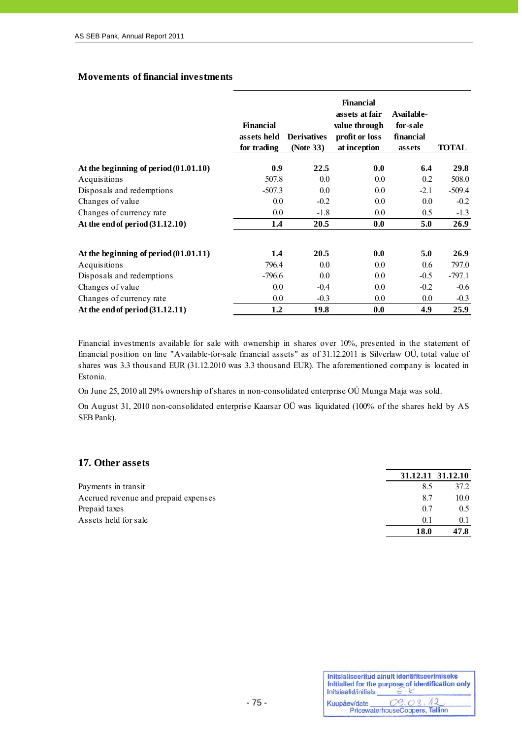### Movements of financial investments

| | Financial assets held for trading | Derivatives (Note 33) | Financial assets at fair value through profit or loss at inception | Available-for-sale financial assets | TOTAL |
|---|---|---|---|---|---|
| **At the beginning of period (01.01.10)** | **0.9** | **22.5** | **0.0** | **6.4** | **29.8** |
| Acquisitions | 507.8 | 0.0 | 0.0 | 0.2 | 508.0 |
| Disposals and redemptions | -507.3 | 0.0 | 0.0 | -2.1 | -509.4 |
| Changes of value | 0.0 | -0.2 | 0.0 | 0.0 | -0.2 |
| Changes of currency rate | 0.0 | -1.8 | 0.0 | 0.5 | -1.3 |
| **At the end of period (31.12.10)** | **1.4** | **20.5** | **0.0** | **5.0** | **26.9** |
| | | | | | |
| **At the beginning of period (01.01.11)** | **1.4** | **20.5** | **0.0** | **5.0** | **26.9** |
| Acquisitions | 796.4 | 0.0 | 0.0 | 0.6 | 797.0 |
| Disposals and redemptions | -796.6 | 0.0 | 0.0 | -0.5 | -797.1 |
| Changes of value | 0.0 | -0.4 | 0.0 | -0.2 | -0.6 |
| Changes of currency rate | 0.0 | -0.3 | 0.0 | 0.0 | -0.3 |
| **At the end of period (31.12.11)** | **1.2** | **19.8** | **0.0** | **4.9** | **25.9** |

Financial investments available for sale with ownership in shares over 10%, presented in the statement of financial position on line "Available-for-sale financial assets" as of 31.12.2011 is Silverlaw OÜ, total value of shares was 3.3 thousand EUR (31.12.2010 was 3.3 thousand EUR). The aforementioned company is located in Estonia.

On June 25, 2010 all 29% ownership of shares in non-consolidated enterprise OÜ Munga Maja was sold.

On August 31, 2010 non-consolidated enterprise Kaarsar OÜ was liquidated (100% of the shares held by AS SEB Pank).

## 17. Other assets

| | 31.12.11 | 31.12.10 |
|---|---|---|
| Payments in transit | 8.5 | 37.2 |
| Accrued revenue and prepaid expenses | 8.7 | 10.0 |
| Prepaid taxes | 0.7 | 0.5 |
| Assets held for sale | 0.1 | 0.1 |
| | **18.0** | **47.8** |

Initsialiseeritud ainult identifitseerimiseks
Initialled for the purpose of identification only
Initsiaalid/initials E.K
Kuupäev/date 09.03.12
PricewaterhouseCoopers, Tallinn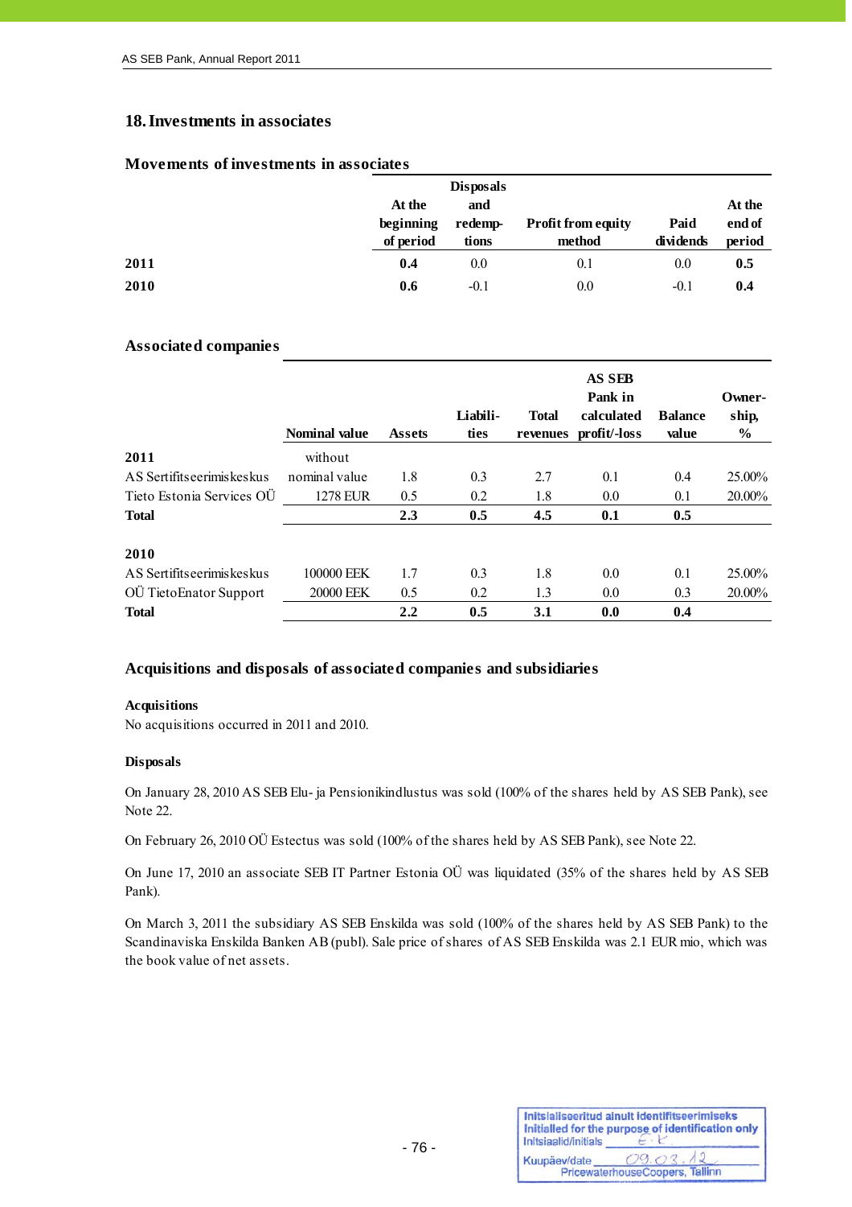## 18. Investments in associates

### Movements of investments in associates

| | At the beginning of period | Disposals and redemp-tions | Profit from equity method | Paid dividends | At the end of period |
|---|---|---|---|---|---|
| **2011** | **0.4** | 0.0 | 0.1 | 0.0 | **0.5** |
| **2010** | **0.6** | -0.1 | 0.0 | -0.1 | **0.4** |

### Associated companies

| | Nominal value | Assets | Liabili-ties | Total revenues | AS SEB Pank in calculated profit/-loss | Balance value | Owner-ship, % |
|---|---|---|---|---|---|---|---|
| **2011** | without | | | | | | |
| AS Sertifitseerimiskeskus | nominal value | 1.8 | 0.3 | 2.7 | 0.1 | 0.4 | 25.00% |
| Tieto Estonia Services OÜ | 1278 EUR | 0.5 | 0.2 | 1.8 | 0.0 | 0.1 | 20.00% |
| **Total** | | **2.3** | **0.5** | **4.5** | **0.1** | **0.5** | |
| | | | | | | | |
| **2010** | | | | | | | |
| AS Sertifitseerimiskeskus | 100000 EEK | 1.7 | 0.3 | 1.8 | 0.0 | 0.1 | 25.00% |
| OÜ TietoEnator Support | 20000 EEK | 0.5 | 0.2 | 1.3 | 0.0 | 0.3 | 20.00% |
| **Total** | | **2.2** | **0.5** | **3.1** | **0.0** | **0.4** | |

### Acquisitions and disposals of associated companies and subsidiaries

**Acquisitions**

No acquisitions occurred in 2011 and 2010.

**Disposals**

On January 28, 2010 AS SEB Elu- ja Pensionikindlustus was sold (100% of the shares held by AS SEB Pank), see Note 22.

On February 26, 2010 OÜ Estectus was sold (100% of the shares held by AS SEB Pank), see Note 22.

On June 17, 2010 an associate SEB IT Partner Estonia OÜ was liquidated (35% of the shares held by AS SEB Pank).

On March 3, 2011 the subsidiary AS SEB Enskilda was sold (100% of the shares held by AS SEB Pank) to the Scandinaviska Enskilda Banken AB (publ). Sale price of shares of AS SEB Enskilda was 2.1 EUR mio, which was the book value of net assets.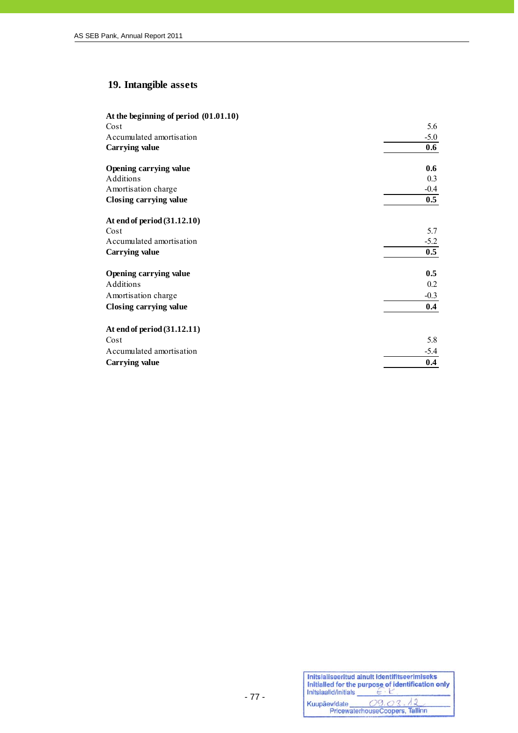## 19. Intangible assets

| | |
|---|---|
| **At the beginning of period (01.01.10)** | |
| Cost | 5.6 |
| Accumulated amortisation | -5.0 |
| **Carrying value** | **0.6** |
| | |
| **Opening carrying value** | **0.6** |
| Additions | 0.3 |
| Amortisation charge | -0.4 |
| **Closing carrying value** | **0.5** |
| | |
| **At end of period (31.12.10)** | |
| Cost | 5.7 |
| Accumulated amortisation | -5.2 |
| **Carrying value** | **0.5** |
| | |
| **Opening carrying value** | **0.5** |
| Additions | 0.2 |
| Amortisation charge | -0.3 |
| **Closing carrying value** | **0.4** |
| | |
| **At end of period (31.12.11)** | |
| Cost | 5.8 |
| Accumulated amortisation | -5.4 |
| **Carrying value** | **0.4** |

Initsialiseeritud ainult identifitseerimiseks
Initialled for the purpose of identification only
Initsiaalid/initials E.K.
Kuupäev/date 09.03.12
PricewaterhouseCoopers, Tallinn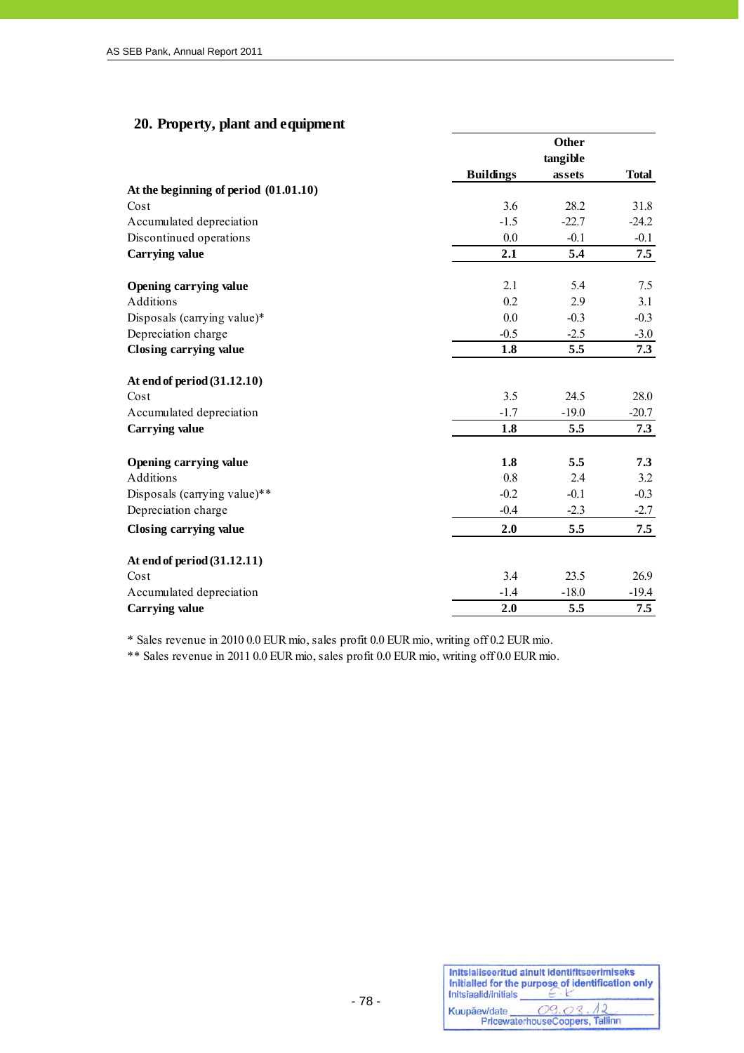## 20. Property, plant and equipment

| | Buildings | Other tangible assets | Total |
|---|---|---|---|
| **At the beginning of period (01.01.10)** | | | |
| Cost | 3.6 | 28.2 | 31.8 |
| Accumulated depreciation | -1.5 | -22.7 | -24.2 |
| Discontinued operations | 0.0 | -0.1 | -0.1 |
| **Carrying value** | **2.1** | **5.4** | **7.5** |
| | | | |
| **Opening carrying value** | 2.1 | 5.4 | 7.5 |
| Additions | 0.2 | 2.9 | 3.1 |
| Disposals (carrying value)* | 0.0 | -0.3 | -0.3 |
| Depreciation charge | -0.5 | -2.5 | -3.0 |
| **Closing carrying value** | **1.8** | **5.5** | **7.3** |
| | | | |
| **At end of period (31.12.10)** | | | |
| Cost | 3.5 | 24.5 | 28.0 |
| Accumulated depreciation | -1.7 | -19.0 | -20.7 |
| **Carrying value** | **1.8** | **5.5** | **7.3** |
| | | | |
| **Opening carrying value** | **1.8** | **5.5** | **7.3** |
| Additions | 0.8 | 2.4 | 3.2 |
| Disposals (carrying value)** | -0.2 | -0.1 | -0.3 |
| Depreciation charge | -0.4 | -2.3 | -2.7 |
| **Closing carrying value** | **2.0** | **5.5** | **7.5** |
| | | | |
| **At end of period (31.12.11)** | | | |
| Cost | 3.4 | 23.5 | 26.9 |
| Accumulated depreciation | -1.4 | -18.0 | -19.4 |
| **Carrying value** | **2.0** | **5.5** | **7.5** |

* Sales revenue in 2010 0.0 EUR mio, sales profit 0.0 EUR mio, writing off 0.2 EUR mio.

** Sales revenue in 2011 0.0 EUR mio, sales profit 0.0 EUR mio, writing off 0.0 EUR mio.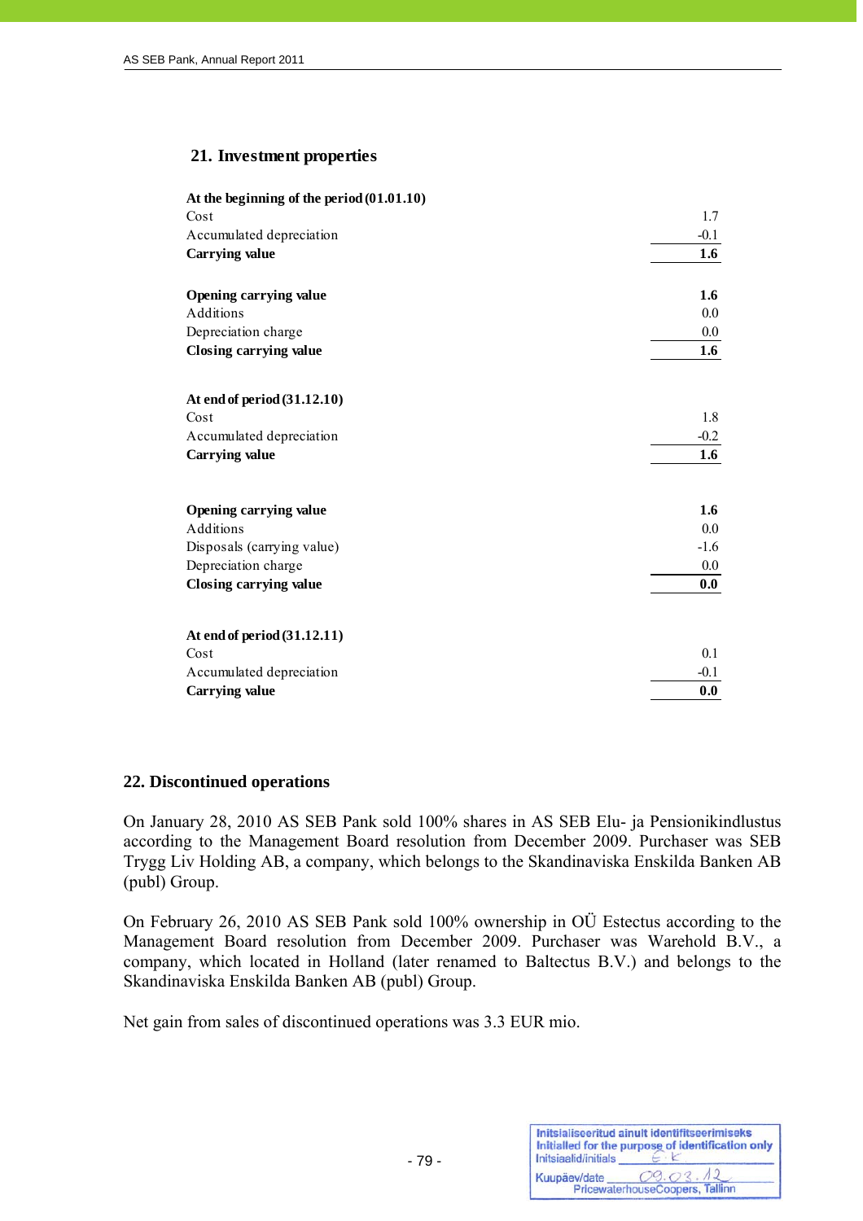## 21. Investment properties

| | |
|---|---|
| **At the beginning of the period (01.01.10)** | |
| Cost | 1.7 |
| Accumulated depreciation | -0.1 |
| **Carrying value** | **1.6** |
| | |
| **Opening carrying value** | **1.6** |
| Additions | 0.0 |
| Depreciation charge | 0.0 |
| **Closing carrying value** | **1.6** |
| | |
| **At end of period (31.12.10)** | |
| Cost | 1.8 |
| Accumulated depreciation | -0.2 |
| **Carrying value** | **1.6** |
| | |
| **Opening carrying value** | **1.6** |
| Additions | 0.0 |
| Disposals (carrying value) | -1.6 |
| Depreciation charge | 0.0 |
| **Closing carrying value** | **0.0** |
| | |
| **At end of period (31.12.11)** | |
| Cost | 0.1 |
| Accumulated depreciation | -0.1 |
| **Carrying value** | **0.0** |

## 22. Discontinued operations

On January 28, 2010 AS SEB Pank sold 100% shares in AS SEB Elu- ja Pensionikindlustus according to the Management Board resolution from December 2009. Purchaser was SEB Trygg Liv Holding AB, a company, which belongs to the Skandinaviska Enskilda Banken AB (publ) Group.

On February 26, 2010 AS SEB Pank sold 100% ownership in OÜ Estectus according to the Management Board resolution from December 2009. Purchaser was Warehold B.V., a company, which located in Holland (later renamed to Baltectus B.V.) and belongs to the Skandinaviska Enskilda Banken AB (publ) Group.

Net gain from sales of discontinued operations was 3.3 EUR mio.

Initsialiseeritud ainult identifitseerimiseks
Initialled for the purpose of identification only
Initsiaalid/initials E.K
Kuupäev/date 09.03.12
PricewaterhouseCoopers, Tallinn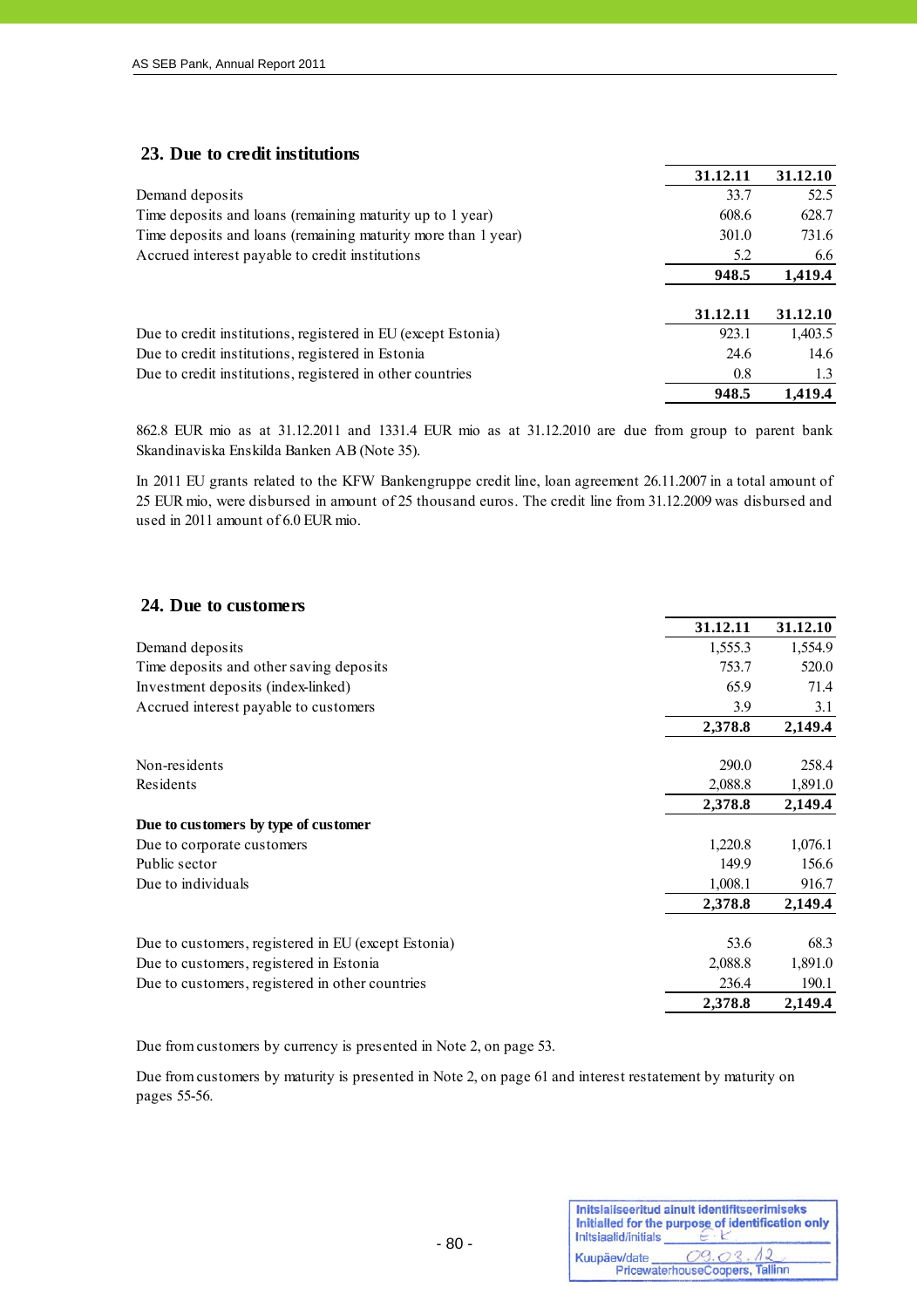## 23. Due to credit institutions

| | 31.12.11 | 31.12.10 |
|---|---|---|
| Demand deposits | 33.7 | 52.5 |
| Time deposits and loans (remaining maturity up to 1 year) | 608.6 | 628.7 |
| Time deposits and loans (remaining maturity more than 1 year) | 301.0 | 731.6 |
| Accrued interest payable to credit institutions | 5.2 | 6.6 |
| | **948.5** | **1,419.4** |

| | 31.12.11 | 31.12.10 |
|---|---|---|
| Due to credit institutions, registered in EU (except Estonia) | 923.1 | 1,403.5 |
| Due to credit institutions, registered in Estonia | 24.6 | 14.6 |
| Due to credit institutions, registered in other countries | 0.8 | 1.3 |
| | **948.5** | **1,419.4** |

862.8 EUR mio as at 31.12.2011 and 1331.4 EUR mio as at 31.12.2010 are due from group to parent bank Skandinaviska Enskilda Banken AB (Note 35).

In 2011 EU grants related to the KFW Bankengruppe credit line, loan agreement 26.11.2007 in a total amount of 25 EUR mio, were disbursed in amount of 25 thousand euros. The credit line from 31.12.2009 was disbursed and used in 2011 amount of 6.0 EUR mio.

## 24. Due to customers

| | 31.12.11 | 31.12.10 |
|---|---|---|
| Demand deposits | 1,555.3 | 1,554.9 |
| Time deposits and other saving deposits | 753.7 | 520.0 |
| Investment deposits (index-linked) | 65.9 | 71.4 |
| Accrued interest payable to customers | 3.9 | 3.1 |
| | **2,378.8** | **2,149.4** |
| | | |
| Non-residents | 290.0 | 258.4 |
| Residents | 2,088.8 | 1,891.0 |
| | **2,378.8** | **2,149.4** |
| **Due to customers by type of customer** | | |
| Due to corporate customers | 1,220.8 | 1,076.1 |
| Public sector | 149.9 | 156.6 |
| Due to individuals | 1,008.1 | 916.7 |
| | **2,378.8** | **2,149.4** |
| | | |
| Due to customers, registered in EU (except Estonia) | 53.6 | 68.3 |
| Due to customers, registered in Estonia | 2,088.8 | 1,891.0 |
| Due to customers, registered in other countries | 236.4 | 190.1 |
| | **2,378.8** | **2,149.4** |

Due from customers by currency is presented in Note 2, on page 53.

Due from customers by maturity is presented in Note 2, on page 61 and interest restatement by maturity on pages 55-56.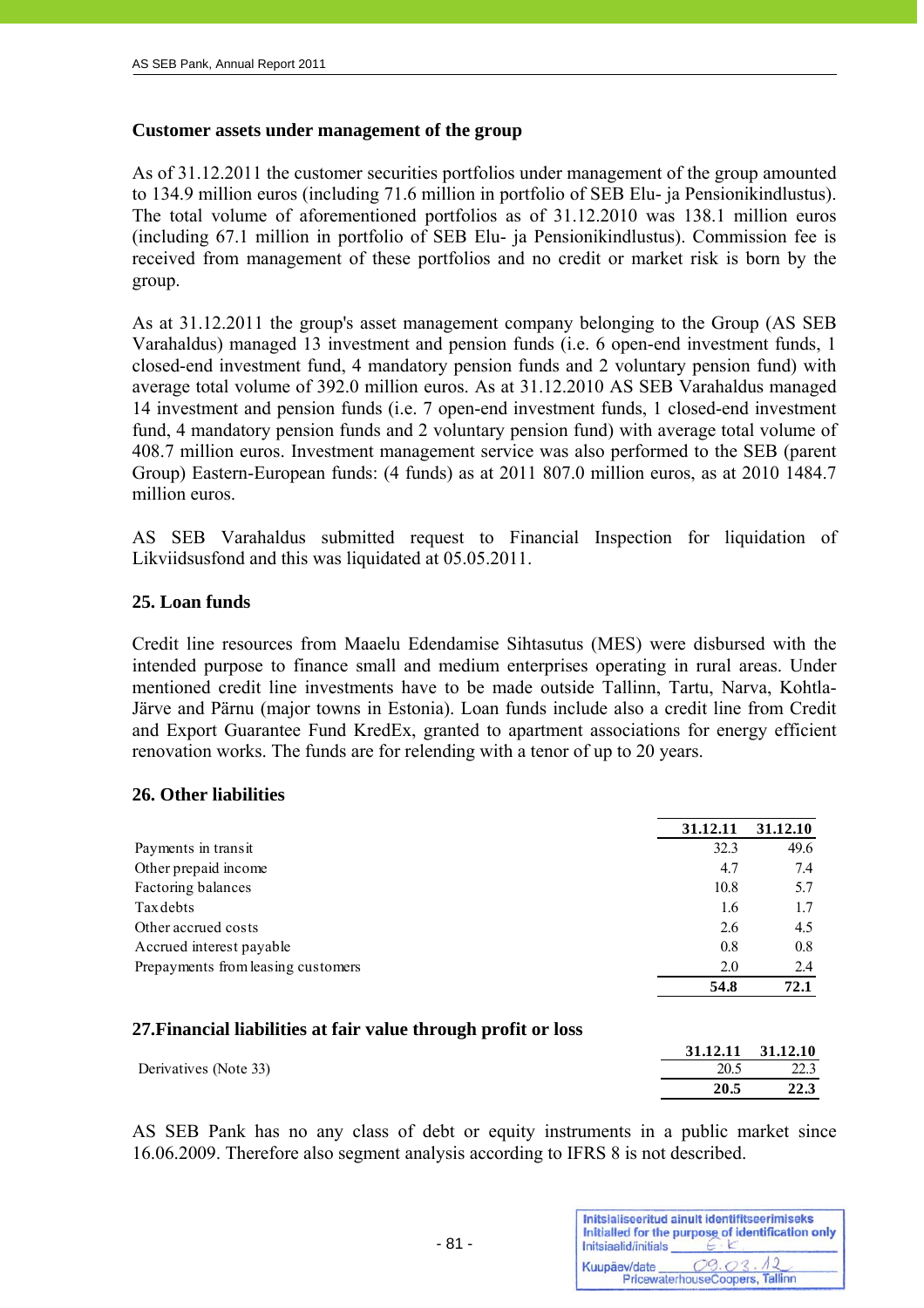**Customer assets under management of the group**

As of 31.12.2011 the customer securities portfolios under management of the group amounted to 134.9 million euros (including 71.6 million in portfolio of SEB Elu- ja Pensionikindlustus). The total volume of aforementioned portfolios as of 31.12.2010 was 138.1 million euros (including 67.1 million in portfolio of SEB Elu- ja Pensionikindlustus). Commission fee is received from management of these portfolios and no credit or market risk is born by the group.

As at 31.12.2011 the group's asset management company belonging to the Group (AS SEB Varahaldus) managed 13 investment and pension funds (i.e. 6 open-end investment funds, 1 closed-end investment fund, 4 mandatory pension funds and 2 voluntary pension fund) with average total volume of 392.0 million euros. As at 31.12.2010 AS SEB Varahaldus managed 14 investment and pension funds (i.e. 7 open-end investment funds, 1 closed-end investment fund, 4 mandatory pension funds and 2 voluntary pension fund) with average total volume of 408.7 million euros. Investment management service was also performed to the SEB (parent Group) Eastern-European funds: (4 funds) as at 2011 807.0 million euros, as at 2010 1484.7 million euros.

AS SEB Varahaldus submitted request to Financial Inspection for liquidation of Likviidsusfond and this was liquidated at 05.05.2011.

## 25. Loan funds

Credit line resources from Maaelu Edendamise Sihtasutus (MES) were disbursed with the intended purpose to finance small and medium enterprises operating in rural areas. Under mentioned credit line investments have to be made outside Tallinn, Tartu, Narva, Kohtla-Järve and Pärnu (major towns in Estonia). Loan funds include also a credit line from Credit and Export Guarantee Fund KredEx, granted to apartment associations for energy efficient renovation works. The funds are for relending with a tenor of up to 20 years.

## 26. Other liabilities

| | 31.12.11 | 31.12.10 |
|---|---|---|
| Payments in transit | 32.3 | 49.6 |
| Other prepaid income | 4.7 | 7.4 |
| Factoring balances | 10.8 | 5.7 |
| Tax debts | 1.6 | 1.7 |
| Other accrued costs | 2.6 | 4.5 |
| Accrued interest payable | 0.8 | 0.8 |
| Prepayments from leasing customers | 2.0 | 2.4 |
| | **54.8** | **72.1** |

## 27. Financial liabilities at fair value through profit or loss

| | 31.12.11 | 31.12.10 |
|---|---|---|
| Derivatives (Note 33) | 20.5 | 22.3 |
| | **20.5** | **22.3** |

AS SEB Pank has no any class of debt or equity instruments in a public market since 16.06.2009. Therefore also segment analysis according to IFRS 8 is not described.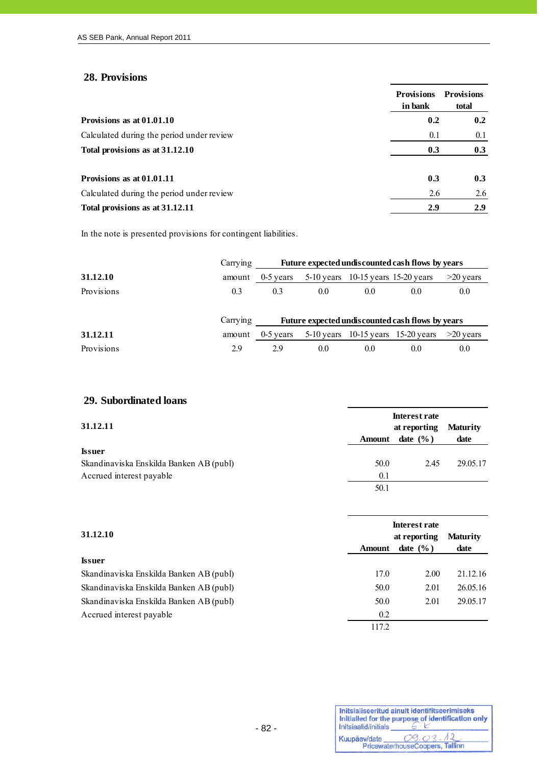## 28. Provisions

| | Provisions in bank | Provisions total |
|---|---|---|
| **Provisions as at 01.01.10** | **0.2** | **0.2** |
| Calculated during the period under review | 0.1 | 0.1 |
| **Total provisions as at 31.12.10** | **0.3** | **0.3** |
| | | |
| **Provisions as at 01.01.11** | **0.3** | **0.3** |
| Calculated during the period under review | 2.6 | 2.6 |
| **Total provisions as at 31.12.11** | **2.9** | **2.9** |

In the note is presented provisions for contingent liabilities.

| | Carrying | **Future expected undiscounted cash flows by years** | | | | |
|---|---|---|---|---|---|---|
| **31.12.10** | amount | 0-5 years | 5-10 years | 10-15 years | 15-20 years | >20 years |
| Provisions | 0.3 | 0.3 | 0.0 | 0.0 | 0.0 | 0.0 |

| | Carrying | **Future expected undiscounted cash flows by years** | | | | |
|---|---|---|---|---|---|---|
| **31.12.11** | amount | 0-5 years | 5-10 years | 10-15 years | 15-20 years | >20 years |
| Provisions | 2.9 | 2.9 | 0.0 | 0.0 | 0.0 | 0.0 |

## 29. Subordinated loans

| **31.12.11** | **Amount** | **Interest rate at reporting date (%)** | **Maturity date** |
|---|---|---|---|
| **Issuer** | | | |
| Skandinaviska Enskilda Banken AB (publ) | 50.0 | 2.45 | 29.05.17 |
| Accrued interest payable | 0.1 | | |
| | 50.1 | | |

| **31.12.10** | **Amount** | **Interest rate at reporting date (%)** | **Maturity date** |
|---|---|---|---|
| **Issuer** | | | |
| Skandinaviska Enskilda Banken AB (publ) | 17.0 | 2.00 | 21.12.16 |
| Skandinaviska Enskilda Banken AB (publ) | 50.0 | 2.01 | 26.05.16 |
| Skandinaviska Enskilda Banken AB (publ) | 50.0 | 2.01 | 29.05.17 |
| Accrued interest payable | 0.2 | | |
| | 117.2 | | |

Initsialiseeritud ainult identifitseerimiseks
Initialled for the purpose of identification only
Initsiaalid/initials E.K.
Kuupäev/date 09.03.12
PricewaterhouseCoopers, Tallinn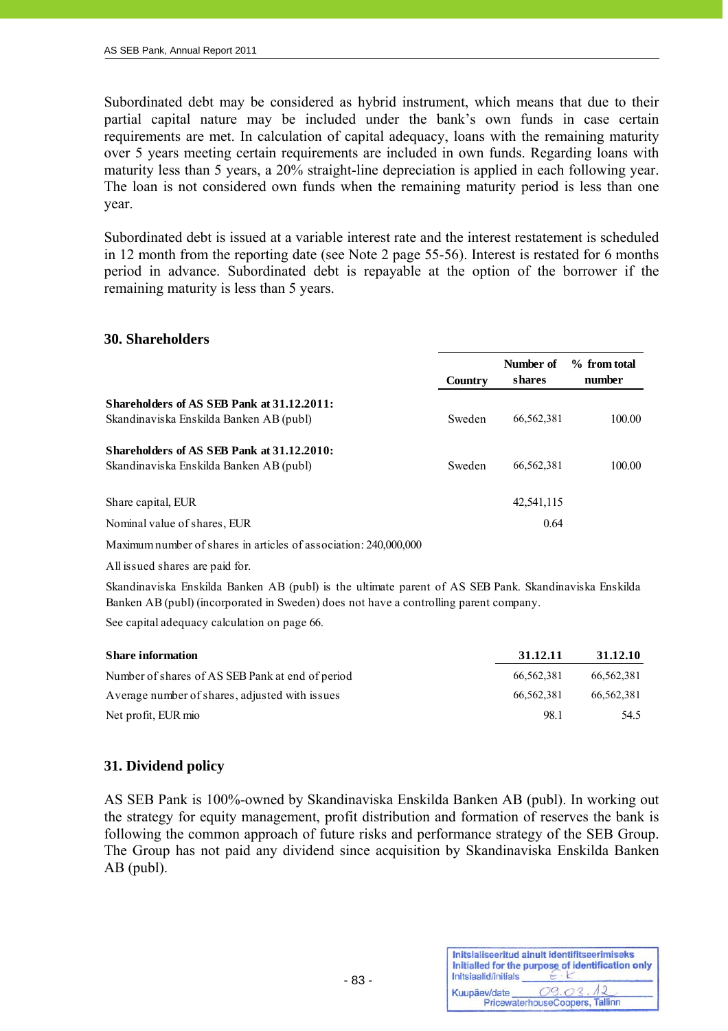Subordinated debt may be considered as hybrid instrument, which means that due to their partial capital nature may be included under the bank's own funds in case certain requirements are met. In calculation of capital adequacy, loans with the remaining maturity over 5 years meeting certain requirements are included in own funds. Regarding loans with maturity less than 5 years, a 20% straight-line depreciation is applied in each following year. The loan is not considered own funds when the remaining maturity period is less than one year.

Subordinated debt is issued at a variable interest rate and the interest restatement is scheduled in 12 month from the reporting date (see Note 2 page 55-56). Interest is restated for 6 months period in advance. Subordinated debt is repayable at the option of the borrower if the remaining maturity is less than 5 years.

### 30. Shareholders

| | Country | Number of shares | % from total number |
|---|---|---|---|
| **Shareholders of AS SEB Pank at 31.12.2011:** | | | |
| Skandinaviska Enskilda Banken AB (publ) | Sweden | 66,562,381 | 100.00 |
| **Shareholders of AS SEB Pank at 31.12.2010:** | | | |
| Skandinaviska Enskilda Banken AB (publ) | Sweden | 66,562,381 | 100.00 |
| Share capital, EUR | | 42,541,115 | |
| Nominal value of shares, EUR | | 0.64 | |

Maximum number of shares in articles of association: 240,000,000

All issued shares are paid for.

Skandinaviska Enskilda Banken AB (publ) is the ultimate parent of AS SEB Pank. Skandinaviska Enskilda Banken AB (publ) (incorporated in Sweden) does not have a controlling parent company.

See capital adequacy calculation on page 66.

| **Share information** | **31.12.11** | **31.12.10** |
|---|---|---|
| Number of shares of AS SEB Pank at end of period | 66,562,381 | 66,562,381 |
| Average number of shares, adjusted with issues | 66,562,381 | 66,562,381 |
| Net profit, EUR mio | 98.1 | 54.5 |

### 31. Dividend policy

AS SEB Pank is 100%-owned by Skandinaviska Enskilda Banken AB (publ). In working out the strategy for equity management, profit distribution and formation of reserves the bank is following the common approach of future risks and performance strategy of the SEB Group. The Group has not paid any dividend since acquisition by Skandinaviska Enskilda Banken AB (publ).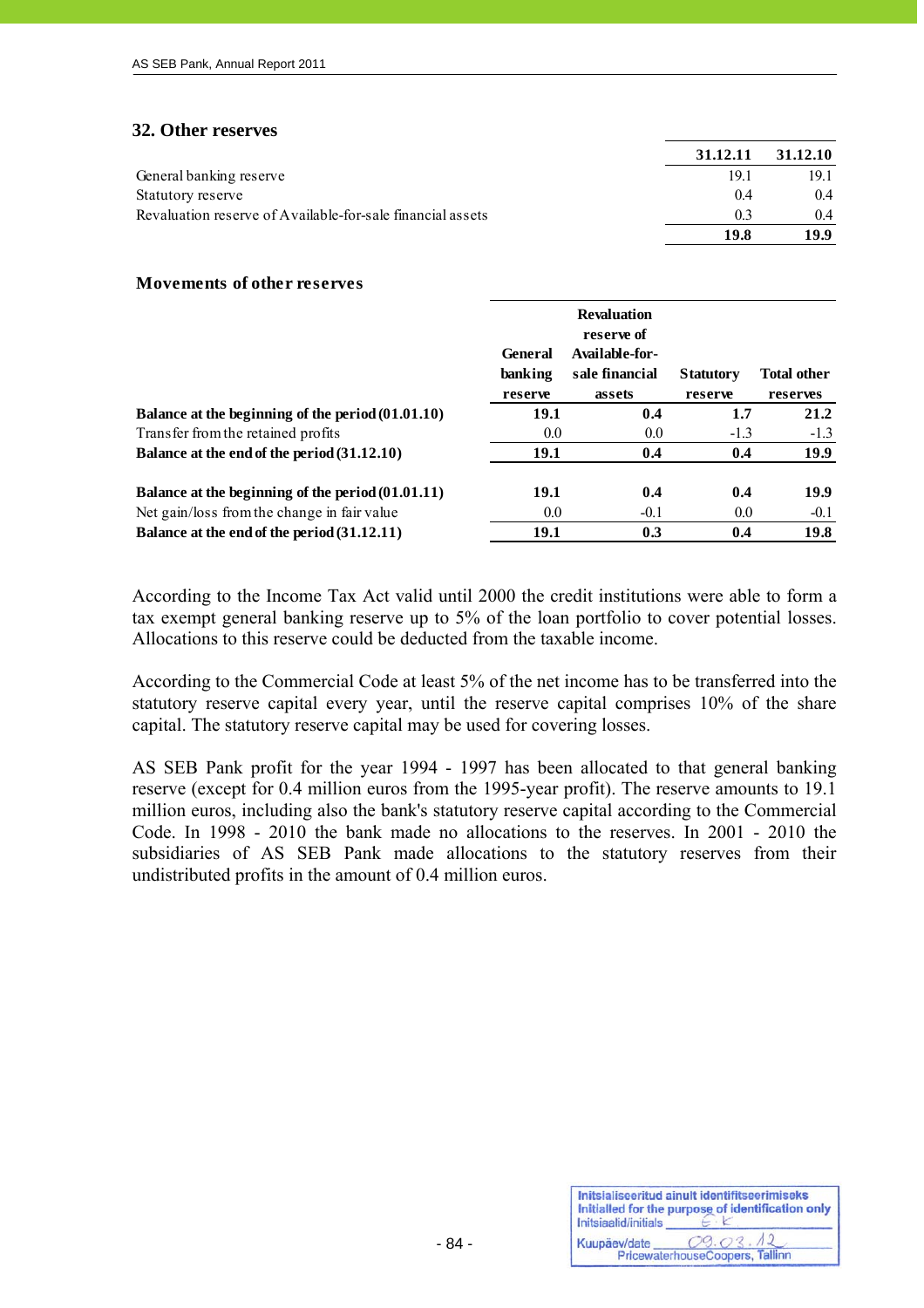## 32. Other reserves

| | 31.12.11 | 31.12.10 |
|---|---|---|
| General banking reserve | 19.1 | 19.1 |
| Statutory reserve | 0.4 | 0.4 |
| Revaluation reserve of Available-for-sale financial assets | 0.3 | 0.4 |
| | **19.8** | **19.9** |

### Movements of other reserves

| | General banking reserve | Revaluation reserve of Available-for-sale financial assets | Statutory reserve | Total other reserves |
|---|---|---|---|---|
| **Balance at the beginning of the period (01.01.10)** | **19.1** | **0.4** | **1.7** | **21.2** |
| Transfer from the retained profits | 0.0 | 0.0 | -1.3 | -1.3 |
| **Balance at the end of the period (31.12.10)** | **19.1** | **0.4** | **0.4** | **19.9** |
| | | | | |
| **Balance at the beginning of the period (01.01.11)** | **19.1** | **0.4** | **0.4** | **19.9** |
| Net gain/loss from the change in fair value | 0.0 | -0.1 | 0.0 | -0.1 |
| **Balance at the end of the period (31.12.11)** | **19.1** | **0.3** | **0.4** | **19.8** |

According to the Income Tax Act valid until 2000 the credit institutions were able to form a tax exempt general banking reserve up to 5% of the loan portfolio to cover potential losses. Allocations to this reserve could be deducted from the taxable income.

According to the Commercial Code at least 5% of the net income has to be transferred into the statutory reserve capital every year, until the reserve capital comprises 10% of the share capital. The statutory reserve capital may be used for covering losses.

AS SEB Pank profit for the year 1994 - 1997 has been allocated to that general banking reserve (except for 0.4 million euros from the 1995-year profit). The reserve amounts to 19.1 million euros, including also the bank's statutory reserve capital according to the Commercial Code. In 1998 - 2010 the bank made no allocations to the reserves. In 2001 - 2010 the subsidiaries of AS SEB Pank made allocations to the statutory reserves from their undistributed profits in the amount of 0.4 million euros.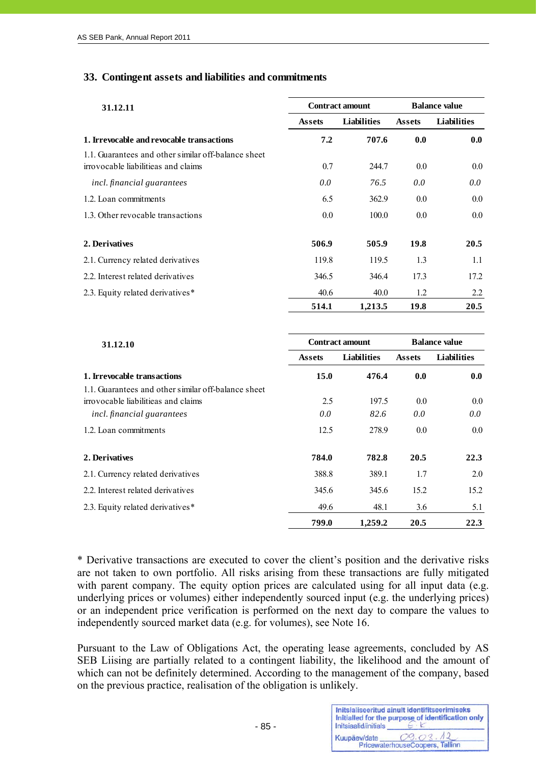## 33. Contingent assets and liabilities and commitments

| 31.12.11 | Contract amount | | Balance value | |
|---|---|---|---|---|
| | Assets | Liabilities | Assets | Liabilities |
| **1. Irrevocable and revocable transactions** | **7.2** | **707.6** | **0.0** | **0.0** |
| 1.1. Guarantees and other similar off-balance sheet irrovocable liabilitieas and claims | 0.7 | 244.7 | 0.0 | 0.0 |
| *incl. financial guarantees* | *0.0* | *76.5* | *0.0* | *0.0* |
| 1.2. Loan commitments | 6.5 | 362.9 | 0.0 | 0.0 |
| 1.3. Other revocable transactions | 0.0 | 100.0 | 0.0 | 0.0 |
| **2. Derivatives** | **506.9** | **505.9** | **19.8** | **20.5** |
| 2.1. Currency related derivatives | 119.8 | 119.5 | 1.3 | 1.1 |
| 2.2. Interest related derivatives | 346.5 | 346.4 | 17.3 | 17.2 |
| 2.3. Equity related derivatives* | 40.6 | 40.0 | 1.2 | 2.2 |
| | **514.1** | **1,213.5** | **19.8** | **20.5** |

| 31.12.10 | Contract amount | | Balance value | |
|---|---|---|---|---|
| | Assets | Liabilities | Assets | Liabilities |
| **1. Irrevocable transactions** | **15.0** | **476.4** | **0.0** | **0.0** |
| 1.1. Guarantees and other similar off-balance sheet irrovocable liabilitieas and claims | 2.5 | 197.5 | 0.0 | 0.0 |
| *incl. financial guarantees* | *0.0* | *82.6* | *0.0* | *0.0* |
| 1.2. Loan commitments | 12.5 | 278.9 | 0.0 | 0.0 |
| **2. Derivatives** | **784.0** | **782.8** | **20.5** | **22.3** |
| 2.1. Currency related derivatives | 388.8 | 389.1 | 1.7 | 2.0 |
| 2.2. Interest related derivatives | 345.6 | 345.6 | 15.2 | 15.2 |
| 2.3. Equity related derivatives* | 49.6 | 48.1 | 3.6 | 5.1 |
| | **799.0** | **1,259.2** | **20.5** | **22.3** |

* Derivative transactions are executed to cover the client's position and the derivative risks are not taken to own portfolio. All risks arising from these transactions are fully mitigated with parent company. The equity option prices are calculated using for all input data (e.g. underlying prices or volumes) either independently sourced input (e.g. the underlying prices) or an independent price verification is performed on the next day to compare the values to independently sourced market data (e.g. for volumes), see Note 16.

Pursuant to the Law of Obligations Act, the operating lease agreements, concluded by AS SEB Liising are partially related to a contingent liability, the likelihood and the amount of which can not be definitely determined. According to the management of the company, based on the previous practice, realisation of the obligation is unlikely.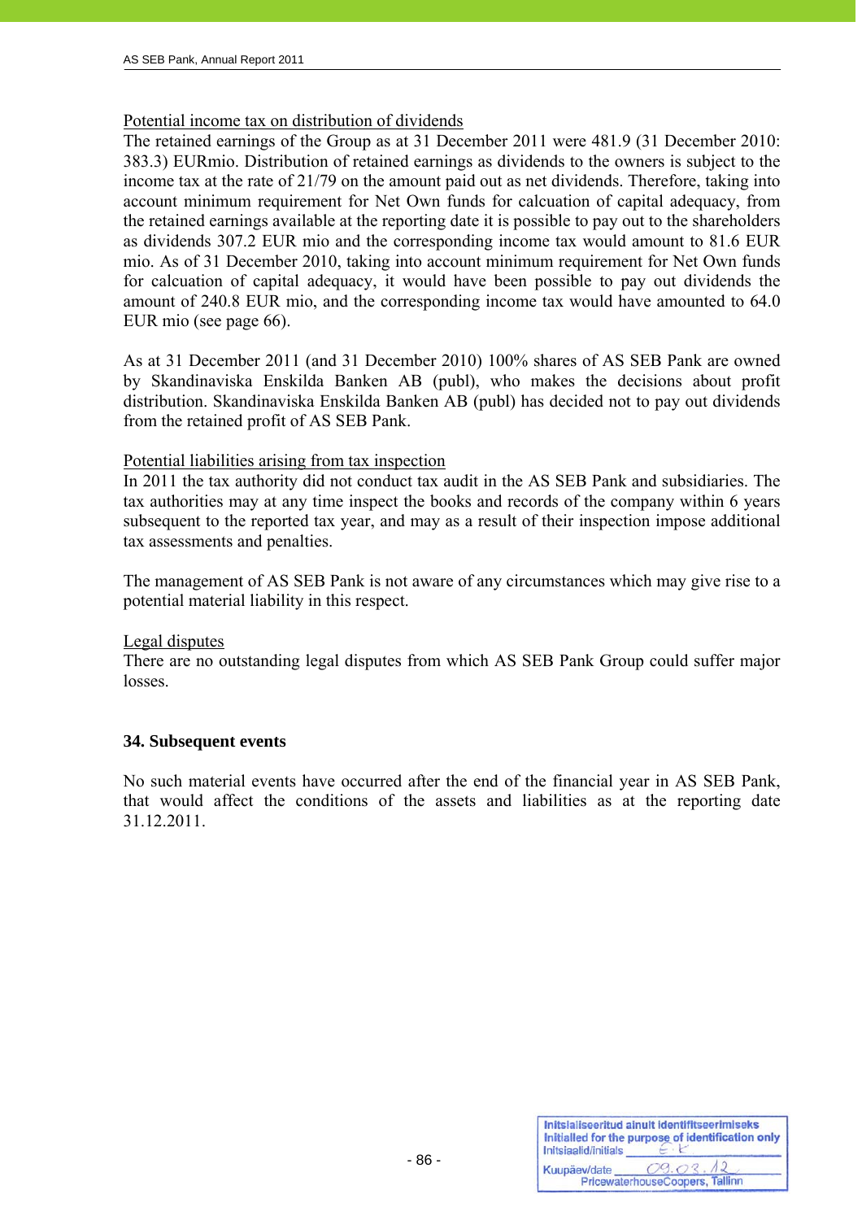<u>Potential income tax on distribution of dividends</u>

The retained earnings of the Group as at 31 December 2011 were 481.9 (31 December 2010: 383.3) EURmio. Distribution of retained earnings as dividends to the owners is subject to the income tax at the rate of 21/79 on the amount paid out as net dividends. Therefore, taking into account minimum requirement for Net Own funds for calcuation of capital adequacy, from the retained earnings available at the reporting date it is possible to pay out to the shareholders as dividends 307.2 EUR mio and the corresponding income tax would amount to 81.6 EUR mio. As of 31 December 2010, taking into account minimum requirement for Net Own funds for calcuation of capital adequacy, it would have been possible to pay out dividends the amount of 240.8 EUR mio, and the corresponding income tax would have amounted to 64.0 EUR mio (see page 66).

As at 31 December 2011 (and 31 December 2010) 100% shares of AS SEB Pank are owned by Skandinaviska Enskilda Banken AB (publ), who makes the decisions about profit distribution. Skandinaviska Enskilda Banken AB (publ) has decided not to pay out dividends from the retained profit of AS SEB Pank.

<u>Potential liabilities arising from tax inspection</u>

In 2011 the tax authority did not conduct tax audit in the AS SEB Pank and subsidiaries. The tax authorities may at any time inspect the books and records of the company within 6 years subsequent to the reported tax year, and may as a result of their inspection impose additional tax assessments and penalties.

The management of AS SEB Pank is not aware of any circumstances which may give rise to a potential material liability in this respect.

<u>Legal disputes</u>

There are no outstanding legal disputes from which AS SEB Pank Group could suffer major losses.

### 34. Subsequent events

No such material events have occurred after the end of the financial year in AS SEB Pank, that would affect the conditions of the assets and liabilities as at the reporting date 31.12.2011.

Initsialiseeritud ainult identifitseerimiseks
Initialled for the purpose of identification only
Initsiaalid/initials E.K
Kuupäev/date 09.03.12
PricewaterhouseCoopers, Tallinn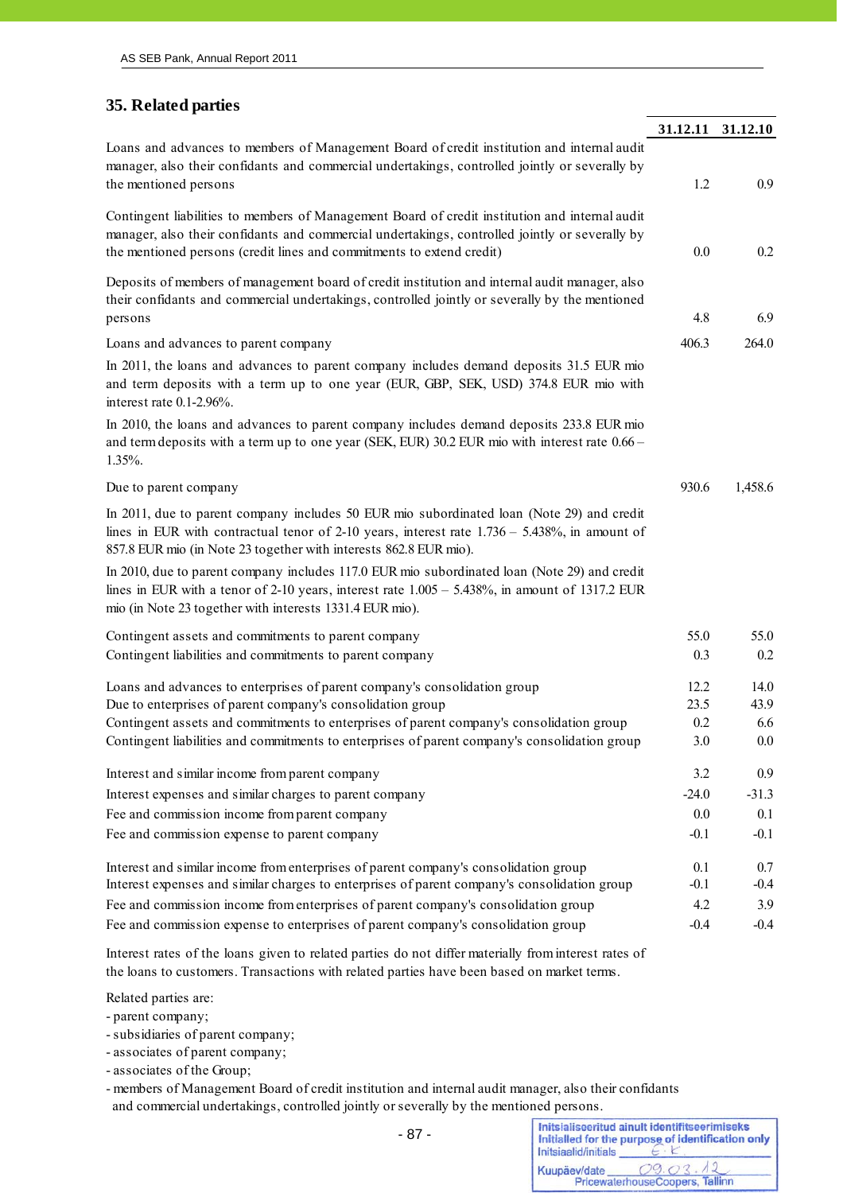## 35. Related parties

| | 31.12.11 | 31.12.10 |
|---|---|---|
| Loans and advances to members of Management Board of credit institution and internal audit manager, also their confidants and commercial undertakings, controlled jointly or severally by the mentioned persons | 1.2 | 0.9 |
| Contingent liabilities to members of Management Board of credit institution and internal audit manager, also their confidants and commercial undertakings, controlled jointly or severally by the mentioned persons (credit lines and commitments to extend credit) | 0.0 | 0.2 |
| Deposits of members of management board of credit institution and internal audit manager, also their confidants and commercial undertakings, controlled jointly or severally by the mentioned persons | 4.8 | 6.9 |
| Loans and advances to parent company | 406.3 | 264.0 |
| In 2011, the loans and advances to parent company includes demand deposits 31.5 EUR mio and term deposits with a term up to one year (EUR, GBP, SEK, USD) 374.8 EUR mio with interest rate 0.1-2.96%. | | |
| In 2010, the loans and advances to parent company includes demand deposits 233.8 EUR mio and term deposits with a term up to one year (SEK, EUR) 30.2 EUR mio with interest rate 0.66 – 1.35%. | | |
| Due to parent company | 930.6 | 1,458.6 |
| In 2011, due to parent company includes 50 EUR mio subordinated loan (Note 29) and credit lines in EUR with contractual tenor of 2-10 years, interest rate 1.736 – 5.438%, in amount of 857.8 EUR mio (in Note 23 together with interests 862.8 EUR mio). | | |
| In 2010, due to parent company includes 117.0 EUR mio subordinated loan (Note 29) and credit lines in EUR with a tenor of 2-10 years, interest rate 1.005 – 5.438%, in amount of 1317.2 EUR mio (in Note 23 together with interests 1331.4 EUR mio). | | |
| Contingent assets and commitments to parent company | 55.0 | 55.0 |
| Contingent liabilities and commitments to parent company | 0.3 | 0.2 |
| Loans and advances to enterprises of parent company's consolidation group | 12.2 | 14.0 |
| Due to enterprises of parent company's consolidation group | 23.5 | 43.9 |
| Contingent assets and commitments to enterprises of parent company's consolidation group | 0.2 | 6.6 |
| Contingent liabilities and commitments to enterprises of parent company's consolidation group | 3.0 | 0.0 |
| Interest and similar income from parent company | 3.2 | 0.9 |
| Interest expenses and similar charges to parent company | -24.0 | -31.3 |
| Fee and commission income from parent company | 0.0 | 0.1 |
| Fee and commission expense to parent company | -0.1 | -0.1 |
| Interest and similar income from enterprises of parent company's consolidation group | 0.1 | 0.7 |
| Interest expenses and similar charges to enterprises of parent company's consolidation group | -0.1 | -0.4 |
| Fee and commission income from enterprises of parent company's consolidation group | 4.2 | 3.9 |
| Fee and commission expense to enterprises of parent company's consolidation group | -0.4 | -0.4 |

Interest rates of the loans given to related parties do not differ materially from interest rates of the loans to customers. Transactions with related parties have been based on market terms.

Related parties are:
- parent company;
- subsidiaries of parent company;
- associates of parent company;
- associates of the Group;
- members of Management Board of credit institution and internal audit manager, also their confidants and commercial undertakings, controlled jointly or severally by the mentioned persons.

Initsialiseeritud ainult identifitseerimiseks
Initialled for the purpose of identification only
Initsiaalid/initials E.K
Kuupäev/date 09.03.12
PricewaterhouseCoopers, Tallinn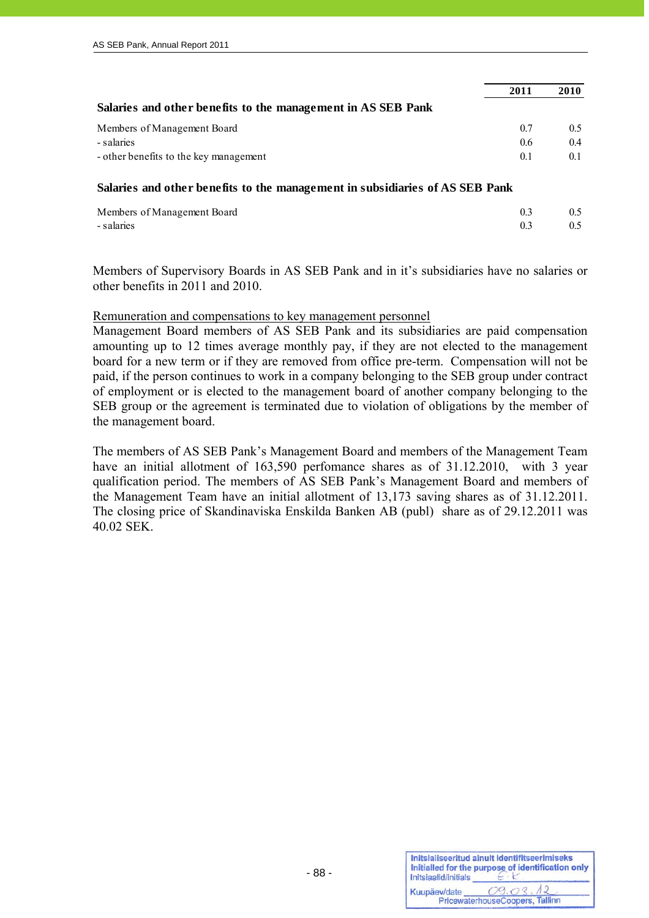| | 2011 | 2010 |
|---|---|---|
| **Salaries and other benefits to the management in AS SEB Pank** | | |
| Members of Management Board | 0.7 | 0.5 |
| - salaries | 0.6 | 0.4 |
| - other benefits to the key management | 0.1 | 0.1 |
| **Salaries and other benefits to the management in subsidiaries of AS SEB Pank** | | |
| Members of Management Board | 0.3 | 0.5 |
| - salaries | 0.3 | 0.5 |

Members of Supervisory Boards in AS SEB Pank and in it's subsidiaries have no salaries or other benefits in 2011 and 2010.

Remuneration and compensations to key management personnel

Management Board members of AS SEB Pank and its subsidiaries are paid compensation amounting up to 12 times average monthly pay, if they are not elected to the management board for a new term or if they are removed from office pre-term. Compensation will not be paid, if the person continues to work in a company belonging to the SEB group under contract of employment or is elected to the management board of another company belonging to the SEB group or the agreement is terminated due to violation of obligations by the member of the management board.

The members of AS SEB Pank's Management Board and members of the Management Team have an initial allotment of 163,590 perfomance shares as of 31.12.2010, with 3 year qualification period. The members of AS SEB Pank's Management Board and members of the Management Team have an initial allotment of 13,173 saving shares as of 31.12.2011. The closing price of Skandinaviska Enskilda Banken AB (publ) share as of 29.12.2011 was 40.02 SEK.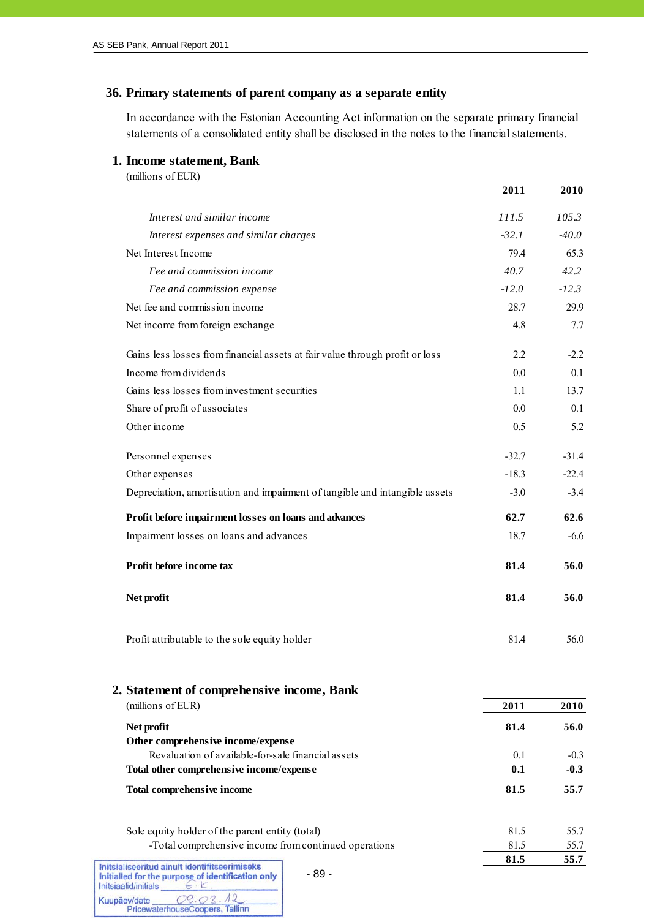## 36. Primary statements of parent company as a separate entity

In accordance with the Estonian Accounting Act information on the separate primary financial statements of a consolidated entity shall be disclosed in the notes to the financial statements.

### 1. Income statement, Bank

(millions of EUR)

| | 2011 | 2010 |
|---|---|---|
| *Interest and similar income* | *111.5* | *105.3* |
| *Interest expenses and similar charges* | *-32.1* | *-40.0* |
| Net Interest Income | 79.4 | 65.3 |
| *Fee and commission income* | *40.7* | *42.2* |
| *Fee and commission expense* | *-12.0* | *-12.3* |
| Net fee and commission income | 28.7 | 29.9 |
| Net income from foreign exchange | 4.8 | 7.7 |
| Gains less losses from financial assets at fair value through profit or loss | 2.2 | -2.2 |
| Income from dividends | 0.0 | 0.1 |
| Gains less losses from investment securities | 1.1 | 13.7 |
| Share of profit of associates | 0.0 | 0.1 |
| Other income | 0.5 | 5.2 |
| Personnel expenses | -32.7 | -31.4 |
| Other expenses | -18.3 | -22.4 |
| Depreciation, amortisation and impairment of tangible and intangible assets | -3.0 | -3.4 |
| **Profit before impairment losses on loans and advances** | **62.7** | **62.6** |
| Impairment losses on loans and advances | 18.7 | -6.6 |
| **Profit before income tax** | **81.4** | **56.0** |
| **Net profit** | **81.4** | **56.0** |
| Profit attributable to the sole equity holder | 81.4 | 56.0 |

### 2. Statement of comprehensive income, Bank

(millions of EUR)

| | 2011 | 2010 |
|---|---|---|
| **Net profit** | **81.4** | **56.0** |
| **Other comprehensive income/expense** | | |
| Revaluation of available-for-sale financial assets | 0.1 | -0.3 |
| **Total other comprehensive income/expense** | **0.1** | **-0.3** |
| **Total comprehensive income** | **81.5** | **55.7** |
| Sole equity holder of the parent entity (total) | 81.5 | 55.7 |
| -Total comprehensive income from continued operations | 81.5 | 55.7 |
| | **81.5** | **55.7** |

Initsialiseeritud ainult identifitseerimiseks
Initialled for the purpose of identification only
Initsiaalid/initials E.K
Kuupäev/date 09.03.12
PricewaterhouseCoopers, Tallinn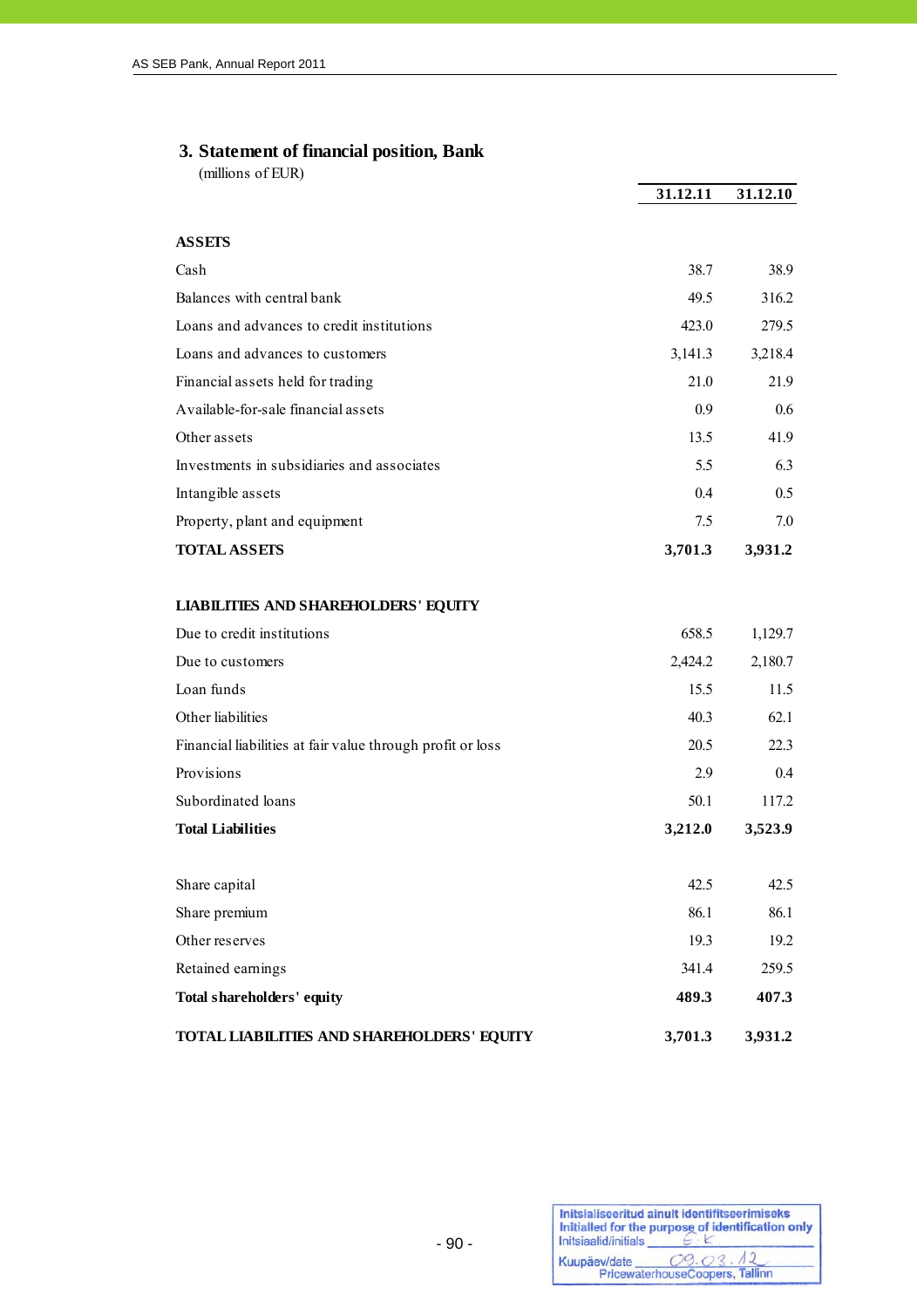## 3. Statement of financial position, Bank

(millions of EUR)

| | 31.12.11 | 31.12.10 |
|---|---|---|
| **ASSETS** | | |
| Cash | 38.7 | 38.9 |
| Balances with central bank | 49.5 | 316.2 |
| Loans and advances to credit institutions | 423.0 | 279.5 |
| Loans and advances to customers | 3,141.3 | 3,218.4 |
| Financial assets held for trading | 21.0 | 21.9 |
| Available-for-sale financial assets | 0.9 | 0.6 |
| Other assets | 13.5 | 41.9 |
| Investments in subsidiaries and associates | 5.5 | 6.3 |
| Intangible assets | 0.4 | 0.5 |
| Property, plant and equipment | 7.5 | 7.0 |
| **TOTAL ASSETS** | **3,701.3** | **3,931.2** |
| | | |
| **LIABILITIES AND SHAREHOLDERS' EQUITY** | | |
| Due to credit institutions | 658.5 | 1,129.7 |
| Due to customers | 2,424.2 | 2,180.7 |
| Loan funds | 15.5 | 11.5 |
| Other liabilities | 40.3 | 62.1 |
| Financial liabilities at fair value through profit or loss | 20.5 | 22.3 |
| Provisions | 2.9 | 0.4 |
| Subordinated loans | 50.1 | 117.2 |
| **Total Liabilities** | **3,212.0** | **3,523.9** |
| | | |
| Share capital | 42.5 | 42.5 |
| Share premium | 86.1 | 86.1 |
| Other reserves | 19.3 | 19.2 |
| Retained earnings | 341.4 | 259.5 |
| **Total shareholders' equity** | **489.3** | **407.3** |
| | | |
| **TOTAL LIABILITIES AND SHAREHOLDERS' EQUITY** | **3,701.3** | **3,931.2** |

Initsialiseeritud ainult identifitseerimiseks
Initialled for the purpose of identification only
Initsiaalid/initials E.K
Kuupäev/date 09.03.12
PricewaterhouseCoopers, Tallinn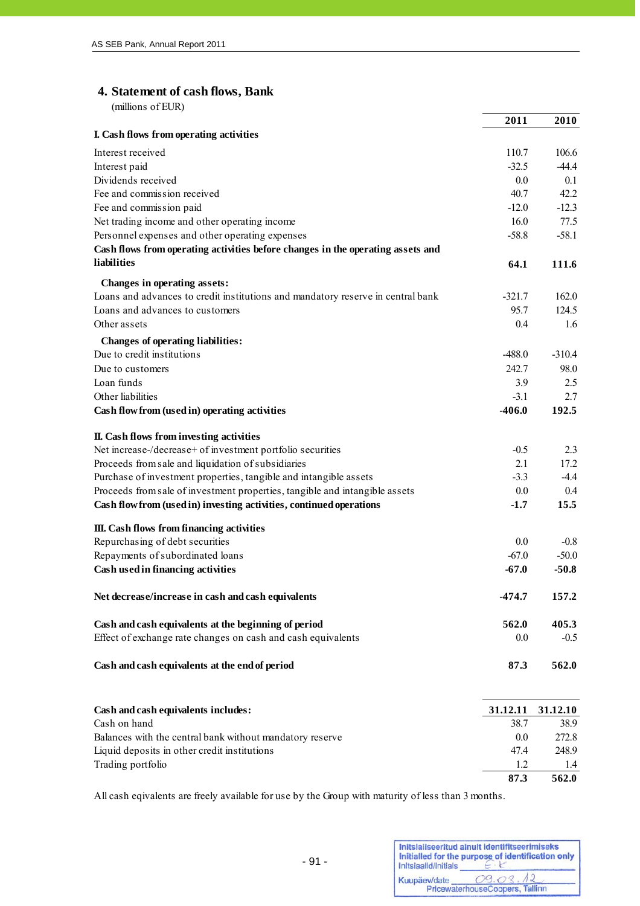## 4. Statement of cash flows, Bank

(millions of EUR)

| | 2011 | 2010 |
|---|---|---|
| **I. Cash flows from operating activities** | | |
| Interest received | 110.7 | 106.6 |
| Interest paid | -32.5 | -44.4 |
| Dividends received | 0.0 | 0.1 |
| Fee and commission received | 40.7 | 42.2 |
| Fee and commission paid | -12.0 | -12.3 |
| Net trading income and other operating income | 16.0 | 77.5 |
| Personnel expenses and other operating expenses | -58.8 | -58.1 |
| **Cash flows from operating activities before changes in the operating assets and liabilities** | **64.1** | **111.6** |
| **Changes in operating assets:** | | |
| Loans and advances to credit institutions and mandatory reserve in central bank | -321.7 | 162.0 |
| Loans and advances to customers | 95.7 | 124.5 |
| Other assets | 0.4 | 1.6 |
| **Changes of operating liabilities:** | | |
| Due to credit institutions | -488.0 | -310.4 |
| Due to customers | 242.7 | 98.0 |
| Loan funds | 3.9 | 2.5 |
| Other liabilities | -3.1 | 2.7 |
| **Cash flow from (used in) operating activities** | **-406.0** | **192.5** |
| **II. Cash flows from investing activities** | | |
| Net increase-/decrease+ of investment portfolio securities | -0.5 | 2.3 |
| Proceeds from sale and liquidation of subsidiaries | 2.1 | 17.2 |
| Purchase of investment properties, tangible and intangible assets | -3.3 | -4.4 |
| Proceeds from sale of investment properties, tangible and intangible assets | 0.0 | 0.4 |
| **Cash flow from (used in) investing activities, continued operations** | **-1.7** | **15.5** |
| **III. Cash flows from financing activities** | | |
| Repurchasing of debt securities | 0.0 | -0.8 |
| Repayments of subordinated loans | -67.0 | -50.0 |
| **Cash used in financing activities** | **-67.0** | **-50.8** |
| **Net decrease/increase in cash and cash equivalents** | **-474.7** | **157.2** |
| **Cash and cash equivalents at the beginning of period** | **562.0** | **405.3** |
| Effect of exchange rate changes on cash and cash equivalents | 0.0 | -0.5 |
| **Cash and cash equivalents at the end of period** | **87.3** | **562.0** |

| **Cash and cash equivalents includes:** | **31.12.11** | **31.12.10** |
|---|---|---|
| Cash on hand | 38.7 | 38.9 |
| Balances with the central bank without mandatory reserve | 0.0 | 272.8 |
| Liquid deposits in other credit institutions | 47.4 | 248.9 |
| Trading portfolio | 1.2 | 1.4 |
| | **87.3** | **562.0** |

All cash eqivalents are freely available for use by the Group with maturity of less than 3 months.

Initsialiseeritud ainult identifitseerimiseks
Initialled for the purpose of identification only
Initsiaalid/initials E.K
Kuupäev/date 09.03.12
PricewaterhouseCoopers, Tallinn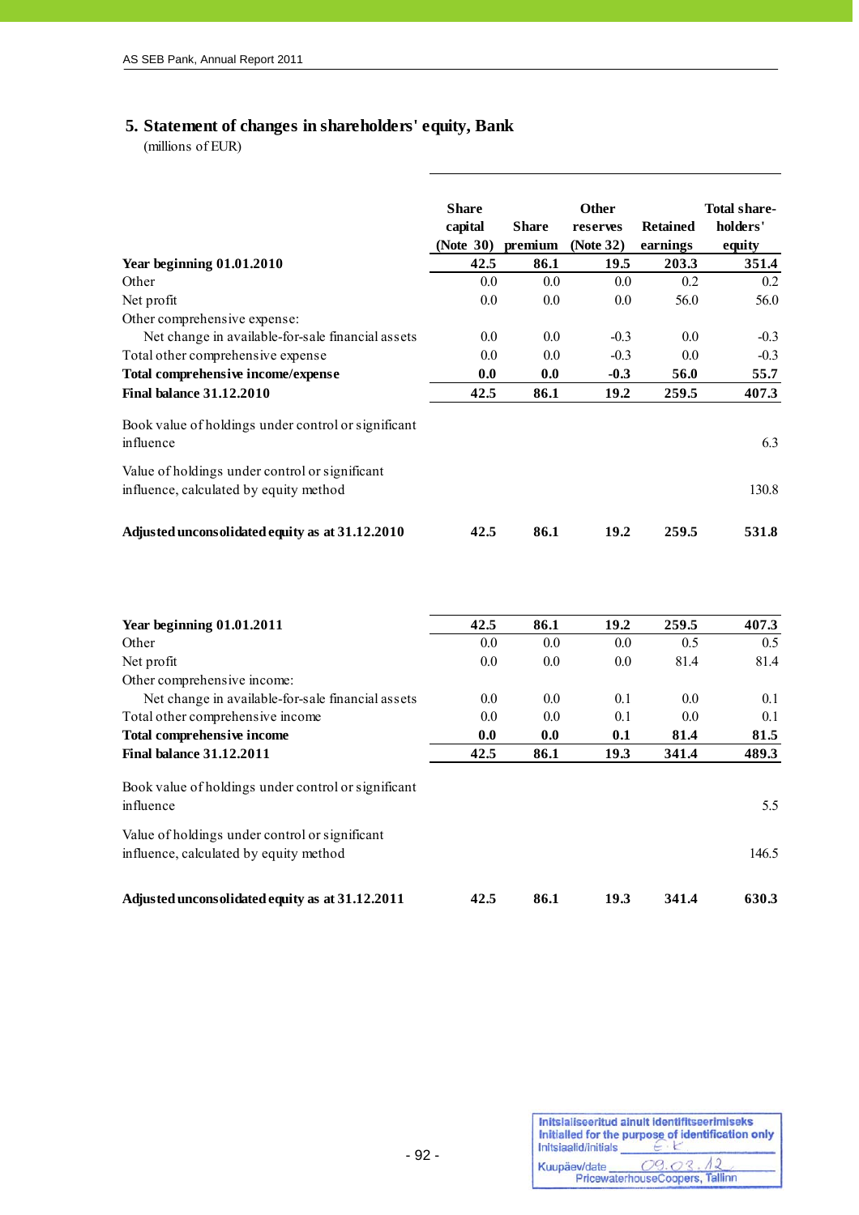## 5. Statement of changes in shareholders' equity, Bank

(millions of EUR)

| | Share capital (Note 30) | Share premium | Other reserves (Note 32) | Retained earnings | Total share-holders' equity |
|---|---|---|---|---|---|
| **Year beginning 01.01.2010** | **42.5** | **86.1** | **19.5** | **203.3** | **351.4** |
| Other | 0.0 | 0.0 | 0.0 | 0.2 | 0.2 |
| Net profit | 0.0 | 0.0 | 0.0 | 56.0 | 56.0 |
| Other comprehensive expense: | | | | | |
| Net change in available-for-sale financial assets | 0.0 | 0.0 | -0.3 | 0.0 | -0.3 |
| Total other comprehensive expense | 0.0 | 0.0 | -0.3 | 0.0 | -0.3 |
| **Total comprehensive income/expense** | **0.0** | **0.0** | **-0.3** | **56.0** | **55.7** |
| **Final balance 31.12.2010** | **42.5** | **86.1** | **19.2** | **259.5** | **407.3** |
| Book value of holdings under control or significant influence | | | | | 6.3 |
| Value of holdings under control or significant influence, calculated by equity method | | | | | 130.8 |
| **Adjusted unconsolidated equity as at 31.12.2010** | **42.5** | **86.1** | **19.2** | **259.5** | **531.8** |
| | | | | | |
| **Year beginning 01.01.2011** | **42.5** | **86.1** | **19.2** | **259.5** | **407.3** |
| Other | 0.0 | 0.0 | 0.0 | 0.5 | 0.5 |
| Net profit | 0.0 | 0.0 | 0.0 | 81.4 | 81.4 |
| Other comprehensive income: | | | | | |
| Net change in available-for-sale financial assets | 0.0 | 0.0 | 0.1 | 0.0 | 0.1 |
| Total other comprehensive income | 0.0 | 0.0 | 0.1 | 0.0 | 0.1 |
| **Total comprehensive income** | **0.0** | **0.0** | **0.1** | **81.4** | **81.5** |
| **Final balance 31.12.2011** | **42.5** | **86.1** | **19.3** | **341.4** | **489.3** |
| Book value of holdings under control or significant influence | | | | | 5.5 |
| Value of holdings under control or significant influence, calculated by equity method | | | | | 146.5 |
| **Adjusted unconsolidated equity as at 31.12.2011** | **42.5** | **86.1** | **19.3** | **341.4** | **630.3** |

Initsialiseeritud ainult identifitseerimiseks
Initialled for the purpose of identification only
Initsiaalid/initials E.K
Kuupäev/date 09.03.12
PricewaterhouseCoopers, Tallinn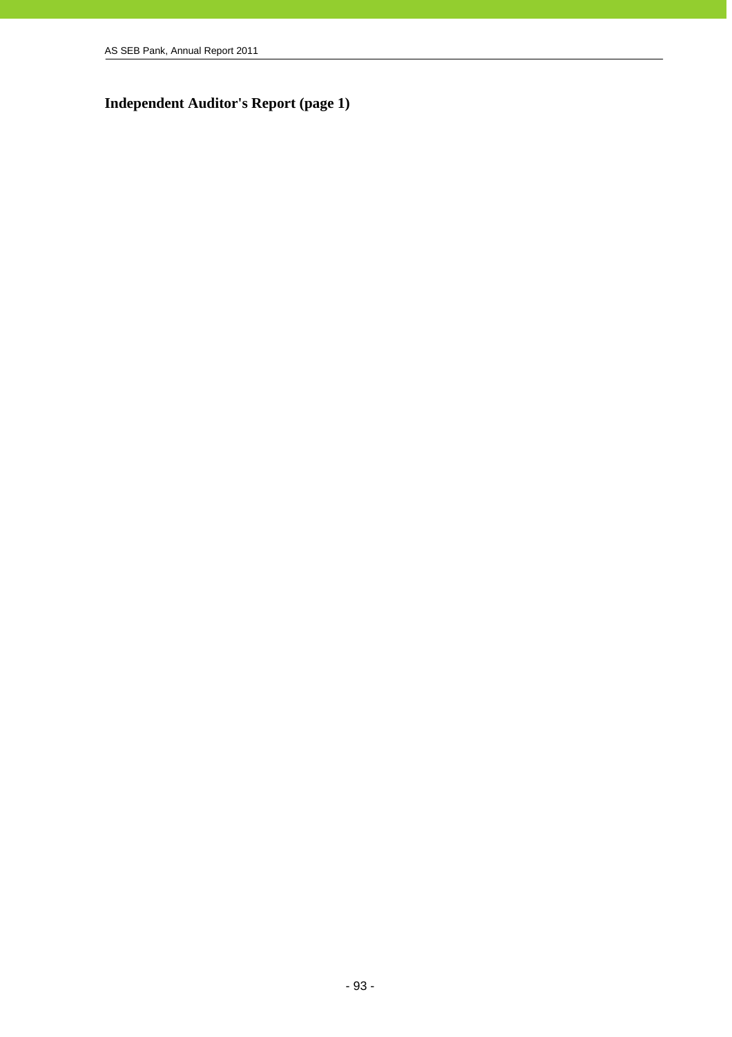# Independent Auditor's Report (page 1)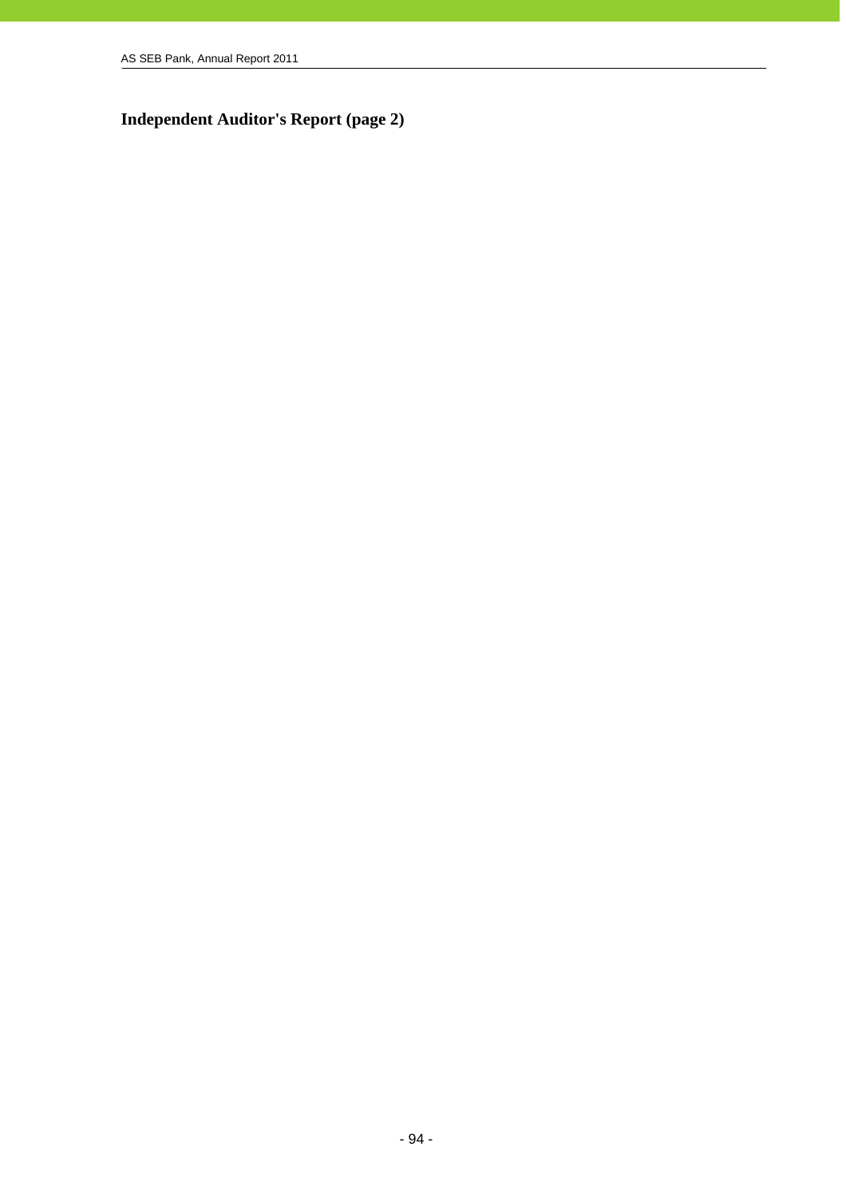# Independent Auditor's Report (page 2)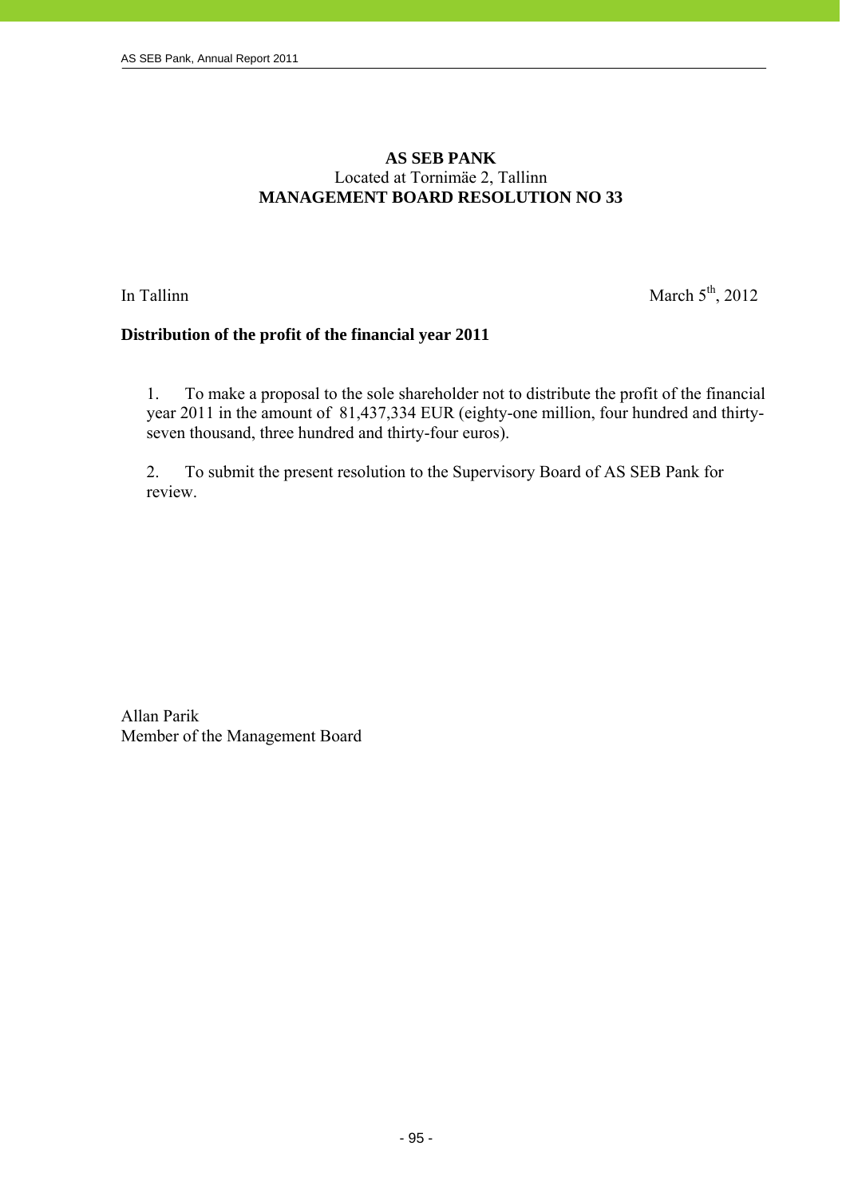**AS SEB PANK**
Located at Tornimäe 2, Tallinn
**MANAGEMENT BOARD RESOLUTION NO 33**

In Tallinn March 5th, 2012

**Distribution of the profit of the financial year 2011**

1. To make a proposal to the sole shareholder not to distribute the profit of the financial year 2011 in the amount of 81,437,334 EUR (eighty-one million, four hundred and thirty-seven thousand, three hundred and thirty-four euros).

2. To submit the present resolution to the Supervisory Board of AS SEB Pank for review.

Allan Parik
Member of the Management Board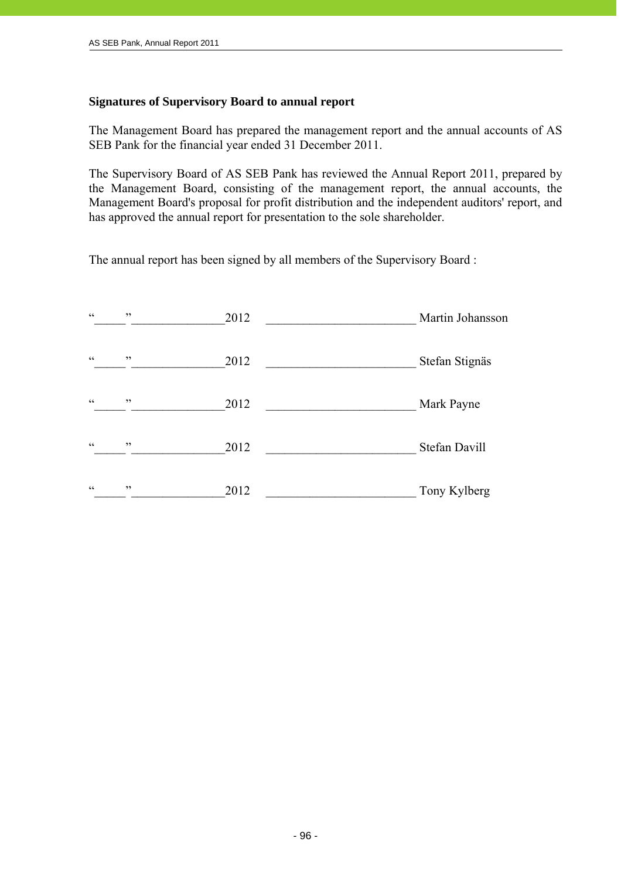**Signatures of Supervisory Board to annual report**

The Management Board has prepared the management report and the annual accounts of AS SEB Pank for the financial year ended 31 December 2011.

The Supervisory Board of AS SEB Pank has reviewed the Annual Report 2011, prepared by the Management Board, consisting of the management report, the annual accounts, the Management Board's proposal for profit distribution and the independent auditors' report, and has approved the annual report for presentation to the sole shareholder.

The annual report has been signed by all members of the Supervisory Board :

"_____"_______________2012 ________________________ Martin Johansson

"_____"_______________2012 ________________________ Stefan Stignäs

"_____"_______________2012 ________________________ Mark Payne

"_____"_______________2012 ________________________ Stefan Davill

"_____"_______________2012 ________________________ Tony Kylberg